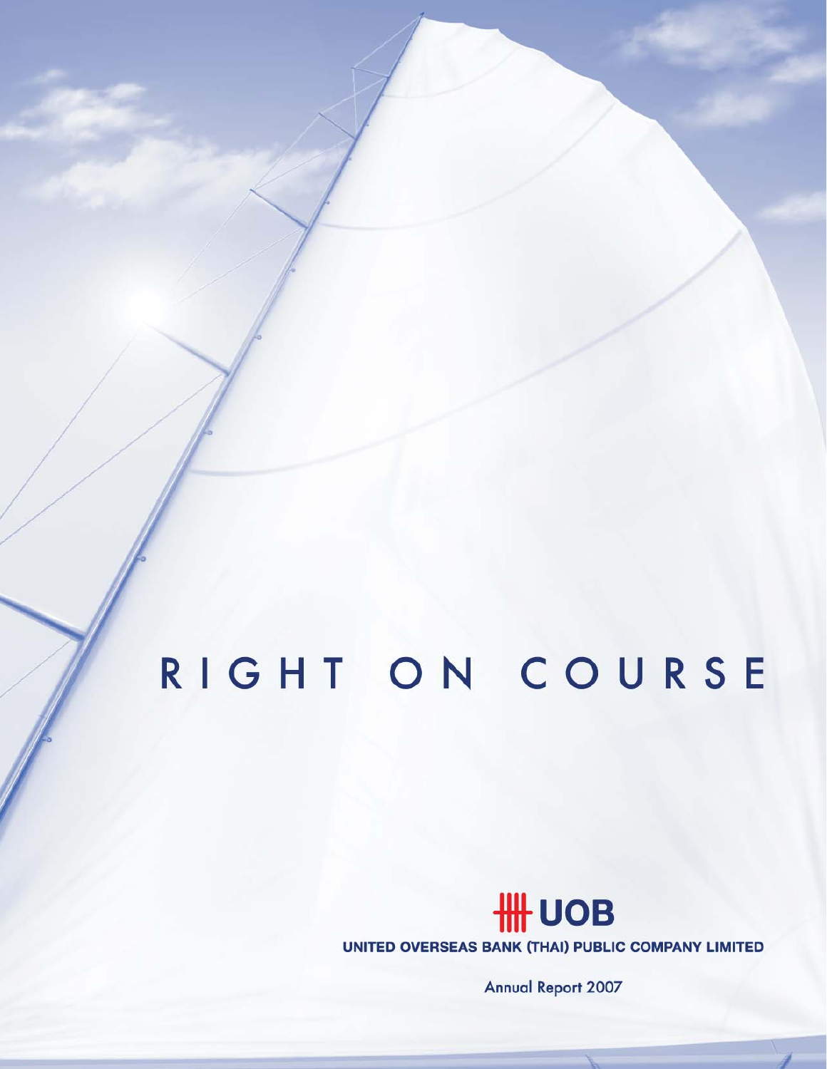# RIGHT ON COURSE

UOB

UNITED OVERSEAS BANK (THAI) PUBLIC COMPANY LIMITED

Annual Report 2007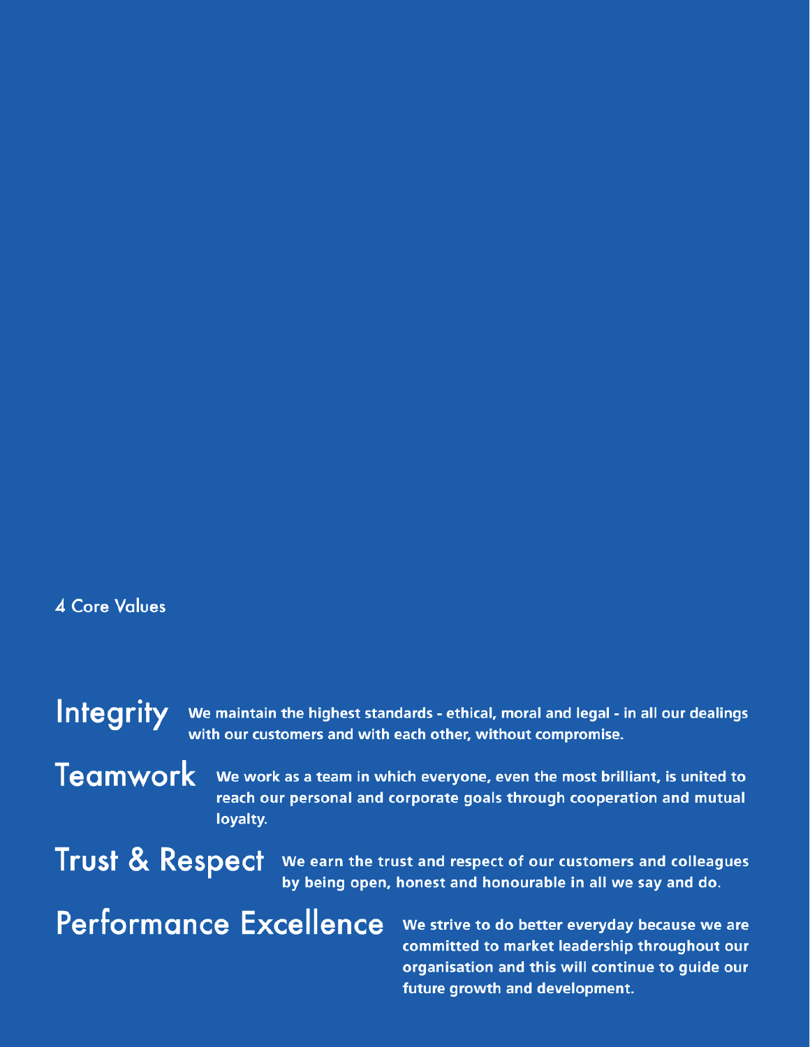## 4 Core Values

### Integrity

We maintain the highest standards - ethical, moral and legal - in all our dealings with our customers and with each other, without compromise.

### Teamwork

We work as a team in which everyone, even the most brilliant, is united to reach our personal and corporate goals through cooperation and mutual loyalty.

### Trust & Respect

We earn the trust and respect of our customers and colleagues by being open, honest and honourable in all we say and do.

### Performance Excellence

We strive to do better everyday because we are committed to market leadership throughout our organisation and this will continue to guide our future growth and development.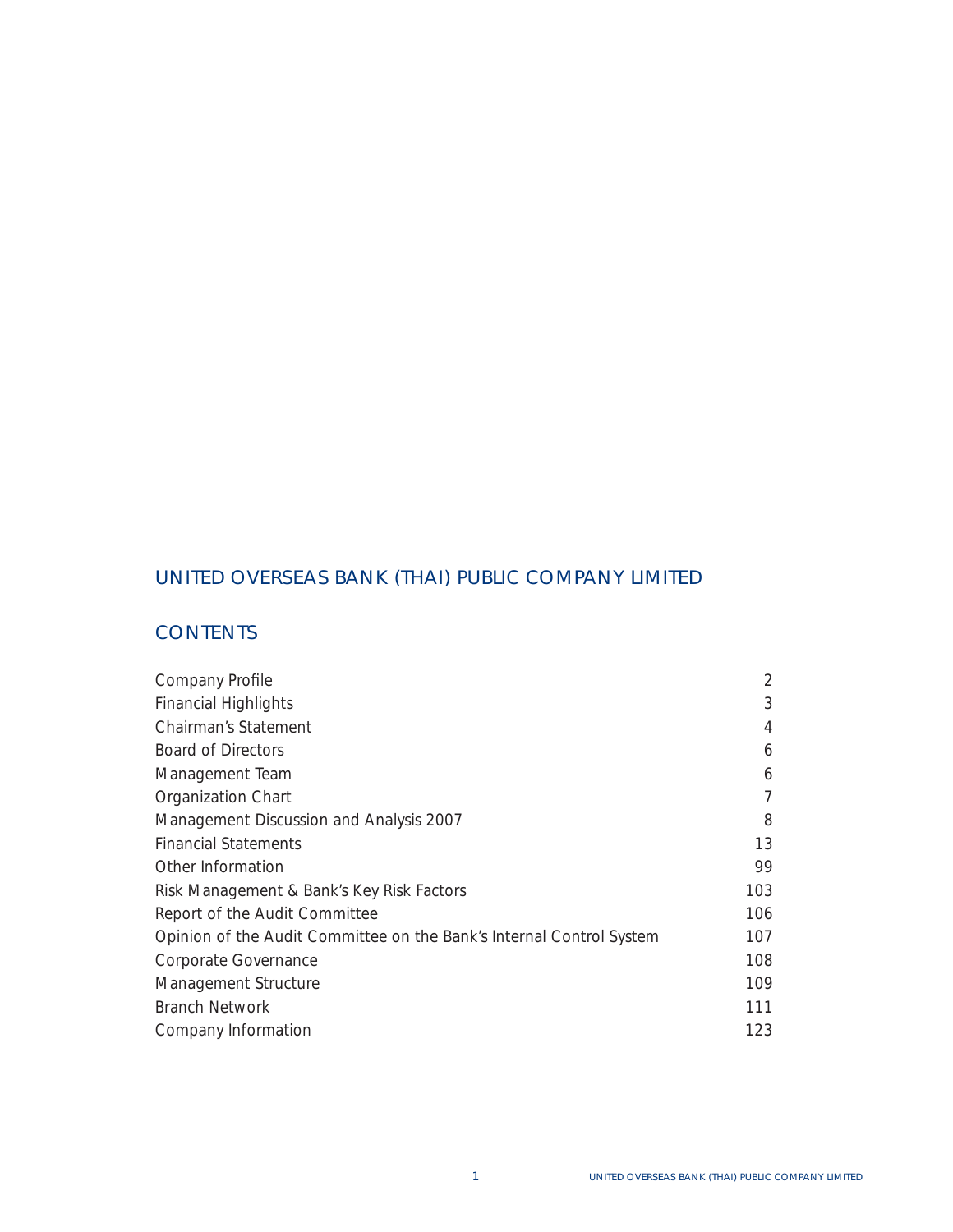# UNITED OVERSEAS BANK (THAI) PUBLIC COMPANY LIMITED

## CONTENTS

| | |
|---|---|
| Company Profile | 2 |
| Financial Highlights | 3 |
| Chairman's Statement | 4 |
| Board of Directors | 6 |
| Management Team | 6 |
| Organization Chart | 7 |
| Management Discussion and Analysis 2007 | 8 |
| Financial Statements | 13 |
| Other Information | 99 |
| Risk Management & Bank's Key Risk Factors | 103 |
| Report of the Audit Committee | 106 |
| Opinion of the Audit Committee on the Bank's Internal Control System | 107 |
| Corporate Governance | 108 |
| Management Structure | 109 |
| Branch Network | 111 |
| Company Information | 123 |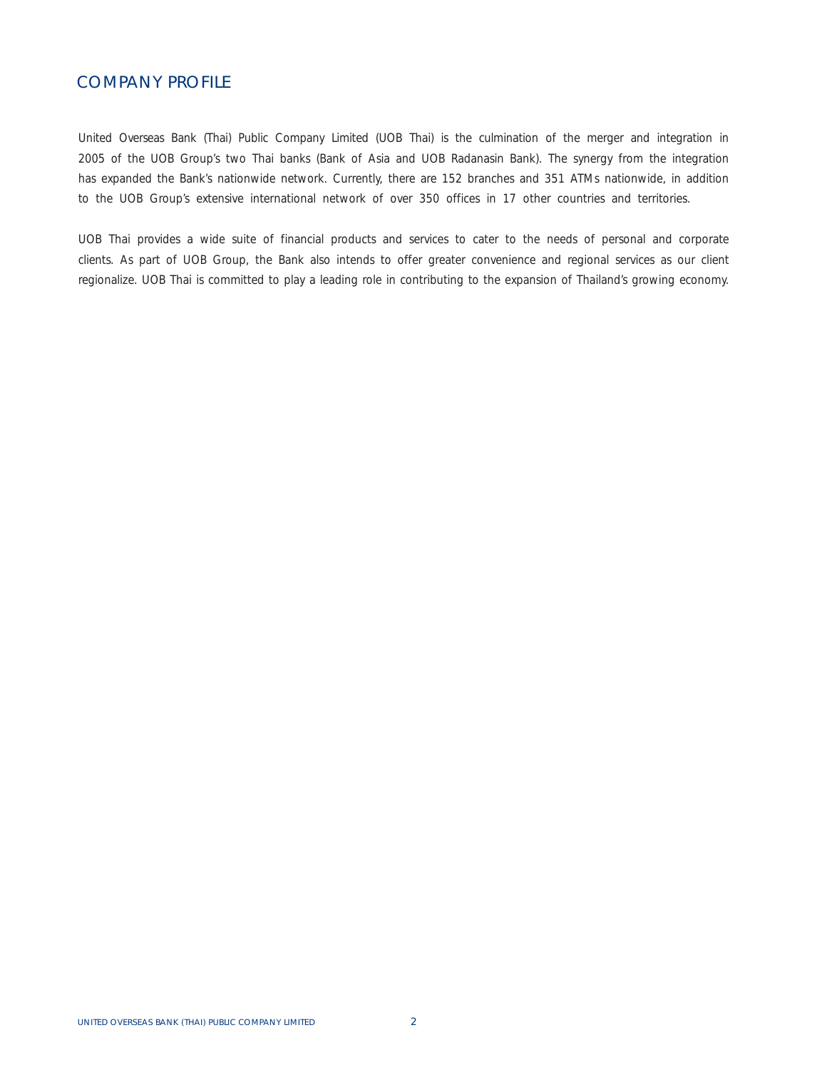# COMPANY PROFILE

United Overseas Bank (Thai) Public Company Limited (UOB Thai) is the culmination of the merger and integration in 2005 of the UOB Group's two Thai banks (Bank of Asia and UOB Radanasin Bank). The synergy from the integration has expanded the Bank's nationwide network. Currently, there are 152 branches and 351 ATMs nationwide, in addition to the UOB Group's extensive international network of over 350 offices in 17 other countries and territories.

UOB Thai provides a wide suite of financial products and services to cater to the needs of personal and corporate clients. As part of UOB Group, the Bank also intends to offer greater convenience and regional services as our client regionalize. UOB Thai is committed to play a leading role in contributing to the expansion of Thailand's growing economy.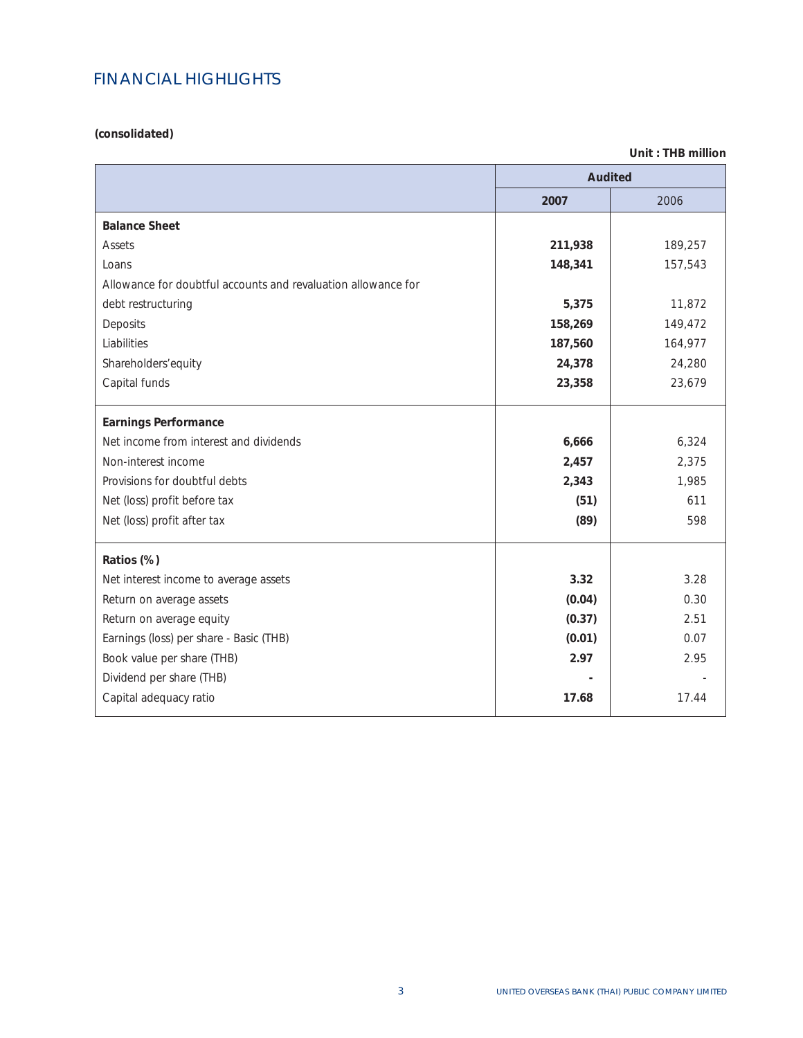# FINANCIAL HIGHLIGHTS

**(consolidated)**

**Unit : THB million**

| | Audited | |
|---|---|---|
| | **2007** | 2006 |
| **Balance Sheet** | | |
| Assets | **211,938** | 189,257 |
| Loans | **148,341** | 157,543 |
| Allowance for doubtful accounts and revaluation allowance for debt restructuring | **5,375** | 11,872 |
| Deposits | **158,269** | 149,472 |
| Liabilities | **187,560** | 164,977 |
| Shareholders'equity | **24,378** | 24,280 |
| Capital funds | **23,358** | 23,679 |
| **Earnings Performance** | | |
| Net income from interest and dividends | **6,666** | 6,324 |
| Non-interest income | **2,457** | 2,375 |
| Provisions for doubtful debts | **2,343** | 1,985 |
| Net (loss) profit before tax | **(51)** | 611 |
| Net (loss) profit after tax | **(89)** | 598 |
| **Ratios (%)** | | |
| Net interest income to average assets | **3.32** | 3.28 |
| Return on average assets | **(0.04)** | 0.30 |
| Return on average equity | **(0.37)** | 2.51 |
| Earnings (loss) per share - Basic (THB) | **(0.01)** | 0.07 |
| Book value per share (THB) | **2.97** | 2.95 |
| Dividend per share (THB) | **-** | - |
| Capital adequacy ratio | **17.68** | 17.44 |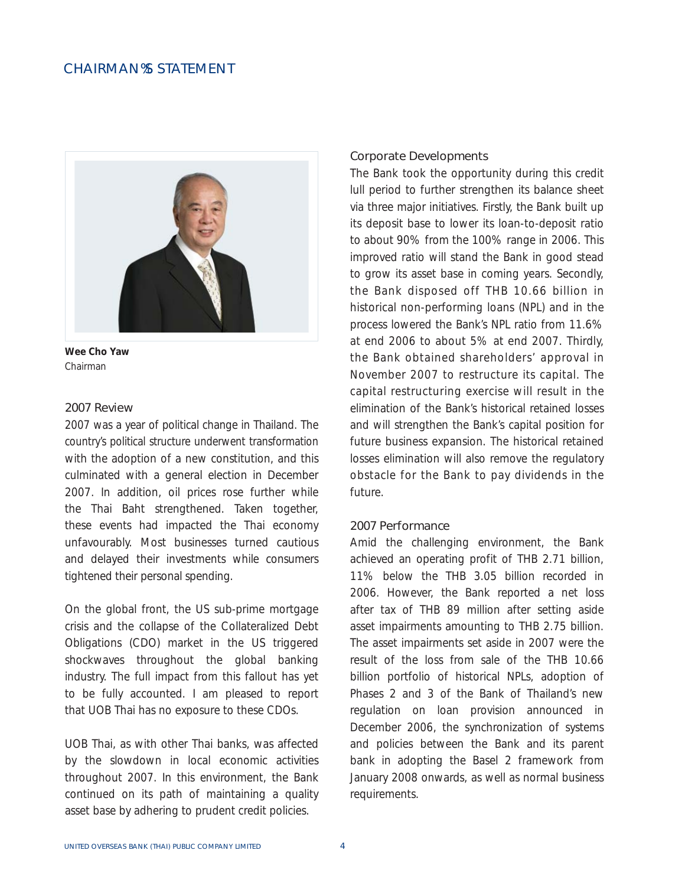# CHAIRMAN'S STATEMENT

**Wee Cho Yaw**
Chairman

## 2007 Review

2007 was a year of political change in Thailand. The country's political structure underwent transformation with the adoption of a new constitution, and this culminated with a general election in December 2007. In addition, oil prices rose further while the Thai Baht strengthened. Taken together, these events had impacted the Thai economy unfavourably. Most businesses turned cautious and delayed their investments while consumers tightened their personal spending.

On the global front, the US sub-prime mortgage crisis and the collapse of the Collateralized Debt Obligations (CDO) market in the US triggered shockwaves throughout the global banking industry. The full impact from this fallout has yet to be fully accounted. I am pleased to report that UOB Thai has no exposure to these CDOs.

UOB Thai, as with other Thai banks, was affected by the slowdown in local economic activities throughout 2007. In this environment, the Bank continued on its path of maintaining a quality asset base by adhering to prudent credit policies.

## Corporate Developments

The Bank took the opportunity during this credit lull period to further strengthen its balance sheet via three major initiatives. Firstly, the Bank built up its deposit base to lower its loan-to-deposit ratio to about 90% from the 100% range in 2006. This improved ratio will stand the Bank in good stead to grow its asset base in coming years. Secondly, the Bank disposed off THB 10.66 billion in historical non-performing loans (NPL) and in the process lowered the Bank's NPL ratio from 11.6% at end 2006 to about 5% at end 2007. Thirdly, the Bank obtained shareholders' approval in November 2007 to restructure its capital. The capital restructuring exercise will result in the elimination of the Bank's historical retained losses and will strengthen the Bank's capital position for future business expansion. The historical retained losses elimination will also remove the regulatory obstacle for the Bank to pay dividends in the future.

## 2007 Performance

Amid the challenging environment, the Bank achieved an operating profit of THB 2.71 billion, 11% below the THB 3.05 billion recorded in 2006. However, the Bank reported a net loss after tax of THB 89 million after setting aside asset impairments amounting to THB 2.75 billion. The asset impairments set aside in 2007 were the result of the loss from sale of the THB 10.66 billion portfolio of historical NPLs, adoption of Phases 2 and 3 of the Bank of Thailand's new regulation on loan provision announced in December 2006, the synchronization of systems and policies between the Bank and its parent bank in adopting the Basel 2 framework from January 2008 onwards, as well as normal business requirements.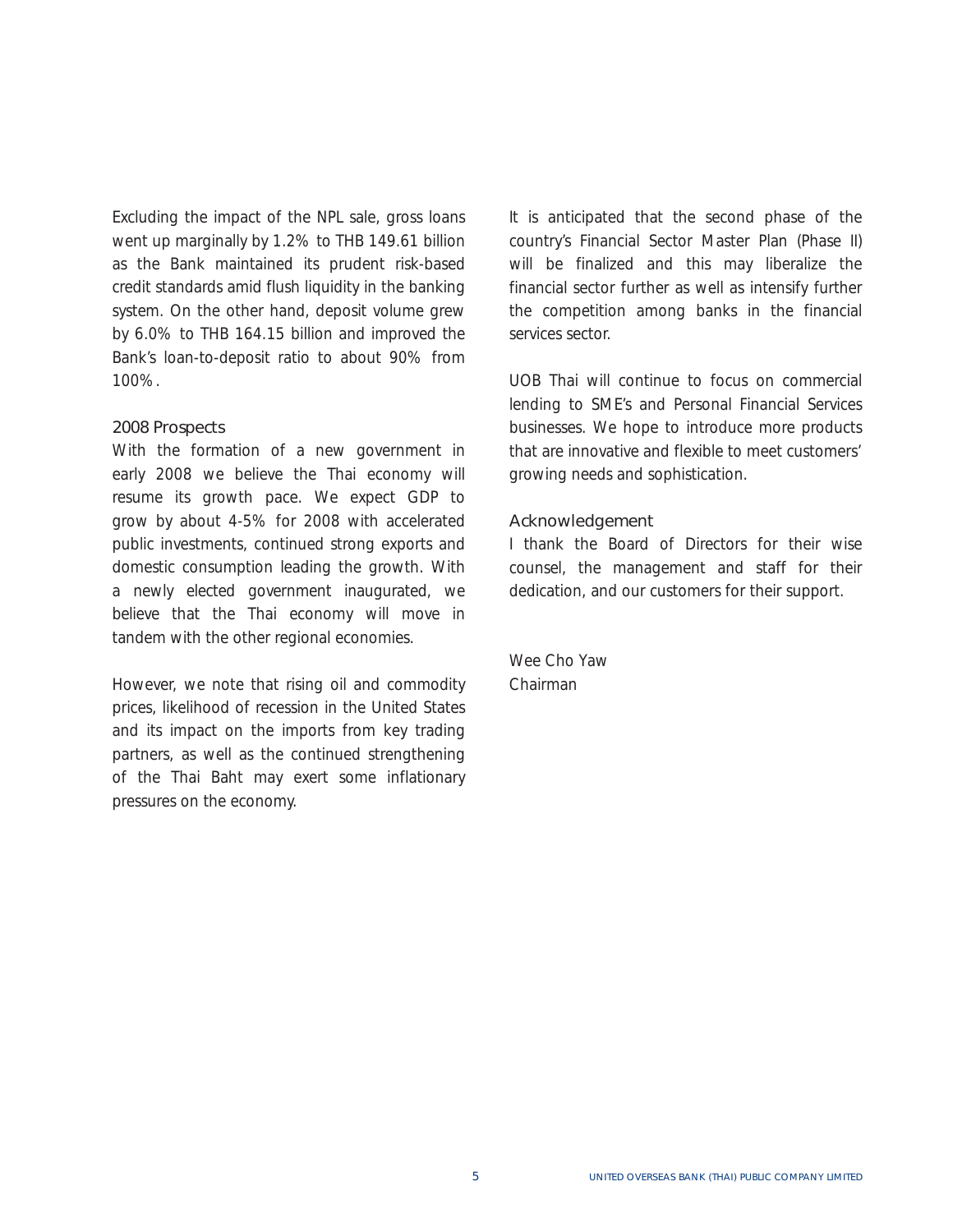Excluding the impact of the NPL sale, gross loans went up marginally by 1.2% to THB 149.61 billion as the Bank maintained its prudent risk-based credit standards amid flush liquidity in the banking system. On the other hand, deposit volume grew by 6.0% to THB 164.15 billion and improved the Bank's loan-to-deposit ratio to about 90% from 100%.

### 2008 Prospects

With the formation of a new government in early 2008 we believe the Thai economy will resume its growth pace. We expect GDP to grow by about 4-5% for 2008 with accelerated public investments, continued strong exports and domestic consumption leading the growth. With a newly elected government inaugurated, we believe that the Thai economy will move in tandem with the other regional economies.

However, we note that rising oil and commodity prices, likelihood of recession in the United States and its impact on the imports from key trading partners, as well as the continued strengthening of the Thai Baht may exert some inflationary pressures on the economy.

It is anticipated that the second phase of the country's Financial Sector Master Plan (Phase II) will be finalized and this may liberalize the financial sector further as well as intensify further the competition among banks in the financial services sector.

UOB Thai will continue to focus on commercial lending to SME's and Personal Financial Services businesses. We hope to introduce more products that are innovative and flexible to meet customers' growing needs and sophistication.

### Acknowledgement

I thank the Board of Directors for their wise counsel, the management and staff for their dedication, and our customers for their support.

Wee Cho Yaw
Chairman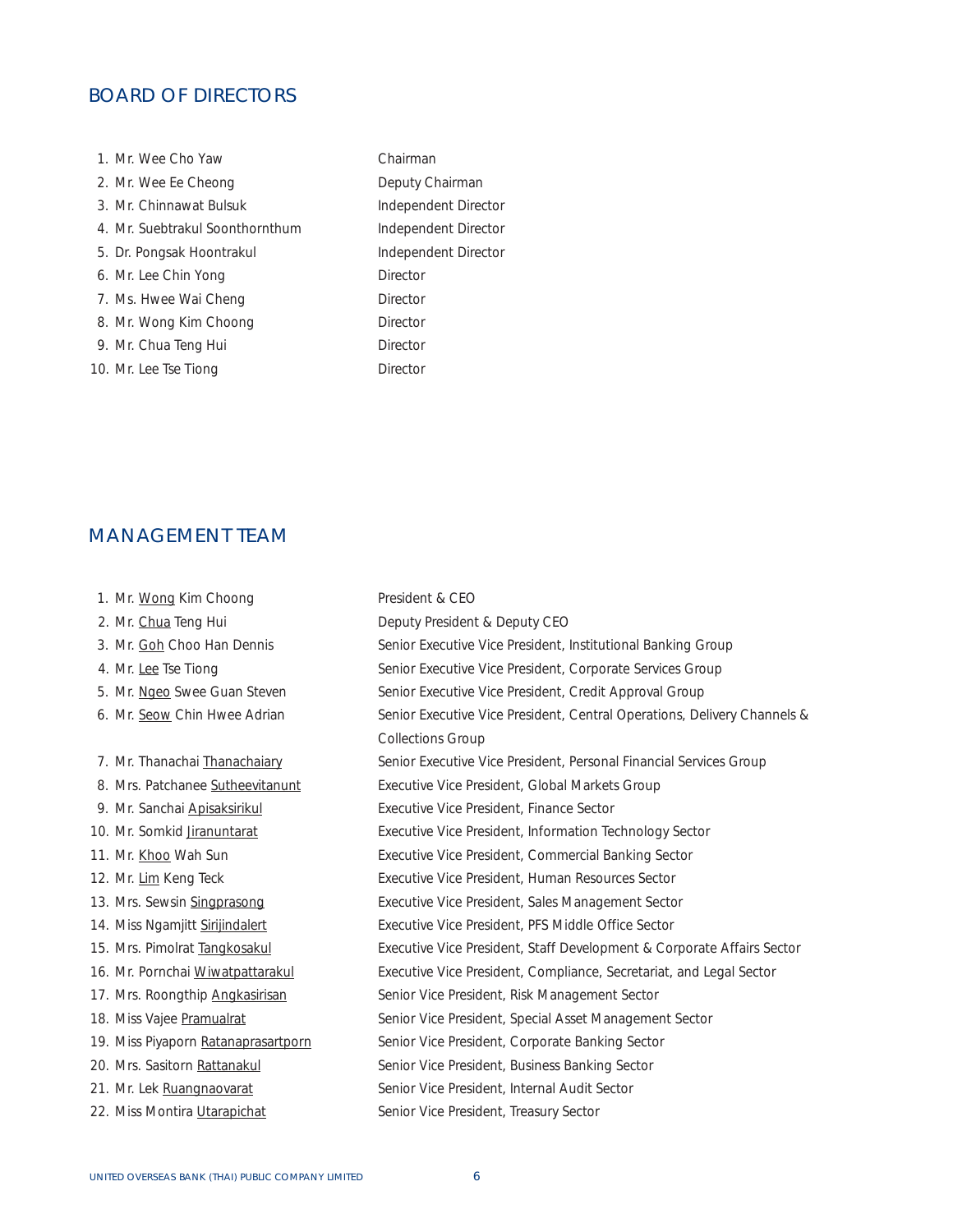## BOARD OF DIRECTORS

| | Name | Position |
|---|---|---|
| 1. | Mr. Wee Cho Yaw | Chairman |
| 2. | Mr. Wee Ee Cheong | Deputy Chairman |
| 3. | Mr. Chinnawat Bulsuk | Independent Director |
| 4. | Mr. Suebtrakul Soonthornthum | Independent Director |
| 5. | Dr. Pongsak Hoontrakul | Independent Director |
| 6. | Mr. Lee Chin Yong | Director |
| 7. | Ms. Hwee Wai Cheng | Director |
| 8. | Mr. Wong Kim Choong | Director |
| 9. | Mr. Chua Teng Hui | Director |
| 10. | Mr. Lee Tse Tiong | Director |

## MANAGEMENT TEAM

| | Name | Position |
|---|---|---|
| 1. | Mr. Wong Kim Choong | President & CEO |
| 2. | Mr. Chua Teng Hui | Deputy President & Deputy CEO |
| 3. | Mr. Goh Choo Han Dennis | Senior Executive Vice President, Institutional Banking Group |
| 4. | Mr. Lee Tse Tiong | Senior Executive Vice President, Corporate Services Group |
| 5. | Mr. Ngeo Swee Guan Steven | Senior Executive Vice President, Credit Approval Group |
| 6. | Mr. Seow Chin Hwee Adrian | Senior Executive Vice President, Central Operations, Delivery Channels & Collections Group |
| 7. | Mr. Thanachai Thanachaiary | Senior Executive Vice President, Personal Financial Services Group |
| 8. | Mrs. Patchanee Sutheevitanunt | Executive Vice President, Global Markets Group |
| 9. | Mr. Sanchai Apisaksirikul | Executive Vice President, Finance Sector |
| 10. | Mr. Somkid Jiranuntarat | Executive Vice President, Information Technology Sector |
| 11. | Mr. Khoo Wah Sun | Executive Vice President, Commercial Banking Sector |
| 12. | Mr. Lim Keng Teck | Executive Vice President, Human Resources Sector |
| 13. | Mrs. Sewsin Singprasong | Executive Vice President, Sales Management Sector |
| 14. | Miss Ngamjitt Sirijindalert | Executive Vice President, PFS Middle Office Sector |
| 15. | Mrs. Pimolrat Tangkosakul | Executive Vice President, Staff Development & Corporate Affairs Sector |
| 16. | Mr. Pornchai Wiwatpattarakul | Executive Vice President, Compliance, Secretariat, and Legal Sector |
| 17. | Mrs. Roongthip Angkasirisan | Senior Vice President, Risk Management Sector |
| 18. | Miss Vajee Pramualrat | Senior Vice President, Special Asset Management Sector |
| 19. | Miss Piyaporn Ratanaprasartporn | Senior Vice President, Corporate Banking Sector |
| 20. | Mrs. Sasitorn Rattanakul | Senior Vice President, Business Banking Sector |
| 21. | Mr. Lek Ruangnaovarat | Senior Vice President, Internal Audit Sector |
| 22. | Miss Montira Utarapichat | Senior Vice President, Treasury Sector |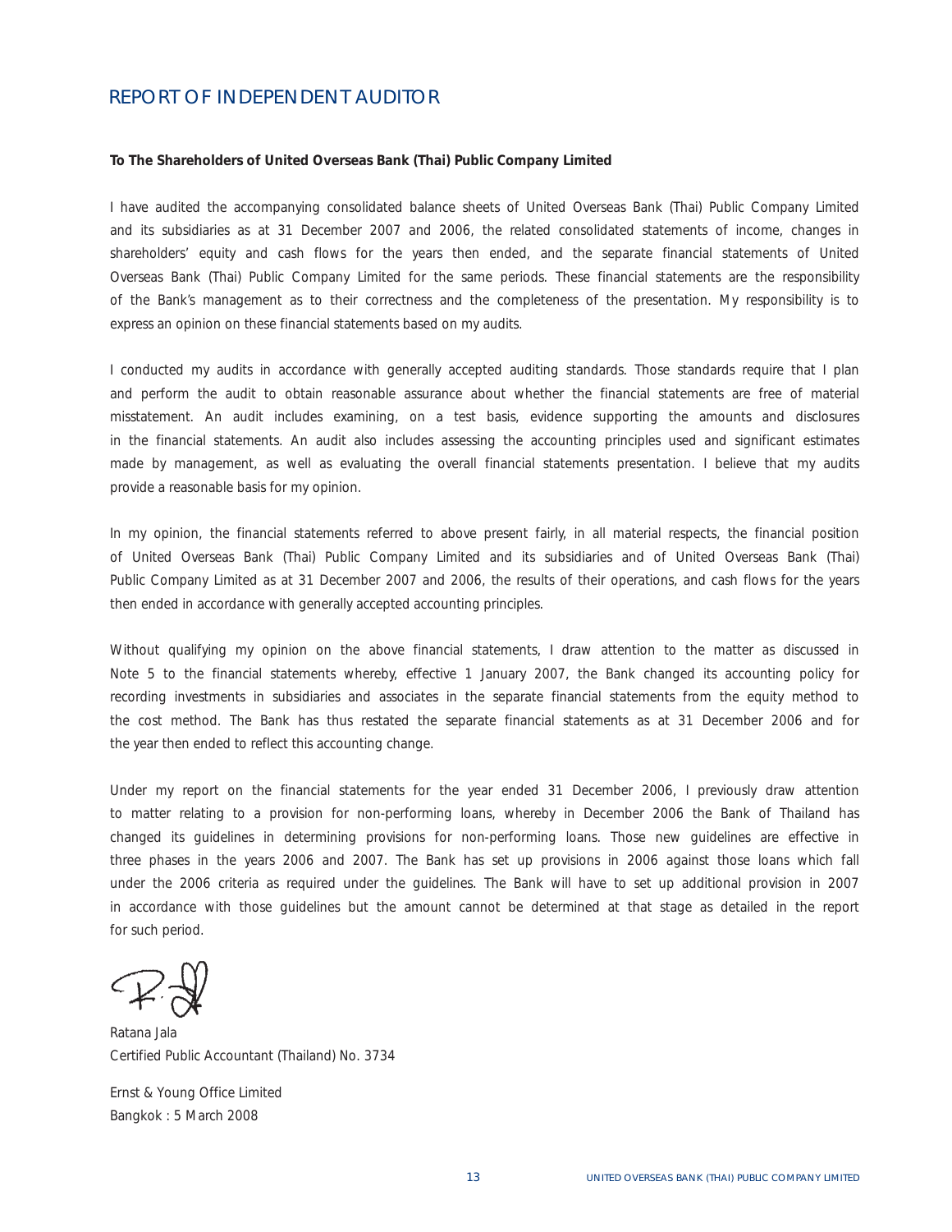# REPORT OF INDEPENDENT AUDITOR

**To The Shareholders of United Overseas Bank (Thai) Public Company Limited**

I have audited the accompanying consolidated balance sheets of United Overseas Bank (Thai) Public Company Limited and its subsidiaries as at 31 December 2007 and 2006, the related consolidated statements of income, changes in shareholders' equity and cash flows for the years then ended, and the separate financial statements of United Overseas Bank (Thai) Public Company Limited for the same periods. These financial statements are the responsibility of the Bank's management as to their correctness and the completeness of the presentation. My responsibility is to express an opinion on these financial statements based on my audits.

I conducted my audits in accordance with generally accepted auditing standards. Those standards require that I plan and perform the audit to obtain reasonable assurance about whether the financial statements are free of material misstatement. An audit includes examining, on a test basis, evidence supporting the amounts and disclosures in the financial statements. An audit also includes assessing the accounting principles used and significant estimates made by management, as well as evaluating the overall financial statements presentation. I believe that my audits provide a reasonable basis for my opinion.

In my opinion, the financial statements referred to above present fairly, in all material respects, the financial position of United Overseas Bank (Thai) Public Company Limited and its subsidiaries and of United Overseas Bank (Thai) Public Company Limited as at 31 December 2007 and 2006, the results of their operations, and cash flows for the years then ended in accordance with generally accepted accounting principles.

Without qualifying my opinion on the above financial statements, I draw attention to the matter as discussed in Note 5 to the financial statements whereby, effective 1 January 2007, the Bank changed its accounting policy for recording investments in subsidiaries and associates in the separate financial statements from the equity method to the cost method. The Bank has thus restated the separate financial statements as at 31 December 2006 and for the year then ended to reflect this accounting change.

Under my report on the financial statements for the year ended 31 December 2006, I previously draw attention to matter relating to a provision for non-performing loans, whereby in December 2006 the Bank of Thailand has changed its guidelines in determining provisions for non-performing loans. Those new guidelines are effective in three phases in the years 2006 and 2007. The Bank has set up provisions in 2006 against those loans which fall under the 2006 criteria as required under the guidelines. The Bank will have to set up additional provision in 2007 in accordance with those guidelines but the amount cannot be determined at that stage as detailed in the report for such period.

Ratana Jala  
Certified Public Accountant (Thailand) No. 3734

Ernst & Young Office Limited  
Bangkok : 5 March 2008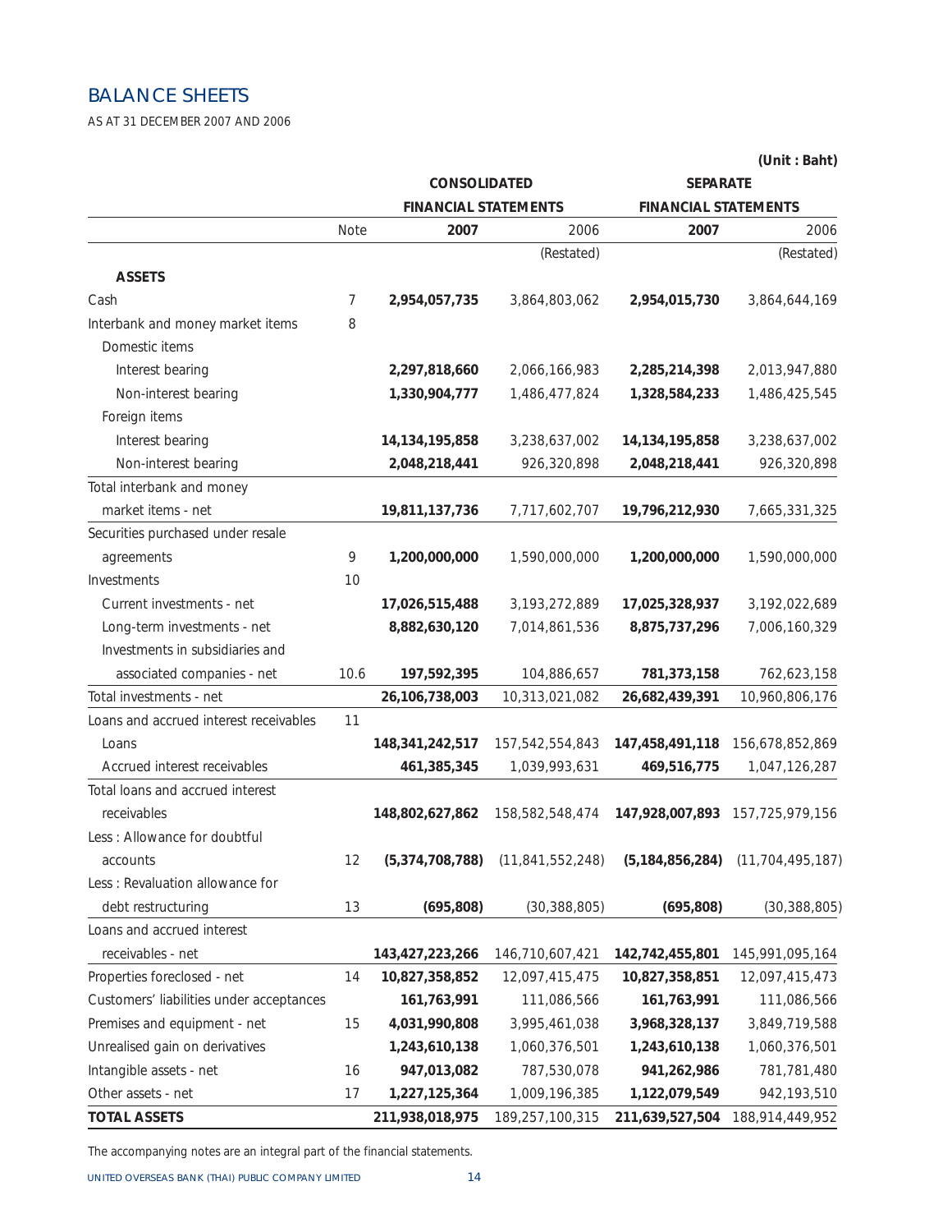# BALANCE SHEETS

AS AT 31 DECEMBER 2007 AND 2006

(Unit : Baht)

| | | CONSOLIDATED FINANCIAL STATEMENTS | | SEPARATE FINANCIAL STATEMENTS | |
|---|---|---|---|---|---|
| | Note | **2007** | 2006 | **2007** | 2006 |
| | | | (Restated) | | (Restated) |
| **ASSETS** | | | | | |
| Cash | 7 | **2,954,057,735** | 3,864,803,062 | **2,954,015,730** | 3,864,644,169 |
| Interbank and money market items | 8 | | | | |
| Domestic items | | | | | |
| Interest bearing | | **2,297,818,660** | 2,066,166,983 | **2,285,214,398** | 2,013,947,880 |
| Non-interest bearing | | **1,330,904,777** | 1,486,477,824 | **1,328,584,233** | 1,486,425,545 |
| Foreign items | | | | | |
| Interest bearing | | **14,134,195,858** | 3,238,637,002 | **14,134,195,858** | 3,238,637,002 |
| Non-interest bearing | | **2,048,218,441** | 926,320,898 | **2,048,218,441** | 926,320,898 |
| Total interbank and money market items - net | | **19,811,137,736** | 7,717,602,707 | **19,796,212,930** | 7,665,331,325 |
| Securities purchased under resale agreements | 9 | **1,200,000,000** | 1,590,000,000 | **1,200,000,000** | 1,590,000,000 |
| Investments | 10 | | | | |
| Current investments - net | | **17,026,515,488** | 3,193,272,889 | **17,025,328,937** | 3,192,022,689 |
| Long-term investments - net | | **8,882,630,120** | 7,014,861,536 | **8,875,737,296** | 7,006,160,329 |
| Investments in subsidiaries and associated companies - net | 10.6 | **197,592,395** | 104,886,657 | **781,373,158** | 762,623,158 |
| Total investments - net | | **26,106,738,003** | 10,313,021,082 | **26,682,439,391** | 10,960,806,176 |
| Loans and accrued interest receivables | 11 | | | | |
| Loans | | **148,341,242,517** | 157,542,554,843 | **147,458,491,118** | 156,678,852,869 |
| Accrued interest receivables | | **461,385,345** | 1,039,993,631 | **469,516,775** | 1,047,126,287 |
| Total loans and accrued interest receivables | | **148,802,627,862** | 158,582,548,474 | **147,928,007,893** | 157,725,979,156 |
| Less : Allowance for doubtful accounts | 12 | **(5,374,708,788)** | (11,841,552,248) | **(5,184,856,284)** | (11,704,495,187) |
| Less : Revaluation allowance for debt restructuring | 13 | **(695,808)** | (30,388,805) | **(695,808)** | (30,388,805) |
| Loans and accrued interest receivables - net | | **143,427,223,266** | 146,710,607,421 | **142,742,455,801** | 145,991,095,164 |
| Properties foreclosed - net | 14 | **10,827,358,852** | 12,097,415,475 | **10,827,358,851** | 12,097,415,473 |
| Customers' liabilities under acceptances | | **161,763,991** | 111,086,566 | **161,763,991** | 111,086,566 |
| Premises and equipment - net | 15 | **4,031,990,808** | 3,995,461,038 | **3,968,328,137** | 3,849,719,588 |
| Unrealised gain on derivatives | | **1,243,610,138** | 1,060,376,501 | **1,243,610,138** | 1,060,376,501 |
| Intangible assets - net | 16 | **947,013,082** | 787,530,078 | **941,262,986** | 781,781,480 |
| Other assets - net | 17 | **1,227,125,364** | 1,009,196,385 | **1,122,079,549** | 942,193,510 |
| **TOTAL ASSETS** | | **211,938,018,975** | 189,257,100,315 | **211,639,527,504** | 188,914,449,952 |

The accompanying notes are an integral part of the financial statements.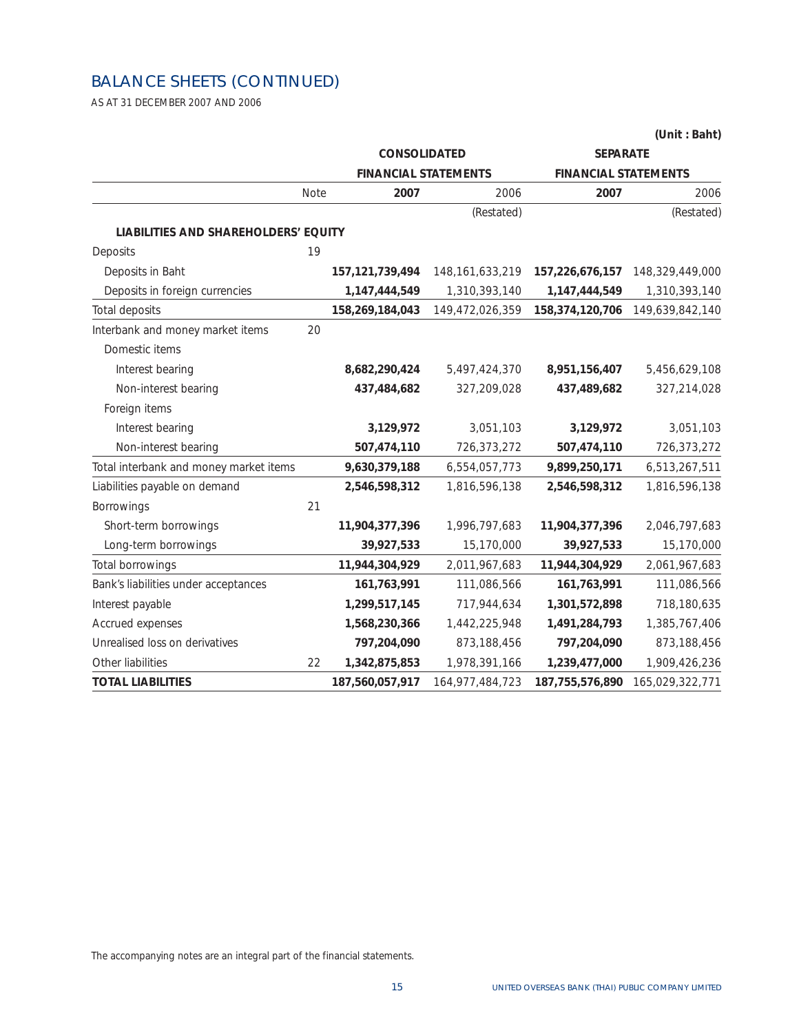# BALANCE SHEETS (CONTINUED)

AS AT 31 DECEMBER 2007 AND 2006

(Unit : Baht)

| | | CONSOLIDATED FINANCIAL STATEMENTS | | SEPARATE FINANCIAL STATEMENTS | |
|---|---|---|---|---|---|
| | Note | **2007** | 2006 | **2007** | 2006 |
| | | | (Restated) | | (Restated) |
| **LIABILITIES AND SHAREHOLDERS' EQUITY** | | | | | |
| Deposits | 19 | | | | |
| Deposits in Baht | | **157,121,739,494** | 148,161,633,219 | **157,226,676,157** | 148,329,449,000 |
| Deposits in foreign currencies | | **1,147,444,549** | 1,310,393,140 | **1,147,444,549** | 1,310,393,140 |
| Total deposits | | **158,269,184,043** | 149,472,026,359 | **158,374,120,706** | 149,639,842,140 |
| Interbank and money market items | 20 | | | | |
| Domestic items | | | | | |
| Interest bearing | | **8,682,290,424** | 5,497,424,370 | **8,951,156,407** | 5,456,629,108 |
| Non-interest bearing | | **437,484,682** | 327,209,028 | **437,489,682** | 327,214,028 |
| Foreign items | | | | | |
| Interest bearing | | **3,129,972** | 3,051,103 | **3,129,972** | 3,051,103 |
| Non-interest bearing | | **507,474,110** | 726,373,272 | **507,474,110** | 726,373,272 |
| Total interbank and money market items | | **9,630,379,188** | 6,554,057,773 | **9,899,250,171** | 6,513,267,511 |
| Liabilities payable on demand | | **2,546,598,312** | 1,816,596,138 | **2,546,598,312** | 1,816,596,138 |
| Borrowings | 21 | | | | |
| Short-term borrowings | | **11,904,377,396** | 1,996,797,683 | **11,904,377,396** | 2,046,797,683 |
| Long-term borrowings | | **39,927,533** | 15,170,000 | **39,927,533** | 15,170,000 |
| Total borrowings | | **11,944,304,929** | 2,011,967,683 | **11,944,304,929** | 2,061,967,683 |
| Bank's liabilities under acceptances | | **161,763,991** | 111,086,566 | **161,763,991** | 111,086,566 |
| Interest payable | | **1,299,517,145** | 717,944,634 | **1,301,572,898** | 718,180,635 |
| Accrued expenses | | **1,568,230,366** | 1,442,225,948 | **1,491,284,793** | 1,385,767,406 |
| Unrealised loss on derivatives | | **797,204,090** | 873,188,456 | **797,204,090** | 873,188,456 |
| Other liabilities | 22 | **1,342,875,853** | 1,978,391,166 | **1,239,477,000** | 1,909,426,236 |
| **TOTAL LIABILITIES** | | **187,560,057,917** | 164,977,484,723 | **187,755,576,890** | 165,029,322,771 |

The accompanying notes are an integral part of the financial statements.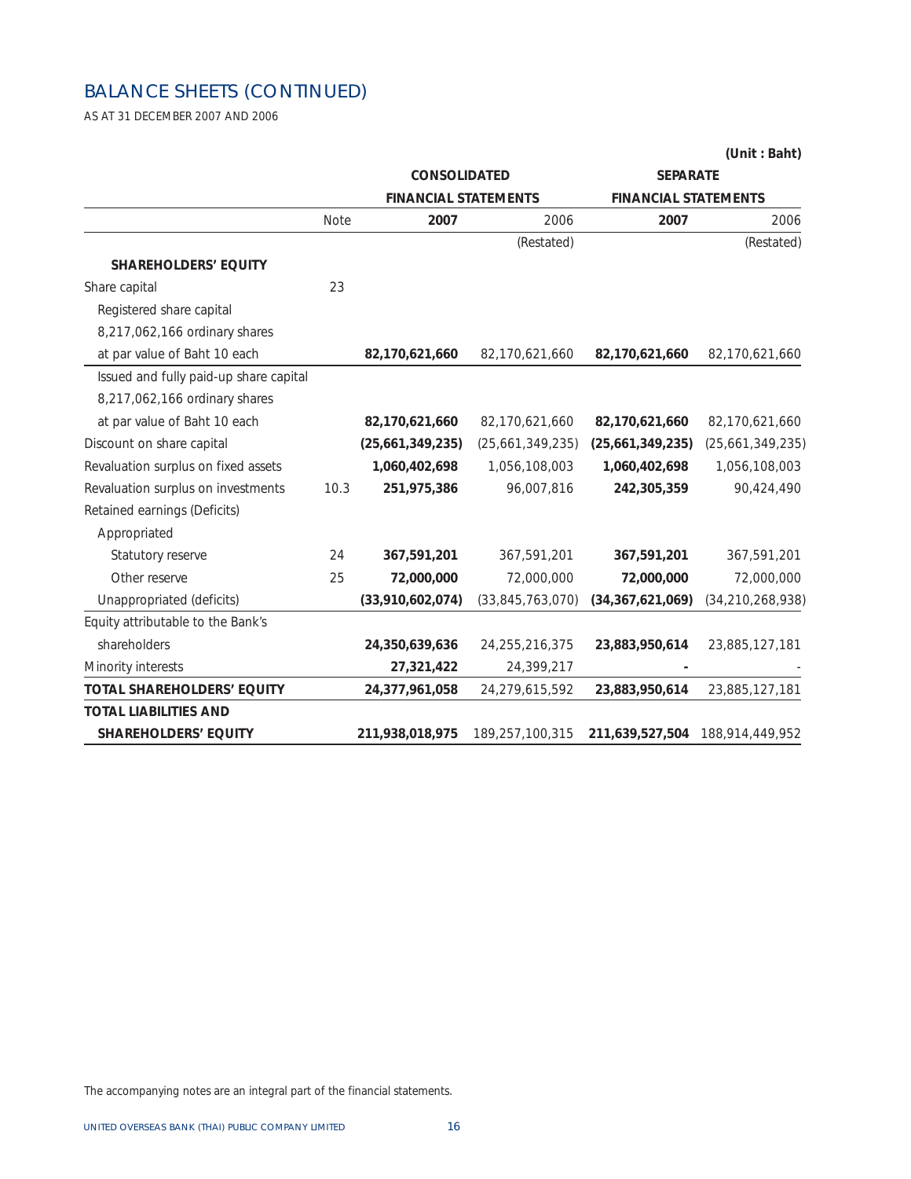## BALANCE SHEETS (CONTINUED)

AS AT 31 DECEMBER 2007 AND 2006

**(Unit : Baht)**

| | | **CONSOLIDATED FINANCIAL STATEMENTS** | | **SEPARATE FINANCIAL STATEMENTS** | |
|---|---|---|---|---|---|
| | Note | **2007** | 2006 (Restated) | **2007** | 2006 (Restated) |
| **SHAREHOLDERS' EQUITY** | | | | | |
| Share capital | 23 | | | | |
| Registered share capital | | | | | |
| 8,217,062,166 ordinary shares | | | | | |
| at par value of Baht 10 each | | **82,170,621,660** | 82,170,621,660 | **82,170,621,660** | 82,170,621,660 |
| Issued and fully paid-up share capital | | | | | |
| 8,217,062,166 ordinary shares | | | | | |
| at par value of Baht 10 each | | **82,170,621,660** | 82,170,621,660 | **82,170,621,660** | 82,170,621,660 |
| Discount on share capital | | **(25,661,349,235)** | (25,661,349,235) | **(25,661,349,235)** | (25,661,349,235) |
| Revaluation surplus on fixed assets | | **1,060,402,698** | 1,056,108,003 | **1,060,402,698** | 1,056,108,003 |
| Revaluation surplus on investments | 10.3 | **251,975,386** | 96,007,816 | **242,305,359** | 90,424,490 |
| Retained earnings (Deficits) | | | | | |
| Appropriated | | | | | |
| Statutory reserve | 24 | **367,591,201** | 367,591,201 | **367,591,201** | 367,591,201 |
| Other reserve | 25 | **72,000,000** | 72,000,000 | **72,000,000** | 72,000,000 |
| Unappropriated (deficits) | | **(33,910,602,074)** | (33,845,763,070) | **(34,367,621,069)** | (34,210,268,938) |
| Equity attributable to the Bank's shareholders | | **24,350,639,636** | 24,255,216,375 | **23,883,950,614** | 23,885,127,181 |
| Minority interests | | **27,321,422** | 24,399,217 | **-** | - |
| **TOTAL SHAREHOLDERS' EQUITY** | | **24,377,961,058** | 24,279,615,592 | **23,883,950,614** | 23,885,127,181 |
| **TOTAL LIABILITIES AND SHAREHOLDERS' EQUITY** | | **211,938,018,975** | 189,257,100,315 | **211,639,527,504** | 188,914,449,952 |

The accompanying notes are an integral part of the financial statements.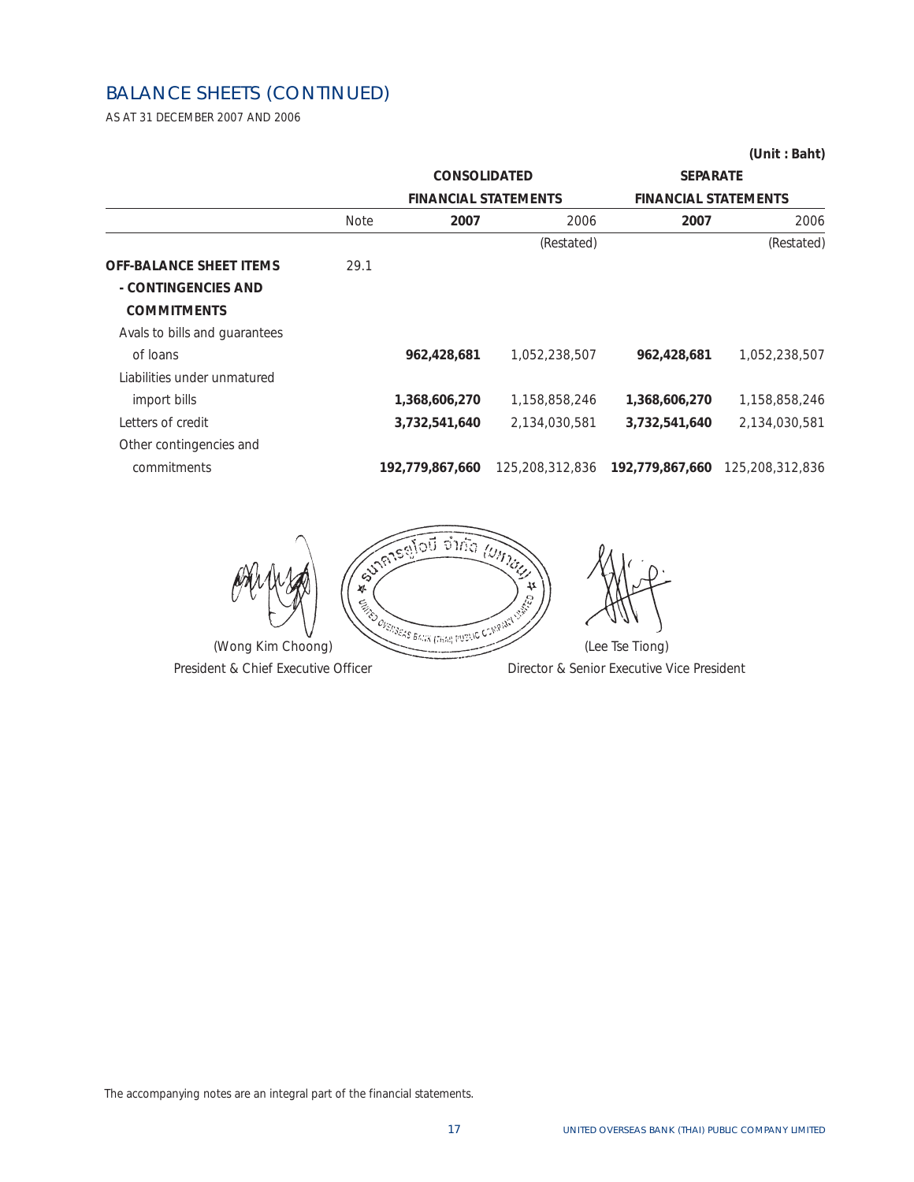# BALANCE SHEETS (CONTINUED)

AS AT 31 DECEMBER 2007 AND 2006

**(Unit : Baht)**

| | | CONSOLIDATED FINANCIAL STATEMENTS | | SEPARATE FINANCIAL STATEMENTS | |
|---|---|---|---|---|---|
| | Note | **2007** | 2006 | **2007** | 2006 |
| | | | (Restated) | | (Restated) |
| **OFF-BALANCE SHEET ITEMS - CONTINGENCIES AND COMMITMENTS** | 29.1 | | | | |
| Avals to bills and guarantees of loans | | **962,428,681** | 1,052,238,507 | **962,428,681** | 1,052,238,507 |
| Liabilities under unmatured import bills | | **1,368,606,270** | 1,158,858,246 | **1,368,606,270** | 1,158,858,246 |
| Letters of credit | | **3,732,541,640** | 2,134,030,581 | **3,732,541,640** | 2,134,030,581 |
| Other contingencies and commitments | | **192,779,867,660** | 125,208,312,836 | **192,779,867,660** | 125,208,312,836 |

(Wong Kim Choong)
President & Chief Executive Officer

(Lee Tse Tiong)
Director & Senior Executive Vice President

The accompanying notes are an integral part of the financial statements.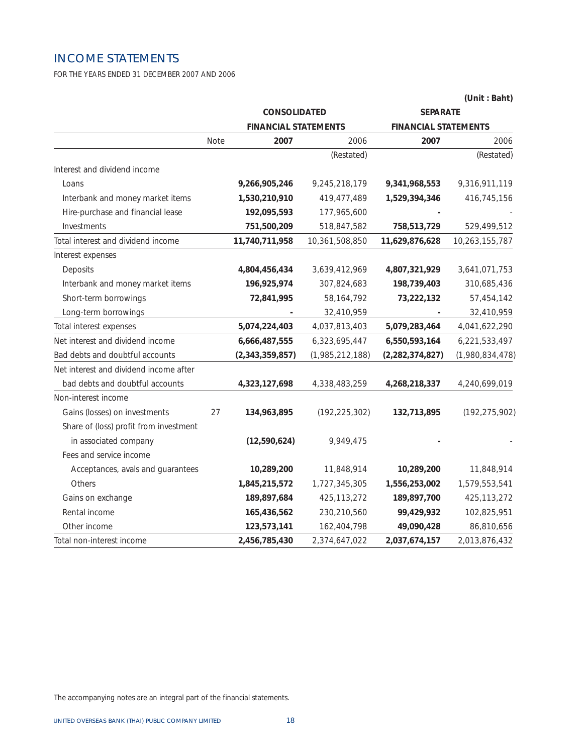# INCOME STATEMENTS

FOR THE YEARS ENDED 31 DECEMBER 2007 AND 2006

(Unit : Baht)

| | Note | CONSOLIDATED FINANCIAL STATEMENTS | | SEPARATE FINANCIAL STATEMENTS | |
|---|---|---|---|---|---|
| | | **2007** | 2006 | **2007** | 2006 |
| | | | (Restated) | | (Restated) |
| Interest and dividend income | | | | | |
| Loans | | **9,266,905,246** | 9,245,218,179 | **9,341,968,553** | 9,316,911,119 |
| Interbank and money market items | | **1,530,210,910** | 419,477,489 | **1,529,394,346** | 416,745,156 |
| Hire-purchase and financial lease | | **192,095,593** | 177,965,600 | **-** | - |
| Investments | | **751,500,209** | 518,847,582 | **758,513,729** | 529,499,512 |
| Total interest and dividend income | | **11,740,711,958** | 10,361,508,850 | **11,629,876,628** | 10,263,155,787 |
| Interest expenses | | | | | |
| Deposits | | **4,804,456,434** | 3,639,412,969 | **4,807,321,929** | 3,641,071,753 |
| Interbank and money market items | | **196,925,974** | 307,824,683 | **198,739,403** | 310,685,436 |
| Short-term borrowings | | **72,841,995** | 58,164,792 | **73,222,132** | 57,454,142 |
| Long-term borrowings | | **-** | 32,410,959 | **-** | 32,410,959 |
| Total interest expenses | | **5,074,224,403** | 4,037,813,403 | **5,079,283,464** | 4,041,622,290 |
| Net interest and dividend income | | **6,666,487,555** | 6,323,695,447 | **6,550,593,164** | 6,221,533,497 |
| Bad debts and doubtful accounts | | **(2,343,359,857)** | (1,985,212,188) | **(2,282,374,827)** | (1,980,834,478) |
| Net interest and dividend income after bad debts and doubtful accounts | | **4,323,127,698** | 4,338,483,259 | **4,268,218,337** | 4,240,699,019 |
| Non-interest income | | | | | |
| Gains (losses) on investments | 27 | **134,963,895** | (192,225,302) | **132,713,895** | (192,275,902) |
| Share of (loss) profit from investment in associated company | | **(12,590,624)** | 9,949,475 | **-** | - |
| Fees and service income | | | | | |
| Acceptances, avals and guarantees | | **10,289,200** | 11,848,914 | **10,289,200** | 11,848,914 |
| Others | | **1,845,215,572** | 1,727,345,305 | **1,556,253,002** | 1,579,553,541 |
| Gains on exchange | | **189,897,684** | 425,113,272 | **189,897,700** | 425,113,272 |
| Rental income | | **165,436,562** | 230,210,560 | **99,429,932** | 102,825,951 |
| Other income | | **123,573,141** | 162,404,798 | **49,090,428** | 86,810,656 |
| Total non-interest income | | **2,456,785,430** | 2,374,647,022 | **2,037,674,157** | 2,013,876,432 |

The accompanying notes are an integral part of the financial statements.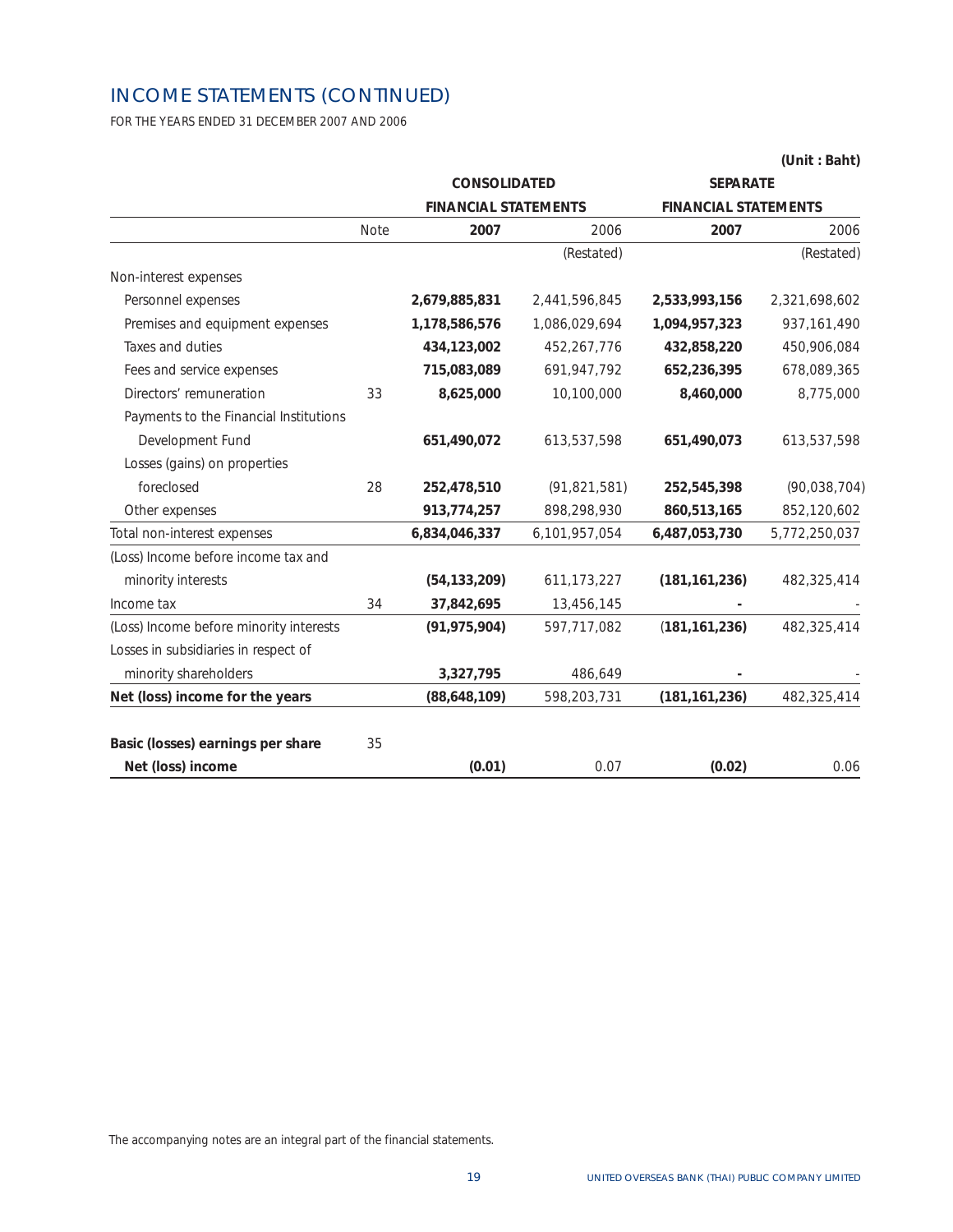# INCOME STATEMENTS (CONTINUED)

FOR THE YEARS ENDED 31 DECEMBER 2007 AND 2006

(Unit : Baht)

| | Note | CONSOLIDATED FINANCIAL STATEMENTS | | SEPARATE FINANCIAL STATEMENTS | |
|---|---|---|---|---|---|
| | | **2007** | 2006 | **2007** | 2006 |
| | | | (Restated) | | (Restated) |
| Non-interest expenses | | | | | |
| Personnel expenses | | **2,679,885,831** | 2,441,596,845 | **2,533,993,156** | 2,321,698,602 |
| Premises and equipment expenses | | **1,178,586,576** | 1,086,029,694 | **1,094,957,323** | 937,161,490 |
| Taxes and duties | | **434,123,002** | 452,267,776 | **432,858,220** | 450,906,084 |
| Fees and service expenses | | **715,083,089** | 691,947,792 | **652,236,395** | 678,089,365 |
| Directors' remuneration | 33 | **8,625,000** | 10,100,000 | **8,460,000** | 8,775,000 |
| Payments to the Financial Institutions Development Fund | | **651,490,072** | 613,537,598 | **651,490,073** | 613,537,598 |
| Losses (gains) on properties foreclosed | 28 | **252,478,510** | (91,821,581) | **252,545,398** | (90,038,704) |
| Other expenses | | **913,774,257** | 898,298,930 | **860,513,165** | 852,120,602 |
| Total non-interest expenses | | **6,834,046,337** | 6,101,957,054 | **6,487,053,730** | 5,772,250,037 |
| (Loss) Income before income tax and minority interests | | **(54,133,209)** | 611,173,227 | **(181,161,236)** | 482,325,414 |
| Income tax | 34 | **37,842,695** | 13,456,145 | **-** | - |
| (Loss) Income before minority interests | | **(91,975,904)** | 597,717,082 | **(181,161,236)** | 482,325,414 |
| Losses in subsidiaries in respect of minority shareholders | | **3,327,795** | 486,649 | **-** | - |
| **Net (loss) income for the years** | | **(88,648,109)** | 598,203,731 | **(181,161,236)** | 482,325,414 |
| | | | | | |
| **Basic (losses) earnings per share** | 35 | | | | |
| **Net (loss) income** | | **(0.01)** | 0.07 | **(0.02)** | 0.06 |

The accompanying notes are an integral part of the financial statements.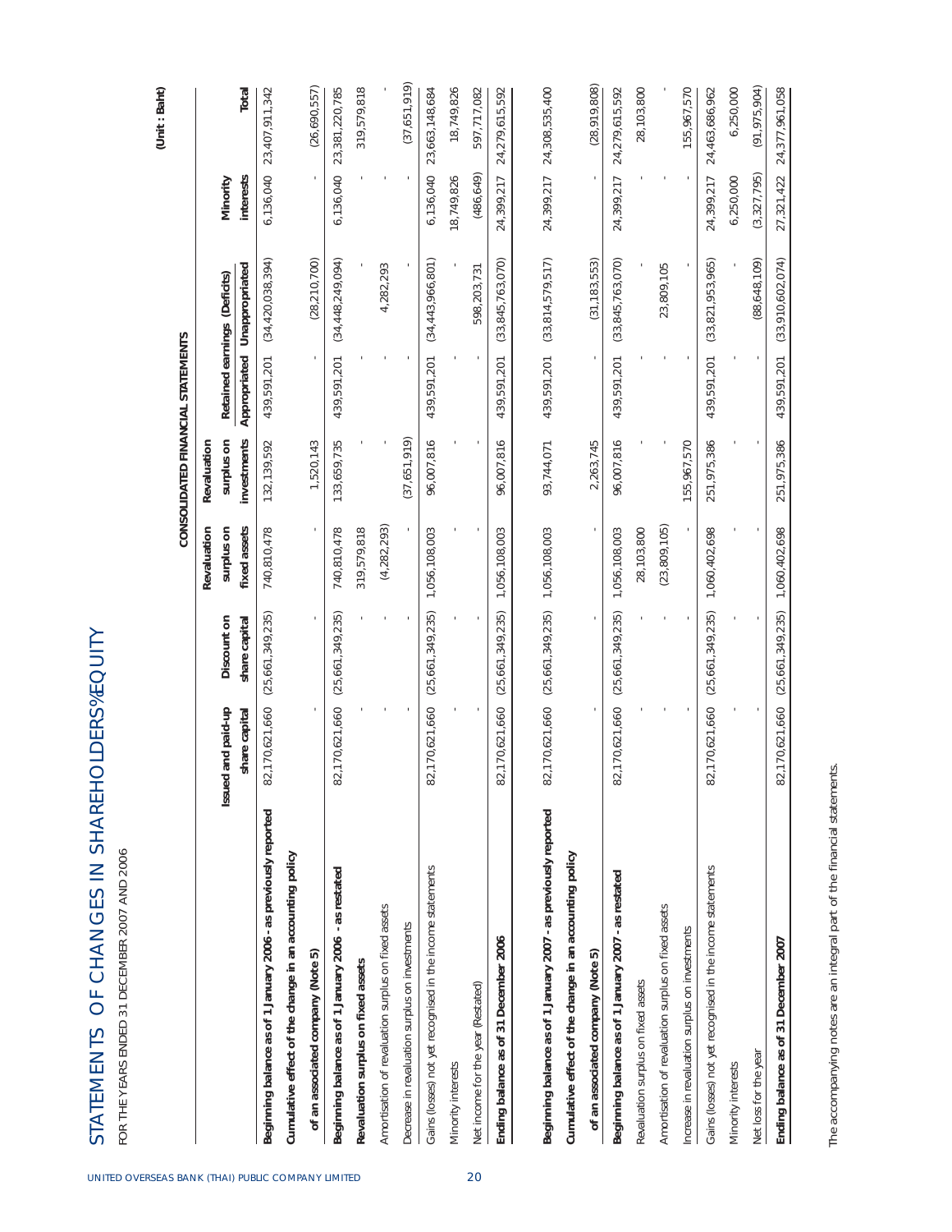# STATEMENTS OF CHANGES IN SHAREHOLDERS' EQUITY

FOR THE YEARS ENDED 31 DECEMBER 2007 AND 2006

(Unit : Baht)

CONSOLIDATED FINANCIAL STATEMENTS

| | Issued and paid-up share capital | Discount on share capital | Revaluation surplus on fixed assets | Revaluation surplus on investments | Retained earnings (Deficits) Appropriated | Retained earnings (Deficits) Unappropriated | Minority interests | Total |
|---|---|---|---|---|---|---|---|---|
| **Beginning balance as of 1 January 2006 - as previously reported** | 82,170,621,660 | (25,661,349,235) | 740,810,478 | 132,139,592 | 439,591,201 | (34,420,038,394) | 6,136,040 | 23,407,911,342 |
| **Cumulative effect of the change in an accounting policy** | | | | | | | | |
| **of an associated company (Note 5)** | - | - | - | 1,520,143 | - | (28,210,700) | - | (26,690,557) |
| **Beginning balance as of 1 January 2006 - as restated** | 82,170,621,660 | (25,661,349,235) | 740,810,478 | 133,659,735 | 439,591,201 | (34,448,249,094) | 6,136,040 | 23,381,220,785 |
| **Revaluation surplus on fixed assets** | - | - | 319,579,818 | - | - | - | - | 319,579,818 |
| Amortisation of revaluation surplus on fixed assets | - | - | (4,282,293) | - | - | 4,282,293 | - | - |
| Decrease in revaluation surplus on investments | - | - | - | (37,651,919) | - | - | - | (37,651,919) |
| Gains (losses) not yet recognised in the income statements | 82,170,621,660 | (25,661,349,235) | 1,056,108,003 | 96,007,816 | 439,591,201 | (34,443,966,801) | 6,136,040 | 23,663,148,684 |
| Minority interests | - | - | - | - | - | - | 18,749,826 | 18,749,826 |
| Net income for the year (Restated) | - | - | - | - | - | 598,203,731 | (486,649) | 597,717,082 |
| **Ending balance as of 31 December 2006** | 82,170,621,660 | (25,661,349,235) | 1,056,108,003 | 96,007,816 | 439,591,201 | (33,845,763,070) | 24,399,217 | 24,279,615,592 |
| | | | | | | | | |
| **Beginning balance as of 1 January 2007 - as previously reported** | 82,170,621,660 | (25,661,349,235) | 1,056,108,003 | 93,744,071 | 439,591,201 | (33,814,579,517) | 24,399,217 | 24,308,535,400 |
| **Cumulative effect of the change in an accounting policy** | | | | | | | | |
| **of an associated company (Note 5)** | - | - | - | 2,263,745 | - | (31,183,553) | - | (28,919,808) |
| **Beginning balance as of 1 January 2007 - as restated** | 82,170,621,660 | (25,661,349,235) | 1,056,108,003 | 96,007,816 | 439,591,201 | (33,845,763,070) | 24,399,217 | 24,279,615,592 |
| Revaluation surplus on fixed assets | - | - | 28,103,800 | - | - | - | - | 28,103,800 |
| Amortisation of revaluation surplus on fixed assets | - | - | (23,809,105) | - | - | 23,809,105 | - | - |
| Increase in revaluation surplus on investments | - | - | - | 155,967,570 | - | - | - | 155,967,570 |
| Gains (losses) not yet recognised in the income statements | 82,170,621,660 | (25,661,349,235) | 1,060,402,698 | 251,975,386 | 439,591,201 | (33,821,953,965) | 24,399,217 | 24,463,686,962 |
| Minority interests | - | - | - | - | - | - | 6,250,000 | 6,250,000 |
| Net loss for the year | - | - | - | - | - | (88,648,109) | (3,327,795) | (91,975,904) |
| **Ending balance as of 31 December 2007** | 82,170,621,660 | (25,661,349,235) | 1,060,402,698 | 251,975,386 | 439,591,201 | (33,910,602,074) | 27,321,422 | 24,377,961,058 |

The accompanying notes are an integral part of the financial statements.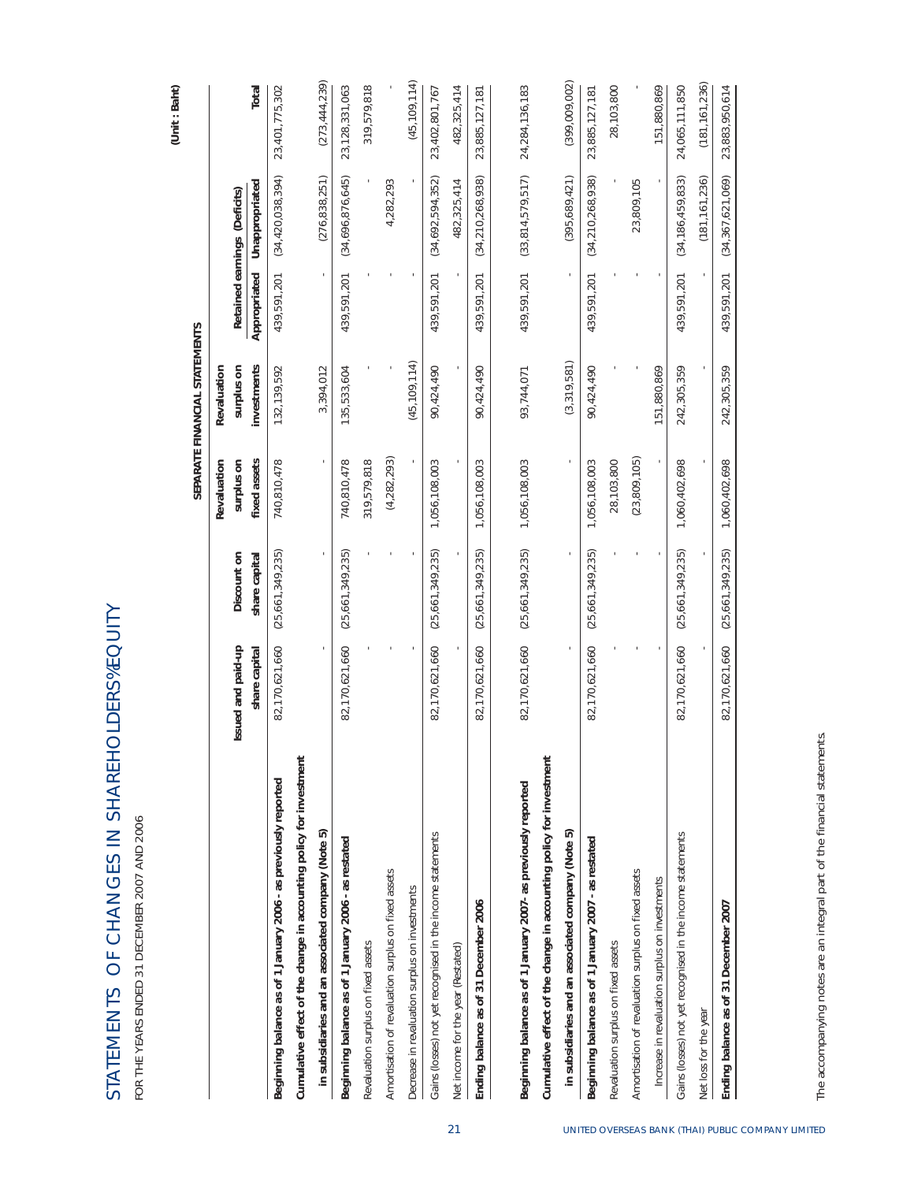# STATEMENTS OF CHANGES IN SHAREHOLDERS' EQUITY

FOR THE YEARS ENDED 31 DECEMBER 2007 AND 2006

(Unit : Baht)

SEPARATE FINANCIAL STATEMENTS

| | Issued and paid-up share capital | Discount on share capital | Revaluation surplus on fixed assets | Revaluation surplus on investments | Retained earnings (Deficits) | | Total |
|---|---|---|---|---|---|---|---|
| | | | | | Appropriated | Unappropriated | |
| **Beginning balance as of 1 January 2006 - as previously reported** | 82,170,621,660 | (25,661,349,235) | 740,810,478 | 132,139,592 | 439,591,201 | (34,420,038,394) | 23,401,775,302 |
| **Cumulative effect of the change in accounting policy for investment in subsidiaries and an associated company (Note 5)** | - | - | - | 3,394,012 | - | (276,838,251) | (273,444,239) |
| **Beginning balance as of 1 January 2006 - as restated** | 82,170,621,660 | (25,661,349,235) | 740,810,478 | 135,533,604 | 439,591,201 | (34,696,876,645) | 23,128,331,063 |
| Revaluation surplus on fixed assets | - | - | 319,579,818 | - | - | - | 319,579,818 |
| Amortisation of revaluation surplus on fixed assets | - | - | (4,282,293) | - | - | 4,282,293 | - |
| Decrease in revaluation surplus on investments | - | - | - | (45,109,114) | - | - | (45,109,114) |
| Gains (losses) not yet recognised in the income statements | 82,170,621,660 | (25,661,349,235) | 1,056,108,003 | 90,424,490 | 439,591,201 | (34,692,594,352) | 23,402,801,767 |
| Net income for the year (Restated) | - | - | - | - | - | 482,325,414 | 482,325,414 |
| **Ending balance as of 31 December 2006** | 82,170,621,660 | (25,661,349,235) | 1,056,108,003 | 90,424,490 | 439,591,201 | (34,210,268,938) | 23,885,127,181 |
| | | | | | | | |
| **Beginning balance as of 1 January 2007- as previously reported** | 82,170,621,660 | (25,661,349,235) | 1,056,108,003 | 93,744,071 | 439,591,201 | (33,814,579,517) | 24,284,136,183 |
| **Cumulative effect of the change in accounting policy for investment in subsidiaries and an associated company (Note 5)** | - | - | - | (3,319,581) | - | (395,689,421) | (399,009,002) |
| **Beginning balance as of 1 January 2007 - as restated** | 82,170,621,660 | (25,661,349,235) | 1,056,108,003 | 90,424,490 | 439,591,201 | (34,210,268,938) | 23,885,127,181 |
| Revaluation surplus on fixed assets | - | - | 28,103,800 | - | - | - | 28,103,800 |
| Amortisation of revaluation surplus on fixed assets | - | - | (23,809,105) | - | - | 23,809,105 | - |
| Increase in revaluation surplus on investments | - | - | - | 151,880,869 | - | - | 151,880,869 |
| Gains (losses) not yet recognised in the income statements | 82,170,621,660 | (25,661,349,235) | 1,060,402,698 | 242,305,359 | 439,591,201 | (34,186,459,833) | 24,065,111,850 |
| Net loss for the year | - | - | - | - | - | (181,161,236) | (181,161,236) |
| **Ending balance as of 31 December 2007** | 82,170,621,660 | (25,661,349,235) | 1,060,402,698 | 242,305,359 | 439,591,201 | (34,367,621,069) | 23,883,950,614 |

The accompanying notes are an integral part of the financial statements.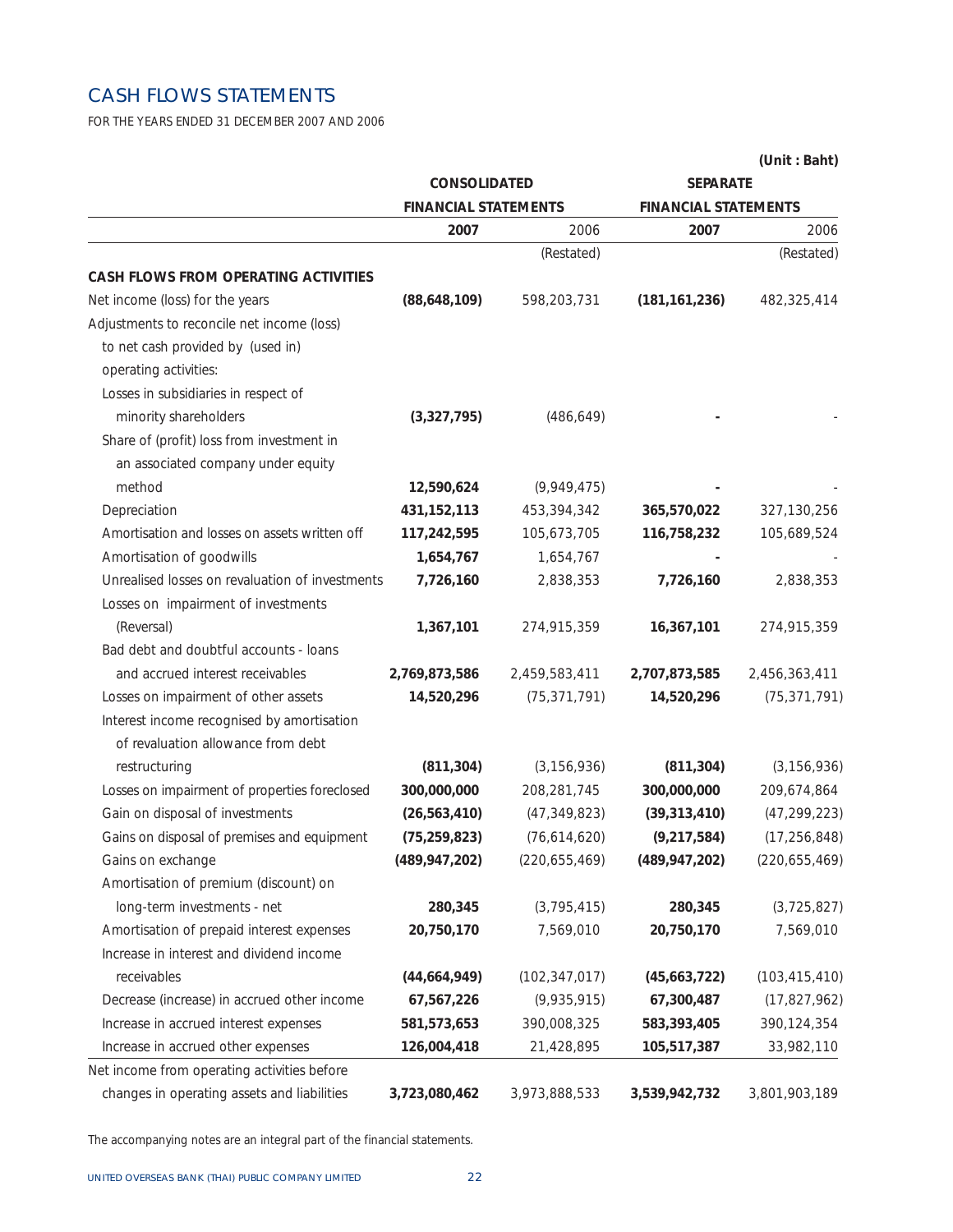# CASH FLOWS STATEMENTS

FOR THE YEARS ENDED 31 DECEMBER 2007 AND 2006

(Unit : Baht)

| | CONSOLIDATED FINANCIAL STATEMENTS | | SEPARATE FINANCIAL STATEMENTS | |
|---|---|---|---|---|
| | **2007** | 2006 | **2007** | 2006 |
| | | (Restated) | | (Restated) |
| **CASH FLOWS FROM OPERATING ACTIVITIES** | | | | |
| Net income (loss) for the years | **(88,648,109)** | 598,203,731 | **(181,161,236)** | 482,325,414 |
| Adjustments to reconcile net income (loss) to net cash provided by (used in) operating activities: | | | | |
| Losses in subsidiaries in respect of minority shareholders | **(3,327,795)** | (486,649) | **-** | - |
| Share of (profit) loss from investment in an associated company under equity method | **12,590,624** | (9,949,475) | **-** | - |
| Depreciation | **431,152,113** | 453,394,342 | **365,570,022** | 327,130,256 |
| Amortisation and losses on assets written off | **117,242,595** | 105,673,705 | **116,758,232** | 105,689,524 |
| Amortisation of goodwills | **1,654,767** | 1,654,767 | **-** | - |
| Unrealised losses on revaluation of investments | **7,726,160** | 2,838,353 | **7,726,160** | 2,838,353 |
| Losses on impairment of investments (Reversal) | **1,367,101** | 274,915,359 | **16,367,101** | 274,915,359 |
| Bad debt and doubtful accounts - loans and accrued interest receivables | **2,769,873,586** | 2,459,583,411 | **2,707,873,585** | 2,456,363,411 |
| Losses on impairment of other assets | **14,520,296** | (75,371,791) | **14,520,296** | (75,371,791) |
| Interest income recognised by amortisation of revaluation allowance from debt restructuring | **(811,304)** | (3,156,936) | **(811,304)** | (3,156,936) |
| Losses on impairment of properties foreclosed | **300,000,000** | 208,281,745 | **300,000,000** | 209,674,864 |
| Gain on disposal of investments | **(26,563,410)** | (47,349,823) | **(39,313,410)** | (47,299,223) |
| Gains on disposal of premises and equipment | **(75,259,823)** | (76,614,620) | **(9,217,584)** | (17,256,848) |
| Gains on exchange | **(489,947,202)** | (220,655,469) | **(489,947,202)** | (220,655,469) |
| Amortisation of premium (discount) on long-term investments - net | **280,345** | (3,795,415) | **280,345** | (3,725,827) |
| Amortisation of prepaid interest expenses | **20,750,170** | 7,569,010 | **20,750,170** | 7,569,010 |
| Increase in interest and dividend income receivables | **(44,664,949)** | (102,347,017) | **(45,663,722)** | (103,415,410) |
| Decrease (increase) in accrued other income | **67,567,226** | (9,935,915) | **67,300,487** | (17,827,962) |
| Increase in accrued interest expenses | **581,573,653** | 390,008,325 | **583,393,405** | 390,124,354 |
| Increase in accrued other expenses | **126,004,418** | 21,428,895 | **105,517,387** | 33,982,110 |
| Net income from operating activities before changes in operating assets and liabilities | **3,723,080,462** | 3,973,888,533 | **3,539,942,732** | 3,801,903,189 |

The accompanying notes are an integral part of the financial statements.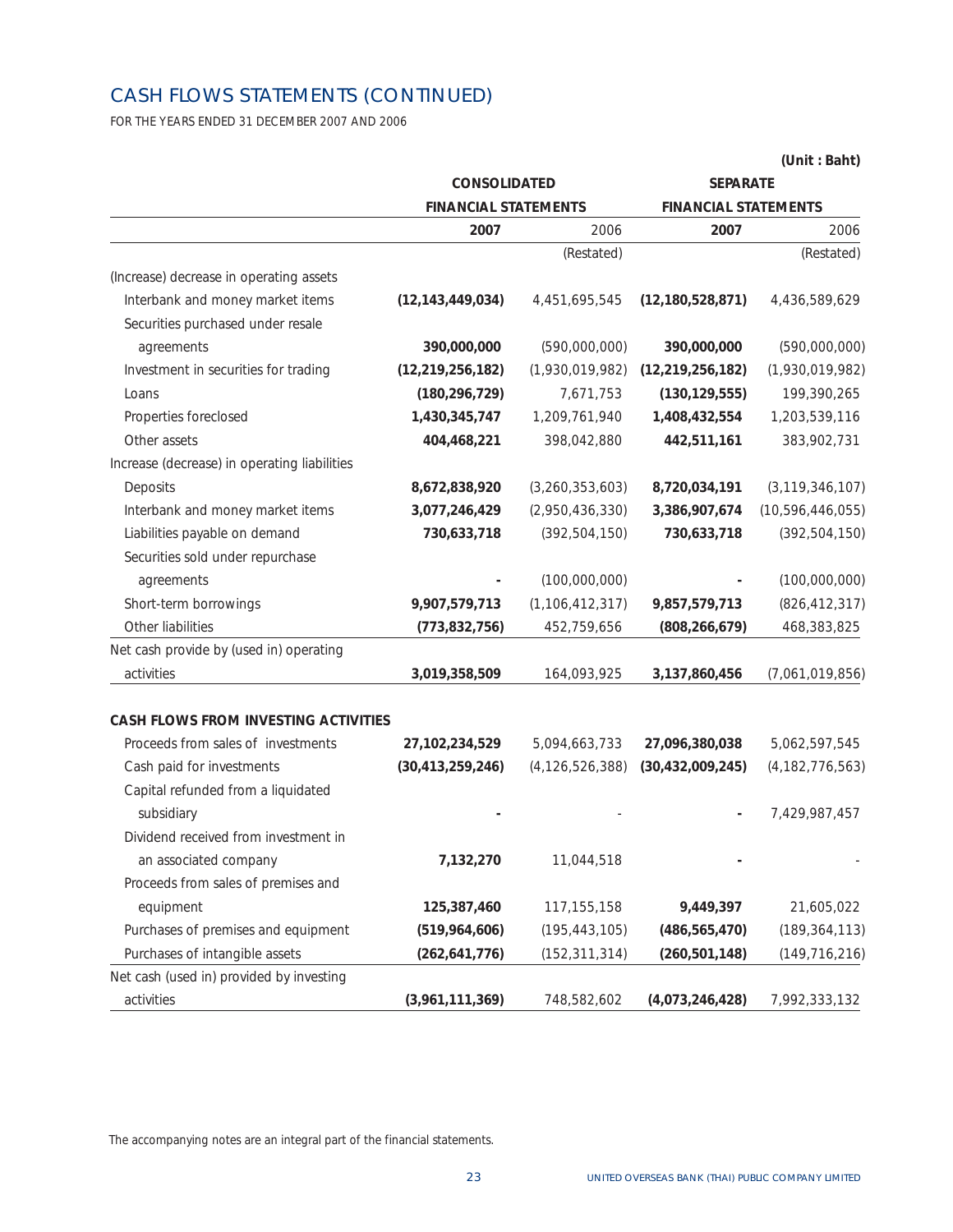# CASH FLOWS STATEMENTS (CONTINUED)

FOR THE YEARS ENDED 31 DECEMBER 2007 AND 2006

(Unit : Baht)

| | CONSOLIDATED FINANCIAL STATEMENTS | | SEPARATE FINANCIAL STATEMENTS | |
|---|---|---|---|---|
| | **2007** | 2006 | **2007** | 2006 |
| | | (Restated) | | (Restated) |
| (Increase) decrease in operating assets | | | | |
| Interbank and money market items | **(12,143,449,034)** | 4,451,695,545 | **(12,180,528,871)** | 4,436,589,629 |
| Securities purchased under resale agreements | **390,000,000** | (590,000,000) | **390,000,000** | (590,000,000) |
| Investment in securities for trading | **(12,219,256,182)** | (1,930,019,982) | **(12,219,256,182)** | (1,930,019,982) |
| Loans | **(180,296,729)** | 7,671,753 | **(130,129,555)** | 199,390,265 |
| Properties foreclosed | **1,430,345,747** | 1,209,761,940 | **1,408,432,554** | 1,203,539,116 |
| Other assets | **404,468,221** | 398,042,880 | **442,511,161** | 383,902,731 |
| Increase (decrease) in operating liabilities | | | | |
| Deposits | **8,672,838,920** | (3,260,353,603) | **8,720,034,191** | (3,119,346,107) |
| Interbank and money market items | **3,077,246,429** | (2,950,436,330) | **3,386,907,674** | (10,596,446,055) |
| Liabilities payable on demand | **730,633,718** | (392,504,150) | **730,633,718** | (392,504,150) |
| Securities sold under repurchase agreements | **-** | (100,000,000) | **-** | (100,000,000) |
| Short-term borrowings | **9,907,579,713** | (1,106,412,317) | **9,857,579,713** | (826,412,317) |
| Other liabilities | **(773,832,756)** | 452,759,656 | **(808,266,679)** | 468,383,825 |
| Net cash provide by (used in) operating activities | **3,019,358,509** | 164,093,925 | **3,137,860,456** | (7,061,019,856) |
| **CASH FLOWS FROM INVESTING ACTIVITIES** | | | | |
| Proceeds from sales of investments | **27,102,234,529** | 5,094,663,733 | **27,096,380,038** | 5,062,597,545 |
| Cash paid for investments | **(30,413,259,246)** | (4,126,526,388) | **(30,432,009,245)** | (4,182,776,563) |
| Capital refunded from a liquidated subsidiary | **-** | - | **-** | 7,429,987,457 |
| Dividend received from investment in an associated company | **7,132,270** | 11,044,518 | **-** | - |
| Proceeds from sales of premises and equipment | **125,387,460** | 117,155,158 | **9,449,397** | 21,605,022 |
| Purchases of premises and equipment | **(519,964,606)** | (195,443,105) | **(486,565,470)** | (189,364,113) |
| Purchases of intangible assets | **(262,641,776)** | (152,311,314) | **(260,501,148)** | (149,716,216) |
| Net cash (used in) provided by investing activities | **(3,961,111,369)** | 748,582,602 | **(4,073,246,428)** | 7,992,333,132 |

The accompanying notes are an integral part of the financial statements.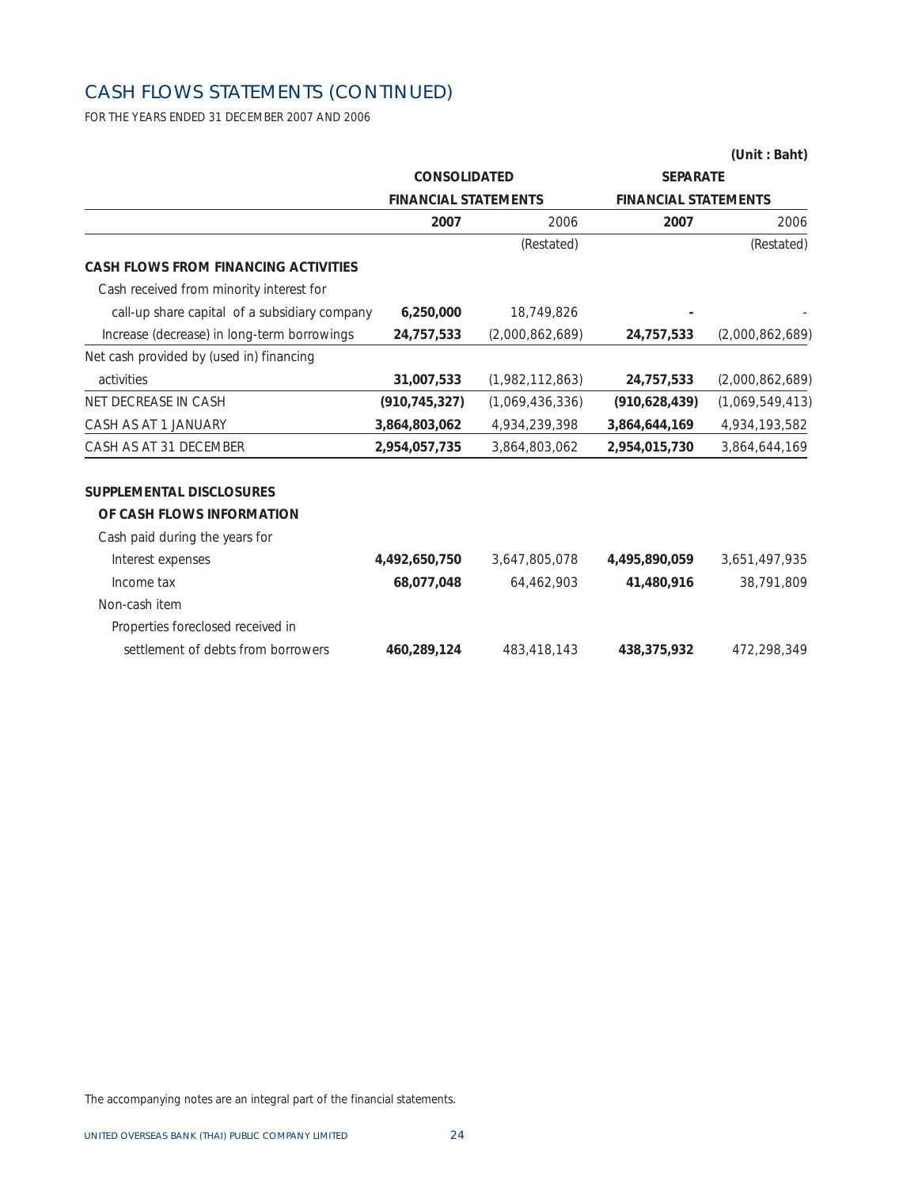# CASH FLOWS STATEMENTS (CONTINUED)

FOR THE YEARS ENDED 31 DECEMBER 2007 AND 2006

(Unit : Baht)

| | CONSOLIDATED FINANCIAL STATEMENTS | | SEPARATE FINANCIAL STATEMENTS | |
|---|---|---|---|---|
| | **2007** | 2006 (Restated) | **2007** | 2006 (Restated) |
| **CASH FLOWS FROM FINANCING ACTIVITIES** | | | | |
| Cash received from minority interest for call-up share capital of a subsidiary company | **6,250,000** | 18,749,826 | **-** | - |
| Increase (decrease) in long-term borrowings | **24,757,533** | (2,000,862,689) | **24,757,533** | (2,000,862,689) |
| Net cash provided by (used in) financing activities | **31,007,533** | (1,982,112,863) | **24,757,533** | (2,000,862,689) |
| NET DECREASE IN CASH | **(910,745,327)** | (1,069,436,336) | **(910,628,439)** | (1,069,549,413) |
| CASH AS AT 1 JANUARY | **3,864,803,062** | 4,934,239,398 | **3,864,644,169** | 4,934,193,582 |
| CASH AS AT 31 DECEMBER | **2,954,057,735** | 3,864,803,062 | **2,954,015,730** | 3,864,644,169 |
| | | | | |
| **SUPPLEMENTAL DISCLOSURES OF CASH FLOWS INFORMATION** | | | | |
| Cash paid during the years for | | | | |
| Interest expenses | **4,492,650,750** | 3,647,805,078 | **4,495,890,059** | 3,651,497,935 |
| Income tax | **68,077,048** | 64,462,903 | **41,480,916** | 38,791,809 |
| Non-cash item | | | | |
| Properties foreclosed received in settlement of debts from borrowers | **460,289,124** | 483,418,143 | **438,375,932** | 472,298,349 |

The accompanying notes are an integral part of the financial statements.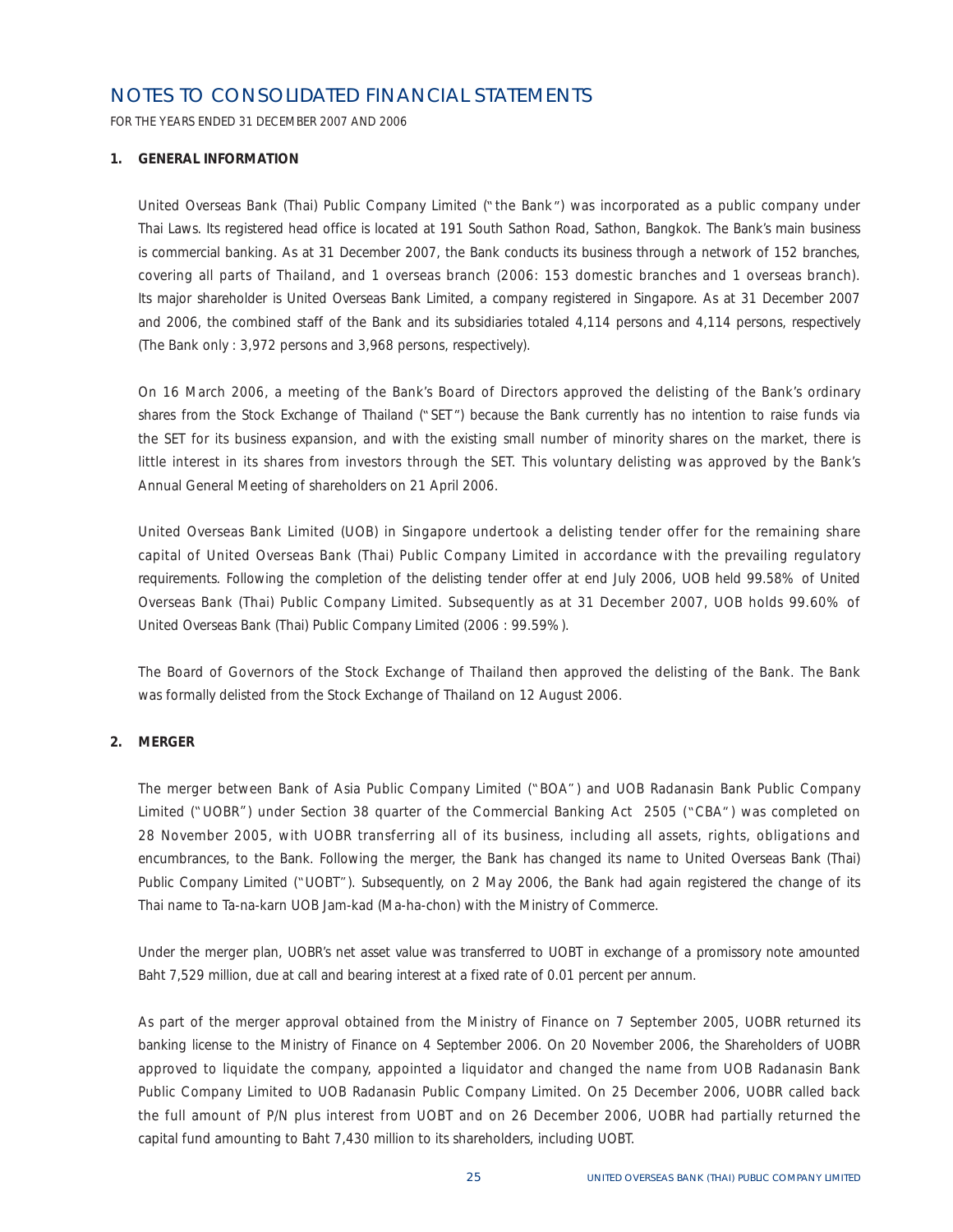# NOTES TO CONSOLIDATED FINANCIAL STATEMENTS

FOR THE YEARS ENDED 31 DECEMBER 2007 AND 2006

## 1. GENERAL INFORMATION

United Overseas Bank (Thai) Public Company Limited ("the Bank") was incorporated as a public company under Thai Laws. Its registered head office is located at 191 South Sathon Road, Sathon, Bangkok. The Bank's main business is commercial banking. As at 31 December 2007, the Bank conducts its business through a network of 152 branches, covering all parts of Thailand, and 1 overseas branch (2006: 153 domestic branches and 1 overseas branch). Its major shareholder is United Overseas Bank Limited, a company registered in Singapore. As at 31 December 2007 and 2006, the combined staff of the Bank and its subsidiaries totaled 4,114 persons and 4,114 persons, respectively (The Bank only : 3,972 persons and 3,968 persons, respectively).

On 16 March 2006, a meeting of the Bank's Board of Directors approved the delisting of the Bank's ordinary shares from the Stock Exchange of Thailand ("SET") because the Bank currently has no intention to raise funds via the SET for its business expansion, and with the existing small number of minority shares on the market, there is little interest in its shares from investors through the SET. This voluntary delisting was approved by the Bank's Annual General Meeting of shareholders on 21 April 2006.

United Overseas Bank Limited (UOB) in Singapore undertook a delisting tender offer for the remaining share capital of United Overseas Bank (Thai) Public Company Limited in accordance with the prevailing regulatory requirements. Following the completion of the delisting tender offer at end July 2006, UOB held 99.58% of United Overseas Bank (Thai) Public Company Limited. Subsequently as at 31 December 2007, UOB holds 99.60% of United Overseas Bank (Thai) Public Company Limited (2006 : 99.59%).

The Board of Governors of the Stock Exchange of Thailand then approved the delisting of the Bank. The Bank was formally delisted from the Stock Exchange of Thailand on 12 August 2006.

## 2. MERGER

The merger between Bank of Asia Public Company Limited ("BOA") and UOB Radanasin Bank Public Company Limited ("UOBR") under Section 38 quarter of the Commercial Banking Act 2505 ("CBA") was completed on 28 November 2005, with UOBR transferring all of its business, including all assets, rights, obligations and encumbrances, to the Bank. Following the merger, the Bank has changed its name to United Overseas Bank (Thai) Public Company Limited ("UOBT"). Subsequently, on 2 May 2006, the Bank had again registered the change of its Thai name to Ta-na-karn UOB Jam-kad (Ma-ha-chon) with the Ministry of Commerce.

Under the merger plan, UOBR's net asset value was transferred to UOBT in exchange of a promissory note amounted Baht 7,529 million, due at call and bearing interest at a fixed rate of 0.01 percent per annum.

As part of the merger approval obtained from the Ministry of Finance on 7 September 2005, UOBR returned its banking license to the Ministry of Finance on 4 September 2006. On 20 November 2006, the Shareholders of UOBR approved to liquidate the company, appointed a liquidator and changed the name from UOB Radanasin Bank Public Company Limited to UOB Radanasin Public Company Limited. On 25 December 2006, UOBR called back the full amount of P/N plus interest from UOBT and on 26 December 2006, UOBR had partially returned the capital fund amounting to Baht 7,430 million to its shareholders, including UOBT.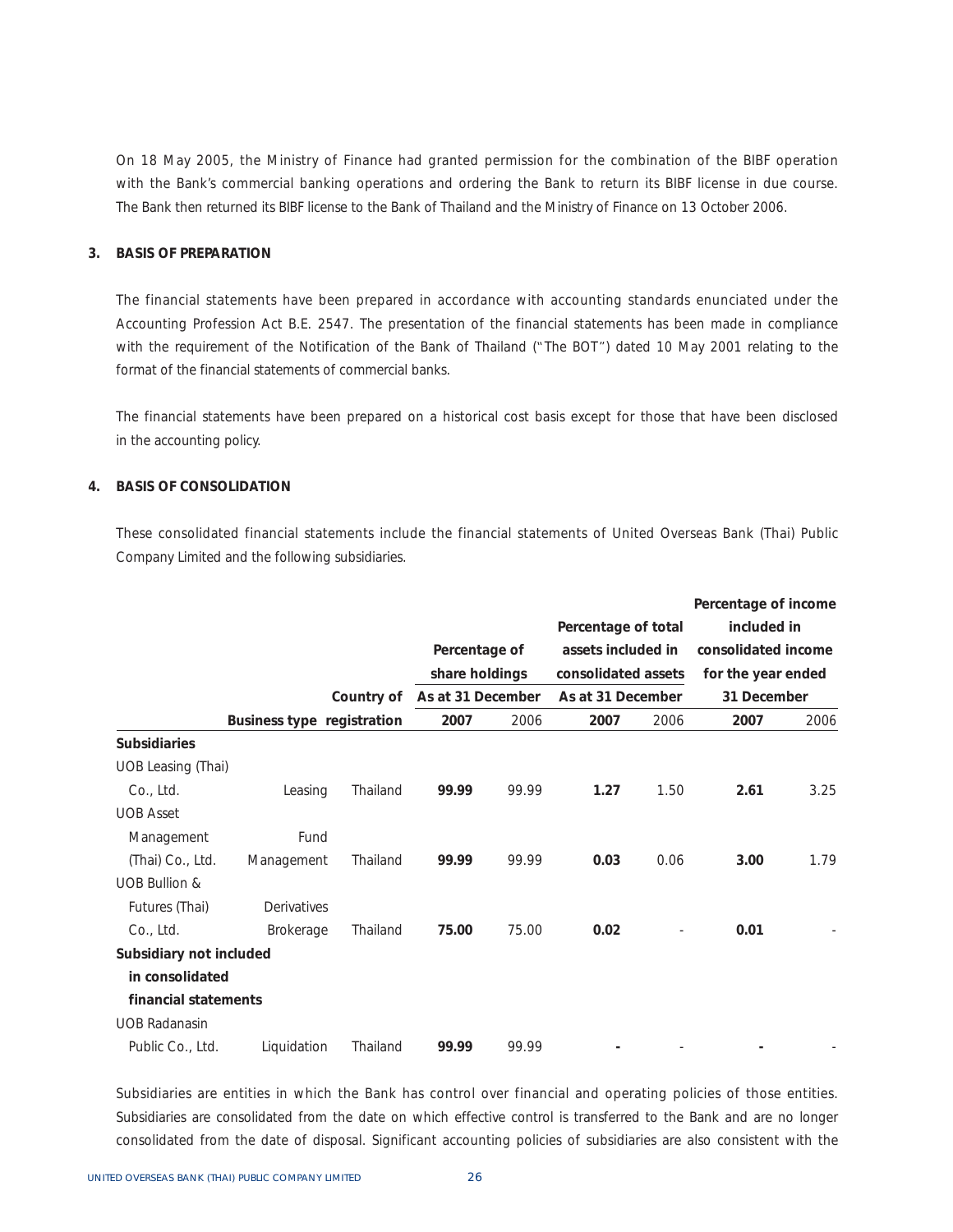On 18 May 2005, the Ministry of Finance had granted permission for the combination of the BIBF operation with the Bank's commercial banking operations and ordering the Bank to return its BIBF license in due course. The Bank then returned its BIBF license to the Bank of Thailand and the Ministry of Finance on 13 October 2006.

## 3. BASIS OF PREPARATION

The financial statements have been prepared in accordance with accounting standards enunciated under the Accounting Profession Act B.E. 2547. The presentation of the financial statements has been made in compliance with the requirement of the Notification of the Bank of Thailand ("The BOT") dated 10 May 2001 relating to the format of the financial statements of commercial banks.

The financial statements have been prepared on a historical cost basis except for those that have been disclosed in the accounting policy.

## 4. BASIS OF CONSOLIDATION

These consolidated financial statements include the financial statements of United Overseas Bank (Thai) Public Company Limited and the following subsidiaries.

| | Business type | Country of registration | Percentage of share holdings As at 31 December | | Percentage of total assets included in consolidated assets As at 31 December | | Percentage of income included in consolidated income for the year ended 31 December | |
|---|---|---|---|---|---|---|---|---|
| | | | **2007** | 2006 | **2007** | 2006 | **2007** | 2006 |
| **Subsidiaries** | | | | | | | | |
| UOB Leasing (Thai) Co., Ltd. | Leasing | Thailand | **99.99** | 99.99 | **1.27** | 1.50 | **2.61** | 3.25 |
| UOB Asset Management (Thai) Co., Ltd. | Fund Management | Thailand | **99.99** | 99.99 | **0.03** | 0.06 | **3.00** | 1.79 |
| UOB Bullion & Futures (Thai) Co., Ltd. | Derivatives Brokerage | Thailand | **75.00** | 75.00 | **0.02** | - | **0.01** | - |
| **Subsidiary not included in consolidated financial statements** | | | | | | | | |
| UOB Radanasin Public Co., Ltd. | Liquidation | Thailand | **99.99** | 99.99 | **-** | - | **-** | - |

Subsidiaries are entities in which the Bank has control over financial and operating policies of those entities. Subsidiaries are consolidated from the date on which effective control is transferred to the Bank and are no longer consolidated from the date of disposal. Significant accounting policies of subsidiaries are also consistent with the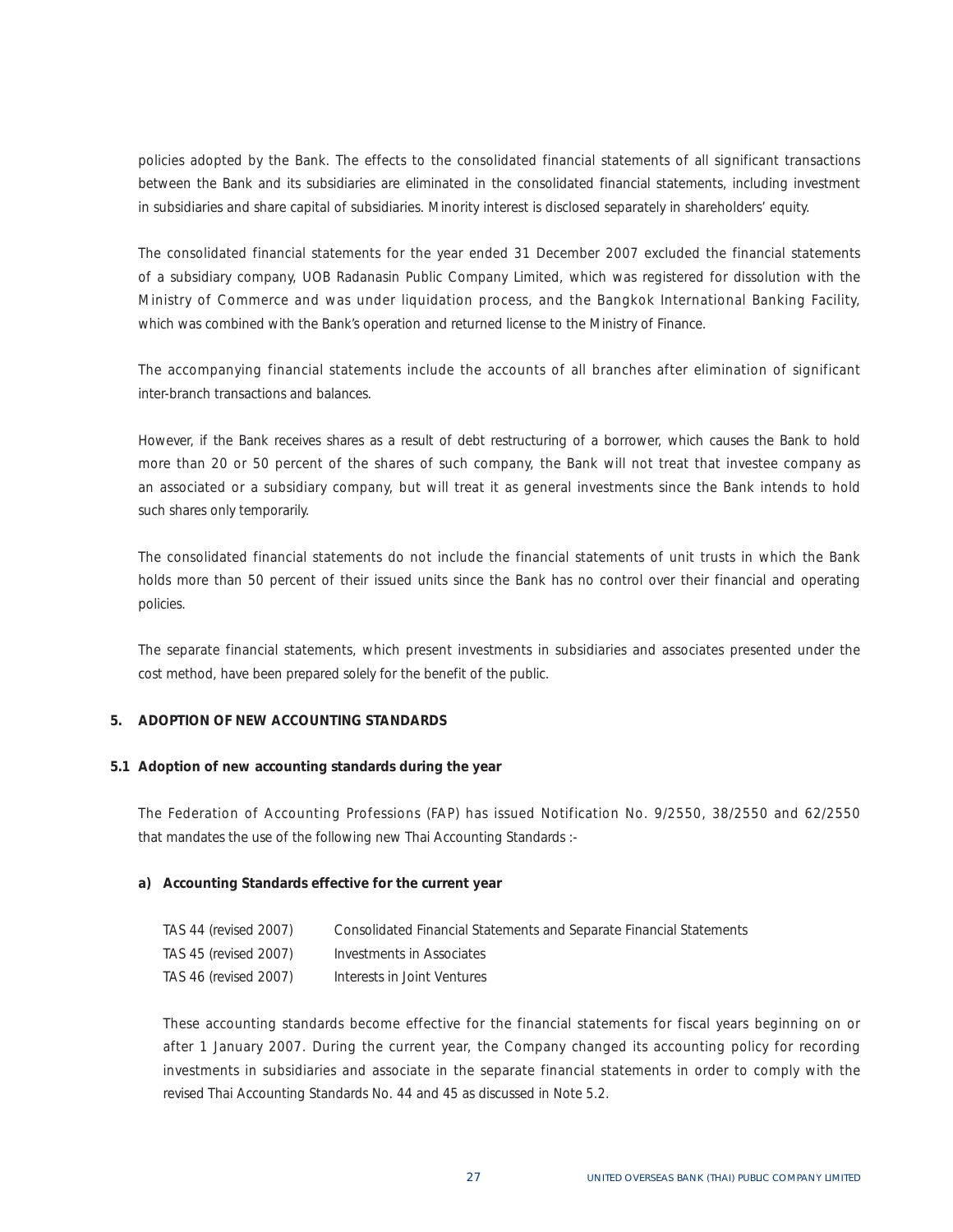policies adopted by the Bank. The effects to the consolidated financial statements of all significant transactions between the Bank and its subsidiaries are eliminated in the consolidated financial statements, including investment in subsidiaries and share capital of subsidiaries. Minority interest is disclosed separately in shareholders' equity.

The consolidated financial statements for the year ended 31 December 2007 excluded the financial statements of a subsidiary company, UOB Radanasin Public Company Limited, which was registered for dissolution with the Ministry of Commerce and was under liquidation process, and the Bangkok International Banking Facility, which was combined with the Bank's operation and returned license to the Ministry of Finance.

The accompanying financial statements include the accounts of all branches after elimination of significant inter-branch transactions and balances.

However, if the Bank receives shares as a result of debt restructuring of a borrower, which causes the Bank to hold more than 20 or 50 percent of the shares of such company, the Bank will not treat that investee company as an associated or a subsidiary company, but will treat it as general investments since the Bank intends to hold such shares only temporarily.

The consolidated financial statements do not include the financial statements of unit trusts in which the Bank holds more than 50 percent of their issued units since the Bank has no control over their financial and operating policies.

The separate financial statements, which present investments in subsidiaries and associates presented under the cost method, have been prepared solely for the benefit of the public.

## 5. ADOPTION OF NEW ACCOUNTING STANDARDS

### 5.1 Adoption of new accounting standards during the year

The Federation of Accounting Professions (FAP) has issued Notification No. 9/2550, 38/2550 and 62/2550 that mandates the use of the following new Thai Accounting Standards :-

**a) Accounting Standards effective for the current year**

| | |
|---|---|
| TAS 44 (revised 2007) | Consolidated Financial Statements and Separate Financial Statements |
| TAS 45 (revised 2007) | Investments in Associates |
| TAS 46 (revised 2007) | Interests in Joint Ventures |

These accounting standards become effective for the financial statements for fiscal years beginning on or after 1 January 2007. During the current year, the Company changed its accounting policy for recording investments in subsidiaries and associate in the separate financial statements in order to comply with the revised Thai Accounting Standards No. 44 and 45 as discussed in Note 5.2.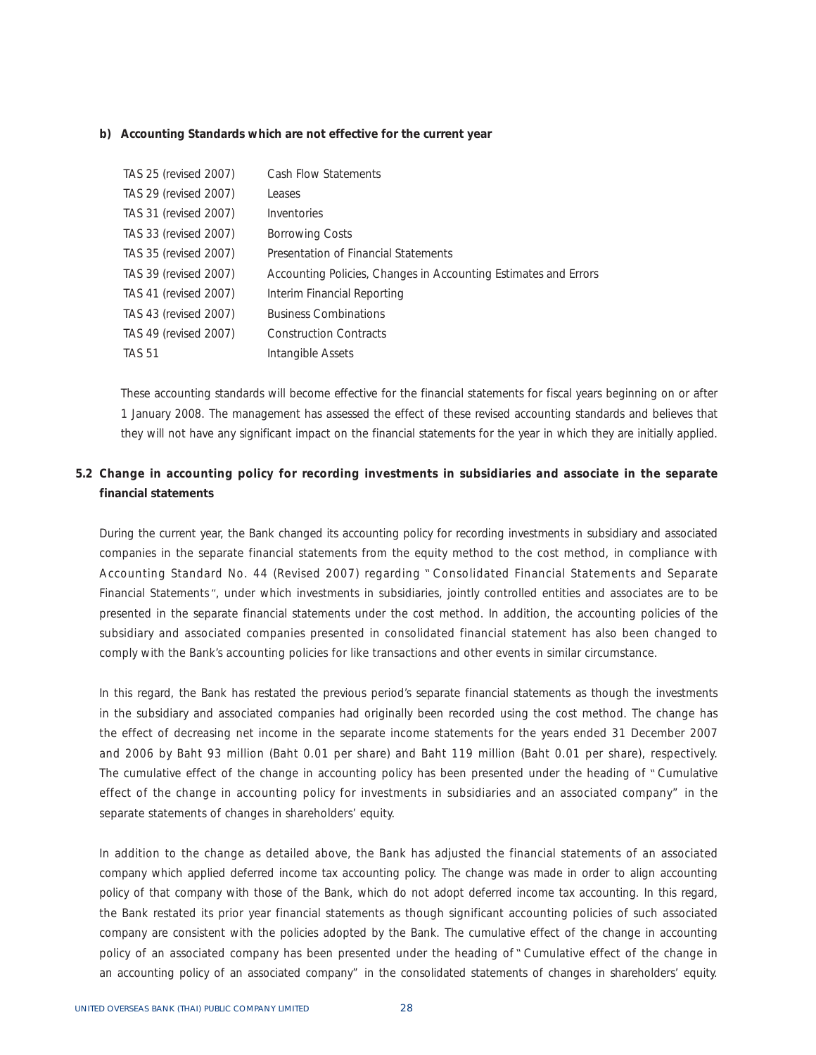**b) Accounting Standards which are not effective for the current year**

| | |
|---|---|
| TAS 25 (revised 2007) | Cash Flow Statements |
| TAS 29 (revised 2007) | Leases |
| TAS 31 (revised 2007) | Inventories |
| TAS 33 (revised 2007) | Borrowing Costs |
| TAS 35 (revised 2007) | Presentation of Financial Statements |
| TAS 39 (revised 2007) | Accounting Policies, Changes in Accounting Estimates and Errors |
| TAS 41 (revised 2007) | Interim Financial Reporting |
| TAS 43 (revised 2007) | Business Combinations |
| TAS 49 (revised 2007) | Construction Contracts |
| TAS 51 | Intangible Assets |

These accounting standards will become effective for the financial statements for fiscal years beginning on or after 1 January 2008. The management has assessed the effect of these revised accounting standards and believes that they will not have any significant impact on the financial statements for the year in which they are initially applied.

**5.2 Change in accounting policy for recording investments in subsidiaries and associate in the separate financial statements**

During the current year, the Bank changed its accounting policy for recording investments in subsidiary and associated companies in the separate financial statements from the equity method to the cost method, in compliance with Accounting Standard No. 44 (Revised 2007) regarding "Consolidated Financial Statements and Separate Financial Statements", under which investments in subsidiaries, jointly controlled entities and associates are to be presented in the separate financial statements under the cost method. In addition, the accounting policies of the subsidiary and associated companies presented in consolidated financial statement has also been changed to comply with the Bank's accounting policies for like transactions and other events in similar circumstance.

In this regard, the Bank has restated the previous period's separate financial statements as though the investments in the subsidiary and associated companies had originally been recorded using the cost method. The change has the effect of decreasing net income in the separate income statements for the years ended 31 December 2007 and 2006 by Baht 93 million (Baht 0.01 per share) and Baht 119 million (Baht 0.01 per share), respectively. The cumulative effect of the change in accounting policy has been presented under the heading of "Cumulative effect of the change in accounting policy for investments in subsidiaries and an associated company" in the separate statements of changes in shareholders' equity.

In addition to the change as detailed above, the Bank has adjusted the financial statements of an associated company which applied deferred income tax accounting policy. The change was made in order to align accounting policy of that company with those of the Bank, which do not adopt deferred income tax accounting. In this regard, the Bank restated its prior year financial statements as though significant accounting policies of such associated company are consistent with the policies adopted by the Bank. The cumulative effect of the change in accounting policy of an associated company has been presented under the heading of "Cumulative effect of the change in an accounting policy of an associated company" in the consolidated statements of changes in shareholders' equity.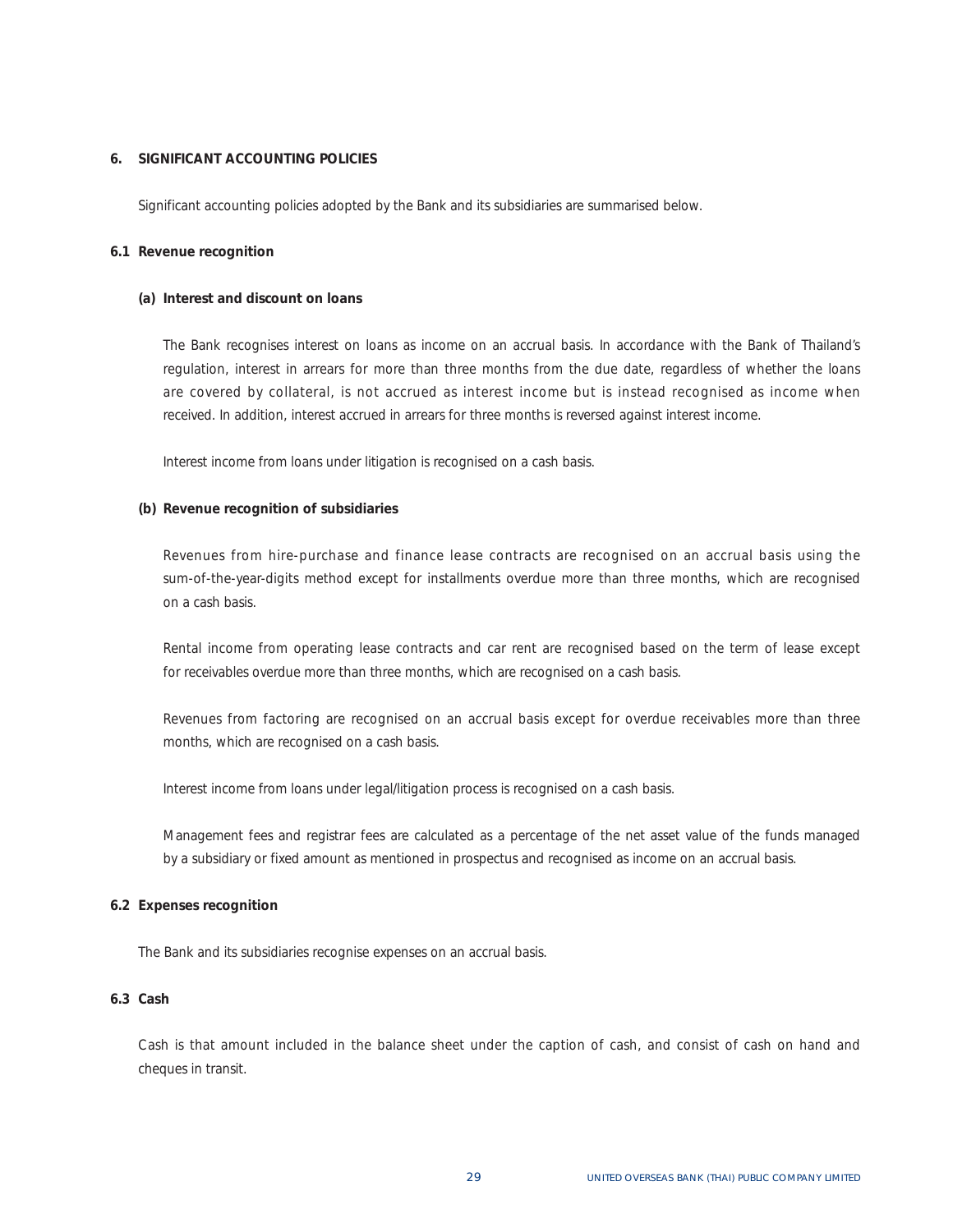## 6. SIGNIFICANT ACCOUNTING POLICIES

Significant accounting policies adopted by the Bank and its subsidiaries are summarised below.

### 6.1 Revenue recognition

#### (a) Interest and discount on loans

The Bank recognises interest on loans as income on an accrual basis. In accordance with the Bank of Thailand's regulation, interest in arrears for more than three months from the due date, regardless of whether the loans are covered by collateral, is not accrued as interest income but is instead recognised as income when received. In addition, interest accrued in arrears for three months is reversed against interest income.

Interest income from loans under litigation is recognised on a cash basis.

#### (b) Revenue recognition of subsidiaries

Revenues from hire-purchase and finance lease contracts are recognised on an accrual basis using the sum-of-the-year-digits method except for installments overdue more than three months, which are recognised on a cash basis.

Rental income from operating lease contracts and car rent are recognised based on the term of lease except for receivables overdue more than three months, which are recognised on a cash basis.

Revenues from factoring are recognised on an accrual basis except for overdue receivables more than three months, which are recognised on a cash basis.

Interest income from loans under legal/litigation process is recognised on a cash basis.

Management fees and registrar fees are calculated as a percentage of the net asset value of the funds managed by a subsidiary or fixed amount as mentioned in prospectus and recognised as income on an accrual basis.

### 6.2 Expenses recognition

The Bank and its subsidiaries recognise expenses on an accrual basis.

### 6.3 Cash

Cash is that amount included in the balance sheet under the caption of cash, and consist of cash on hand and cheques in transit.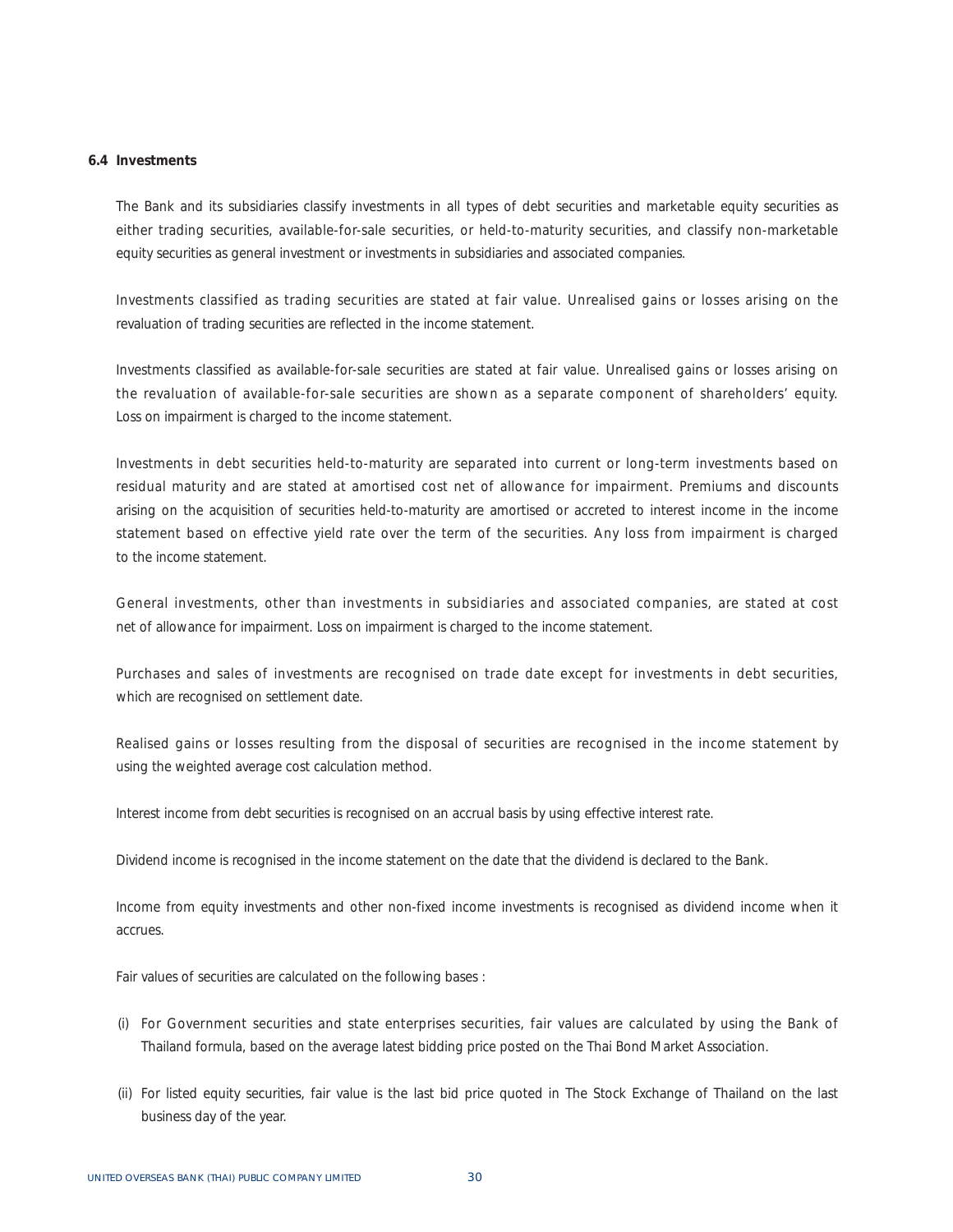### 6.4 Investments

The Bank and its subsidiaries classify investments in all types of debt securities and marketable equity securities as either trading securities, available-for-sale securities, or held-to-maturity securities, and classify non-marketable equity securities as general investment or investments in subsidiaries and associated companies.

Investments classified as trading securities are stated at fair value. Unrealised gains or losses arising on the revaluation of trading securities are reflected in the income statement.

Investments classified as available-for-sale securities are stated at fair value. Unrealised gains or losses arising on the revaluation of available-for-sale securities are shown as a separate component of shareholders' equity. Loss on impairment is charged to the income statement.

Investments in debt securities held-to-maturity are separated into current or long-term investments based on residual maturity and are stated at amortised cost net of allowance for impairment. Premiums and discounts arising on the acquisition of securities held-to-maturity are amortised or accreted to interest income in the income statement based on effective yield rate over the term of the securities. Any loss from impairment is charged to the income statement.

General investments, other than investments in subsidiaries and associated companies, are stated at cost net of allowance for impairment. Loss on impairment is charged to the income statement.

Purchases and sales of investments are recognised on trade date except for investments in debt securities, which are recognised on settlement date.

Realised gains or losses resulting from the disposal of securities are recognised in the income statement by using the weighted average cost calculation method.

Interest income from debt securities is recognised on an accrual basis by using effective interest rate.

Dividend income is recognised in the income statement on the date that the dividend is declared to the Bank.

Income from equity investments and other non-fixed income investments is recognised as dividend income when it accrues.

Fair values of securities are calculated on the following bases :

(i) For Government securities and state enterprises securities, fair values are calculated by using the Bank of Thailand formula, based on the average latest bidding price posted on the Thai Bond Market Association.

(ii) For listed equity securities, fair value is the last bid price quoted in The Stock Exchange of Thailand on the last business day of the year.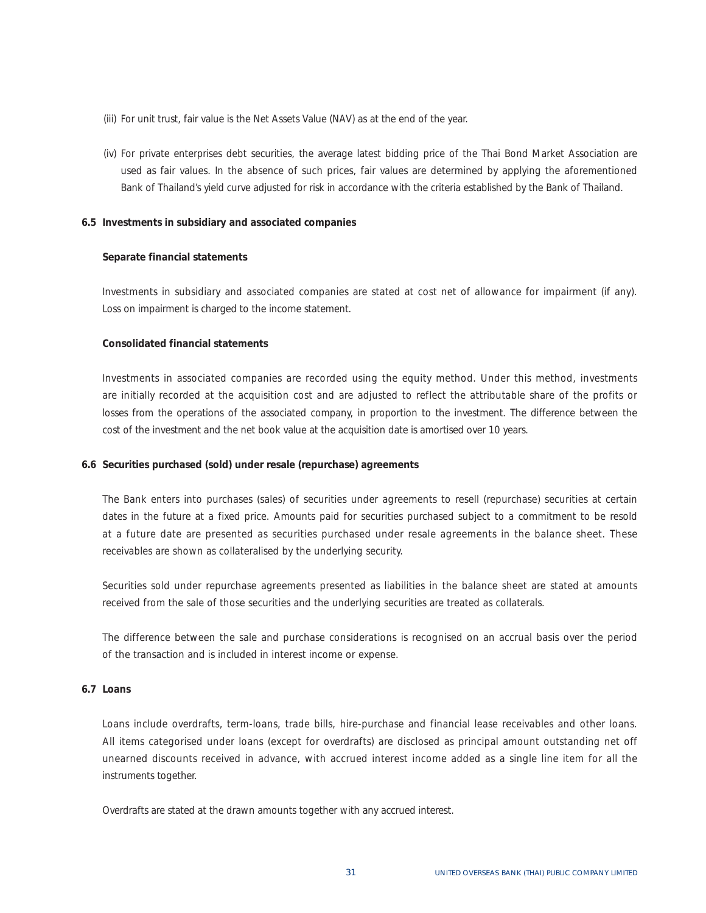(iii) For unit trust, fair value is the Net Assets Value (NAV) as at the end of the year.

(iv) For private enterprises debt securities, the average latest bidding price of the Thai Bond Market Association are used as fair values. In the absence of such prices, fair values are determined by applying the aforementioned Bank of Thailand's yield curve adjusted for risk in accordance with the criteria established by the Bank of Thailand.

## 6.5 Investments in subsidiary and associated companies

**Separate financial statements**

Investments in subsidiary and associated companies are stated at cost net of allowance for impairment (if any). Loss on impairment is charged to the income statement.

**Consolidated financial statements**

Investments in associated companies are recorded using the equity method. Under this method, investments are initially recorded at the acquisition cost and are adjusted to reflect the attributable share of the profits or losses from the operations of the associated company, in proportion to the investment. The difference between the cost of the investment and the net book value at the acquisition date is amortised over 10 years.

## 6.6 Securities purchased (sold) under resale (repurchase) agreements

The Bank enters into purchases (sales) of securities under agreements to resell (repurchase) securities at certain dates in the future at a fixed price. Amounts paid for securities purchased subject to a commitment to be resold at a future date are presented as securities purchased under resale agreements in the balance sheet. These receivables are shown as collateralised by the underlying security.

Securities sold under repurchase agreements presented as liabilities in the balance sheet are stated at amounts received from the sale of those securities and the underlying securities are treated as collaterals.

The difference between the sale and purchase considerations is recognised on an accrual basis over the period of the transaction and is included in interest income or expense.

## 6.7 Loans

Loans include overdrafts, term-loans, trade bills, hire-purchase and financial lease receivables and other loans. All items categorised under loans (except for overdrafts) are disclosed as principal amount outstanding net off unearned discounts received in advance, with accrued interest income added as a single line item for all the instruments together.

Overdrafts are stated at the drawn amounts together with any accrued interest.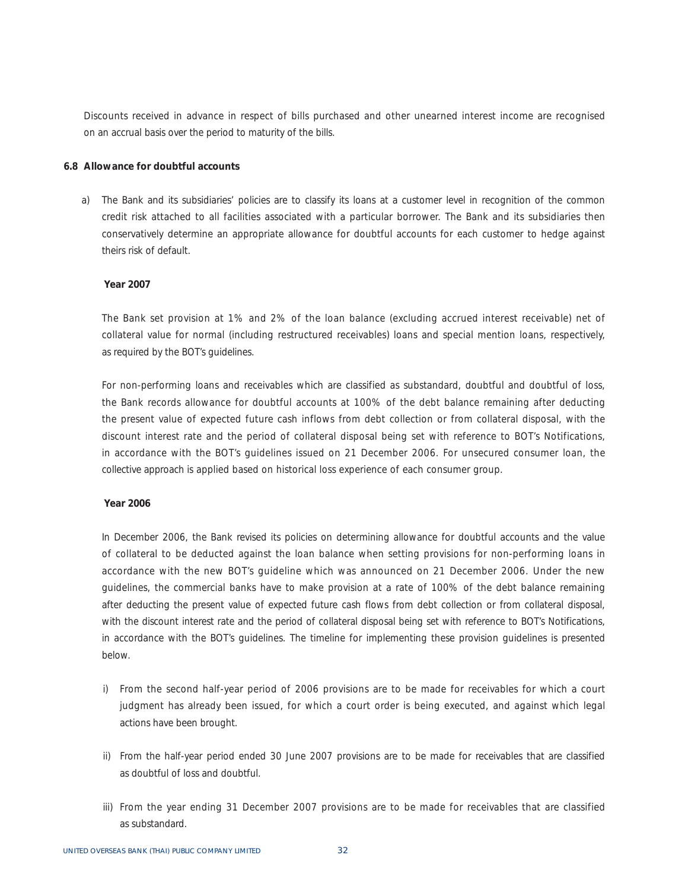Discounts received in advance in respect of bills purchased and other unearned interest income are recognised on an accrual basis over the period to maturity of the bills.

### 6.8 Allowance for doubtful accounts

a) The Bank and its subsidiaries' policies are to classify its loans at a customer level in recognition of the common credit risk attached to all facilities associated with a particular borrower. The Bank and its subsidiaries then conservatively determine an appropriate allowance for doubtful accounts for each customer to hedge against theirs risk of default.

**Year 2007**

The Bank set provision at 1% and 2% of the loan balance (excluding accrued interest receivable) net of collateral value for normal (including restructured receivables) loans and special mention loans, respectively, as required by the BOT's guidelines.

For non-performing loans and receivables which are classified as substandard, doubtful and doubtful of loss, the Bank records allowance for doubtful accounts at 100% of the debt balance remaining after deducting the present value of expected future cash inflows from debt collection or from collateral disposal, with the discount interest rate and the period of collateral disposal being set with reference to BOT's Notifications, in accordance with the BOT's guidelines issued on 21 December 2006. For unsecured consumer loan, the collective approach is applied based on historical loss experience of each consumer group.

**Year 2006**

In December 2006, the Bank revised its policies on determining allowance for doubtful accounts and the value of collateral to be deducted against the loan balance when setting provisions for non-performing loans in accordance with the new BOT's guideline which was announced on 21 December 2006. Under the new guidelines, the commercial banks have to make provision at a rate of 100% of the debt balance remaining after deducting the present value of expected future cash flows from debt collection or from collateral disposal, with the discount interest rate and the period of collateral disposal being set with reference to BOT's Notifications, in accordance with the BOT's guidelines. The timeline for implementing these provision guidelines is presented below.

i) From the second half-year period of 2006 provisions are to be made for receivables for which a court judgment has already been issued, for which a court order is being executed, and against which legal actions have been brought.

ii) From the half-year period ended 30 June 2007 provisions are to be made for receivables that are classified as doubtful of loss and doubtful.

iii) From the year ending 31 December 2007 provisions are to be made for receivables that are classified as substandard.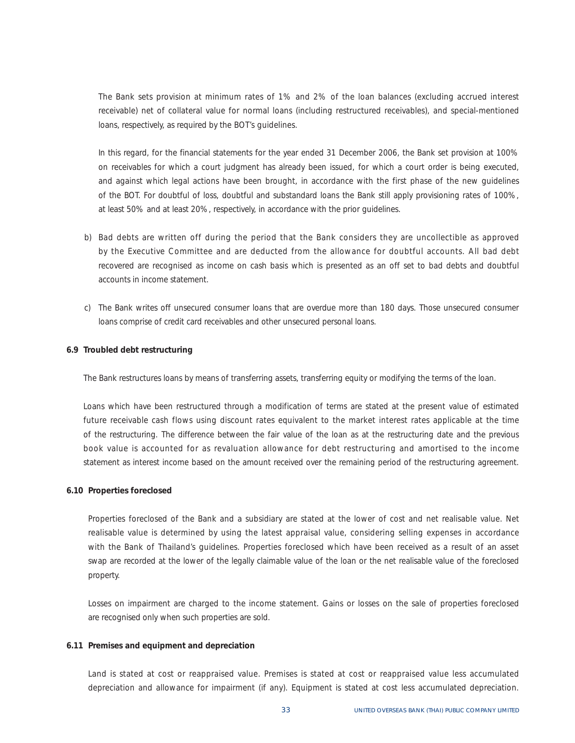The Bank sets provision at minimum rates of 1% and 2% of the loan balances (excluding accrued interest receivable) net of collateral value for normal loans (including restructured receivables), and special-mentioned loans, respectively, as required by the BOT's guidelines.

In this regard, for the financial statements for the year ended 31 December 2006, the Bank set provision at 100% on receivables for which a court judgment has already been issued, for which a court order is being executed, and against which legal actions have been brought, in accordance with the first phase of the new guidelines of the BOT. For doubtful of loss, doubtful and substandard loans the Bank still apply provisioning rates of 100%, at least 50% and at least 20%, respectively, in accordance with the prior guidelines.

b) Bad debts are written off during the period that the Bank considers they are uncollectible as approved by the Executive Committee and are deducted from the allowance for doubtful accounts. All bad debt recovered are recognised as income on cash basis which is presented as an off set to bad debts and doubtful accounts in income statement.

c) The Bank writes off unsecured consumer loans that are overdue more than 180 days. Those unsecured consumer loans comprise of credit card receivables and other unsecured personal loans.

**6.9 Troubled debt restructuring**

The Bank restructures loans by means of transferring assets, transferring equity or modifying the terms of the loan.

Loans which have been restructured through a modification of terms are stated at the present value of estimated future receivable cash flows using discount rates equivalent to the market interest rates applicable at the time of the restructuring. The difference between the fair value of the loan as at the restructuring date and the previous book value is accounted for as revaluation allowance for debt restructuring and amortised to the income statement as interest income based on the amount received over the remaining period of the restructuring agreement.

**6.10 Properties foreclosed**

Properties foreclosed of the Bank and a subsidiary are stated at the lower of cost and net realisable value. Net realisable value is determined by using the latest appraisal value, considering selling expenses in accordance with the Bank of Thailand's guidelines. Properties foreclosed which have been received as a result of an asset swap are recorded at the lower of the legally claimable value of the loan or the net realisable value of the foreclosed property.

Losses on impairment are charged to the income statement. Gains or losses on the sale of properties foreclosed are recognised only when such properties are sold.

**6.11 Premises and equipment and depreciation**

Land is stated at cost or reappraised value. Premises is stated at cost or reappraised value less accumulated depreciation and allowance for impairment (if any). Equipment is stated at cost less accumulated depreciation.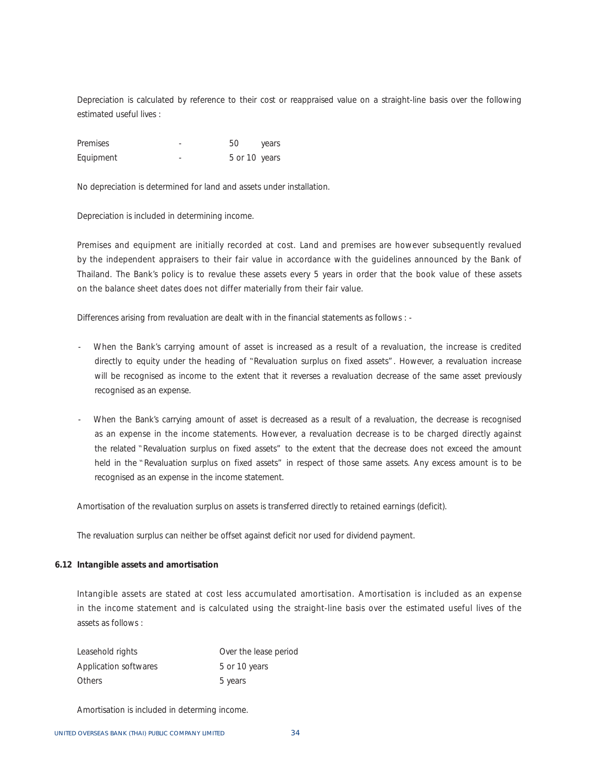Depreciation is calculated by reference to their cost or reappraised value on a straight-line basis over the following estimated useful lives :

| | | |
|---|---|---|
| Premises | - | 50 years |
| Equipment | - | 5 or 10 years |

No depreciation is determined for land and assets under installation.

Depreciation is included in determining income.

Premises and equipment are initially recorded at cost. Land and premises are however subsequently revalued by the independent appraisers to their fair value in accordance with the guidelines announced by the Bank of Thailand. The Bank's policy is to revalue these assets every 5 years in order that the book value of these assets on the balance sheet dates does not differ materially from their fair value.

Differences arising from revaluation are dealt with in the financial statements as follows : -

- When the Bank's carrying amount of asset is increased as a result of a revaluation, the increase is credited directly to equity under the heading of "Revaluation surplus on fixed assets". However, a revaluation increase will be recognised as income to the extent that it reverses a revaluation decrease of the same asset previously recognised as an expense.

- When the Bank's carrying amount of asset is decreased as a result of a revaluation, the decrease is recognised as an expense in the income statements. However, a revaluation decrease is to be charged directly against the related "Revaluation surplus on fixed assets" to the extent that the decrease does not exceed the amount held in the "Revaluation surplus on fixed assets" in respect of those same assets. Any excess amount is to be recognised as an expense in the income statement.

Amortisation of the revaluation surplus on assets is transferred directly to retained earnings (deficit).

The revaluation surplus can neither be offset against deficit nor used for dividend payment.

**6.12 Intangible assets and amortisation**

Intangible assets are stated at cost less accumulated amortisation. Amortisation is included as an expense in the income statement and is calculated using the straight-line basis over the estimated useful lives of the assets as follows :

| | |
|---|---|
| Leasehold rights | Over the lease period |
| Application softwares | 5 or 10 years |
| Others | 5 years |

Amortisation is included in determing income.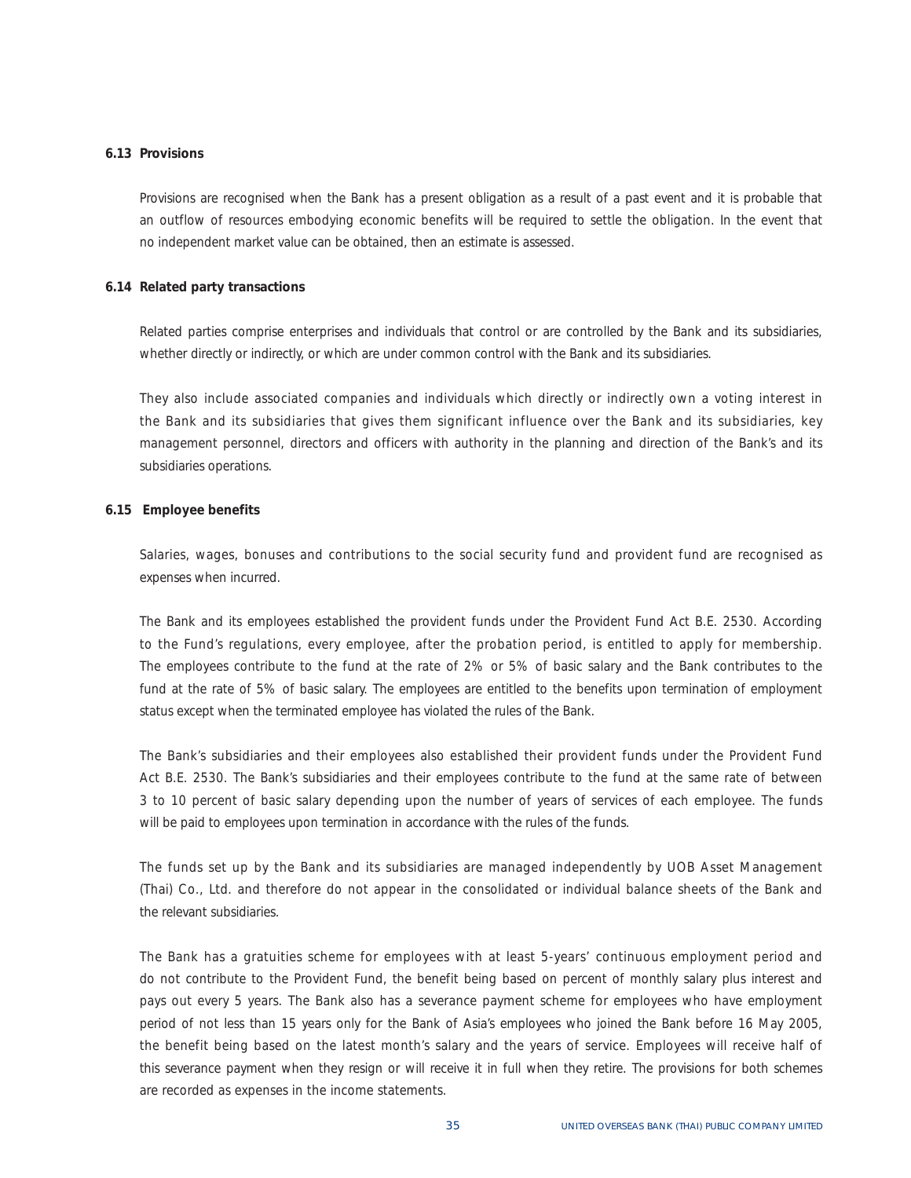### 6.13 Provisions

Provisions are recognised when the Bank has a present obligation as a result of a past event and it is probable that an outflow of resources embodying economic benefits will be required to settle the obligation. In the event that no independent market value can be obtained, then an estimate is assessed.

### 6.14 Related party transactions

Related parties comprise enterprises and individuals that control or are controlled by the Bank and its subsidiaries, whether directly or indirectly, or which are under common control with the Bank and its subsidiaries.

They also include associated companies and individuals which directly or indirectly own a voting interest in the Bank and its subsidiaries that gives them significant influence over the Bank and its subsidiaries, key management personnel, directors and officers with authority in the planning and direction of the Bank's and its subsidiaries operations.

### 6.15 Employee benefits

Salaries, wages, bonuses and contributions to the social security fund and provident fund are recognised as expenses when incurred.

The Bank and its employees established the provident funds under the Provident Fund Act B.E. 2530. According to the Fund's regulations, every employee, after the probation period, is entitled to apply for membership. The employees contribute to the fund at the rate of 2% or 5% of basic salary and the Bank contributes to the fund at the rate of 5% of basic salary. The employees are entitled to the benefits upon termination of employment status except when the terminated employee has violated the rules of the Bank.

The Bank's subsidiaries and their employees also established their provident funds under the Provident Fund Act B.E. 2530. The Bank's subsidiaries and their employees contribute to the fund at the same rate of between 3 to 10 percent of basic salary depending upon the number of years of services of each employee. The funds will be paid to employees upon termination in accordance with the rules of the funds.

The funds set up by the Bank and its subsidiaries are managed independently by UOB Asset Management (Thai) Co., Ltd. and therefore do not appear in the consolidated or individual balance sheets of the Bank and the relevant subsidiaries.

The Bank has a gratuities scheme for employees with at least 5-years' continuous employment period and do not contribute to the Provident Fund, the benefit being based on percent of monthly salary plus interest and pays out every 5 years. The Bank also has a severance payment scheme for employees who have employment period of not less than 15 years only for the Bank of Asia's employees who joined the Bank before 16 May 2005, the benefit being based on the latest month's salary and the years of service. Employees will receive half of this severance payment when they resign or will receive it in full when they retire. The provisions for both schemes are recorded as expenses in the income statements.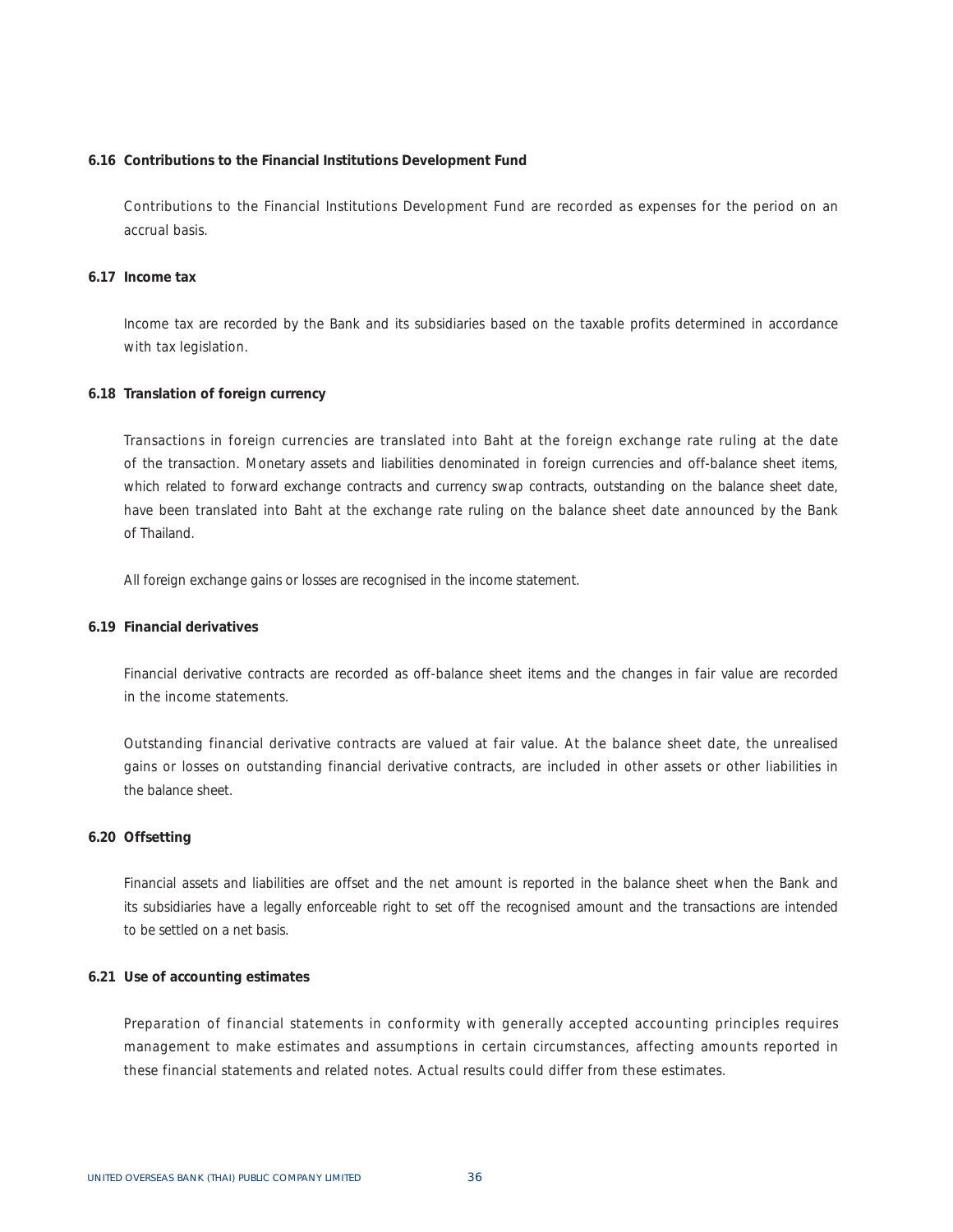### 6.16 Contributions to the Financial Institutions Development Fund

Contributions to the Financial Institutions Development Fund are recorded as expenses for the period on an accrual basis.

### 6.17 Income tax

Income tax are recorded by the Bank and its subsidiaries based on the taxable profits determined in accordance with tax legislation.

### 6.18 Translation of foreign currency

Transactions in foreign currencies are translated into Baht at the foreign exchange rate ruling at the date of the transaction. Monetary assets and liabilities denominated in foreign currencies and off-balance sheet items, which related to forward exchange contracts and currency swap contracts, outstanding on the balance sheet date, have been translated into Baht at the exchange rate ruling on the balance sheet date announced by the Bank of Thailand.

All foreign exchange gains or losses are recognised in the income statement.

### 6.19 Financial derivatives

Financial derivative contracts are recorded as off-balance sheet items and the changes in fair value are recorded in the income statements.

Outstanding financial derivative contracts are valued at fair value. At the balance sheet date, the unrealised gains or losses on outstanding financial derivative contracts, are included in other assets or other liabilities in the balance sheet.

### 6.20 Offsetting

Financial assets and liabilities are offset and the net amount is reported in the balance sheet when the Bank and its subsidiaries have a legally enforceable right to set off the recognised amount and the transactions are intended to be settled on a net basis.

### 6.21 Use of accounting estimates

Preparation of financial statements in conformity with generally accepted accounting principles requires management to make estimates and assumptions in certain circumstances, affecting amounts reported in these financial statements and related notes. Actual results could differ from these estimates.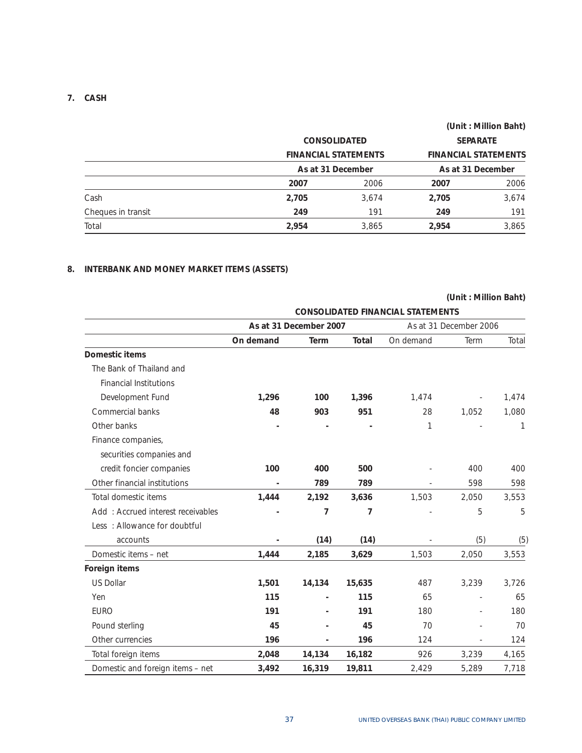## 7. CASH

(Unit : Million Baht)

| | CONSOLIDATED FINANCIAL STATEMENTS | | SEPARATE FINANCIAL STATEMENTS | |
|---|---|---|---|---|
| | As at 31 December | | As at 31 December | |
| | **2007** | 2006 | **2007** | 2006 |
| Cash | **2,705** | 3,674 | **2,705** | 3,674 |
| Cheques in transit | **249** | 191 | **249** | 191 |
| Total | **2,954** | 3,865 | **2,954** | 3,865 |

## 8. INTERBANK AND MONEY MARKET ITEMS (ASSETS)

(Unit : Million Baht)

| | CONSOLIDATED FINANCIAL STATEMENTS | | | | | |
|---|---|---|---|---|---|---|
| | As at 31 December 2007 | | | As at 31 December 2006 | | |
| | **On demand** | **Term** | **Total** | On demand | Term | Total |
| **Domestic items** | | | | | | |
| The Bank of Thailand and Financial Institutions Development Fund | **1,296** | **100** | **1,396** | 1,474 | - | 1,474 |
| Commercial banks | **48** | **903** | **951** | 28 | 1,052 | 1,080 |
| Other banks | **-** | **-** | **-** | 1 | - | 1 |
| Finance companies, securities companies and credit foncier companies | **100** | **400** | **500** | - | 400 | 400 |
| Other financial institutions | **-** | **789** | **789** | - | 598 | 598 |
| Total domestic items | **1,444** | **2,192** | **3,636** | 1,503 | 2,050 | 3,553 |
| Add : Accrued interest receivables | **-** | **7** | **7** | - | 5 | 5 |
| Less : Allowance for doubtful accounts | **-** | **(14)** | **(14)** | - | (5) | (5) |
| Domestic items – net | **1,444** | **2,185** | **3,629** | 1,503 | 2,050 | 3,553 |
| **Foreign items** | | | | | | |
| US Dollar | **1,501** | **14,134** | **15,635** | 487 | 3,239 | 3,726 |
| Yen | **115** | **-** | **115** | 65 | - | 65 |
| EURO | **191** | **-** | **191** | 180 | - | 180 |
| Pound sterling | **45** | **-** | **45** | 70 | - | 70 |
| Other currencies | **196** | **-** | **196** | 124 | - | 124 |
| Total foreign items | **2,048** | **14,134** | **16,182** | 926 | 3,239 | 4,165 |
| Domestic and foreign items – net | **3,492** | **16,319** | **19,811** | 2,429 | 5,289 | 7,718 |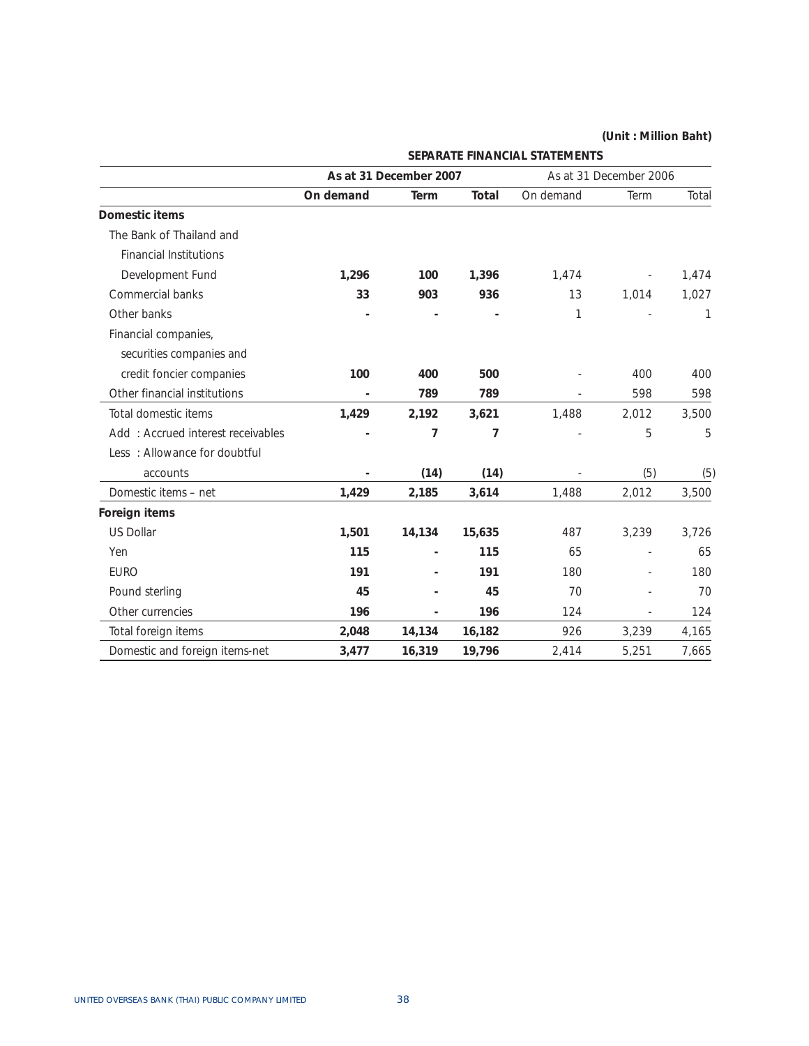(Unit : Million Baht)

| | SEPARATE FINANCIAL STATEMENTS | | | | | |
|---|---|---|---|---|---|---|
| | **As at 31 December 2007** | | | As at 31 December 2006 | | |
| | **On demand** | **Term** | **Total** | On demand | Term | Total |
| **Domestic items** | | | | | | |
| The Bank of Thailand and Financial Institutions Development Fund | **1,296** | **100** | **1,396** | 1,474 | - | 1,474 |
| Commercial banks | **33** | **903** | **936** | 13 | 1,014 | 1,027 |
| Other banks | **-** | **-** | **-** | 1 | - | 1 |
| Financial companies, securities companies and credit foncier companies | **100** | **400** | **500** | - | 400 | 400 |
| Other financial institutions | **-** | **789** | **789** | - | 598 | 598 |
| Total domestic items | **1,429** | **2,192** | **3,621** | 1,488 | 2,012 | 3,500 |
| Add : Accrued interest receivables | **-** | **7** | **7** | - | 5 | 5 |
| Less : Allowance for doubtful accounts | **-** | **(14)** | **(14)** | - | (5) | (5) |
| Domestic items – net | **1,429** | **2,185** | **3,614** | 1,488 | 2,012 | 3,500 |
| **Foreign items** | | | | | | |
| US Dollar | **1,501** | **14,134** | **15,635** | 487 | 3,239 | 3,726 |
| Yen | **115** | **-** | **115** | 65 | - | 65 |
| EURO | **191** | **-** | **191** | 180 | - | 180 |
| Pound sterling | **45** | **-** | **45** | 70 | - | 70 |
| Other currencies | **196** | **-** | **196** | 124 | - | 124 |
| Total foreign items | **2,048** | **14,134** | **16,182** | 926 | 3,239 | 4,165 |
| Domestic and foreign items-net | **3,477** | **16,319** | **19,796** | 2,414 | 5,251 | 7,665 |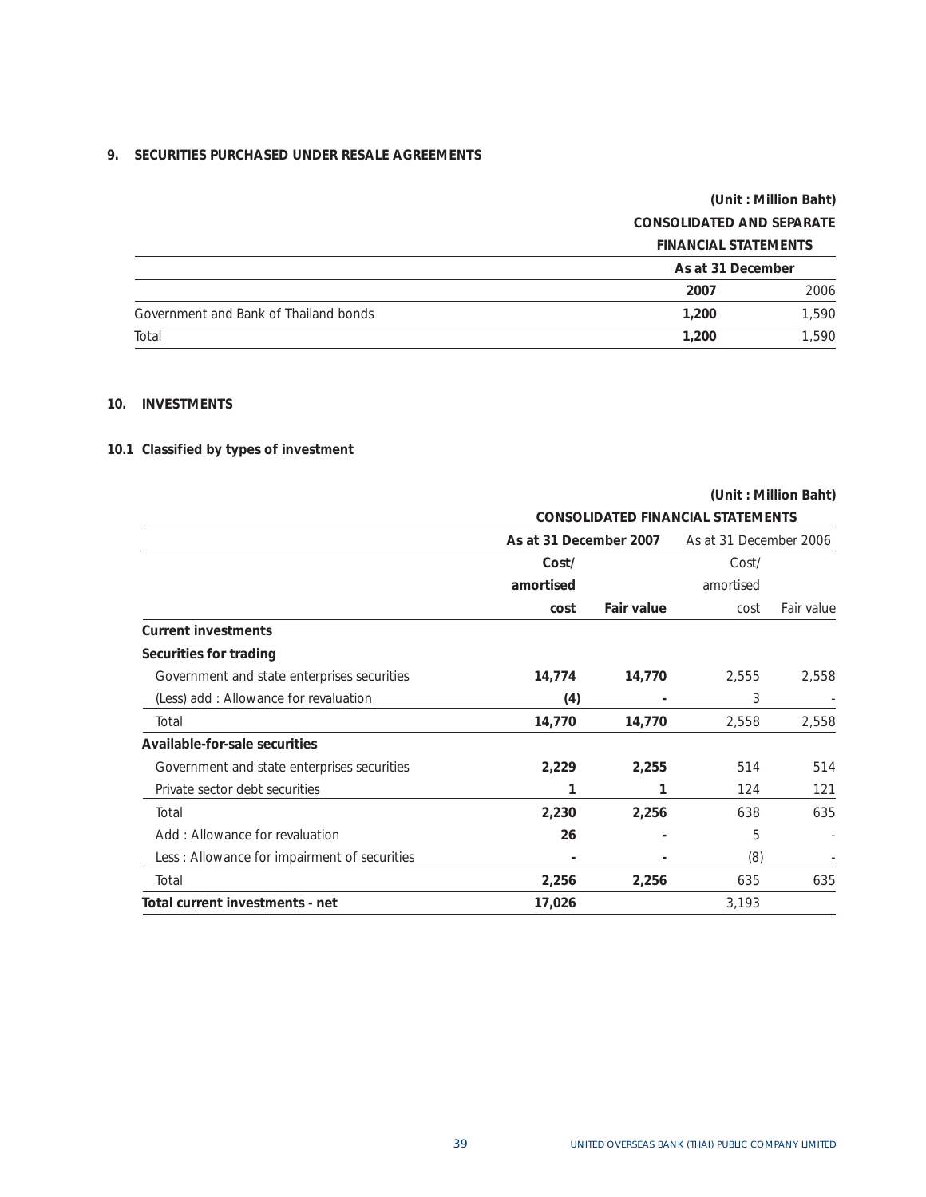## 9. SECURITIES PURCHASED UNDER RESALE AGREEMENTS

(Unit : Million Baht)

| | CONSOLIDATED AND SEPARATE FINANCIAL STATEMENTS | |
|---|---|---|
| | As at 31 December | |
| | **2007** | 2006 |
| Government and Bank of Thailand bonds | **1,200** | 1,590 |
| Total | **1,200** | 1,590 |

## 10. INVESTMENTS

### 10.1 Classified by types of investment

(Unit : Million Baht)

| | CONSOLIDATED FINANCIAL STATEMENTS | | | |
|---|---|---|---|---|
| | **As at 31 December 2007** | | As at 31 December 2006 | |
| | **Cost/ amortised cost** | **Fair value** | Cost/ amortised cost | Fair value |
| **Current investments** | | | | |
| **Securities for trading** | | | | |
| Government and state enterprises securities | **14,774** | **14,770** | 2,555 | 2,558 |
| (Less) add : Allowance for revaluation | **(4)** | **-** | 3 | - |
| Total | **14,770** | **14,770** | 2,558 | 2,558 |
| **Available-for-sale securities** | | | | |
| Government and state enterprises securities | **2,229** | **2,255** | 514 | 514 |
| Private sector debt securities | **1** | **1** | 124 | 121 |
| Total | **2,230** | **2,256** | 638 | 635 |
| Add : Allowance for revaluation | **26** | **-** | 5 | - |
| Less : Allowance for impairment of securities | **-** | **-** | (8) | - |
| Total | **2,256** | **2,256** | 635 | 635 |
| **Total current investments - net** | **17,026** | | 3,193 | |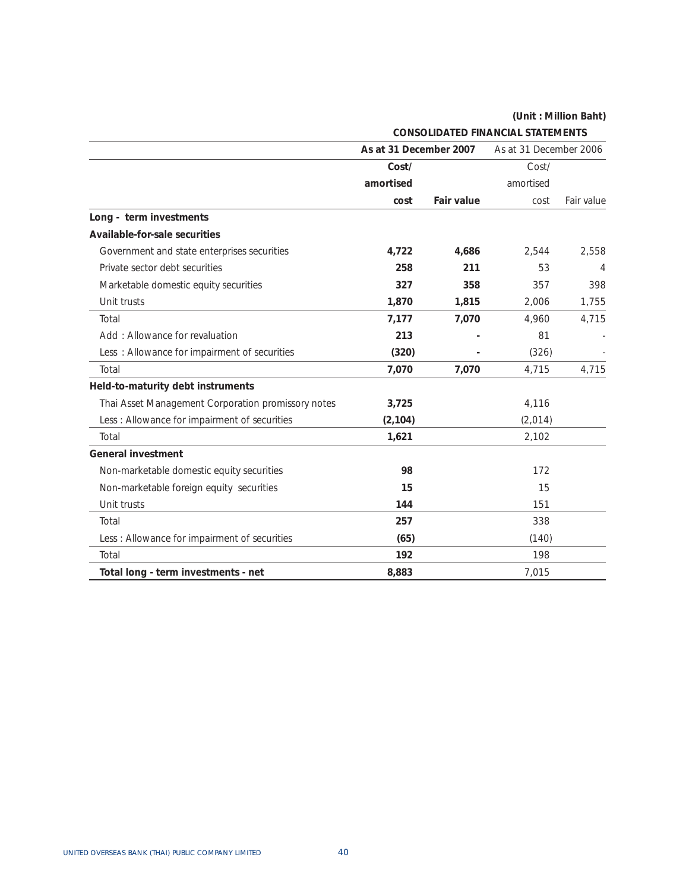(Unit : Million Baht)

| | CONSOLIDATED FINANCIAL STATEMENTS | | | |
|---|---|---|---|---|
| | As at 31 December 2007 | | As at 31 December 2006 | |
| | Cost/ amortised cost | Fair value | Cost/ amortised cost | Fair value |
| **Long - term investments** | | | | |
| **Available-for-sale securities** | | | | |
| Government and state enterprises securities | **4,722** | **4,686** | 2,544 | 2,558 |
| Private sector debt securities | **258** | **211** | 53 | 4 |
| Marketable domestic equity securities | **327** | **358** | 357 | 398 |
| Unit trusts | **1,870** | **1,815** | 2,006 | 1,755 |
| Total | **7,177** | **7,070** | 4,960 | 4,715 |
| Add : Allowance for revaluation | **213** | **-** | 81 | - |
| Less : Allowance for impairment of securities | **(320)** | **-** | (326) | - |
| Total | **7,070** | **7,070** | 4,715 | 4,715 |
| **Held-to-maturity debt instruments** | | | | |
| Thai Asset Management Corporation promissory notes | **3,725** | | 4,116 | |
| Less : Allowance for impairment of securities | **(2,104)** | | (2,014) | |
| Total | **1,621** | | 2,102 | |
| **General investment** | | | | |
| Non-marketable domestic equity securities | **98** | | 172 | |
| Non-marketable foreign equity securities | **15** | | 15 | |
| Unit trusts | **144** | | 151 | |
| Total | **257** | | 338 | |
| Less : Allowance for impairment of securities | **(65)** | | (140) | |
| Total | **192** | | 198 | |
| **Total long - term investments - net** | **8,883** | | 7,015 | |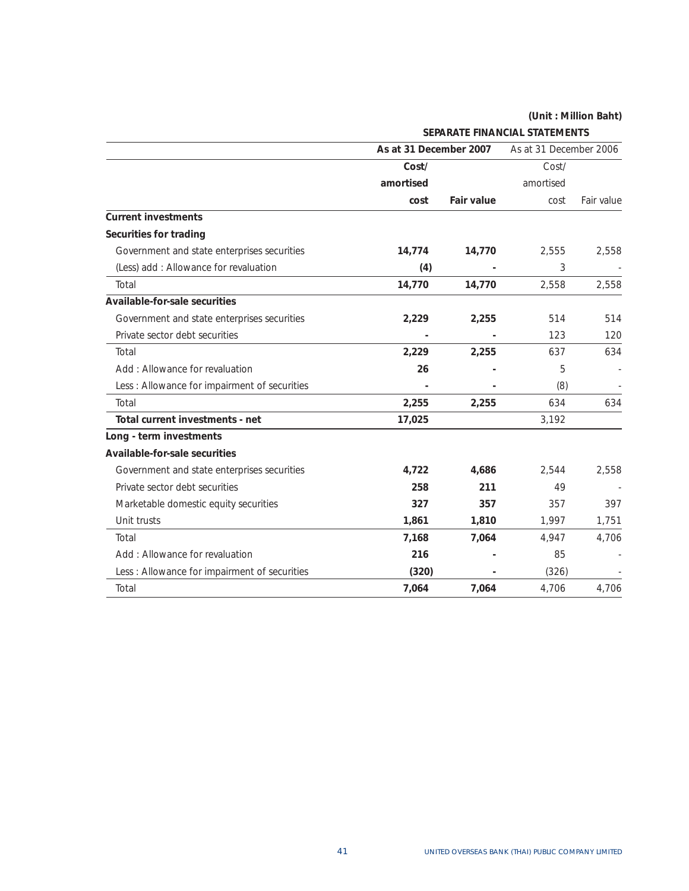(Unit : Million Baht)

| | SEPARATE FINANCIAL STATEMENTS | | | |
|---|---|---|---|---|
| | As at 31 December 2007 | | As at 31 December 2006 | |
| | Cost/ amortised cost | Fair value | Cost/ amortised cost | Fair value |
| **Current investments** | | | | |
| **Securities for trading** | | | | |
| Government and state enterprises securities | **14,774** | **14,770** | 2,555 | 2,558 |
| (Less) add : Allowance for revaluation | **(4)** | **-** | 3 | - |
| Total | **14,770** | **14,770** | 2,558 | 2,558 |
| **Available-for-sale securities** | | | | |
| Government and state enterprises securities | **2,229** | **2,255** | 514 | 514 |
| Private sector debt securities | **-** | **-** | 123 | 120 |
| Total | **2,229** | **2,255** | 637 | 634 |
| Add : Allowance for revaluation | **26** | **-** | 5 | - |
| Less : Allowance for impairment of securities | **-** | **-** | (8) | - |
| Total | **2,255** | **2,255** | 634 | 634 |
| **Total current investments - net** | **17,025** | | 3,192 | |
| **Long - term investments** | | | | |
| **Available-for-sale securities** | | | | |
| Government and state enterprises securities | **4,722** | **4,686** | 2,544 | 2,558 |
| Private sector debt securities | **258** | **211** | 49 | - |
| Marketable domestic equity securities | **327** | **357** | 357 | 397 |
| Unit trusts | **1,861** | **1,810** | 1,997 | 1,751 |
| Total | **7,168** | **7,064** | 4,947 | 4,706 |
| Add : Allowance for revaluation | **216** | **-** | 85 | - |
| Less : Allowance for impairment of securities | **(320)** | **-** | (326) | - |
| Total | **7,064** | **7,064** | 4,706 | 4,706 |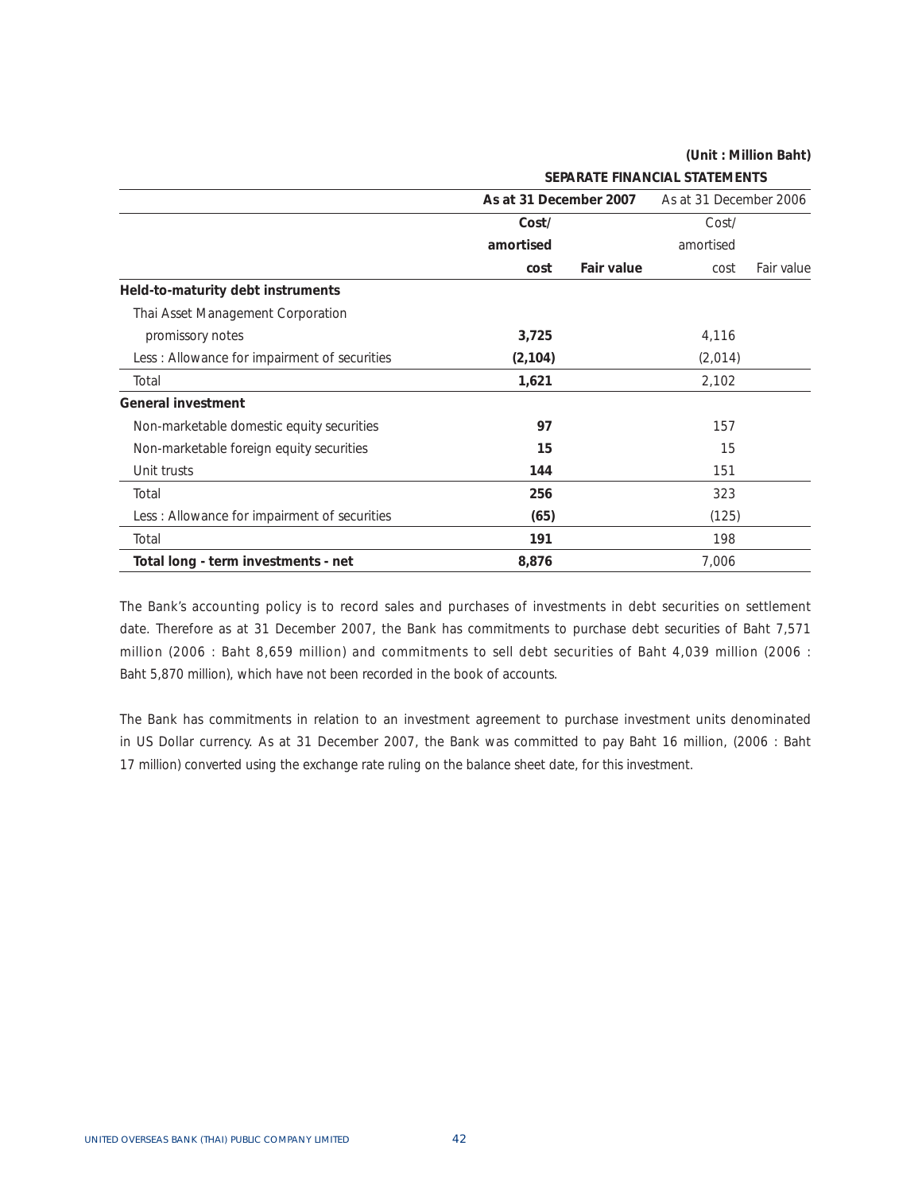(Unit : Million Baht)

| | SEPARATE FINANCIAL STATEMENTS | | | |
|---|---|---|---|---|
| | As at 31 December 2007 | | As at 31 December 2006 | |
| | Cost/ amortised cost | Fair value | Cost/ amortised cost | Fair value |
| **Held-to-maturity debt instruments** | | | | |
| Thai Asset Management Corporation promissory notes | 3,725 | | 4,116 | |
| Less : Allowance for impairment of securities | (2,104) | | (2,014) | |
| Total | 1,621 | | 2,102 | |
| **General investment** | | | | |
| Non-marketable domestic equity securities | 97 | | 157 | |
| Non-marketable foreign equity securities | 15 | | 15 | |
| Unit trusts | 144 | | 151 | |
| Total | 256 | | 323 | |
| Less : Allowance for impairment of securities | (65) | | (125) | |
| Total | 191 | | 198 | |
| **Total long - term investments - net** | 8,876 | | 7,006 | |

The Bank's accounting policy is to record sales and purchases of investments in debt securities on settlement date. Therefore as at 31 December 2007, the Bank has commitments to purchase debt securities of Baht 7,571 million (2006 : Baht 8,659 million) and commitments to sell debt securities of Baht 4,039 million (2006 : Baht 5,870 million), which have not been recorded in the book of accounts.

The Bank has commitments in relation to an investment agreement to purchase investment units denominated in US Dollar currency. As at 31 December 2007, the Bank was committed to pay Baht 16 million, (2006 : Baht 17 million) converted using the exchange rate ruling on the balance sheet date, for this investment.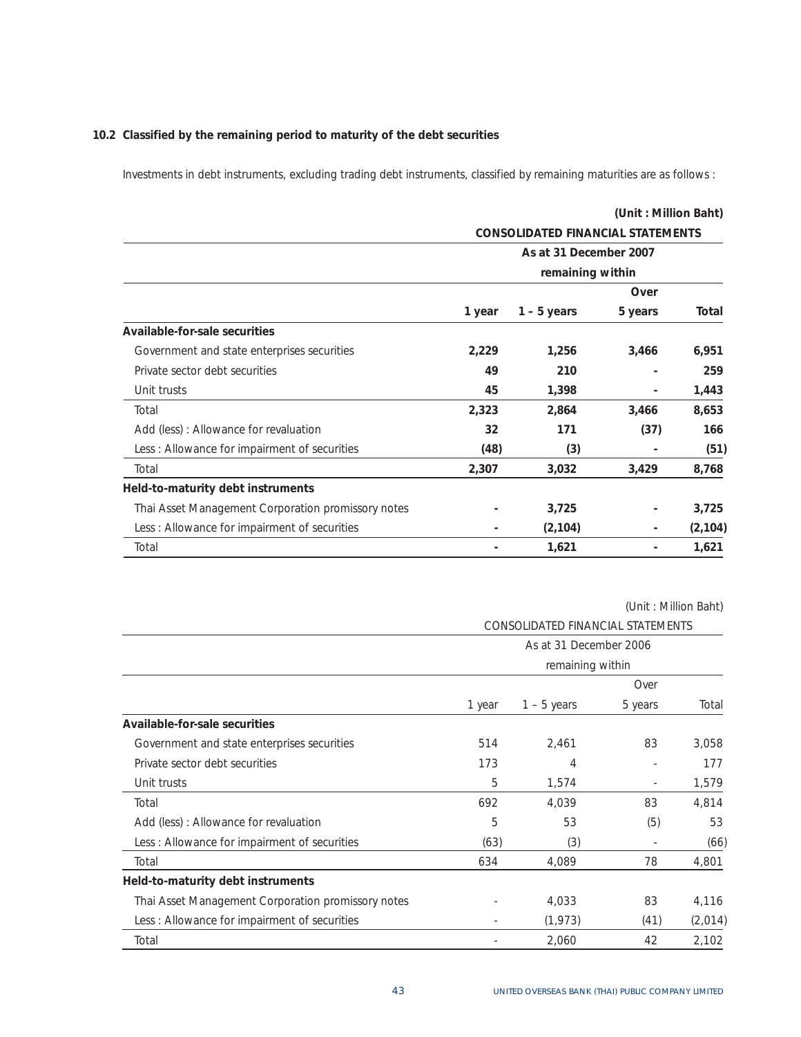### 10.2 Classified by the remaining period to maturity of the debt securities

Investments in debt instruments, excluding trading debt instruments, classified by remaining maturities are as follows :

(Unit : Million Baht)

| | CONSOLIDATED FINANCIAL STATEMENTS | | | |
|---|---|---|---|---|
| | As at 31 December 2007 | | | |
| | remaining within | | | |
| | 1 year | 1 – 5 years | Over 5 years | Total |
| **Available-for-sale securities** | | | | |
| Government and state enterprises securities | 2,229 | 1,256 | 3,466 | 6,951 |
| Private sector debt securities | 49 | 210 | - | 259 |
| Unit trusts | 45 | 1,398 | - | 1,443 |
| Total | 2,323 | 2,864 | 3,466 | 8,653 |
| Add (less) : Allowance for revaluation | 32 | 171 | (37) | 166 |
| Less : Allowance for impairment of securities | (48) | (3) | - | (51) |
| Total | 2,307 | 3,032 | 3,429 | 8,768 |
| **Held-to-maturity debt instruments** | | | | |
| Thai Asset Management Corporation promissory notes | - | 3,725 | - | 3,725 |
| Less : Allowance for impairment of securities | - | (2,104) | - | (2,104) |
| Total | - | 1,621 | - | 1,621 |

(Unit : Million Baht)

| | CONSOLIDATED FINANCIAL STATEMENTS | | | |
|---|---|---|---|---|
| | As at 31 December 2006 | | | |
| | remaining within | | | |
| | 1 year | 1 – 5 years | Over 5 years | Total |
| **Available-for-sale securities** | | | | |
| Government and state enterprises securities | 514 | 2,461 | 83 | 3,058 |
| Private sector debt securities | 173 | 4 | - | 177 |
| Unit trusts | 5 | 1,574 | - | 1,579 |
| Total | 692 | 4,039 | 83 | 4,814 |
| Add (less) : Allowance for revaluation | 5 | 53 | (5) | 53 |
| Less : Allowance for impairment of securities | (63) | (3) | - | (66) |
| Total | 634 | 4,089 | 78 | 4,801 |
| **Held-to-maturity debt instruments** | | | | |
| Thai Asset Management Corporation promissory notes | - | 4,033 | 83 | 4,116 |
| Less : Allowance for impairment of securities | - | (1,973) | (41) | (2,014) |
| Total | - | 2,060 | 42 | 2,102 |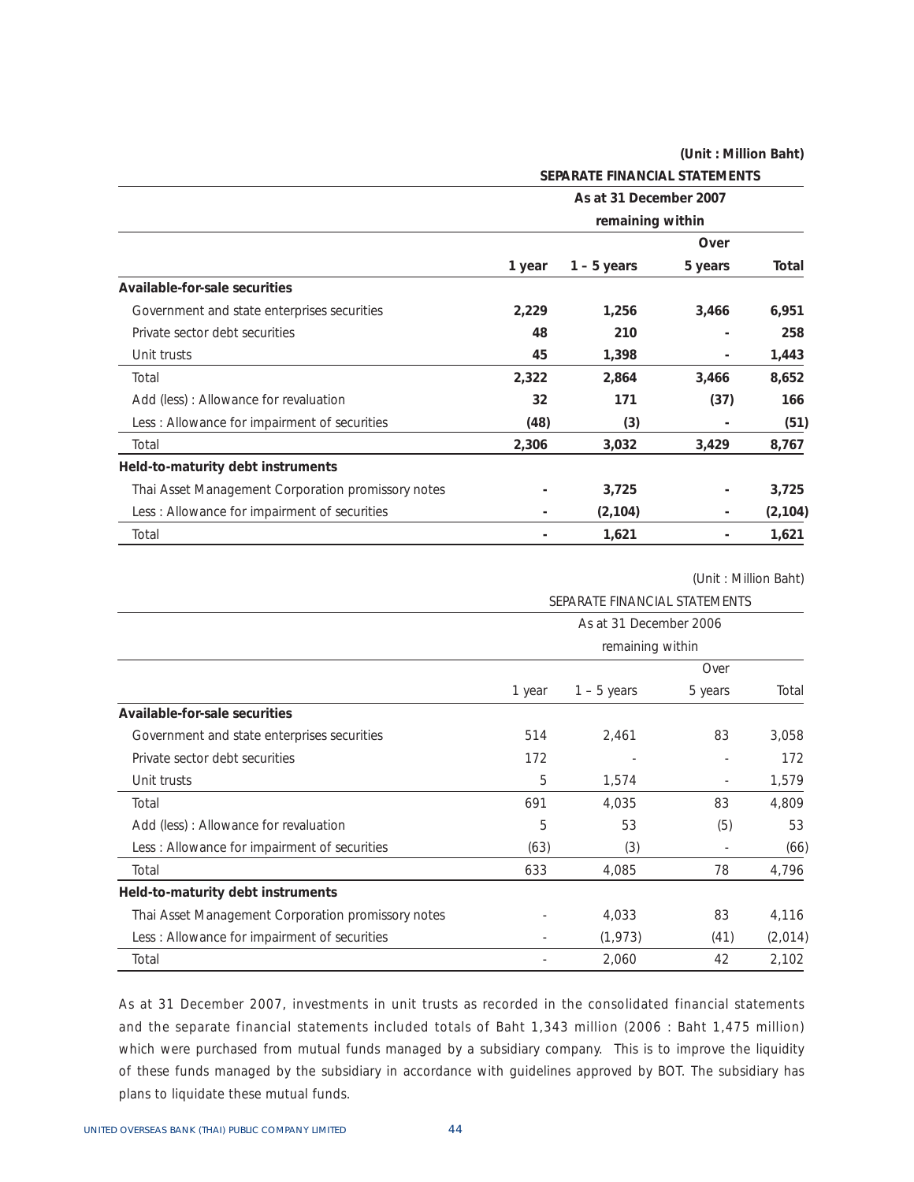(Unit : Million Baht)

| | SEPARATE FINANCIAL STATEMENTS | | | |
|---|---|---|---|---|
| | As at 31 December 2007 | | | |
| | remaining within | | | |
| | 1 year | 1 – 5 years | Over 5 years | Total |
| **Available-for-sale securities** | | | | |
| Government and state enterprises securities | **2,229** | **1,256** | **3,466** | **6,951** |
| Private sector debt securities | **48** | **210** | **-** | **258** |
| Unit trusts | **45** | **1,398** | **-** | **1,443** |
| Total | **2,322** | **2,864** | **3,466** | **8,652** |
| Add (less) : Allowance for revaluation | **32** | **171** | **(37)** | **166** |
| Less : Allowance for impairment of securities | **(48)** | **(3)** | **-** | **(51)** |
| Total | **2,306** | **3,032** | **3,429** | **8,767** |
| **Held-to-maturity debt instruments** | | | | |
| Thai Asset Management Corporation promissory notes | **-** | **3,725** | **-** | **3,725** |
| Less : Allowance for impairment of securities | **-** | **(2,104)** | **-** | **(2,104)** |
| Total | **-** | **1,621** | **-** | **1,621** |

(Unit : Million Baht)

| | SEPARATE FINANCIAL STATEMENTS | | | |
|---|---|---|---|---|
| | As at 31 December 2006 | | | |
| | remaining within | | | |
| | 1 year | 1 – 5 years | Over 5 years | Total |
| **Available-for-sale securities** | | | | |
| Government and state enterprises securities | 514 | 2,461 | 83 | 3,058 |
| Private sector debt securities | 172 | - | - | 172 |
| Unit trusts | 5 | 1,574 | - | 1,579 |
| Total | 691 | 4,035 | 83 | 4,809 |
| Add (less) : Allowance for revaluation | 5 | 53 | (5) | 53 |
| Less : Allowance for impairment of securities | (63) | (3) | - | (66) |
| Total | 633 | 4,085 | 78 | 4,796 |
| **Held-to-maturity debt instruments** | | | | |
| Thai Asset Management Corporation promissory notes | - | 4,033 | 83 | 4,116 |
| Less : Allowance for impairment of securities | - | (1,973) | (41) | (2,014) |
| Total | - | 2,060 | 42 | 2,102 |

As at 31 December 2007, investments in unit trusts as recorded in the consolidated financial statements and the separate financial statements included totals of Baht 1,343 million (2006 : Baht 1,475 million) which were purchased from mutual funds managed by a subsidiary company. This is to improve the liquidity of these funds managed by the subsidiary in accordance with guidelines approved by BOT. The subsidiary has plans to liquidate these mutual funds.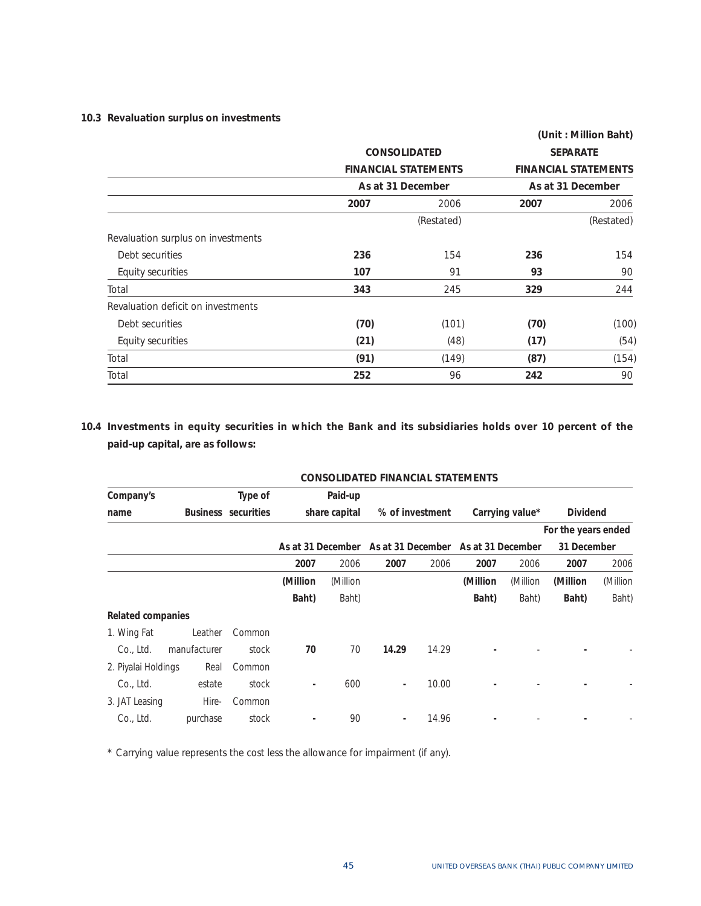### 10.3 Revaluation surplus on investments

(Unit : Million Baht)

| | CONSOLIDATED FINANCIAL STATEMENTS | | SEPARATE FINANCIAL STATEMENTS | |
|---|---|---|---|---|
| | As at 31 December | | As at 31 December | |
| | **2007** | 2006 | **2007** | 2006 |
| | | (Restated) | | (Restated) |
| Revaluation surplus on investments | | | | |
| Debt securities | **236** | 154 | **236** | 154 |
| Equity securities | **107** | 91 | **93** | 90 |
| Total | **343** | 245 | **329** | 244 |
| Revaluation deficit on investments | | | | |
| Debt securities | **(70)** | (101) | **(70)** | (100) |
| Equity securities | **(21)** | (48) | **(17)** | (54) |
| Total | **(91)** | (149) | **(87)** | (154) |
| Total | **252** | 96 | **242** | 90 |

### 10.4 Investments in equity securities in which the Bank and its subsidiaries holds over 10 percent of the paid-up capital, are as follows:

CONSOLIDATED FINANCIAL STATEMENTS

| Company's name | Business | Type of securities | Paid-up share capital | | % of investment | | Carrying value* | | Dividend | |
|---|---|---|---|---|---|---|---|---|---|---|
| | | | | | | | | | For the years ended | |
| | | | As at 31 December | | As at 31 December | | As at 31 December | | 31 December | |
| | | | **2007** | 2006 | **2007** | 2006 | **2007** | 2006 | **2007** | 2006 |
| | | | **(Million Baht)** | (Million Baht) | | | **(Million Baht)** | (Million Baht) | **(Million Baht)** | (Million Baht) |
| **Related companies** | | | | | | | | | | |
| 1. Wing Fat Co., Ltd. | Leather manufacturer | Common stock | **70** | 70 | **14.29** | 14.29 | **-** | - | **-** | - |
| 2. Piyalai Holdings Co., Ltd. | Real estate | Common stock | **-** | 600 | **-** | 10.00 | **-** | - | **-** | - |
| 3. JAT Leasing Co., Ltd. | Hire-purchase | Common stock | **-** | 90 | **-** | 14.96 | **-** | - | **-** | - |

* Carrying value represents the cost less the allowance for impairment (if any).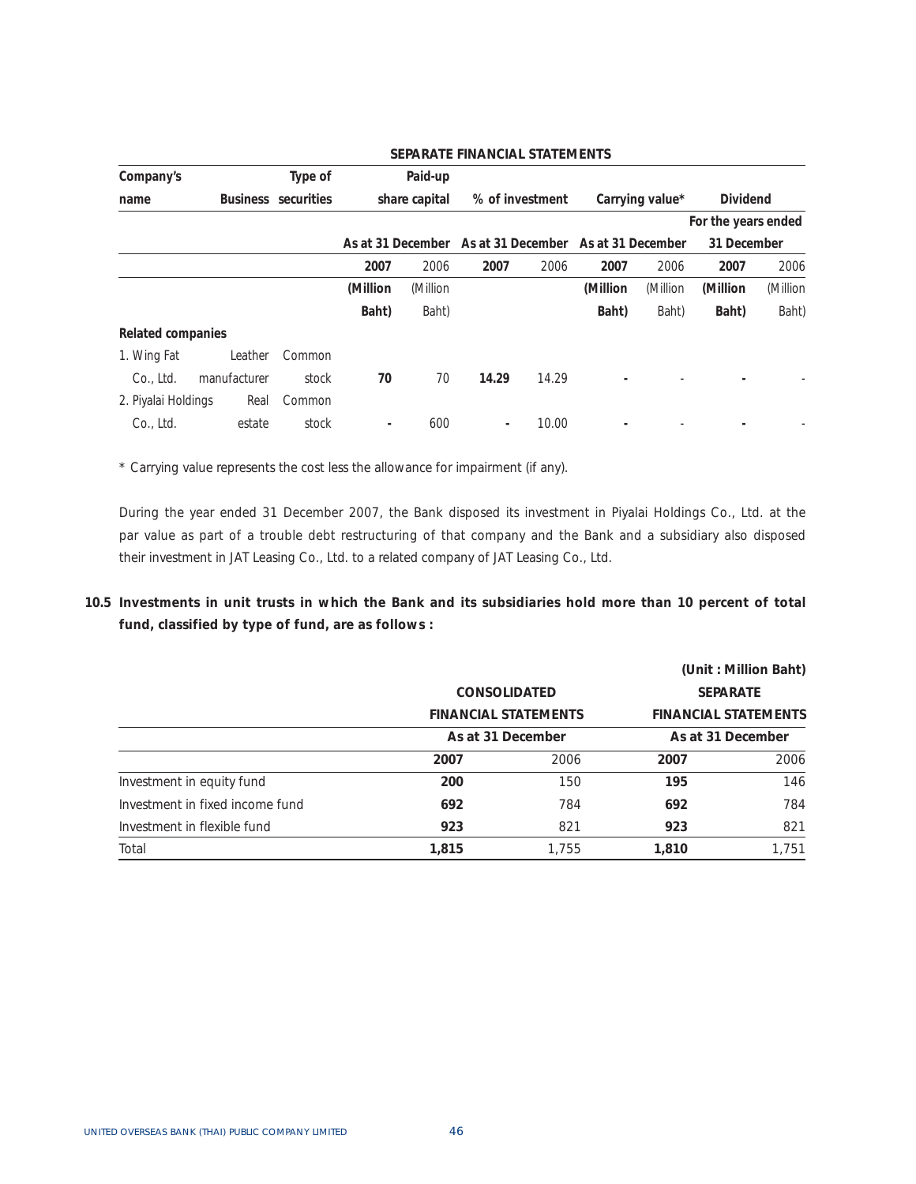**SEPARATE FINANCIAL STATEMENTS**

| Company's name | Business | Type of securities | Paid-up share capital | | % of investment | | Carrying value* | | Dividend | |
|---|---|---|---|---|---|---|---|---|---|---|
| | | | As at 31 December | | As at 31 December | | As at 31 December | | For the years ended 31 December | |
| | | | **2007** | 2006 | **2007** | 2006 | **2007** | 2006 | **2007** | 2006 |
| | | | **(Million Baht)** | (Million Baht) | | | **(Million Baht)** | (Million Baht) | **(Million Baht)** | (Million Baht) |
| **Related companies** | | | | | | | | | | |
| 1. Wing Fat Co., Ltd. | Leather manufacturer | Common stock | **70** | 70 | **14.29** | 14.29 | **-** | - | **-** | - |
| 2. Piyalai Holdings Co., Ltd. | Real estate | Common stock | **-** | 600 | **-** | 10.00 | **-** | - | **-** | - |

\* Carrying value represents the cost less the allowance for impairment (if any).

During the year ended 31 December 2007, the Bank disposed its investment in Piyalai Holdings Co., Ltd. at the par value as part of a trouble debt restructuring of that company and the Bank and a subsidiary also disposed their investment in JAT Leasing Co., Ltd. to a related company of JAT Leasing Co., Ltd.

**10.5 Investments in unit trusts in which the Bank and its subsidiaries hold more than 10 percent of total fund, classified by type of fund, are as follows :**

(Unit : Million Baht)

| | CONSOLIDATED FINANCIAL STATEMENTS | | SEPARATE FINANCIAL STATEMENTS | |
|---|---|---|---|---|
| | As at 31 December | | As at 31 December | |
| | **2007** | 2006 | **2007** | 2006 |
| Investment in equity fund | **200** | 150 | **195** | 146 |
| Investment in fixed income fund | **692** | 784 | **692** | 784 |
| Investment in flexible fund | **923** | 821 | **923** | 821 |
| Total | **1,815** | 1,755 | **1,810** | 1,751 |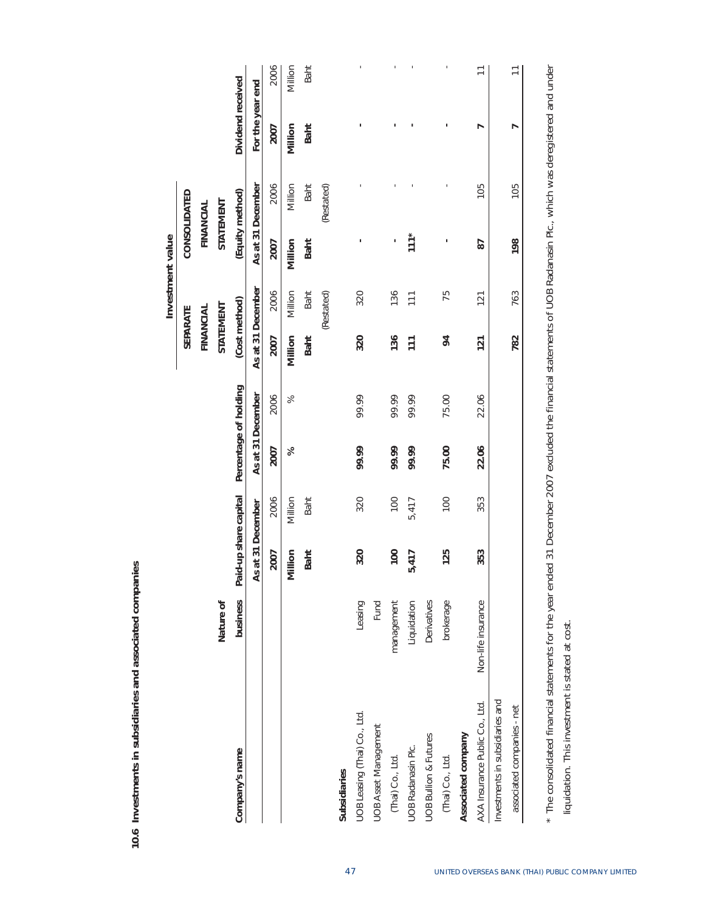### 10.6 Investments in subsidiaries and associated companies

| Company's name | Nature of business | Paid-up share capital | | Percentage of holding | | Investment value | | | | Dividend received | |
|---|---|---|---|---|---|---|---|---|---|---|---|
| | | | | | | SEPARATE FINANCIAL STATEMENT (Cost method) | | CONSOLIDATED FINANCIAL STATEMENT (Equity method) | | | |
| | | As at 31 December | | As at 31 December | | As at 31 December | | As at 31 December | | For the year end | |
| | | **2007** | 2006 | **2007** | 2006 | **2007** | 2006 | **2007** | 2006 | **2007** | 2006 |
| | | **Million Baht** | Million Baht | **%** | % | **Million Baht** | Million Baht (Restated) | **Million Baht** | Million Baht (Restated) | **Million Baht** | Million Baht |
| **Subsidiaries** | | | | | | | | | | | |
| UOB Leasing (Thai) Co., Ltd. | Leasing | **320** | 320 | **99.99** | 99.99 | **320** | 320 | **-** | - | **-** | - |
| UOB Asset Management (Thai) Co., Ltd. | Fund management | **100** | 100 | **99.99** | 99.99 | **136** | 136 | **-** | - | **-** | - |
| UOB Radanasin Plc. | Liquidation | **5,417** | 5,417 | **99.99** | 99.99 | **111** | 111 | **111*** | - | **-** | - |
| UOB Bullion & Futures (Thai) Co., Ltd. | Derivatives brokerage | **125** | 100 | **75.00** | 75.00 | **94** | 75 | **-** | - | **-** | - |
| **Associated company** | | | | | | | | | | | |
| AXA Insurance Public Co., Ltd. | Non-life insurance | **353** | 353 | **22.06** | 22.06 | **121** | 121 | **87** | 105 | **7** | 11 |
| Investments in subsidiaries and associated companies - net | | | | | | **782** | 763 | **198** | 105 | **7** | 11 |

\* The consolidated financial statements for the year ended 31 December 2007 excluded the financial statements of UOB Radanasin Plc., which was deregistered and under liquidation. This investment is stated at cost.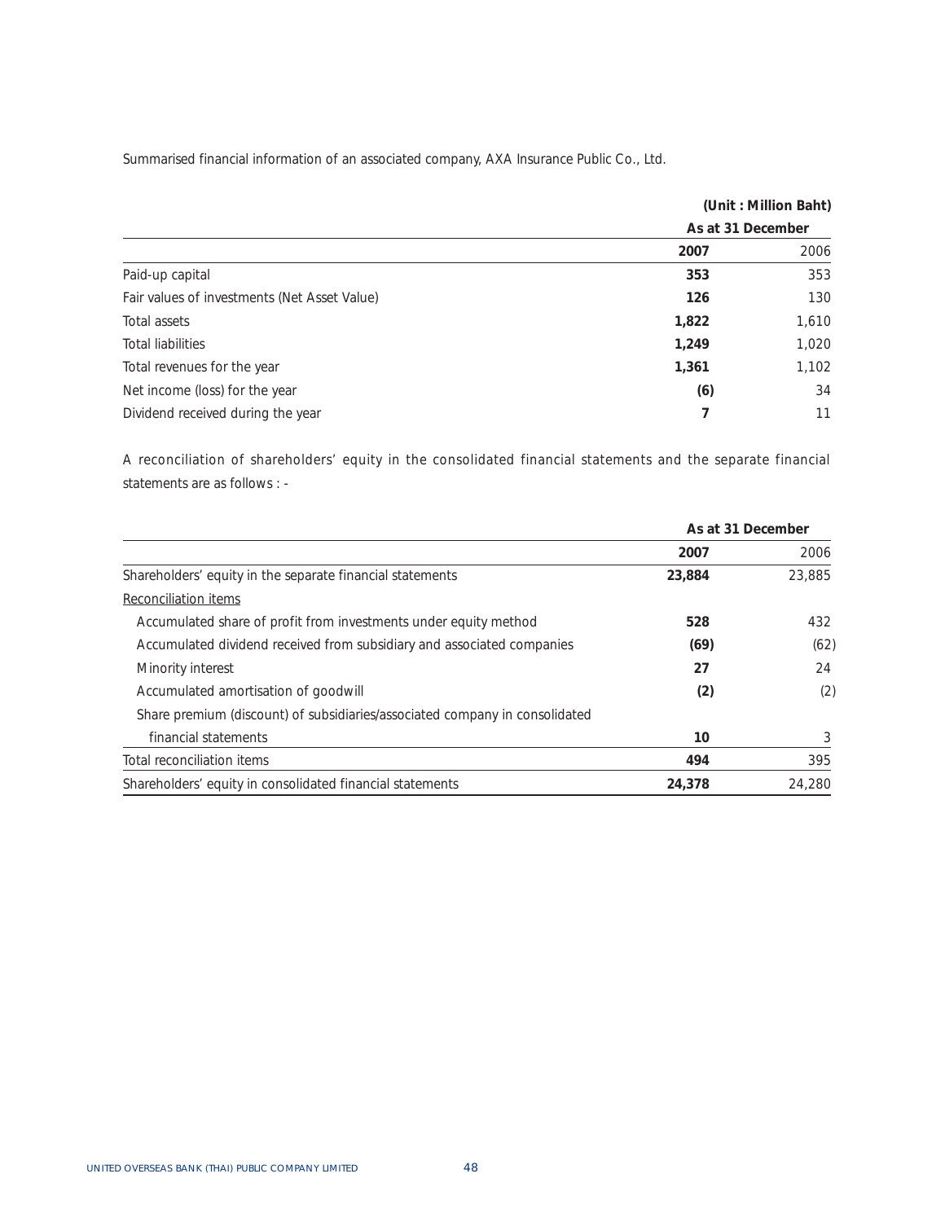Summarised financial information of an associated company, AXA Insurance Public Co., Ltd.

(Unit : Million Baht)

| | As at 31 December | |
|---|---|---|
| | **2007** | 2006 |
| Paid-up capital | **353** | 353 |
| Fair values of investments (Net Asset Value) | **126** | 130 |
| Total assets | **1,822** | 1,610 |
| Total liabilities | **1,249** | 1,020 |
| Total revenues for the year | **1,361** | 1,102 |
| Net income (loss) for the year | **(6)** | 34 |
| Dividend received during the year | **7** | 11 |

A reconciliation of shareholders' equity in the consolidated financial statements and the separate financial statements are as follows : -

| | As at 31 December | |
|---|---|---|
| | **2007** | 2006 |
| Shareholders' equity in the separate financial statements | **23,884** | 23,885 |
| Reconciliation items | | |
| Accumulated share of profit from investments under equity method | **528** | 432 |
| Accumulated dividend received from subsidiary and associated companies | **(69)** | (62) |
| Minority interest | **27** | 24 |
| Accumulated amortisation of goodwill | **(2)** | (2) |
| Share premium (discount) of subsidiaries/associated company in consolidated financial statements | **10** | 3 |
| Total reconciliation items | **494** | 395 |
| Shareholders' equity in consolidated financial statements | **24,378** | 24,280 |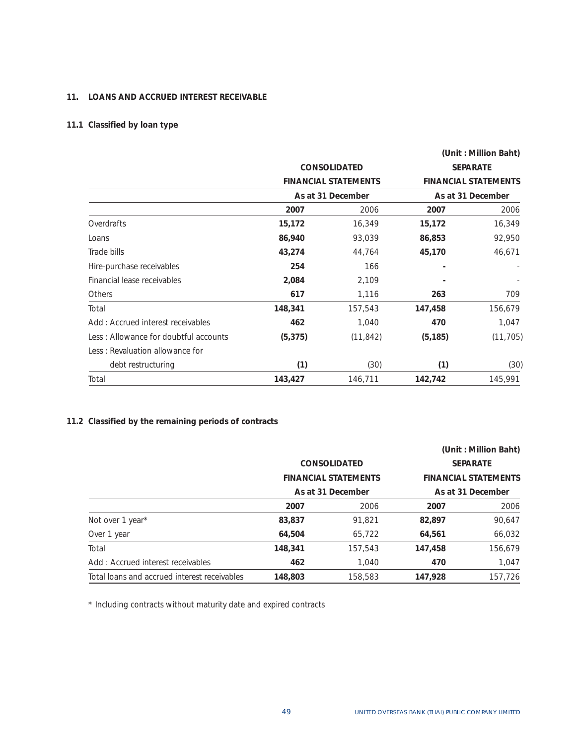## 11. LOANS AND ACCRUED INTEREST RECEIVABLE

### 11.1 Classified by loan type

(Unit : Million Baht)

| | CONSOLIDATED FINANCIAL STATEMENTS | | SEPARATE FINANCIAL STATEMENTS | |
|---|---|---|---|---|
| | As at 31 December | | As at 31 December | |
| | **2007** | 2006 | **2007** | 2006 |
| Overdrafts | **15,172** | 16,349 | **15,172** | 16,349 |
| Loans | **86,940** | 93,039 | **86,853** | 92,950 |
| Trade bills | **43,274** | 44,764 | **45,170** | 46,671 |
| Hire-purchase receivables | **254** | 166 | **-** | - |
| Financial lease receivables | **2,084** | 2,109 | **-** | - |
| Others | **617** | 1,116 | **263** | 709 |
| Total | **148,341** | 157,543 | **147,458** | 156,679 |
| Add : Accrued interest receivables | **462** | 1,040 | **470** | 1,047 |
| Less : Allowance for doubtful accounts | **(5,375)** | (11,842) | **(5,185)** | (11,705) |
| Less : Revaluation allowance for debt restructuring | **(1)** | (30) | **(1)** | (30) |
| Total | **143,427** | 146,711 | **142,742** | 145,991 |

### 11.2 Classified by the remaining periods of contracts

(Unit : Million Baht)

| | CONSOLIDATED FINANCIAL STATEMENTS | | SEPARATE FINANCIAL STATEMENTS | |
|---|---|---|---|---|
| | As at 31 December | | As at 31 December | |
| | **2007** | 2006 | **2007** | 2006 |
| Not over 1 year* | **83,837** | 91,821 | **82,897** | 90,647 |
| Over 1 year | **64,504** | 65,722 | **64,561** | 66,032 |
| Total | **148,341** | 157,543 | **147,458** | 156,679 |
| Add : Accrued interest receivables | **462** | 1,040 | **470** | 1,047 |
| Total loans and accrued interest receivables | **148,803** | 158,583 | **147,928** | 157,726 |

* Including contracts without maturity date and expired contracts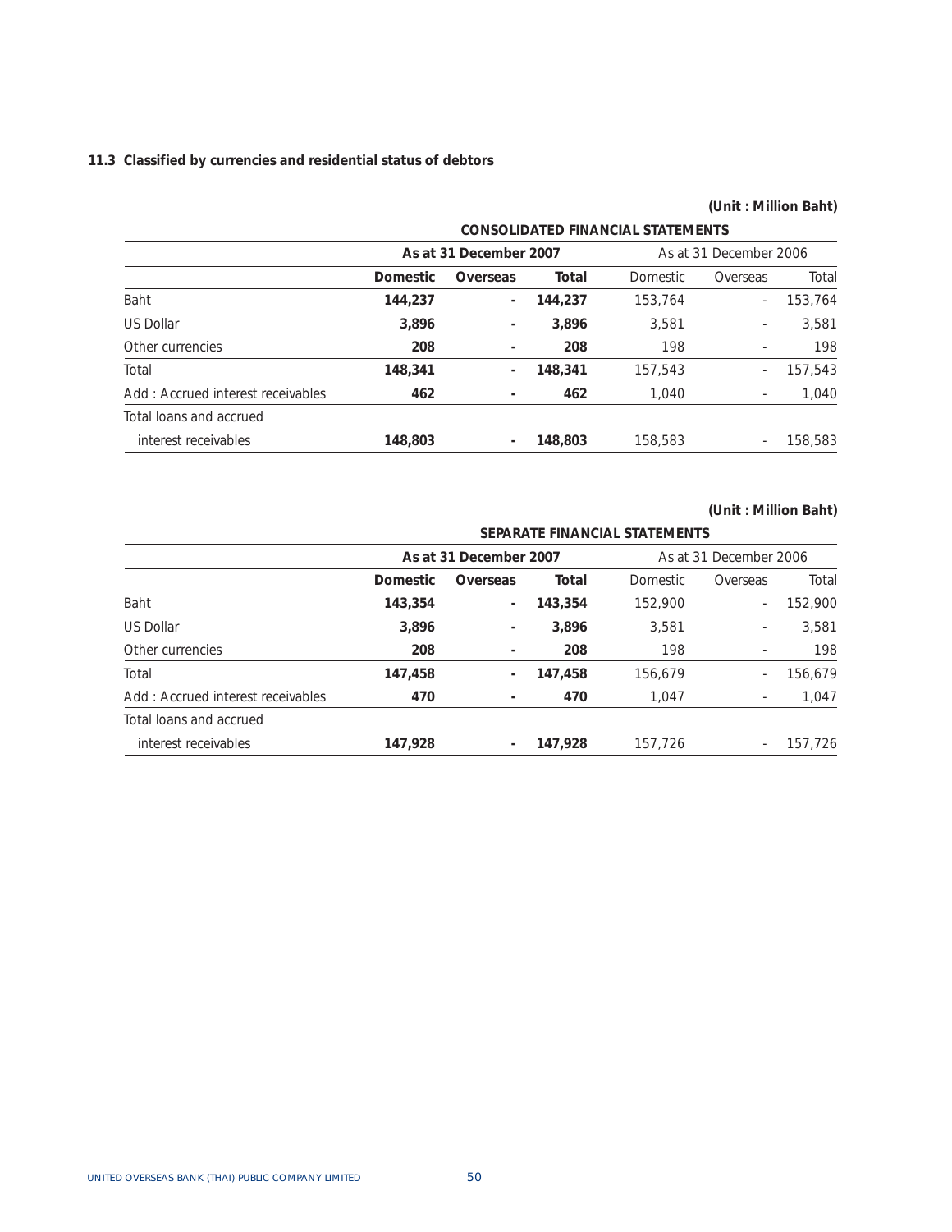### 11.3 Classified by currencies and residential status of debtors

**(Unit : Million Baht)**

| | **CONSOLIDATED FINANCIAL STATEMENTS** | | | | | |
|---|---|---|---|---|---|---|
| | **As at 31 December 2007** | | | As at 31 December 2006 | | |
| | **Domestic** | **Overseas** | **Total** | Domestic | Overseas | Total |
| Baht | **144,237** | **-** | **144,237** | 153,764 | - | 153,764 |
| US Dollar | **3,896** | **-** | **3,896** | 3,581 | - | 3,581 |
| Other currencies | **208** | **-** | **208** | 198 | - | 198 |
| Total | **148,341** | **-** | **148,341** | 157,543 | - | 157,543 |
| Add : Accrued interest receivables | **462** | **-** | **462** | 1,040 | - | 1,040 |
| Total loans and accrued interest receivables | **148,803** | **-** | **148,803** | 158,583 | - | 158,583 |

**(Unit : Million Baht)**

| | **SEPARATE FINANCIAL STATEMENTS** | | | | | |
|---|---|---|---|---|---|---|
| | **As at 31 December 2007** | | | As at 31 December 2006 | | |
| | **Domestic** | **Overseas** | **Total** | Domestic | Overseas | Total |
| Baht | **143,354** | **-** | **143,354** | 152,900 | - | 152,900 |
| US Dollar | **3,896** | **-** | **3,896** | 3,581 | - | 3,581 |
| Other currencies | **208** | **-** | **208** | 198 | - | 198 |
| Total | **147,458** | **-** | **147,458** | 156,679 | - | 156,679 |
| Add : Accrued interest receivables | **470** | **-** | **470** | 1,047 | - | 1,047 |
| Total loans and accrued interest receivables | **147,928** | **-** | **147,928** | 157,726 | - | 157,726 |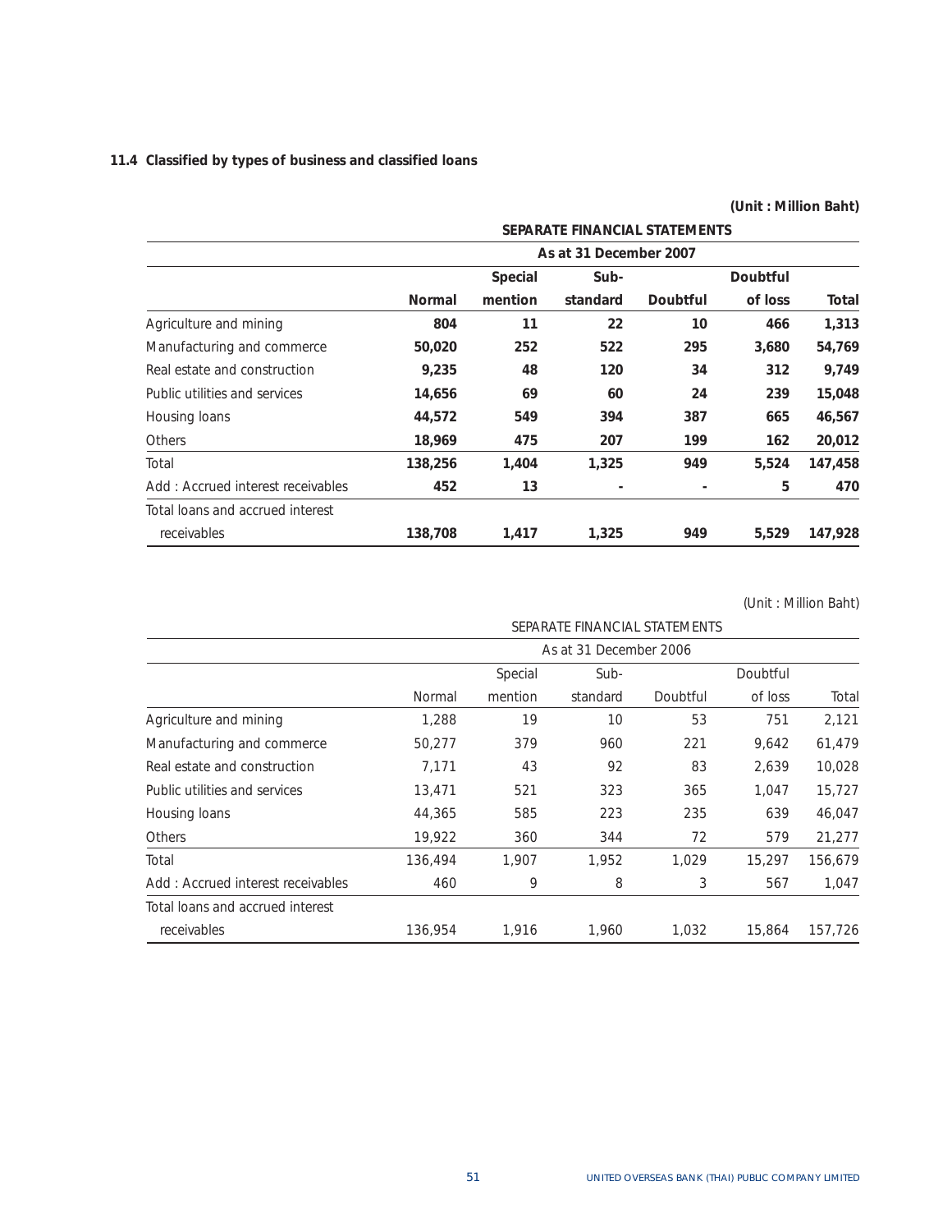**11.4 Classified by types of business and classified loans**

**(Unit : Million Baht)**

| | **SEPARATE FINANCIAL STATEMENTS** | | | | | |
|---|---|---|---|---|---|---|
| | **As at 31 December 2007** | | | | | |
| | **Normal** | **Special mention** | **Sub-standard** | **Doubtful** | **Doubtful of loss** | **Total** |
| Agriculture and mining | **804** | **11** | **22** | **10** | **466** | **1,313** |
| Manufacturing and commerce | **50,020** | **252** | **522** | **295** | **3,680** | **54,769** |
| Real estate and construction | **9,235** | **48** | **120** | **34** | **312** | **9,749** |
| Public utilities and services | **14,656** | **69** | **60** | **24** | **239** | **15,048** |
| Housing loans | **44,572** | **549** | **394** | **387** | **665** | **46,567** |
| Others | **18,969** | **475** | **207** | **199** | **162** | **20,012** |
| Total | **138,256** | **1,404** | **1,325** | **949** | **5,524** | **147,458** |
| Add : Accrued interest receivables | **452** | **13** | **-** | **-** | **5** | **470** |
| Total loans and accrued interest receivables | **138,708** | **1,417** | **1,325** | **949** | **5,529** | **147,928** |

(Unit : Million Baht)

| | SEPARATE FINANCIAL STATEMENTS | | | | | |
|---|---|---|---|---|---|---|
| | As at 31 December 2006 | | | | | |
| | Normal | Special mention | Sub-standard | Doubtful | Doubtful of loss | Total |
| Agriculture and mining | 1,288 | 19 | 10 | 53 | 751 | 2,121 |
| Manufacturing and commerce | 50,277 | 379 | 960 | 221 | 9,642 | 61,479 |
| Real estate and construction | 7,171 | 43 | 92 | 83 | 2,639 | 10,028 |
| Public utilities and services | 13,471 | 521 | 323 | 365 | 1,047 | 15,727 |
| Housing loans | 44,365 | 585 | 223 | 235 | 639 | 46,047 |
| Others | 19,922 | 360 | 344 | 72 | 579 | 21,277 |
| Total | 136,494 | 1,907 | 1,952 | 1,029 | 15,297 | 156,679 |
| Add : Accrued interest receivables | 460 | 9 | 8 | 3 | 567 | 1,047 |
| Total loans and accrued interest receivables | 136,954 | 1,916 | 1,960 | 1,032 | 15,864 | 157,726 |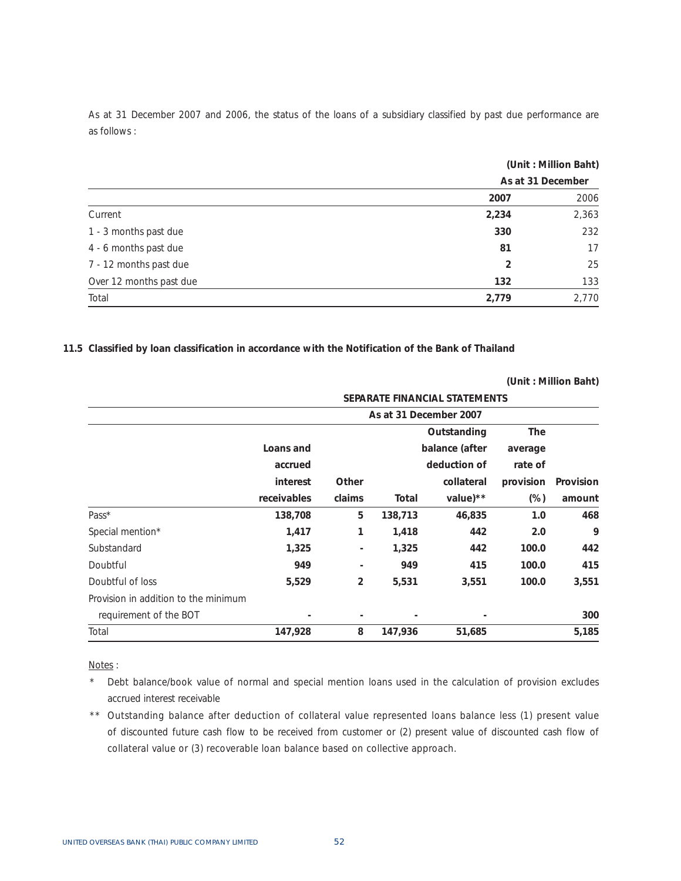As at 31 December 2007 and 2006, the status of the loans of a subsidiary classified by past due performance are as follows :

(Unit : Million Baht)

| | As at 31 December | |
|---|---|---|
| | **2007** | 2006 |
| Current | **2,234** | 2,363 |
| 1 - 3 months past due | **330** | 232 |
| 4 - 6 months past due | **81** | 17 |
| 7 - 12 months past due | **2** | 25 |
| Over 12 months past due | **132** | 133 |
| Total | **2,779** | 2,770 |

### 11.5 Classified by loan classification in accordance with the Notification of the Bank of Thailand

(Unit : Million Baht)

| | SEPARATE FINANCIAL STATEMENTS | | | | | |
|---|---|---|---|---|---|---|
| | As at 31 December 2007 | | | | | |
| | Loans and accrued interest receivables | Other claims | Total | Outstanding balance (after deduction of collateral value)** | The average rate of provision (%) | Provision amount |
| Pass* | **138,708** | **5** | **138,713** | **46,835** | **1.0** | **468** |
| Special mention* | **1,417** | **1** | **1,418** | **442** | **2.0** | **9** |
| Substandard | **1,325** | **-** | **1,325** | **442** | **100.0** | **442** |
| Doubtful | **949** | **-** | **949** | **415** | **100.0** | **415** |
| Doubtful of loss | **5,529** | **2** | **5,531** | **3,551** | **100.0** | **3,551** |
| Provision in addition to the minimum requirement of the BOT | **-** | **-** | **-** | **-** | | **300** |
| Total | **147,928** | **8** | **147,936** | **51,685** | | **5,185** |

Notes :

\* Debt balance/book value of normal and special mention loans used in the calculation of provision excludes accrued interest receivable

** Outstanding balance after deduction of collateral value represented loans balance less (1) present value of discounted future cash flow to be received from customer or (2) present value of discounted cash flow of collateral value or (3) recoverable loan balance based on collective approach.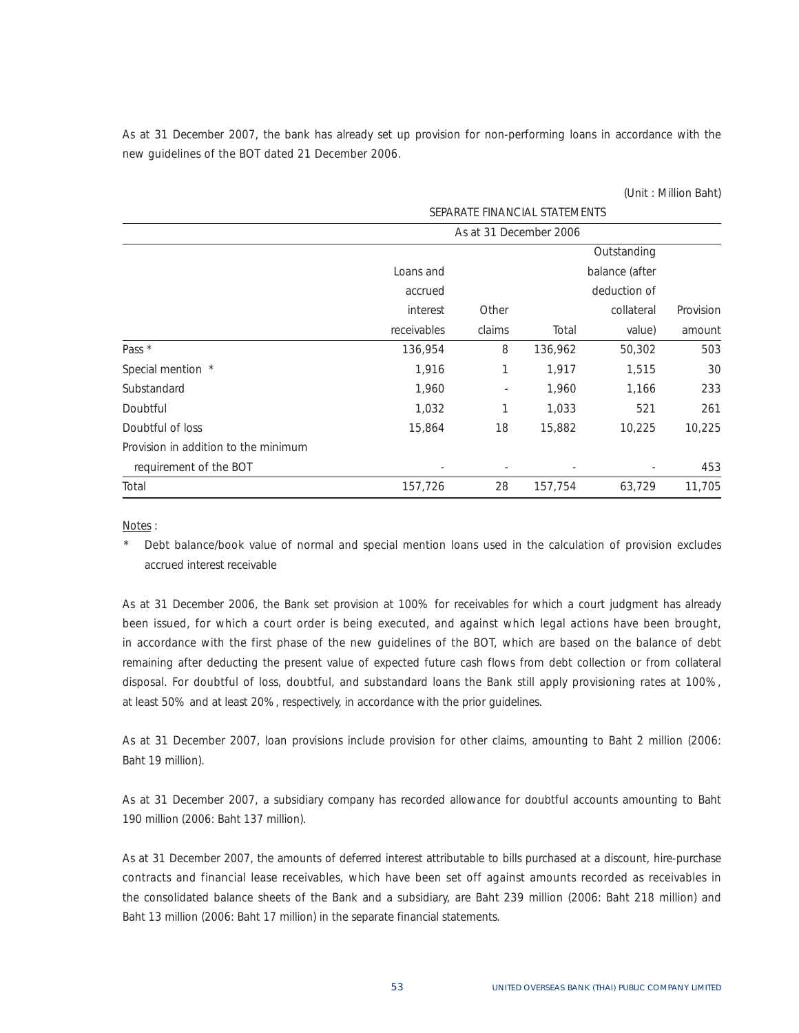As at 31 December 2007, the bank has already set up provision for non-performing loans in accordance with the new guidelines of the BOT dated 21 December 2006.

(Unit : Million Baht)

| | SEPARATE FINANCIAL STATEMENTS | | | | |
|---|---|---|---|---|---|
| | As at 31 December 2006 | | | | |
| | Loans and accrued interest receivables | Other claims | Total | Outstanding balance (after deduction of collateral value) | Provision amount |
| Pass * | 136,954 | 8 | 136,962 | 50,302 | 503 |
| Special mention * | 1,916 | 1 | 1,917 | 1,515 | 30 |
| Substandard | 1,960 | - | 1,960 | 1,166 | 233 |
| Doubtful | 1,032 | 1 | 1,033 | 521 | 261 |
| Doubtful of loss | 15,864 | 18 | 15,882 | 10,225 | 10,225 |
| Provision in addition to the minimum requirement of the BOT | - | - | - | - | 453 |
| Total | 157,726 | 28 | 157,754 | 63,729 | 11,705 |

Notes :

* Debt balance/book value of normal and special mention loans used in the calculation of provision excludes accrued interest receivable

As at 31 December 2006, the Bank set provision at 100% for receivables for which a court judgment has already been issued, for which a court order is being executed, and against which legal actions have been brought, in accordance with the first phase of the new guidelines of the BOT, which are based on the balance of debt remaining after deducting the present value of expected future cash flows from debt collection or from collateral disposal. For doubtful of loss, doubtful, and substandard loans the Bank still apply provisioning rates at 100%, at least 50% and at least 20%, respectively, in accordance with the prior guidelines.

As at 31 December 2007, loan provisions include provision for other claims, amounting to Baht 2 million (2006: Baht 19 million).

As at 31 December 2007, a subsidiary company has recorded allowance for doubtful accounts amounting to Baht 190 million (2006: Baht 137 million).

As at 31 December 2007, the amounts of deferred interest attributable to bills purchased at a discount, hire-purchase contracts and financial lease receivables, which have been set off against amounts recorded as receivables in the consolidated balance sheets of the Bank and a subsidiary, are Baht 239 million (2006: Baht 218 million) and Baht 13 million (2006: Baht 17 million) in the separate financial statements.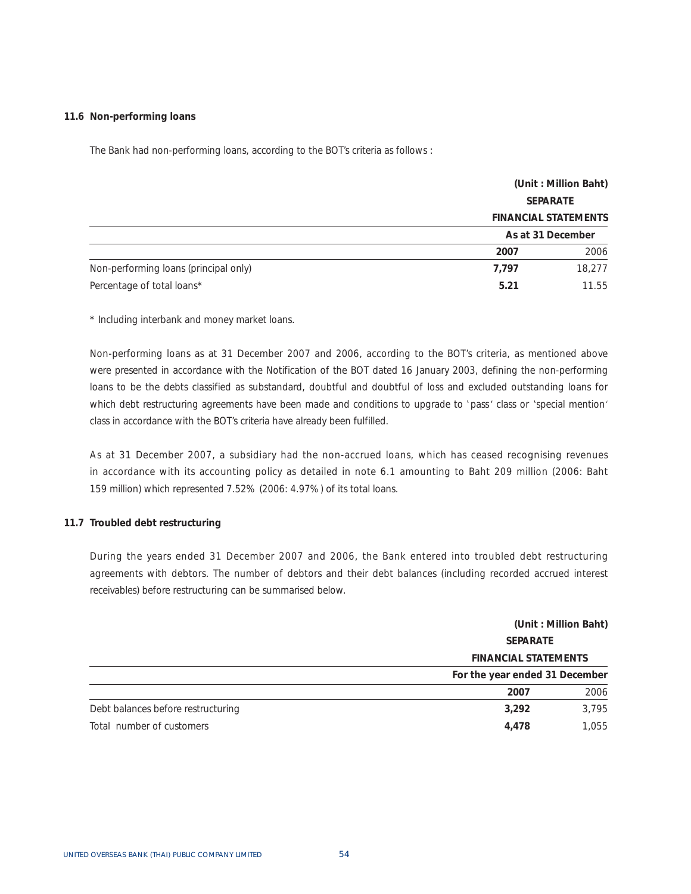### 11.6 Non-performing loans

The Bank had non-performing loans, according to the BOT's criteria as follows :

| | (Unit : Million Baht) | |
|---|---|---|
| | SEPARATE FINANCIAL STATEMENTS | |
| | As at 31 December | |
| | **2007** | 2006 |
| Non-performing loans (principal only) | **7,797** | 18,277 |
| Percentage of total loans* | **5.21** | 11.55 |

\* Including interbank and money market loans.

Non-performing loans as at 31 December 2007 and 2006, according to the BOT's criteria, as mentioned above were presented in accordance with the Notification of the BOT dated 16 January 2003, defining the non-performing loans to be the debts classified as substandard, doubtful and doubtful of loss and excluded outstanding loans for which debt restructuring agreements have been made and conditions to upgrade to 'pass' class or 'special mention' class in accordance with the BOT's criteria have already been fulfilled.

As at 31 December 2007, a subsidiary had the non-accrued loans, which has ceased recognising revenues in accordance with its accounting policy as detailed in note 6.1 amounting to Baht 209 million (2006: Baht 159 million) which represented 7.52% (2006: 4.97%) of its total loans.

### 11.7 Troubled debt restructuring

During the years ended 31 December 2007 and 2006, the Bank entered into troubled debt restructuring agreements with debtors. The number of debtors and their debt balances (including recorded accrued interest receivables) before restructuring can be summarised below.

| | (Unit : Million Baht) | |
|---|---|---|
| | SEPARATE FINANCIAL STATEMENTS | |
| | For the year ended 31 December | |
| | **2007** | 2006 |
| Debt balances before restructuring | **3,292** | 3,795 |
| Total number of customers | **4,478** | 1,055 |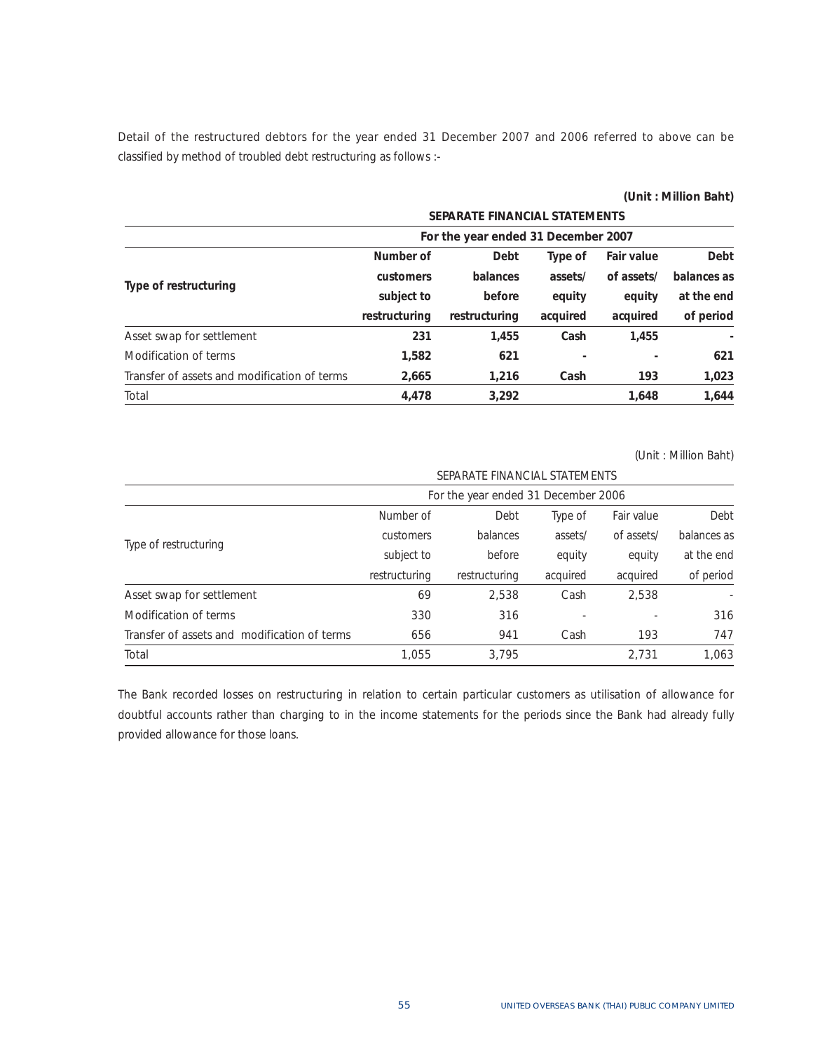Detail of the restructured debtors for the year ended 31 December 2007 and 2006 referred to above can be classified by method of troubled debt restructuring as follows :-

**(Unit : Million Baht)**

| | **SEPARATE FINANCIAL STATEMENTS** | | | | |
|---|---|---|---|---|---|
| | **For the year ended 31 December 2007** | | | | |
| **Type of restructuring** | **Number of customers subject to restructuring** | **Debt balances before restructuring** | **Type of assets/ equity acquired** | **Fair value of assets/ equity acquired** | **Debt balances as at the end of period** |
| Asset swap for settlement | **231** | **1,455** | **Cash** | **1,455** | **-** |
| Modification of terms | **1,582** | **621** | **-** | **-** | **621** |
| Transfer of assets and modification of terms | **2,665** | **1,216** | **Cash** | **193** | **1,023** |
| Total | **4,478** | **3,292** | | **1,648** | **1,644** |

(Unit : Million Baht)

| | SEPARATE FINANCIAL STATEMENTS | | | | |
|---|---|---|---|---|---|
| | For the year ended 31 December 2006 | | | | |
| Type of restructuring | Number of customers subject to restructuring | Debt balances before restructuring | Type of assets/ equity acquired | Fair value of assets/ equity acquired | Debt balances as at the end of period |
| Asset swap for settlement | 69 | 2,538 | Cash | 2,538 | - |
| Modification of terms | 330 | 316 | - | - | 316 |
| Transfer of assets and modification of terms | 656 | 941 | Cash | 193 | 747 |
| Total | 1,055 | 3,795 | | 2,731 | 1,063 |

The Bank recorded losses on restructuring in relation to certain particular customers as utilisation of allowance for doubtful accounts rather than charging to in the income statements for the periods since the Bank had already fully provided allowance for those loans.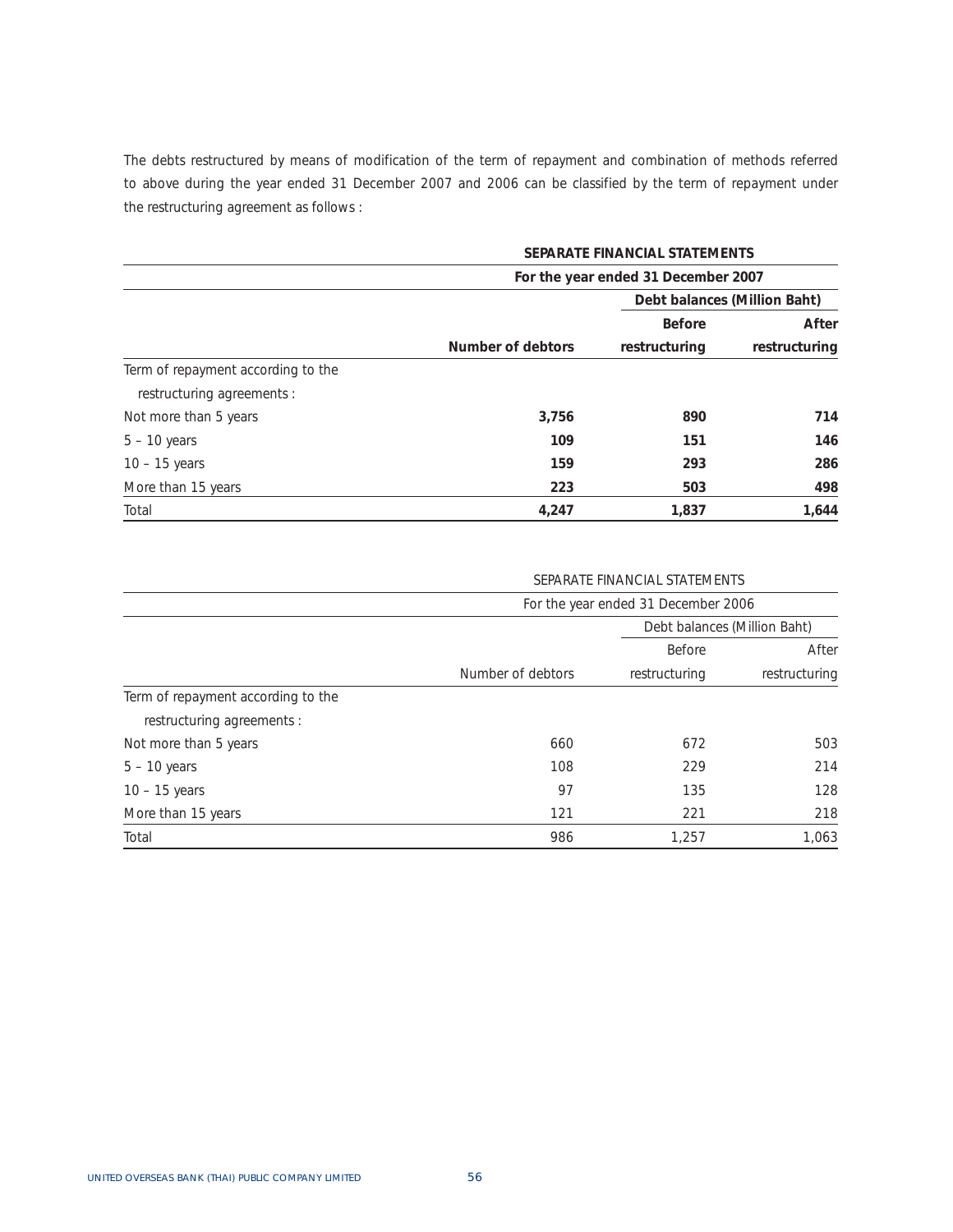The debts restructured by means of modification of the term of repayment and combination of methods referred to above during the year ended 31 December 2007 and 2006 can be classified by the term of repayment under the restructuring agreement as follows :

| | **SEPARATE FINANCIAL STATEMENTS** | | |
|---|---|---|---|
| | **For the year ended 31 December 2007** | | |
| | | **Debt balances (Million Baht)** | |
| | **Number of debtors** | **Before restructuring** | **After restructuring** |
| Term of repayment according to the restructuring agreements : | | | |
| Not more than 5 years | **3,756** | **890** | **714** |
| 5 – 10 years | **109** | **151** | **146** |
| 10 – 15 years | **159** | **293** | **286** |
| More than 15 years | **223** | **503** | **498** |
| Total | **4,247** | **1,837** | **1,644** |

| | SEPARATE FINANCIAL STATEMENTS | | |
|---|---|---|---|
| | For the year ended 31 December 2006 | | |
| | | Debt balances (Million Baht) | |
| | Number of debtors | Before restructuring | After restructuring |
| Term of repayment according to the restructuring agreements : | | | |
| Not more than 5 years | 660 | 672 | 503 |
| 5 – 10 years | 108 | 229 | 214 |
| 10 – 15 years | 97 | 135 | 128 |
| More than 15 years | 121 | 221 | 218 |
| Total | 986 | 1,257 | 1,063 |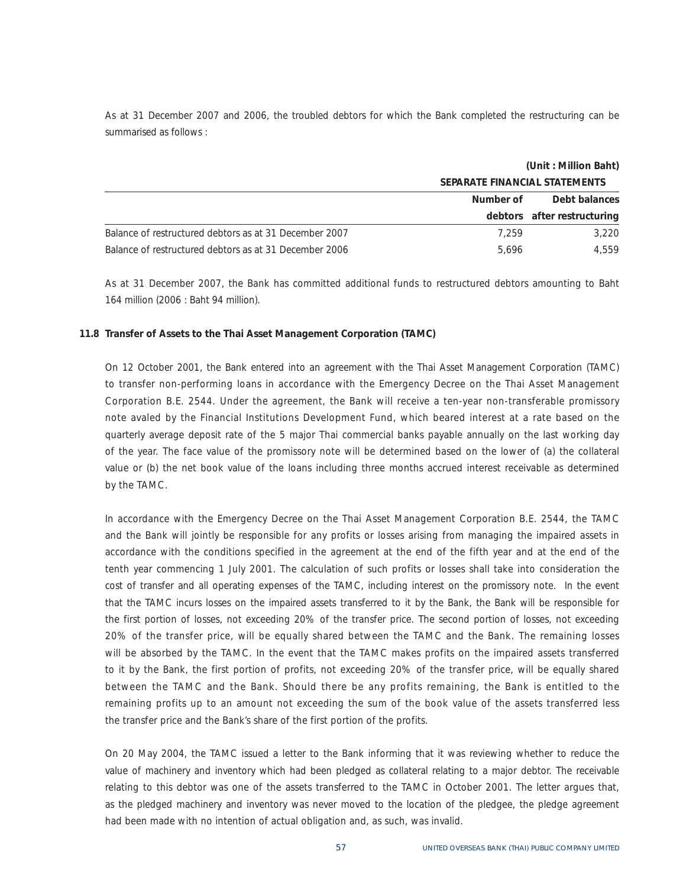As at 31 December 2007 and 2006, the troubled debtors for which the Bank completed the restructuring can be summarised as follows :

(Unit : Million Baht)

| | SEPARATE FINANCIAL STATEMENTS | |
|---|---|---|
| | Number of debtors | Debt balances after restructuring |
| Balance of restructured debtors as at 31 December 2007 | 7,259 | 3,220 |
| Balance of restructured debtors as at 31 December 2006 | 5,696 | 4,559 |

As at 31 December 2007, the Bank has committed additional funds to restructured debtors amounting to Baht 164 million (2006 : Baht 94 million).

**11.8 Transfer of Assets to the Thai Asset Management Corporation (TAMC)**

On 12 October 2001, the Bank entered into an agreement with the Thai Asset Management Corporation (TAMC) to transfer non-performing loans in accordance with the Emergency Decree on the Thai Asset Management Corporation B.E. 2544. Under the agreement, the Bank will receive a ten-year non-transferable promissory note avaled by the Financial Institutions Development Fund, which beared interest at a rate based on the quarterly average deposit rate of the 5 major Thai commercial banks payable annually on the last working day of the year. The face value of the promissory note will be determined based on the lower of (a) the collateral value or (b) the net book value of the loans including three months accrued interest receivable as determined by the TAMC.

In accordance with the Emergency Decree on the Thai Asset Management Corporation B.E. 2544, the TAMC and the Bank will jointly be responsible for any profits or losses arising from managing the impaired assets in accordance with the conditions specified in the agreement at the end of the fifth year and at the end of the tenth year commencing 1 July 2001. The calculation of such profits or losses shall take into consideration the cost of transfer and all operating expenses of the TAMC, including interest on the promissory note. In the event that the TAMC incurs losses on the impaired assets transferred to it by the Bank, the Bank will be responsible for the first portion of losses, not exceeding 20% of the transfer price. The second portion of losses, not exceeding 20% of the transfer price, will be equally shared between the TAMC and the Bank. The remaining losses will be absorbed by the TAMC. In the event that the TAMC makes profits on the impaired assets transferred to it by the Bank, the first portion of profits, not exceeding 20% of the transfer price, will be equally shared between the TAMC and the Bank. Should there be any profits remaining, the Bank is entitled to the remaining profits up to an amount not exceeding the sum of the book value of the assets transferred less the transfer price and the Bank's share of the first portion of the profits.

On 20 May 2004, the TAMC issued a letter to the Bank informing that it was reviewing whether to reduce the value of machinery and inventory which had been pledged as collateral relating to a major debtor. The receivable relating to this debtor was one of the assets transferred to the TAMC in October 2001. The letter argues that, as the pledged machinery and inventory was never moved to the location of the pledgee, the pledge agreement had been made with no intention of actual obligation and, as such, was invalid.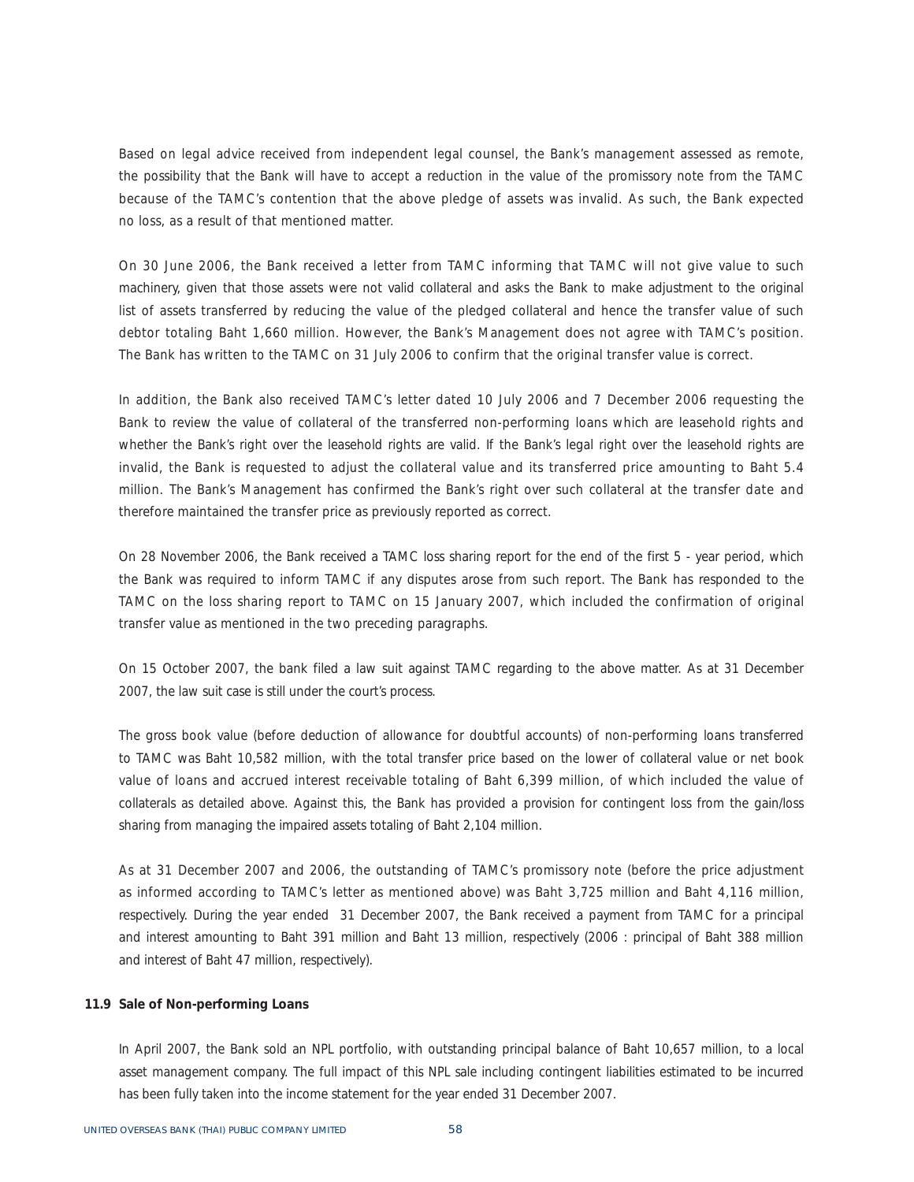Based on legal advice received from independent legal counsel, the Bank's management assessed as remote, the possibility that the Bank will have to accept a reduction in the value of the promissory note from the TAMC because of the TAMC's contention that the above pledge of assets was invalid. As such, the Bank expected no loss, as a result of that mentioned matter.

On 30 June 2006, the Bank received a letter from TAMC informing that TAMC will not give value to such machinery, given that those assets were not valid collateral and asks the Bank to make adjustment to the original list of assets transferred by reducing the value of the pledged collateral and hence the transfer value of such debtor totaling Baht 1,660 million. However, the Bank's Management does not agree with TAMC's position. The Bank has written to the TAMC on 31 July 2006 to confirm that the original transfer value is correct.

In addition, the Bank also received TAMC's letter dated 10 July 2006 and 7 December 2006 requesting the Bank to review the value of collateral of the transferred non-performing loans which are leasehold rights and whether the Bank's right over the leasehold rights are valid. If the Bank's legal right over the leasehold rights are invalid, the Bank is requested to adjust the collateral value and its transferred price amounting to Baht 5.4 million. The Bank's Management has confirmed the Bank's right over such collateral at the transfer date and therefore maintained the transfer price as previously reported as correct.

On 28 November 2006, the Bank received a TAMC loss sharing report for the end of the first 5 - year period, which the Bank was required to inform TAMC if any disputes arose from such report. The Bank has responded to the TAMC on the loss sharing report to TAMC on 15 January 2007, which included the confirmation of original transfer value as mentioned in the two preceding paragraphs.

On 15 October 2007, the bank filed a law suit against TAMC regarding to the above matter. As at 31 December 2007, the law suit case is still under the court's process.

The gross book value (before deduction of allowance for doubtful accounts) of non-performing loans transferred to TAMC was Baht 10,582 million, with the total transfer price based on the lower of collateral value or net book value of loans and accrued interest receivable totaling of Baht 6,399 million, of which included the value of collaterals as detailed above. Against this, the Bank has provided a provision for contingent loss from the gain/loss sharing from managing the impaired assets totaling of Baht 2,104 million.

As at 31 December 2007 and 2006, the outstanding of TAMC's promissory note (before the price adjustment as informed according to TAMC's letter as mentioned above) was Baht 3,725 million and Baht 4,116 million, respectively. During the year ended 31 December 2007, the Bank received a payment from TAMC for a principal and interest amounting to Baht 391 million and Baht 13 million, respectively (2006 : principal of Baht 388 million and interest of Baht 47 million, respectively).

**11.9 Sale of Non-performing Loans**

In April 2007, the Bank sold an NPL portfolio, with outstanding principal balance of Baht 10,657 million, to a local asset management company. The full impact of this NPL sale including contingent liabilities estimated to be incurred has been fully taken into the income statement for the year ended 31 December 2007.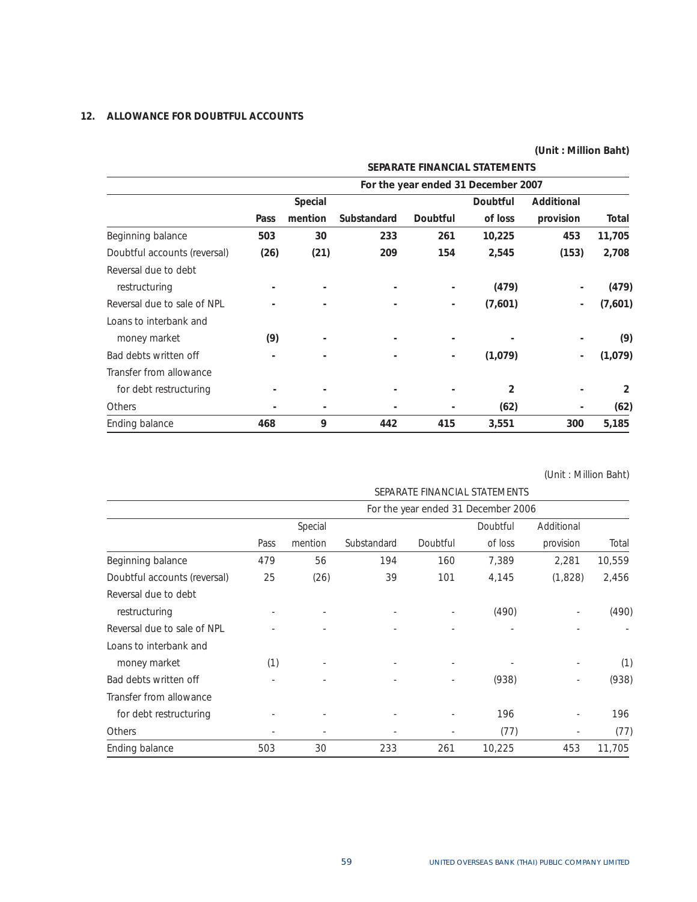## 12. ALLOWANCE FOR DOUBTFUL ACCOUNTS

**(Unit : Million Baht)**

| | **SEPARATE FINANCIAL STATEMENTS** | | | | | | |
|---|---|---|---|---|---|---|---|
| | **For the year ended 31 December 2007** | | | | | | |
| | **Pass** | **Special mention** | **Substandard** | **Doubtful** | **Doubtful of loss** | **Additional provision** | **Total** |
| Beginning balance | **503** | **30** | **233** | **261** | **10,225** | **453** | **11,705** |
| Doubtful accounts (reversal) | **(26)** | **(21)** | **209** | **154** | **2,545** | **(153)** | **2,708** |
| Reversal due to debt restructuring | **-** | **-** | **-** | **-** | **(479)** | **-** | **(479)** |
| Reversal due to sale of NPL | **-** | **-** | **-** | **-** | **(7,601)** | **-** | **(7,601)** |
| Loans to interbank and money market | **(9)** | **-** | **-** | **-** | **-** | **-** | **(9)** |
| Bad debts written off | **-** | **-** | **-** | **-** | **(1,079)** | **-** | **(1,079)** |
| Transfer from allowance for debt restructuring | **-** | **-** | **-** | **-** | **2** | **-** | **2** |
| Others | **-** | **-** | **-** | **-** | **(62)** | **-** | **(62)** |
| Ending balance | **468** | **9** | **442** | **415** | **3,551** | **300** | **5,185** |

(Unit : Million Baht)

| | SEPARATE FINANCIAL STATEMENTS | | | | | | |
|---|---|---|---|---|---|---|---|
| | For the year ended 31 December 2006 | | | | | | |
| | Pass | Special mention | Substandard | Doubtful | Doubtful of loss | Additional provision | Total |
| Beginning balance | 479 | 56 | 194 | 160 | 7,389 | 2,281 | 10,559 |
| Doubtful accounts (reversal) | 25 | (26) | 39 | 101 | 4,145 | (1,828) | 2,456 |
| Reversal due to debt restructuring | - | - | - | - | (490) | - | (490) |
| Reversal due to sale of NPL | - | - | - | - | - | - | - |
| Loans to interbank and money market | (1) | - | - | - | - | - | (1) |
| Bad debts written off | - | - | - | - | (938) | - | (938) |
| Transfer from allowance for debt restructuring | - | - | - | - | 196 | - | 196 |
| Others | - | - | - | - | (77) | - | (77) |
| Ending balance | 503 | 30 | 233 | 261 | 10,225 | 453 | 11,705 |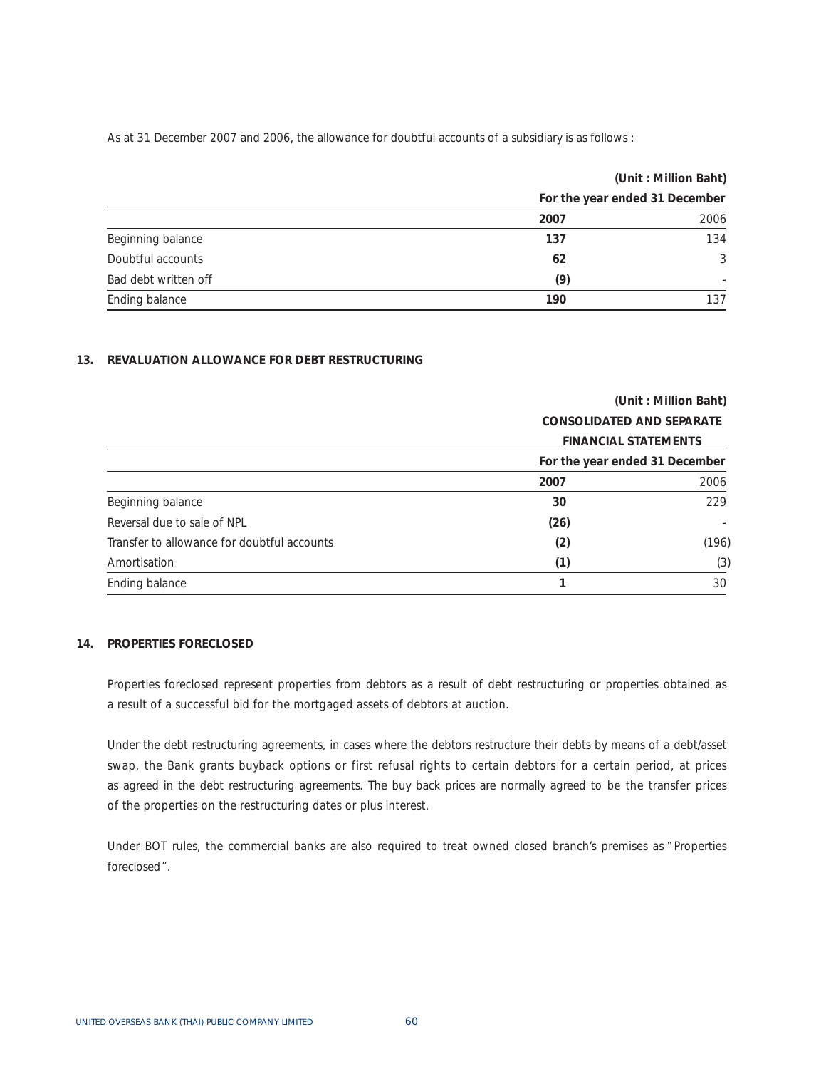As at 31 December 2007 and 2006, the allowance for doubtful accounts of a subsidiary is as follows :

| | (Unit : Million Baht) | |
|---|---|---|
| | For the year ended 31 December | |
| | **2007** | 2006 |
| Beginning balance | **137** | 134 |
| Doubtful accounts | **62** | 3 |
| Bad debt written off | **(9)** | - |
| Ending balance | **190** | 137 |

**13. REVALUATION ALLOWANCE FOR DEBT RESTRUCTURING**

| | (Unit : Million Baht) | |
|---|---|---|
| | CONSOLIDATED AND SEPARATE FINANCIAL STATEMENTS | |
| | For the year ended 31 December | |
| | **2007** | 2006 |
| Beginning balance | **30** | 229 |
| Reversal due to sale of NPL | **(26)** | - |
| Transfer to allowance for doubtful accounts | **(2)** | (196) |
| Amortisation | **(1)** | (3) |
| Ending balance | **1** | 30 |

**14. PROPERTIES FORECLOSED**

Properties foreclosed represent properties from debtors as a result of debt restructuring or properties obtained as a result of a successful bid for the mortgaged assets of debtors at auction.

Under the debt restructuring agreements, in cases where the debtors restructure their debts by means of a debt/asset swap, the Bank grants buyback options or first refusal rights to certain debtors for a certain period, at prices as agreed in the debt restructuring agreements. The buy back prices are normally agreed to be the transfer prices of the properties on the restructuring dates or plus interest.

Under BOT rules, the commercial banks are also required to treat owned closed branch's premises as "Properties foreclosed".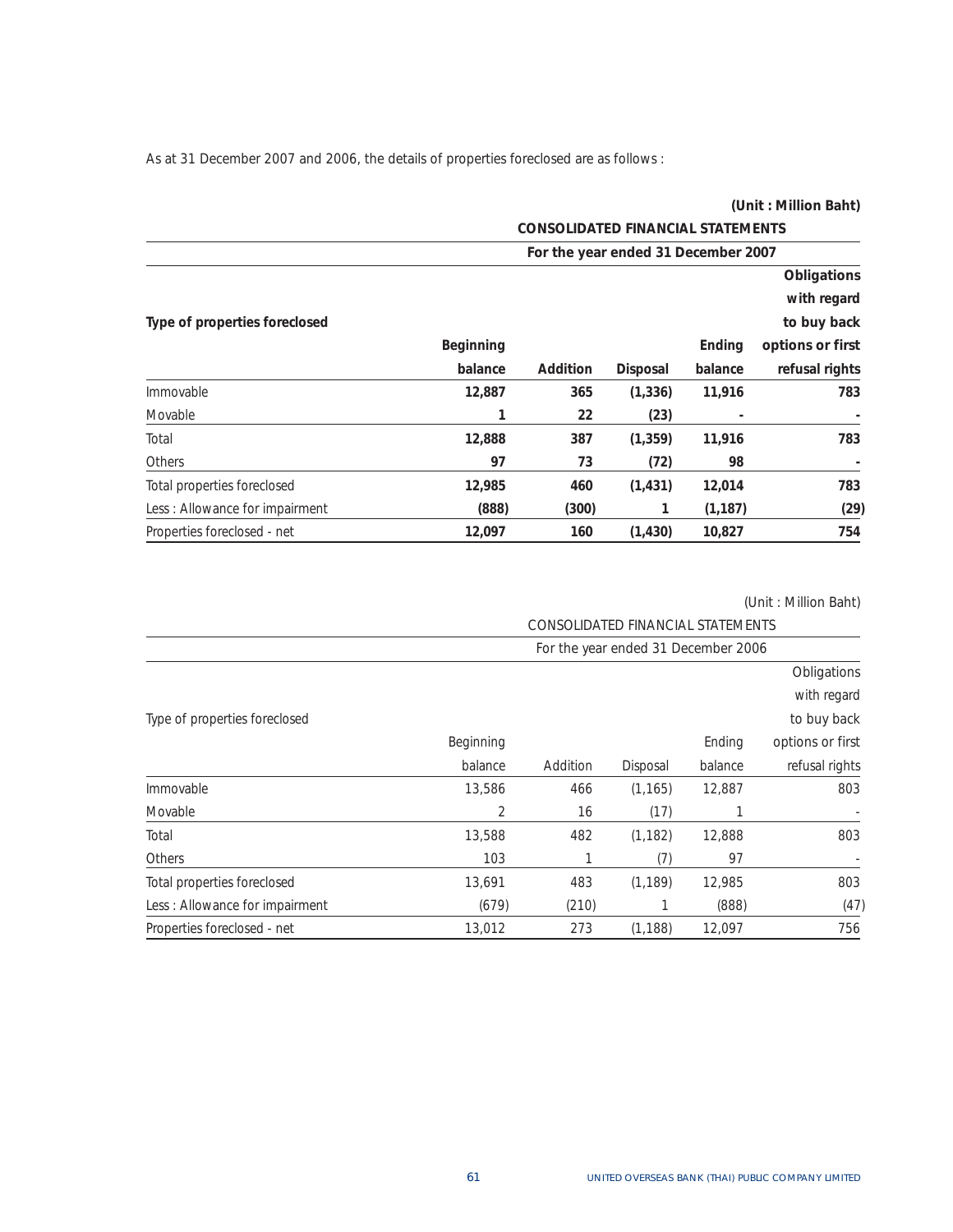As at 31 December 2007 and 2006, the details of properties foreclosed are as follows :

**(Unit : Million Baht)**

| | **CONSOLIDATED FINANCIAL STATEMENTS** | | | | |
|---|---|---|---|---|---|
| | **For the year ended 31 December 2007** | | | | |
| **Type of properties foreclosed** | **Beginning balance** | **Addition** | **Disposal** | **Ending balance** | **Obligations with regard to buy back options or first refusal rights** |
| Immovable | **12,887** | **365** | **(1,336)** | **11,916** | **783** |
| Movable | **1** | **22** | **(23)** | **-** | **-** |
| Total | **12,888** | **387** | **(1,359)** | **11,916** | **783** |
| Others | **97** | **73** | **(72)** | **98** | **-** |
| Total properties foreclosed | **12,985** | **460** | **(1,431)** | **12,014** | **783** |
| Less : Allowance for impairment | **(888)** | **(300)** | **1** | **(1,187)** | **(29)** |
| Properties foreclosed - net | **12,097** | **160** | **(1,430)** | **10,827** | **754** |

(Unit : Million Baht)

| | CONSOLIDATED FINANCIAL STATEMENTS | | | | |
|---|---|---|---|---|---|
| | For the year ended 31 December 2006 | | | | |
| Type of properties foreclosed | Beginning balance | Addition | Disposal | Ending balance | Obligations with regard to buy back options or first refusal rights |
| Immovable | 13,586 | 466 | (1,165) | 12,887 | 803 |
| Movable | 2 | 16 | (17) | 1 | - |
| Total | 13,588 | 482 | (1,182) | 12,888 | 803 |
| Others | 103 | 1 | (7) | 97 | - |
| Total properties foreclosed | 13,691 | 483 | (1,189) | 12,985 | 803 |
| Less : Allowance for impairment | (679) | (210) | 1 | (888) | (47) |
| Properties foreclosed - net | 13,012 | 273 | (1,188) | 12,097 | 756 |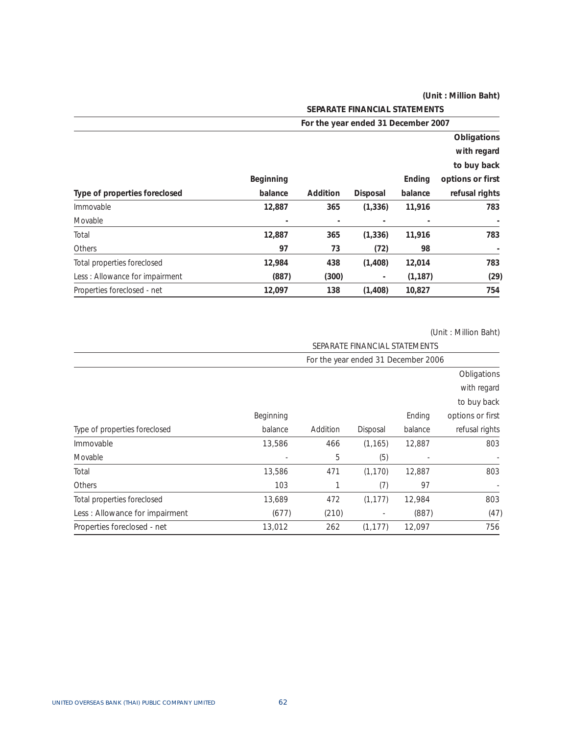(Unit : Million Baht)

**SEPARATE FINANCIAL STATEMENTS**

**For the year ended 31 December 2007**

| Type of properties foreclosed | Beginning balance | Addition | Disposal | Ending balance | Obligations with regard to buy back options or first refusal rights |
|---|---|---|---|---|---|
| Immovable | 12,887 | 365 | (1,336) | 11,916 | 783 |
| Movable | - | - | - | - | - |
| Total | 12,887 | 365 | (1,336) | 11,916 | 783 |
| Others | 97 | 73 | (72) | 98 | - |
| Total properties foreclosed | 12,984 | 438 | (1,408) | 12,014 | 783 |
| Less : Allowance for impairment | (887) | (300) | - | (1,187) | (29) |
| Properties foreclosed - net | 12,097 | 138 | (1,408) | 10,827 | 754 |

(Unit : Million Baht)

SEPARATE FINANCIAL STATEMENTS

For the year ended 31 December 2006

| Type of properties foreclosed | Beginning balance | Addition | Disposal | Ending balance | Obligations with regard to buy back options or first refusal rights |
|---|---|---|---|---|---|
| Immovable | 13,586 | 466 | (1,165) | 12,887 | 803 |
| Movable | - | 5 | (5) | - | - |
| Total | 13,586 | 471 | (1,170) | 12,887 | 803 |
| Others | 103 | 1 | (7) | 97 | - |
| Total properties foreclosed | 13,689 | 472 | (1,177) | 12,984 | 803 |
| Less : Allowance for impairment | (677) | (210) | - | (887) | (47) |
| Properties foreclosed - net | 13,012 | 262 | (1,177) | 12,097 | 756 |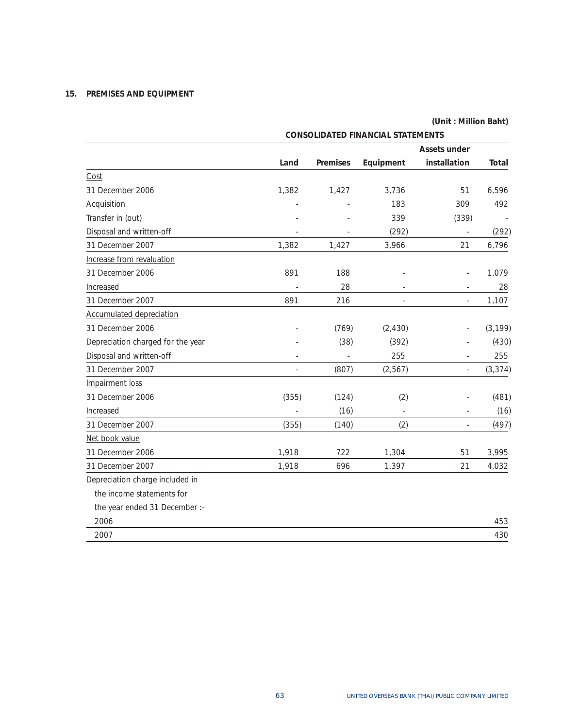## 15. PREMISES AND EQUIPMENT

(Unit : Million Baht)

| | CONSOLIDATED FINANCIAL STATEMENTS | | | | |
|---|---|---|---|---|---|
| | Land | Premises | Equipment | Assets under installation | Total |
| Cost | | | | | |
| 31 December 2006 | 1,382 | 1,427 | 3,736 | 51 | 6,596 |
| Acquisition | - | - | 183 | 309 | 492 |
| Transfer in (out) | - | - | 339 | (339) | - |
| Disposal and written-off | - | - | (292) | - | (292) |
| 31 December 2007 | 1,382 | 1,427 | 3,966 | 21 | 6,796 |
| Increase from revaluation | | | | | |
| 31 December 2006 | 891 | 188 | - | - | 1,079 |
| Increased | - | 28 | - | - | 28 |
| 31 December 2007 | 891 | 216 | - | - | 1,107 |
| Accumulated depreciation | | | | | |
| 31 December 2006 | - | (769) | (2,430) | - | (3,199) |
| Depreciation charged for the year | - | (38) | (392) | - | (430) |
| Disposal and written-off | - | - | 255 | - | 255 |
| 31 December 2007 | - | (807) | (2,567) | - | (3,374) |
| Impairment loss | | | | | |
| 31 December 2006 | (355) | (124) | (2) | - | (481) |
| Increased | - | (16) | - | - | (16) |
| 31 December 2007 | (355) | (140) | (2) | - | (497) |
| Net book value | | | | | |
| 31 December 2006 | 1,918 | 722 | 1,304 | 51 | 3,995 |
| 31 December 2007 | 1,918 | 696 | 1,397 | 21 | 4,032 |
| Depreciation charge included in the income statements for the year ended 31 December :- | | | | | |
| 2006 | | | | | 453 |
| 2007 | | | | | 430 |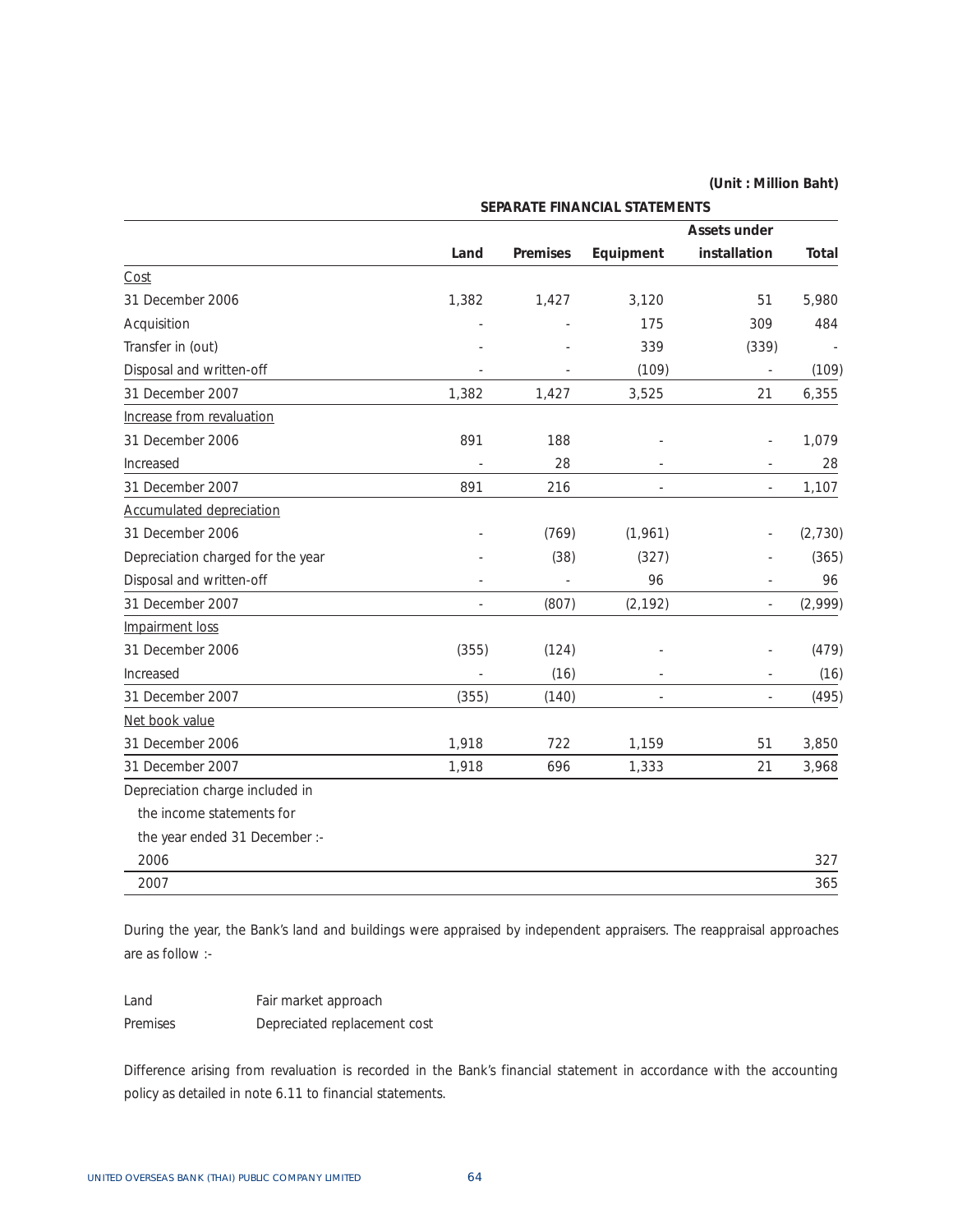(Unit : Million Baht)

| | SEPARATE FINANCIAL STATEMENTS | | | | |
|---|---|---|---|---|---|
| | **Land** | **Premises** | **Equipment** | **Assets under installation** | **Total** |
| Cost | | | | | |
| 31 December 2006 | 1,382 | 1,427 | 3,120 | 51 | 5,980 |
| Acquisition | - | - | 175 | 309 | 484 |
| Transfer in (out) | - | - | 339 | (339) | - |
| Disposal and written-off | - | - | (109) | - | (109) |
| 31 December 2007 | 1,382 | 1,427 | 3,525 | 21 | 6,355 |
| Increase from revaluation | | | | | |
| 31 December 2006 | 891 | 188 | - | - | 1,079 |
| Increased | - | 28 | - | - | 28 |
| 31 December 2007 | 891 | 216 | - | - | 1,107 |
| Accumulated depreciation | | | | | |
| 31 December 2006 | - | (769) | (1,961) | - | (2,730) |
| Depreciation charged for the year | - | (38) | (327) | - | (365) |
| Disposal and written-off | - | - | 96 | - | 96 |
| 31 December 2007 | - | (807) | (2,192) | - | (2,999) |
| Impairment loss | | | | | |
| 31 December 2006 | (355) | (124) | - | - | (479) |
| Increased | - | (16) | - | - | (16) |
| 31 December 2007 | (355) | (140) | - | - | (495) |
| Net book value | | | | | |
| 31 December 2006 | 1,918 | 722 | 1,159 | 51 | 3,850 |
| 31 December 2007 | 1,918 | 696 | 1,333 | 21 | 3,968 |
| Depreciation charge included in the income statements for the year ended 31 December :- | | | | | |
| 2006 | | | | | 327 |
| 2007 | | | | | 365 |

During the year, the Bank's land and buildings were appraised by independent appraisers. The reappraisal approaches are as follow :-

| | |
|---|---|
| Land | Fair market approach |
| Premises | Depreciated replacement cost |

Difference arising from revaluation is recorded in the Bank's financial statement in accordance with the accounting policy as detailed in note 6.11 to financial statements.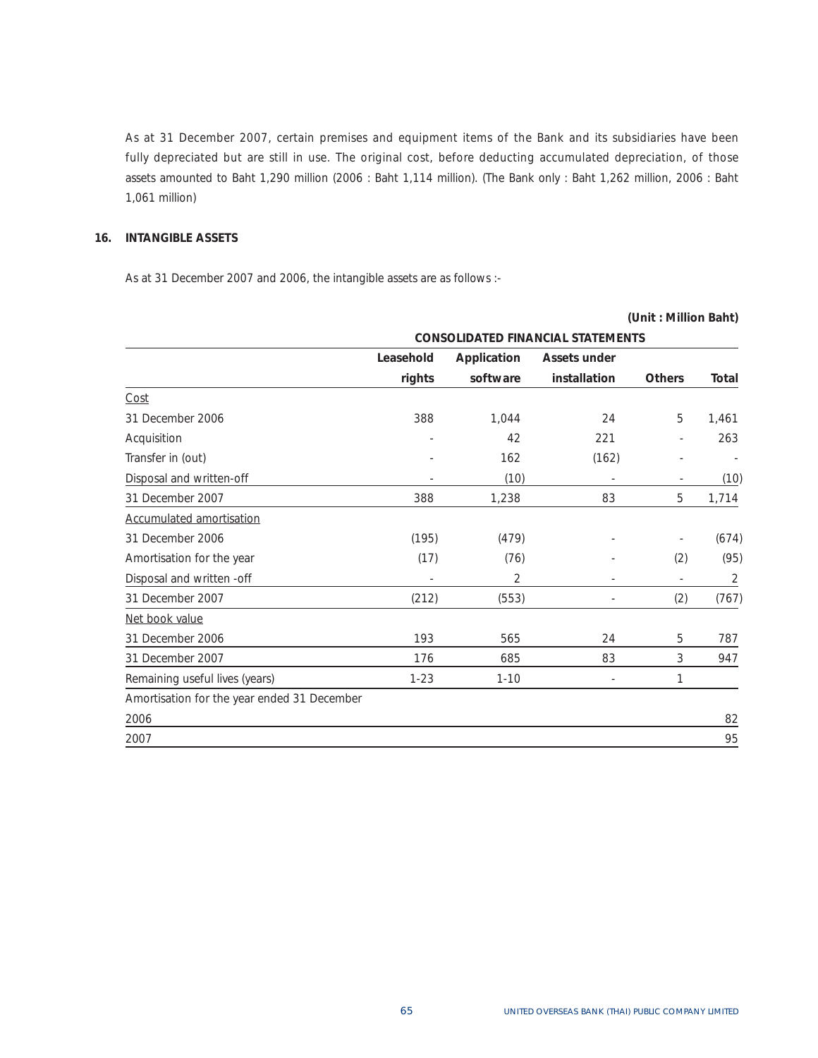As at 31 December 2007, certain premises and equipment items of the Bank and its subsidiaries have been fully depreciated but are still in use. The original cost, before deducting accumulated depreciation, of those assets amounted to Baht 1,290 million (2006 : Baht 1,114 million). (The Bank only : Baht 1,262 million, 2006 : Baht 1,061 million)

## 16. INTANGIBLE ASSETS

As at 31 December 2007 and 2006, the intangible assets are as follows :-

**(Unit : Million Baht)**

| | CONSOLIDATED FINANCIAL STATEMENTS | | | | |
|---|---|---|---|---|---|
| | **Leasehold rights** | **Application software** | **Assets under installation** | **Others** | **Total** |
| Cost | | | | | |
| 31 December 2006 | 388 | 1,044 | 24 | 5 | 1,461 |
| Acquisition | - | 42 | 221 | - | 263 |
| Transfer in (out) | - | 162 | (162) | - | - |
| Disposal and written-off | - | (10) | - | - | (10) |
| 31 December 2007 | 388 | 1,238 | 83 | 5 | 1,714 |
| Accumulated amortisation | | | | | |
| 31 December 2006 | (195) | (479) | - | - | (674) |
| Amortisation for the year | (17) | (76) | - | (2) | (95) |
| Disposal and written -off | - | 2 | - | - | 2 |
| 31 December 2007 | (212) | (553) | - | (2) | (767) |
| Net book value | | | | | |
| 31 December 2006 | 193 | 565 | 24 | 5 | 787 |
| 31 December 2007 | 176 | 685 | 83 | 3 | 947 |
| Remaining useful lives (years) | 1-23 | 1-10 | - | 1 | |
| Amortisation for the year ended 31 December | | | | | |
| 2006 | | | | | 82 |
| 2007 | | | | | 95 |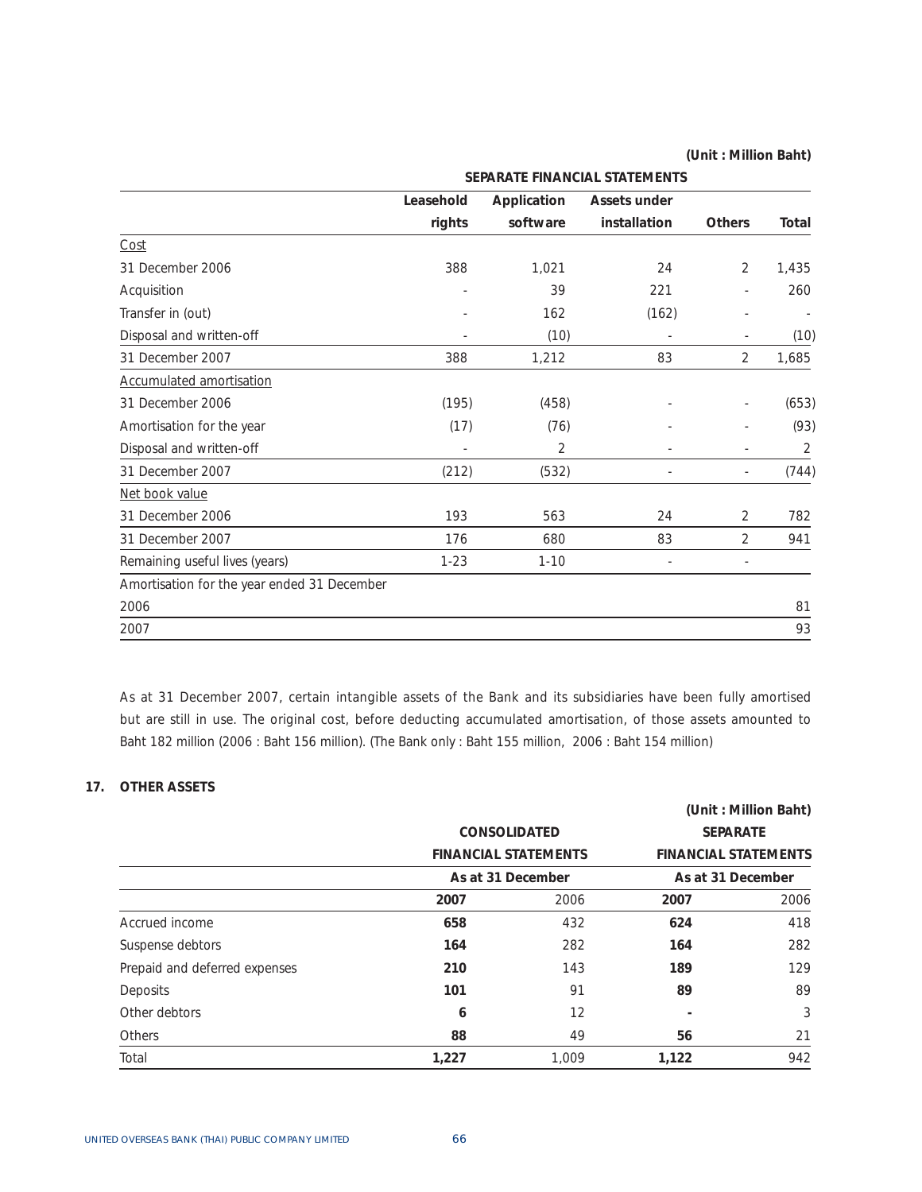(Unit : Million Baht)

| | SEPARATE FINANCIAL STATEMENTS | | | | |
|---|---|---|---|---|---|
| | Leasehold rights | Application software | Assets under installation | Others | Total |
| Cost | | | | | |
| 31 December 2006 | 388 | 1,021 | 24 | 2 | 1,435 |
| Acquisition | - | 39 | 221 | - | 260 |
| Transfer in (out) | - | 162 | (162) | - | - |
| Disposal and written-off | - | (10) | - | - | (10) |
| 31 December 2007 | 388 | 1,212 | 83 | 2 | 1,685 |
| Accumulated amortisation | | | | | |
| 31 December 2006 | (195) | (458) | - | - | (653) |
| Amortisation for the year | (17) | (76) | - | - | (93) |
| Disposal and written-off | - | 2 | - | - | 2 |
| 31 December 2007 | (212) | (532) | - | - | (744) |
| Net book value | | | | | |
| 31 December 2006 | 193 | 563 | 24 | 2 | 782 |
| 31 December 2007 | 176 | 680 | 83 | 2 | 941 |
| Remaining useful lives (years) | 1-23 | 1-10 | - | - | |
| Amortisation for the year ended 31 December | | | | | |
| 2006 | | | | | 81 |
| 2007 | | | | | 93 |

As at 31 December 2007, certain intangible assets of the Bank and its subsidiaries have been fully amortised but are still in use. The original cost, before deducting accumulated amortisation, of those assets amounted to Baht 182 million (2006 : Baht 156 million). (The Bank only : Baht 155 million, 2006 : Baht 154 million)

## 17. OTHER ASSETS

(Unit : Million Baht)

| | CONSOLIDATED FINANCIAL STATEMENTS | | SEPARATE FINANCIAL STATEMENTS | |
|---|---|---|---|---|
| | As at 31 December | | As at 31 December | |
| | **2007** | 2006 | **2007** | 2006 |
| Accrued income | **658** | 432 | **624** | 418 |
| Suspense debtors | **164** | 282 | **164** | 282 |
| Prepaid and deferred expenses | **210** | 143 | **189** | 129 |
| Deposits | **101** | 91 | **89** | 89 |
| Other debtors | **6** | 12 | **-** | 3 |
| Others | **88** | 49 | **56** | 21 |
| Total | **1,227** | 1,009 | **1,122** | 942 |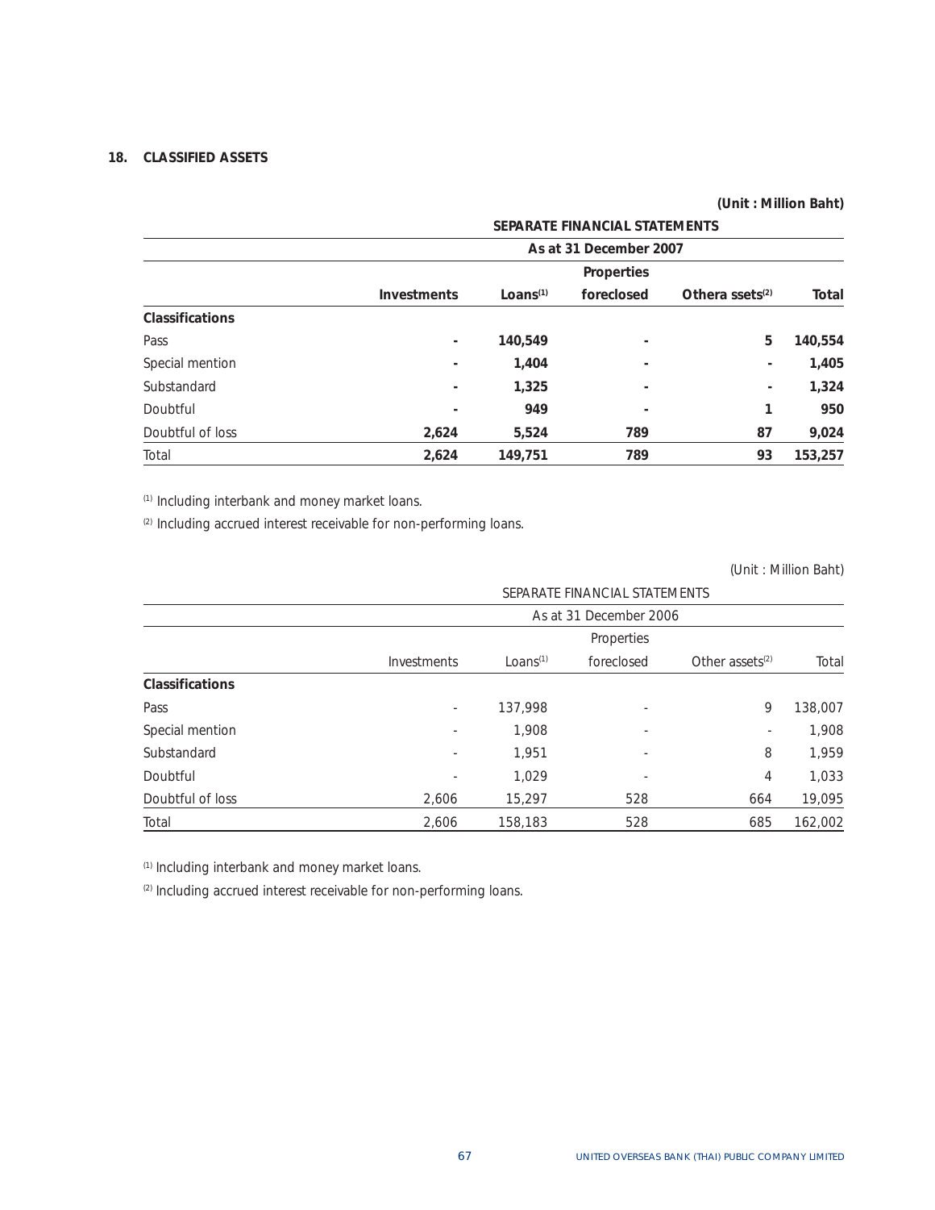## 18. CLASSIFIED ASSETS

**(Unit : Million Baht)**

| | SEPARATE FINANCIAL STATEMENTS | | | | |
|---|---|---|---|---|---|
| | As at 31 December 2007 | | | | |
| | Investments | Loans[(1)] | Properties foreclosed | Othera ssets[(2)] | Total |
| **Classifications** | | | | | |
| Pass | - | 140,549 | - | 5 | 140,554 |
| Special mention | - | 1,404 | - | - | 1,405 |
| Substandard | - | 1,325 | - | - | 1,324 |
| Doubtful | - | 949 | - | 1 | 950 |
| Doubtful of loss | 2,624 | 5,524 | 789 | 87 | 9,024 |
| Total | 2,624 | 149,751 | 789 | 93 | 153,257 |

[(1)] Including interbank and money market loans.

[(2)] Including accrued interest receivable for non-performing loans.

(Unit : Million Baht)

| | SEPARATE FINANCIAL STATEMENTS | | | | |
|---|---|---|---|---|---|
| | As at 31 December 2006 | | | | |
| | Investments | Loans[(1)] | Properties foreclosed | Other assets[(2)] | Total |
| **Classifications** | | | | | |
| Pass | - | 137,998 | - | 9 | 138,007 |
| Special mention | - | 1,908 | - | - | 1,908 |
| Substandard | - | 1,951 | - | 8 | 1,959 |
| Doubtful | - | 1,029 | - | 4 | 1,033 |
| Doubtful of loss | 2,606 | 15,297 | 528 | 664 | 19,095 |
| Total | 2,606 | 158,183 | 528 | 685 | 162,002 |

[(1)] Including interbank and money market loans.

[(2)] Including accrued interest receivable for non-performing loans.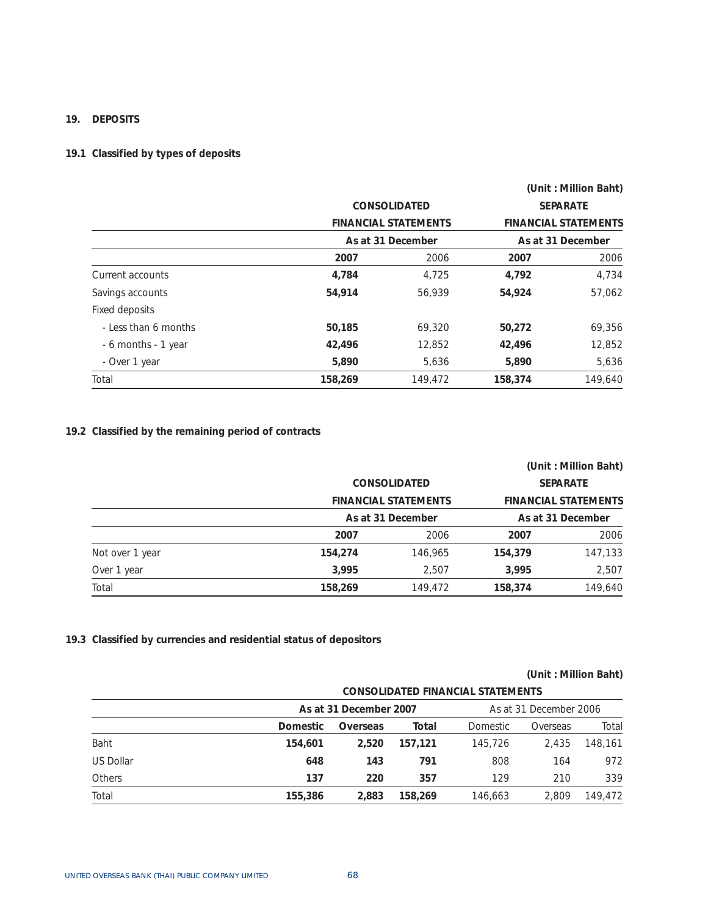## 19. DEPOSITS

### 19.1 Classified by types of deposits

(Unit : Million Baht)

| | CONSOLIDATED FINANCIAL STATEMENTS | | SEPARATE FINANCIAL STATEMENTS | |
|---|---|---|---|---|
| | As at 31 December | | As at 31 December | |
| | **2007** | 2006 | **2007** | 2006 |
| Current accounts | **4,784** | 4,725 | **4,792** | 4,734 |
| Savings accounts | **54,914** | 56,939 | **54,924** | 57,062 |
| Fixed deposits | | | | |
| - Less than 6 months | **50,185** | 69,320 | **50,272** | 69,356 |
| - 6 months - 1 year | **42,496** | 12,852 | **42,496** | 12,852 |
| - Over 1 year | **5,890** | 5,636 | **5,890** | 5,636 |
| Total | **158,269** | 149,472 | **158,374** | 149,640 |

### 19.2 Classified by the remaining period of contracts

(Unit : Million Baht)

| | CONSOLIDATED FINANCIAL STATEMENTS | | SEPARATE FINANCIAL STATEMENTS | |
|---|---|---|---|---|
| | As at 31 December | | As at 31 December | |
| | **2007** | 2006 | **2007** | 2006 |
| Not over 1 year | **154,274** | 146,965 | **154,379** | 147,133 |
| Over 1 year | **3,995** | 2,507 | **3,995** | 2,507 |
| Total | **158,269** | 149,472 | **158,374** | 149,640 |

### 19.3 Classified by currencies and residential status of depositors

(Unit : Million Baht)

| | CONSOLIDATED FINANCIAL STATEMENTS | | | | | |
|---|---|---|---|---|---|---|
| | As at 31 December 2007 | | | As at 31 December 2006 | | |
| | **Domestic** | **Overseas** | **Total** | Domestic | Overseas | Total |
| Baht | **154,601** | **2,520** | **157,121** | 145,726 | 2,435 | 148,161 |
| US Dollar | **648** | **143** | **791** | 808 | 164 | 972 |
| Others | **137** | **220** | **357** | 129 | 210 | 339 |
| Total | **155,386** | **2,883** | **158,269** | 146,663 | 2,809 | 149,472 |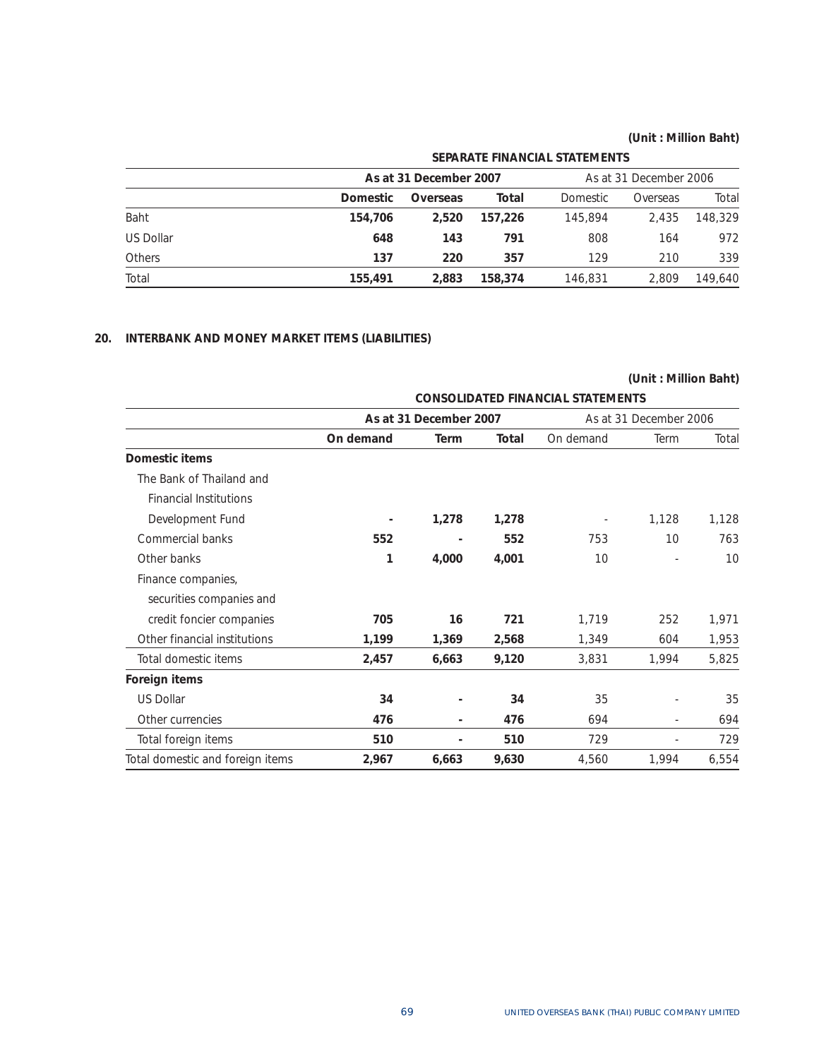(Unit : Million Baht)

| | SEPARATE FINANCIAL STATEMENTS | | | | | |
|---|---|---|---|---|---|---|
| | As at 31 December 2007 | | | As at 31 December 2006 | | |
| | **Domestic** | **Overseas** | **Total** | Domestic | Overseas | Total |
| Baht | **154,706** | **2,520** | **157,226** | 145,894 | 2,435 | 148,329 |
| US Dollar | **648** | **143** | **791** | 808 | 164 | 972 |
| Others | **137** | **220** | **357** | 129 | 210 | 339 |
| Total | **155,491** | **2,883** | **158,374** | 146,831 | 2,809 | 149,640 |

## 20. INTERBANK AND MONEY MARKET ITEMS (LIABILITIES)

(Unit : Million Baht)

| | CONSOLIDATED FINANCIAL STATEMENTS | | | | | |
|---|---|---|---|---|---|---|
| | As at 31 December 2007 | | | As at 31 December 2006 | | |
| | **On demand** | **Term** | **Total** | On demand | Term | Total |
| **Domestic items** | | | | | | |
| The Bank of Thailand and Financial Institutions Development Fund | **-** | **1,278** | **1,278** | - | 1,128 | 1,128 |
| Commercial banks | **552** | **-** | **552** | 753 | 10 | 763 |
| Other banks | **1** | **4,000** | **4,001** | 10 | - | 10 |
| Finance companies, securities companies and credit foncier companies | **705** | **16** | **721** | 1,719 | 252 | 1,971 |
| Other financial institutions | **1,199** | **1,369** | **2,568** | 1,349 | 604 | 1,953 |
| Total domestic items | **2,457** | **6,663** | **9,120** | 3,831 | 1,994 | 5,825 |
| **Foreign items** | | | | | | |
| US Dollar | **34** | **-** | **34** | 35 | - | 35 |
| Other currencies | **476** | **-** | **476** | 694 | - | 694 |
| Total foreign items | **510** | **-** | **510** | 729 | - | 729 |
| Total domestic and foreign items | **2,967** | **6,663** | **9,630** | 4,560 | 1,994 | 6,554 |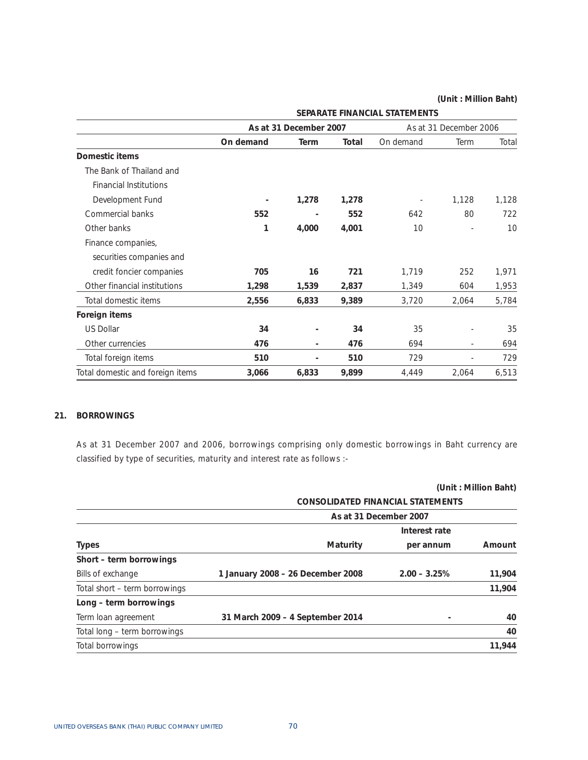(Unit : Million Baht)

| | SEPARATE FINANCIAL STATEMENTS | | | | | |
|---|---|---|---|---|---|---|
| | As at 31 December 2007 | | | As at 31 December 2006 | | |
| | **On demand** | **Term** | **Total** | On demand | Term | Total |
| **Domestic items** | | | | | | |
| The Bank of Thailand and Financial Institutions Development Fund | **-** | **1,278** | **1,278** | - | 1,128 | 1,128 |
| Commercial banks | **552** | **-** | **552** | 642 | 80 | 722 |
| Other banks | **1** | **4,000** | **4,001** | 10 | - | 10 |
| Finance companies, securities companies and credit foncier companies | **705** | **16** | **721** | 1,719 | 252 | 1,971 |
| Other financial institutions | **1,298** | **1,539** | **2,837** | 1,349 | 604 | 1,953 |
| Total domestic items | **2,556** | **6,833** | **9,389** | 3,720 | 2,064 | 5,784 |
| **Foreign items** | | | | | | |
| US Dollar | **34** | **-** | **34** | 35 | - | 35 |
| Other currencies | **476** | **-** | **476** | 694 | - | 694 |
| Total foreign items | **510** | **-** | **510** | 729 | - | 729 |
| Total domestic and foreign items | **3,066** | **6,833** | **9,899** | 4,449 | 2,064 | 6,513 |

## 21. BORROWINGS

As at 31 December 2007 and 2006, borrowings comprising only domestic borrowings in Baht currency are classified by type of securities, maturity and interest rate as follows :-

(Unit : Million Baht)

| | CONSOLIDATED FINANCIAL STATEMENTS | | |
|---|---|---|---|
| | As at 31 December 2007 | | |
| **Types** | **Maturity** | **Interest rate per annum** | **Amount** |
| **Short – term borrowings** | | | |
| Bills of exchange | **1 January 2008 – 26 December 2008** | **2.00 – 3.25%** | **11,904** |
| Total short – term borrowings | | | **11,904** |
| **Long – term borrowings** | | | |
| Term loan agreement | **31 March 2009 – 4 September 2014** | **-** | **40** |
| Total long – term borrowings | | | **40** |
| Total borrowings | | | **11,944** |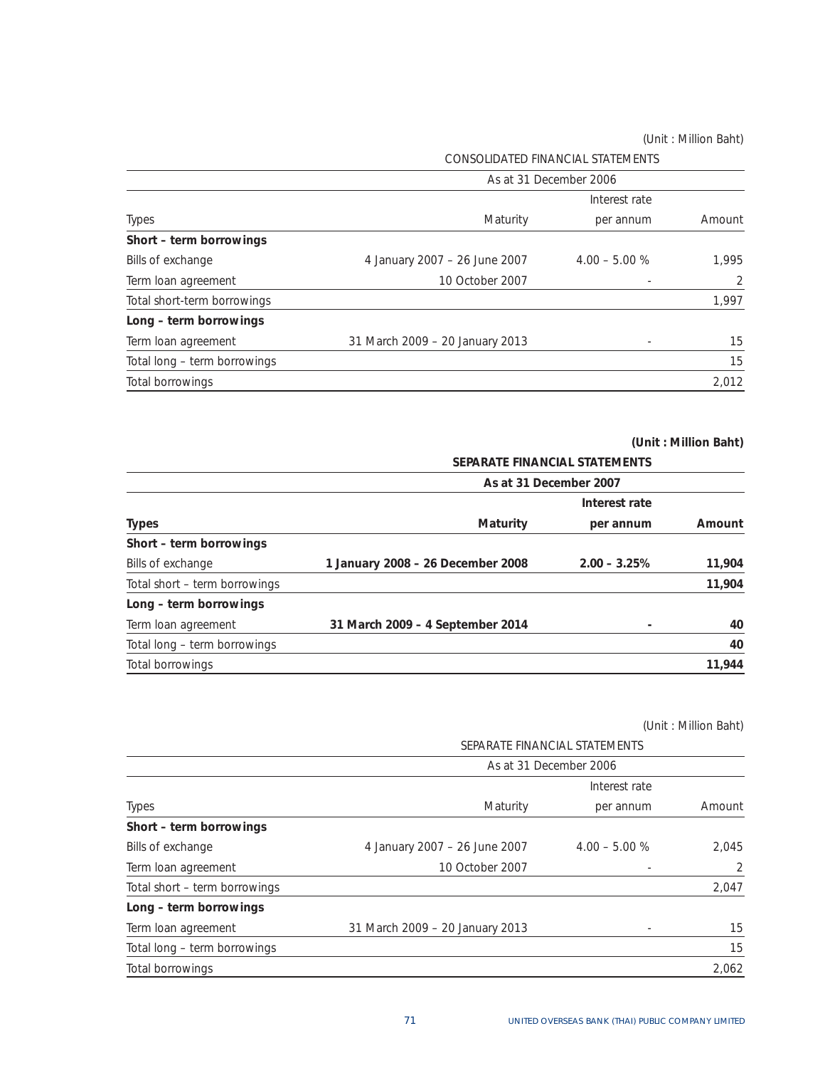(Unit : Million Baht)

| | CONSOLIDATED FINANCIAL STATEMENTS | | |
|---|---|---|---|
| | As at 31 December 2006 | | |
| Types | Maturity | Interest rate per annum | Amount |
| **Short – term borrowings** | | | |
| Bills of exchange | 4 January 2007 – 26 June 2007 | 4.00 – 5.00 % | 1,995 |
| Term loan agreement | 10 October 2007 | - | 2 |
| Total short-term borrowings | | | 1,997 |
| **Long – term borrowings** | | | |
| Term loan agreement | 31 March 2009 – 20 January 2013 | - | 15 |
| Total long – term borrowings | | | 15 |
| Total borrowings | | | 2,012 |

**(Unit : Million Baht)**

| | **SEPARATE FINANCIAL STATEMENTS** | | |
|---|---|---|---|
| | **As at 31 December 2007** | | |
| **Types** | **Maturity** | **Interest rate per annum** | **Amount** |
| **Short – term borrowings** | | | |
| Bills of exchange | **1 January 2008 – 26 December 2008** | **2.00 – 3.25%** | **11,904** |
| Total short – term borrowings | | | **11,904** |
| **Long – term borrowings** | | | |
| Term loan agreement | **31 March 2009 – 4 September 2014** | **-** | **40** |
| Total long – term borrowings | | | **40** |
| Total borrowings | | | **11,944** |

(Unit : Million Baht)

| | SEPARATE FINANCIAL STATEMENTS | | |
|---|---|---|---|
| | As at 31 December 2006 | | |
| Types | Maturity | Interest rate per annum | Amount |
| **Short – term borrowings** | | | |
| Bills of exchange | 4 January 2007 – 26 June 2007 | 4.00 – 5.00 % | 2,045 |
| Term loan agreement | 10 October 2007 | - | 2 |
| Total short – term borrowings | | | 2,047 |
| **Long – term borrowings** | | | |
| Term loan agreement | 31 March 2009 – 20 January 2013 | - | 15 |
| Total long – term borrowings | | | 15 |
| Total borrowings | | | 2,062 |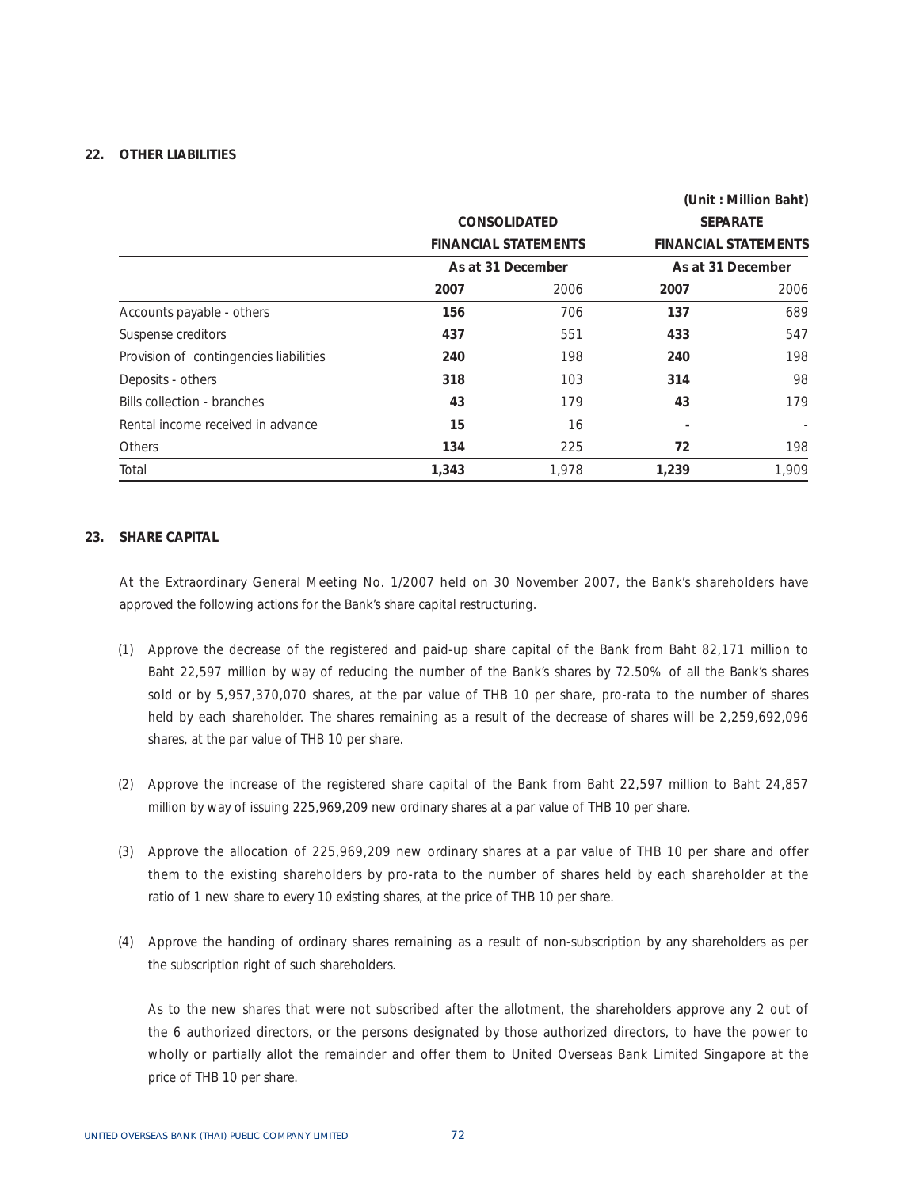## 22. OTHER LIABILITIES

(Unit : Million Baht)

| | CONSOLIDATED FINANCIAL STATEMENTS | | SEPARATE FINANCIAL STATEMENTS | |
|---|---|---|---|---|
| | As at 31 December | | As at 31 December | |
| | **2007** | 2006 | **2007** | 2006 |
| Accounts payable - others | **156** | 706 | **137** | 689 |
| Suspense creditors | **437** | 551 | **433** | 547 |
| Provision of contingencies liabilities | **240** | 198 | **240** | 198 |
| Deposits - others | **318** | 103 | **314** | 98 |
| Bills collection - branches | **43** | 179 | **43** | 179 |
| Rental income received in advance | **15** | 16 | **-** | - |
| Others | **134** | 225 | **72** | 198 |
| Total | **1,343** | 1,978 | **1,239** | 1,909 |

## 23. SHARE CAPITAL

At the Extraordinary General Meeting No. 1/2007 held on 30 November 2007, the Bank's shareholders have approved the following actions for the Bank's share capital restructuring.

(1) Approve the decrease of the registered and paid-up share capital of the Bank from Baht 82,171 million to Baht 22,597 million by way of reducing the number of the Bank's shares by 72.50% of all the Bank's shares sold or by 5,957,370,070 shares, at the par value of THB 10 per share, pro-rata to the number of shares held by each shareholder. The shares remaining as a result of the decrease of shares will be 2,259,692,096 shares, at the par value of THB 10 per share.

(2) Approve the increase of the registered share capital of the Bank from Baht 22,597 million to Baht 24,857 million by way of issuing 225,969,209 new ordinary shares at a par value of THB 10 per share.

(3) Approve the allocation of 225,969,209 new ordinary shares at a par value of THB 10 per share and offer them to the existing shareholders by pro-rata to the number of shares held by each shareholder at the ratio of 1 new share to every 10 existing shares, at the price of THB 10 per share.

(4) Approve the handing of ordinary shares remaining as a result of non-subscription by any shareholders as per the subscription right of such shareholders.

As to the new shares that were not subscribed after the allotment, the shareholders approve any 2 out of the 6 authorized directors, or the persons designated by those authorized directors, to have the power to wholly or partially allot the remainder and offer them to United Overseas Bank Limited Singapore at the price of THB 10 per share.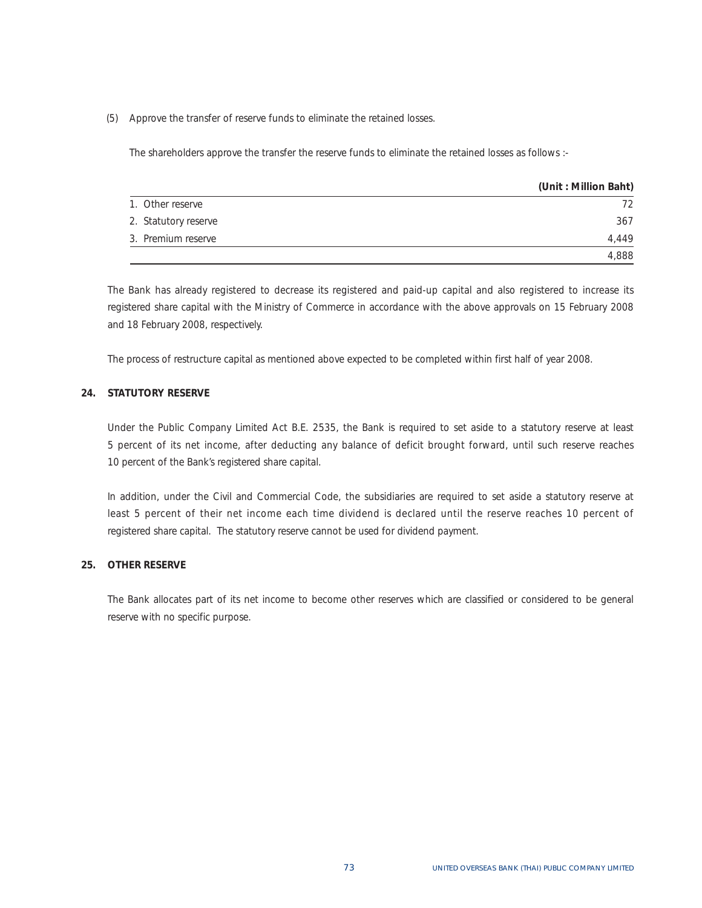(5) Approve the transfer of reserve funds to eliminate the retained losses.

The shareholders approve the transfer the reserve funds to eliminate the retained losses as follows :-

| | (Unit : Million Baht) |
|---|---|
| 1. Other reserve | 72 |
| 2. Statutory reserve | 367 |
| 3. Premium reserve | 4,449 |
| | 4,888 |

The Bank has already registered to decrease its registered and paid-up capital and also registered to increase its registered share capital with the Ministry of Commerce in accordance with the above approvals on 15 February 2008 and 18 February 2008, respectively.

The process of restructure capital as mentioned above expected to be completed within first half of year 2008.

## 24. STATUTORY RESERVE

Under the Public Company Limited Act B.E. 2535, the Bank is required to set aside to a statutory reserve at least 5 percent of its net income, after deducting any balance of deficit brought forward, until such reserve reaches 10 percent of the Bank's registered share capital.

In addition, under the Civil and Commercial Code, the subsidiaries are required to set aside a statutory reserve at least 5 percent of their net income each time dividend is declared until the reserve reaches 10 percent of registered share capital. The statutory reserve cannot be used for dividend payment.

## 25. OTHER RESERVE

The Bank allocates part of its net income to become other reserves which are classified or considered to be general reserve with no specific purpose.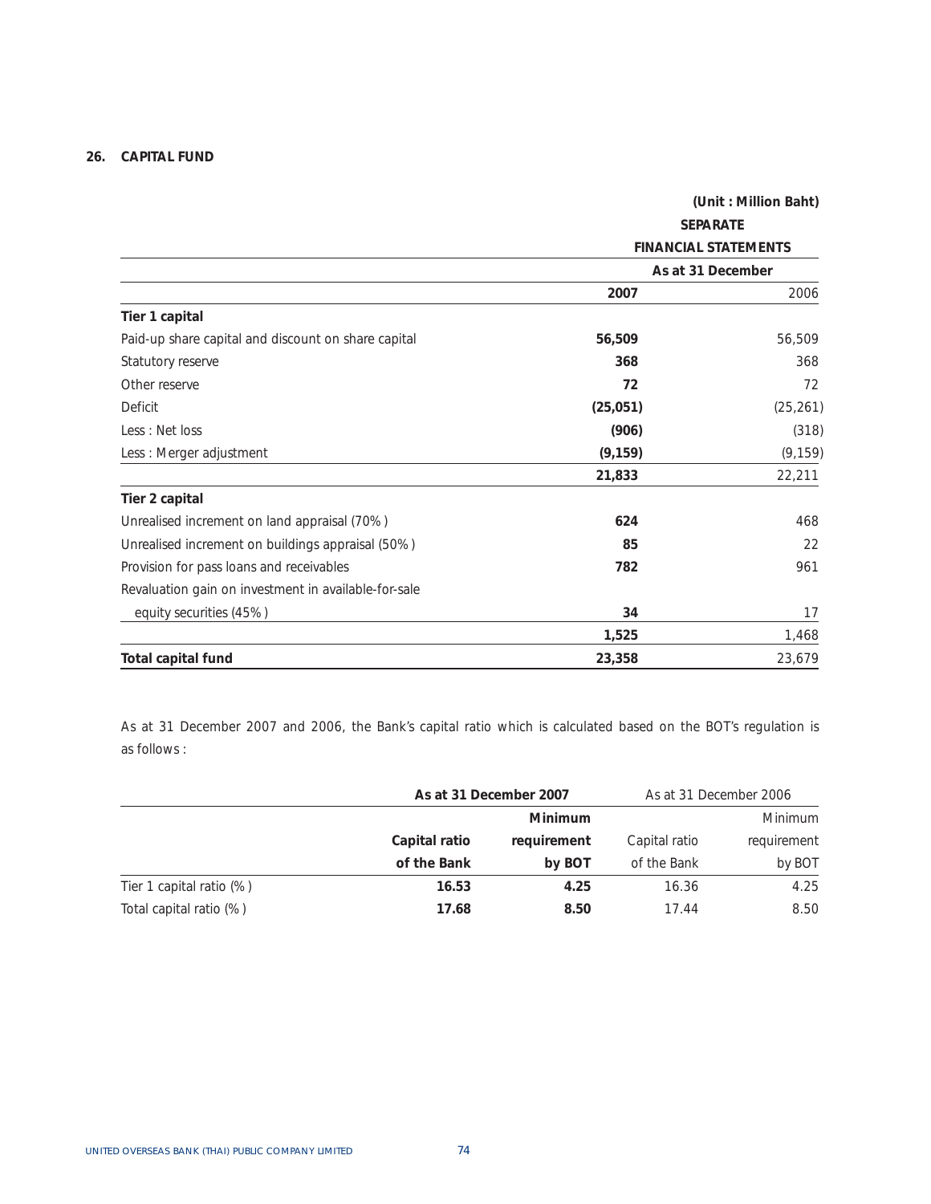## 26. CAPITAL FUND

(Unit : Million Baht)

| | SEPARATE FINANCIAL STATEMENTS | |
|---|---|---|
| | As at 31 December | |
| | **2007** | 2006 |
| **Tier 1 capital** | | |
| Paid-up share capital and discount on share capital | **56,509** | 56,509 |
| Statutory reserve | **368** | 368 |
| Other reserve | **72** | 72 |
| Deficit | **(25,051)** | (25,261) |
| Less : Net loss | **(906)** | (318) |
| Less : Merger adjustment | **(9,159)** | (9,159) |
| | **21,833** | 22,211 |
| **Tier 2 capital** | | |
| Unrealised increment on land appraisal (70%) | **624** | 468 |
| Unrealised increment on buildings appraisal (50%) | **85** | 22 |
| Provision for pass loans and receivables | **782** | 961 |
| Revaluation gain on investment in available-for-sale equity securities (45%) | **34** | 17 |
| | **1,525** | 1,468 |
| **Total capital fund** | **23,358** | 23,679 |

As at 31 December 2007 and 2006, the Bank's capital ratio which is calculated based on the BOT's regulation is as follows :

| | **As at 31 December 2007** | | As at 31 December 2006 | |
|---|---|---|---|---|
| | **Capital ratio of the Bank** | **Minimum requirement by BOT** | Capital ratio of the Bank | Minimum requirement by BOT |
| Tier 1 capital ratio (%) | **16.53** | **4.25** | 16.36 | 4.25 |
| Total capital ratio (%) | **17.68** | **8.50** | 17.44 | 8.50 |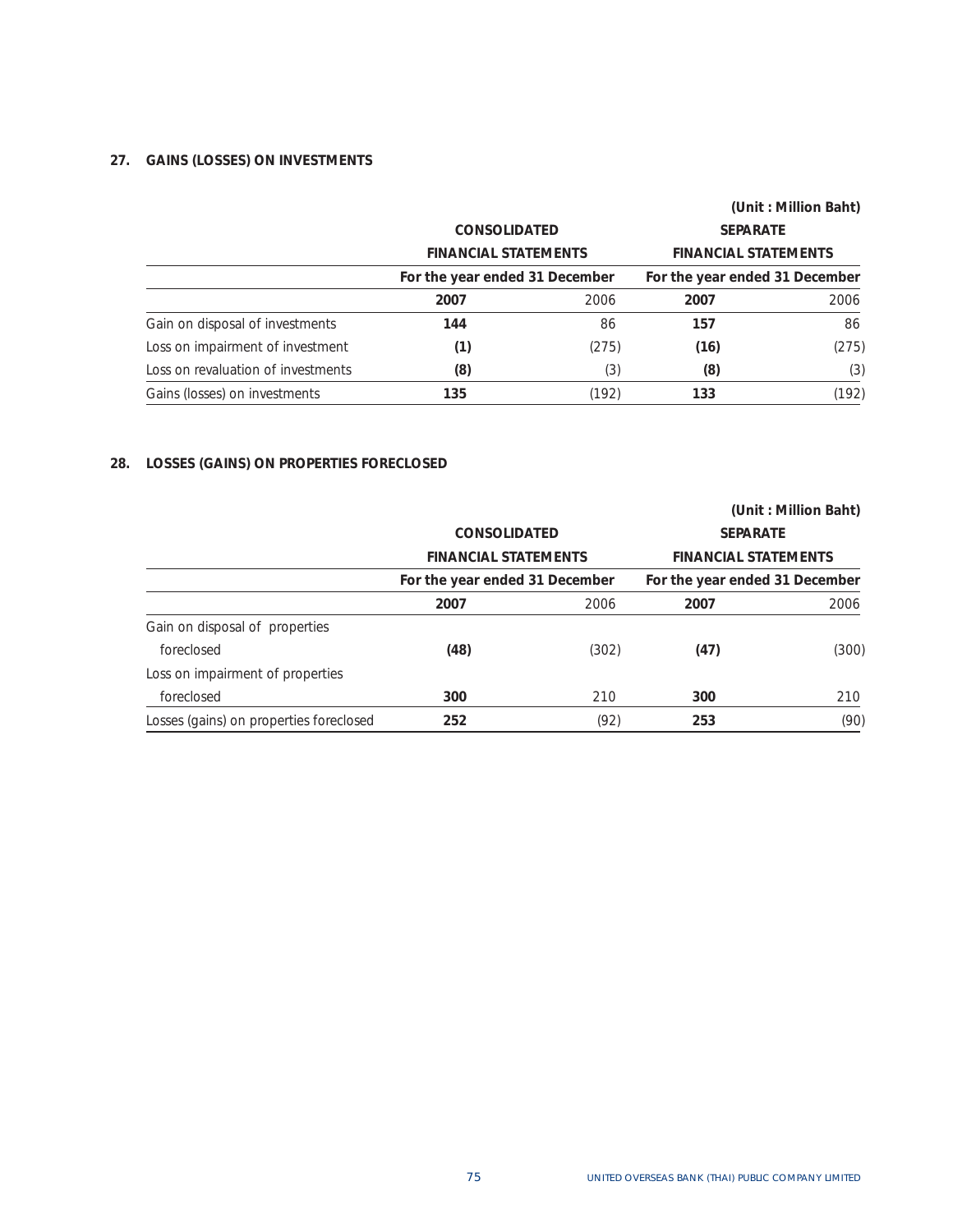## 27. GAINS (LOSSES) ON INVESTMENTS

(Unit : Million Baht)

| | CONSOLIDATED FINANCIAL STATEMENTS | | SEPARATE FINANCIAL STATEMENTS | |
|---|---|---|---|---|
| | For the year ended 31 December | | For the year ended 31 December | |
| | **2007** | 2006 | **2007** | 2006 |
| Gain on disposal of investments | **144** | 86 | **157** | 86 |
| Loss on impairment of investment | **(1)** | (275) | **(16)** | (275) |
| Loss on revaluation of investments | **(8)** | (3) | **(8)** | (3) |
| Gains (losses) on investments | **135** | (192) | **133** | (192) |

## 28. LOSSES (GAINS) ON PROPERTIES FORECLOSED

(Unit : Million Baht)

| | CONSOLIDATED FINANCIAL STATEMENTS | | SEPARATE FINANCIAL STATEMENTS | |
|---|---|---|---|---|
| | For the year ended 31 December | | For the year ended 31 December | |
| | **2007** | 2006 | **2007** | 2006 |
| Gain on disposal of properties foreclosed | **(48)** | (302) | **(47)** | (300) |
| Loss on impairment of properties foreclosed | **300** | 210 | **300** | 210 |
| Losses (gains) on properties foreclosed | **252** | (92) | **253** | (90) |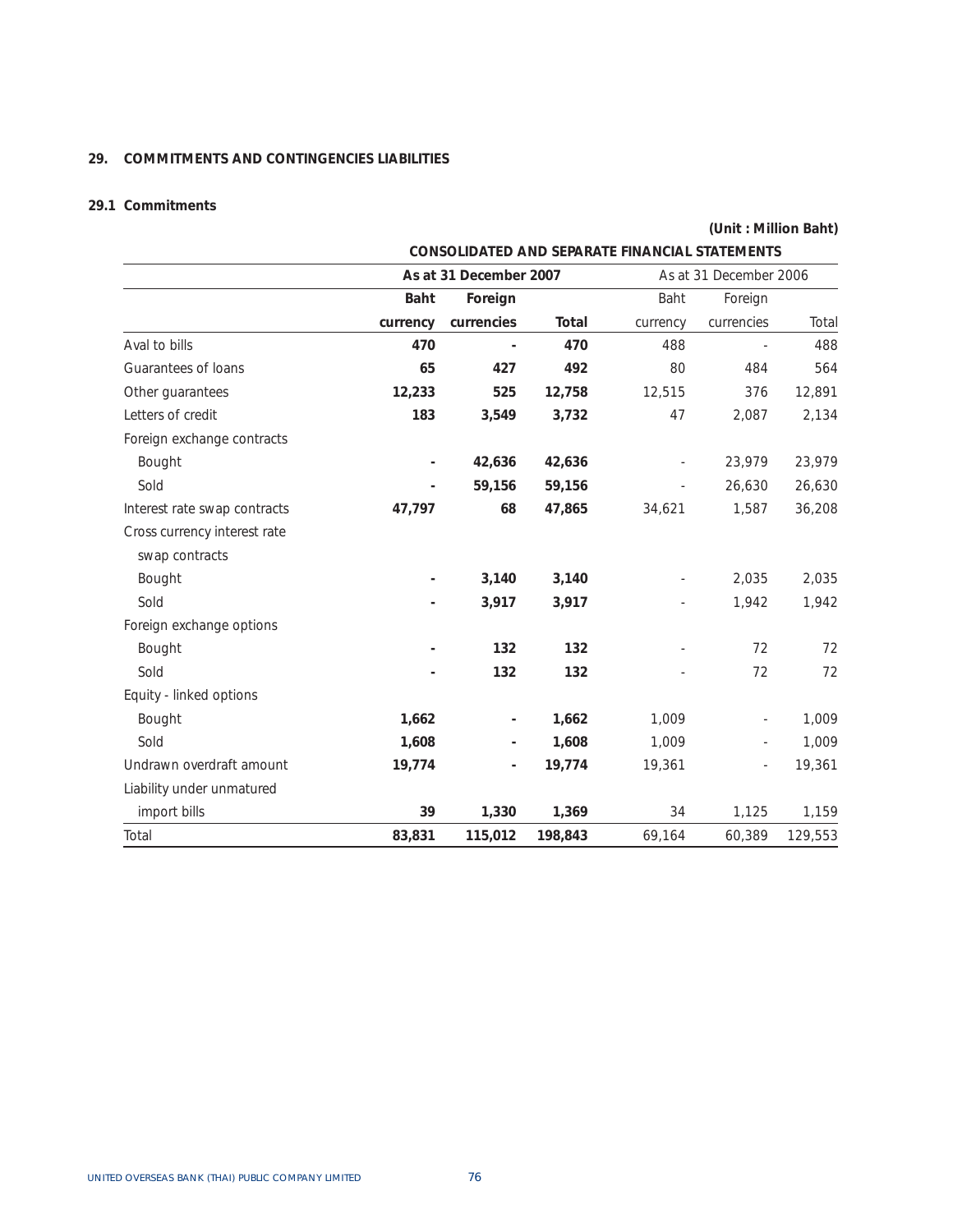## 29. COMMITMENTS AND CONTINGENCIES LIABILITIES

### 29.1 Commitments

**(Unit : Million Baht)**

| | **CONSOLIDATED AND SEPARATE FINANCIAL STATEMENTS** | | | | | |
|---|---|---|---|---|---|---|
| | **As at 31 December 2007** | | | As at 31 December 2006 | | |
| | **Baht currency** | **Foreign currencies** | **Total** | Baht currency | Foreign currencies | Total |
| Aval to bills | **470** | **-** | **470** | 488 | - | 488 |
| Guarantees of loans | **65** | **427** | **492** | 80 | 484 | 564 |
| Other guarantees | **12,233** | **525** | **12,758** | 12,515 | 376 | 12,891 |
| Letters of credit | **183** | **3,549** | **3,732** | 47 | 2,087 | 2,134 |
| Foreign exchange contracts | | | | | | |
| Bought | **-** | **42,636** | **42,636** | - | 23,979 | 23,979 |
| Sold | **-** | **59,156** | **59,156** | - | 26,630 | 26,630 |
| Interest rate swap contracts | **47,797** | **68** | **47,865** | 34,621 | 1,587 | 36,208 |
| Cross currency interest rate swap contracts | | | | | | |
| Bought | **-** | **3,140** | **3,140** | - | 2,035 | 2,035 |
| Sold | **-** | **3,917** | **3,917** | - | 1,942 | 1,942 |
| Foreign exchange options | | | | | | |
| Bought | **-** | **132** | **132** | - | 72 | 72 |
| Sold | **-** | **132** | **132** | - | 72 | 72 |
| Equity - linked options | | | | | | |
| Bought | **1,662** | **-** | **1,662** | 1,009 | - | 1,009 |
| Sold | **1,608** | **-** | **1,608** | 1,009 | - | 1,009 |
| Undrawn overdraft amount | **19,774** | **-** | **19,774** | 19,361 | - | 19,361 |
| Liability under unmatured import bills | **39** | **1,330** | **1,369** | 34 | 1,125 | 1,159 |
| Total | **83,831** | **115,012** | **198,843** | 69,164 | 60,389 | 129,553 |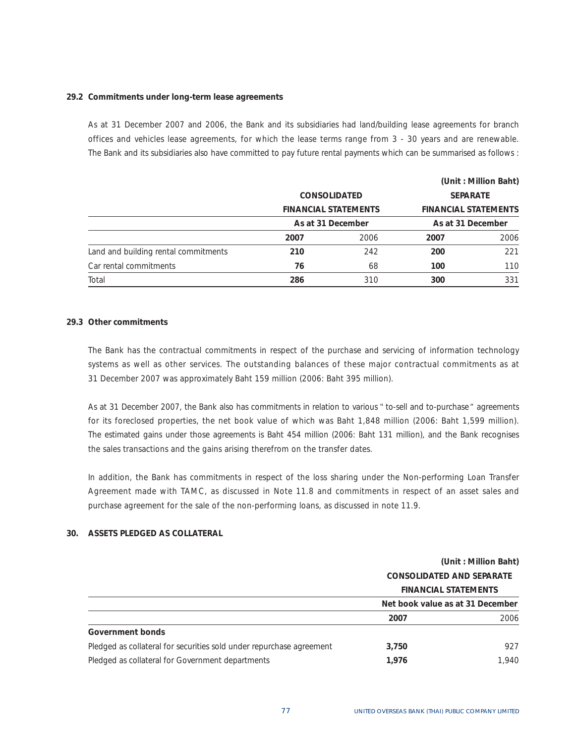### 29.2 Commitments under long-term lease agreements

As at 31 December 2007 and 2006, the Bank and its subsidiaries had land/building lease agreements for branch offices and vehicles lease agreements, for which the lease terms range from 3 - 30 years and are renewable. The Bank and its subsidiaries also have committed to pay future rental payments which can be summarised as follows :

(Unit : Million Baht)

| | CONSOLIDATED FINANCIAL STATEMENTS | | SEPARATE FINANCIAL STATEMENTS | |
|---|---|---|---|---|
| | As at 31 December | | As at 31 December | |
| | **2007** | 2006 | **2007** | 2006 |
| Land and building rental commitments | **210** | 242 | **200** | 221 |
| Car rental commitments | **76** | 68 | **100** | 110 |
| Total | **286** | 310 | **300** | 331 |

### 29.3 Other commitments

The Bank has the contractual commitments in respect of the purchase and servicing of information technology systems as well as other services. The outstanding balances of these major contractual commitments as at 31 December 2007 was approximately Baht 159 million (2006: Baht 395 million).

As at 31 December 2007, the Bank also has commitments in relation to various " to-sell and to-purchase " agreements for its foreclosed properties, the net book value of which was Baht 1,848 million (2006: Baht 1,599 million). The estimated gains under those agreements is Baht 454 million (2006: Baht 131 million), and the Bank recognises the sales transactions and the gains arising therefrom on the transfer dates.

In addition, the Bank has commitments in respect of the loss sharing under the Non-performing Loan Transfer Agreement made with TAMC, as discussed in Note 11.8 and commitments in respect of an asset sales and purchase agreement for the sale of the non-performing loans, as discussed in note 11.9.

## 30. ASSETS PLEDGED AS COLLATERAL

(Unit : Million Baht)

| | CONSOLIDATED AND SEPARATE FINANCIAL STATEMENTS | |
|---|---|---|
| | Net book value as at 31 December | |
| | **2007** | 2006 |
| **Government bonds** | | |
| Pledged as collateral for securities sold under repurchase agreement | **3,750** | 927 |
| Pledged as collateral for Government departments | **1,976** | 1,940 |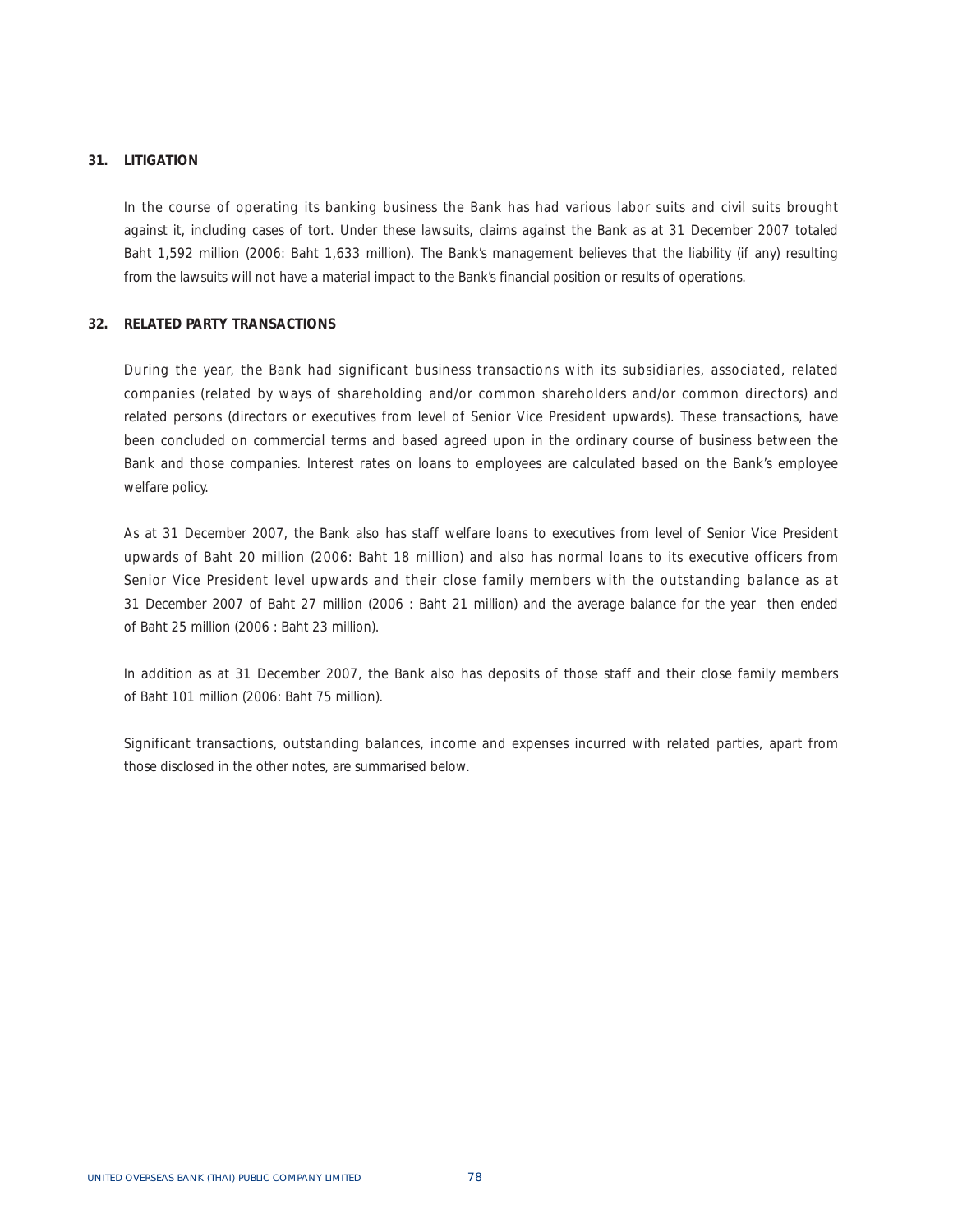## 31. LITIGATION

In the course of operating its banking business the Bank has had various labor suits and civil suits brought against it, including cases of tort. Under these lawsuits, claims against the Bank as at 31 December 2007 totaled Baht 1,592 million (2006: Baht 1,633 million). The Bank's management believes that the liability (if any) resulting from the lawsuits will not have a material impact to the Bank's financial position or results of operations.

## 32. RELATED PARTY TRANSACTIONS

During the year, the Bank had significant business transactions with its subsidiaries, associated, related companies (related by ways of shareholding and/or common shareholders and/or common directors) and related persons (directors or executives from level of Senior Vice President upwards). These transactions, have been concluded on commercial terms and based agreed upon in the ordinary course of business between the Bank and those companies. Interest rates on loans to employees are calculated based on the Bank's employee welfare policy.

As at 31 December 2007, the Bank also has staff welfare loans to executives from level of Senior Vice President upwards of Baht 20 million (2006: Baht 18 million) and also has normal loans to its executive officers from Senior Vice President level upwards and their close family members with the outstanding balance as at 31 December 2007 of Baht 27 million (2006 : Baht 21 million) and the average balance for the year then ended of Baht 25 million (2006 : Baht 23 million).

In addition as at 31 December 2007, the Bank also has deposits of those staff and their close family members of Baht 101 million (2006: Baht 75 million).

Significant transactions, outstanding balances, income and expenses incurred with related parties, apart from those disclosed in the other notes, are summarised below.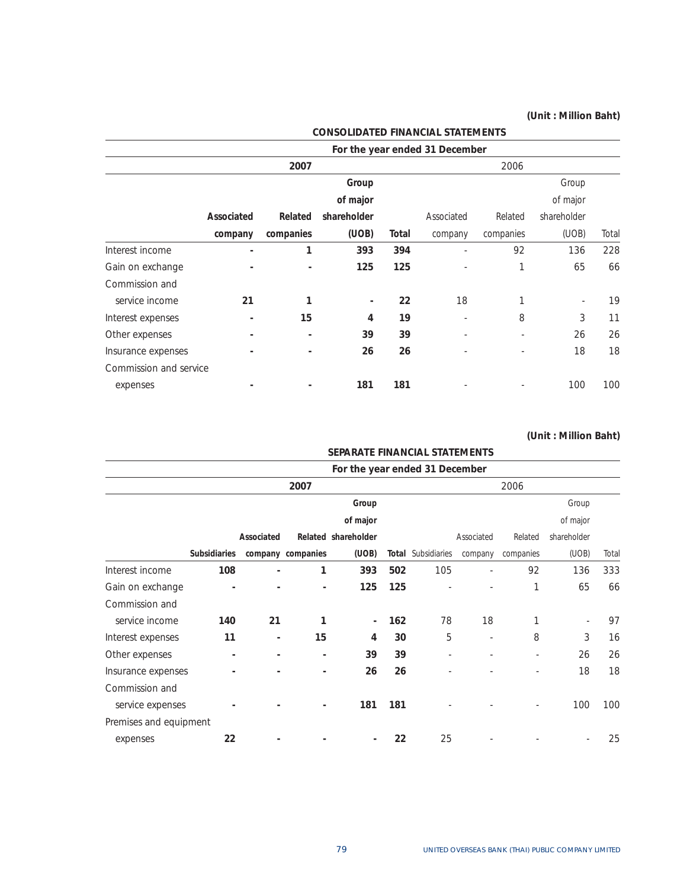(Unit : Million Baht)

| | CONSOLIDATED FINANCIAL STATEMENTS | | | | | | | |
|---|---|---|---|---|---|---|---|---|
| | For the year ended 31 December | | | | | | | |
| | 2007 | | | | 2006 | | | |
| | Associated company | Related companies | Group of major shareholder (UOB) | Total | Associated company | Related companies | Group of major shareholder (UOB) | Total |
| Interest income | - | 1 | 393 | 394 | - | 92 | 136 | 228 |
| Gain on exchange | - | - | 125 | 125 | - | 1 | 65 | 66 |
| Commission and service income | 21 | 1 | - | 22 | 18 | 1 | - | 19 |
| Interest expenses | - | 15 | 4 | 19 | - | 8 | 3 | 11 |
| Other expenses | - | - | 39 | 39 | - | - | 26 | 26 |
| Insurance expenses | - | - | 26 | 26 | - | - | 18 | 18 |
| Commission and service expenses | - | - | 181 | 181 | - | - | 100 | 100 |

(Unit : Million Baht)

| | SEPARATE FINANCIAL STATEMENTS | | | | | | | | | |
|---|---|---|---|---|---|---|---|---|---|---|
| | For the year ended 31 December | | | | | | | | | |
| | 2007 | | | | | 2006 | | | | |
| | Subsidiaries | Associated company | Related companies | Group of major shareholder (UOB) | Total | Subsidiaries | Associated company | Related companies | Group of major shareholder (UOB) | Total |
| Interest income | 108 | - | 1 | 393 | 502 | 105 | - | 92 | 136 | 333 |
| Gain on exchange | - | - | - | 125 | 125 | - | - | 1 | 65 | 66 |
| Commission and service income | 140 | 21 | 1 | - | 162 | 78 | 18 | 1 | - | 97 |
| Interest expenses | 11 | - | 15 | 4 | 30 | 5 | - | 8 | 3 | 16 |
| Other expenses | - | - | - | 39 | 39 | - | - | - | 26 | 26 |
| Insurance expenses | - | - | - | 26 | 26 | - | - | - | 18 | 18 |
| Commission and service expenses | - | - | - | 181 | 181 | - | - | - | 100 | 100 |
| Premises and equipment expenses | 22 | - | - | - | 22 | 25 | - | - | - | 25 |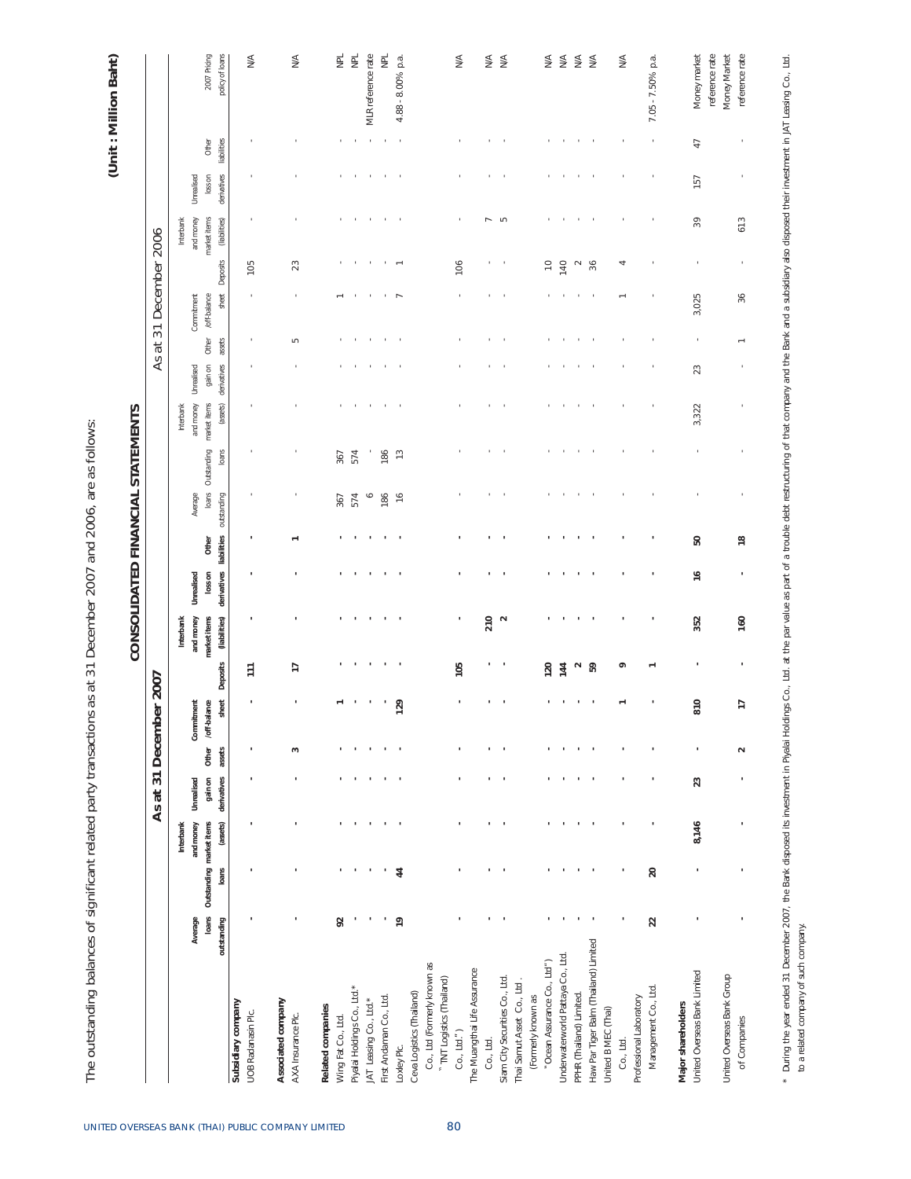The outstanding balances of significant related party transactions as at 31 December 2007 and 2006, are as follows:

**(Unit : Million Baht)**

## CONSOLIDATED FINANCIAL STATEMENTS

| | As at 31 December 2007 | | | | | | | | | | As at 31 December 2006 | | | | | | | | | | |
|---|---|---|---|---|---|---|---|---|---|---|---|---|---|---|---|---|---|---|---|---|---|
| | Average loans outstanding | Outstanding loans | Interbank and money market items (assets) | Unrealised gain on derivatives | Other assets | Commitment /off-balance sheet | Deposits | Interbank and money market items (liabilities) | Unrealised loss on derivatives | Other liabilities | Average loans outstanding | Outstanding loans | Interbank and money market items (assets) | Unrealised gain on derivatives | Other assets | Commitment /off-balance sheet | Deposits | Interbank and money market items (liabilities) | Unrealised loss on derivatives | Other liabilities | 2007 Pricing policy of loans |
| **Subsidiary company** | | | | | | | | | | | | | | | | | | | | | |
| UOB Radanasin Plc. | - | - | - | - | - | - | 111 | - | - | - | - | - | - | - | - | - | 105 | - | - | - | N/A |
| **Associated company** | | | | | | | | | | | | | | | | | | | | | |
| AXA Insurance Plc. | - | - | - | - | 3 | - | 17 | - | - | 1 | - | - | - | - | 5 | - | 23 | - | - | - | N/A |
| **Related companies** | | | | | | | | | | | | | | | | | | | | | |
| Wing Fat Co., Ltd. | 92 | - | - | - | - | 1 | - | - | - | - | 367 | 367 | - | - | - | 1 | - | - | - | - | NPL |
| Piyalai Holdings Co., Ltd.* | - | - | - | - | - | - | - | - | - | - | 574 | 574 | - | - | - | - | - | - | - | - | NPL |
| JAT Leasing Co., Ltd.* | - | - | - | - | - | - | - | - | - | - | 6 | - | - | - | - | - | - | - | - | - | MLR reference rate |
| First Andaman Co., Ltd. | - | - | - | - | - | - | - | - | - | - | 186 | 186 | - | - | - | - | - | - | - | - | NPL |
| Loxley Plc. | 19 | 44 | - | - | - | 129 | - | - | - | - | 16 | 13 | - | - | - | 7 | 1 | - | - | - | 4.88 - 8.00% p.a. |
| Ceva Logistics (Thailand) Co., Ltd (Formerly known as "TNT Logistics (Thailand) Co., Ltd") | - | - | - | - | - | - | 105 | - | - | - | - | - | - | - | - | - | 106 | - | - | - | N/A |
| The Muangthai Life Assurance Co., Ltd. | - | - | - | - | - | - | - | 210 | - | - | - | - | - | - | - | - | - | 7 | - | - | N/A |
| Siam City Securities Co., Ltd. | - | - | - | - | - | - | - | 2 | - | - | - | - | - | - | - | - | - | 5 | - | - | N/A |
| Thai Samut Asset Co., Ltd. (Formerly known as "Ocean Assurance Co., Ltd") | - | - | - | - | - | - | 120 | - | - | - | - | - | - | - | - | - | 10 | - | - | - | N/A |
| Underwaterworld Pattaya Co., Ltd. | - | - | - | - | - | - | 144 | - | - | - | - | - | - | - | - | - | 140 | - | - | - | N/A |
| PPHR (Thailand) Limited. | - | - | - | - | - | - | 2 | - | - | - | - | - | - | - | - | - | 2 | - | - | - | N/A |
| Haw Par Tiger Balm (Thailand) Limited | - | - | - | - | - | - | 59 | - | - | - | - | - | - | - | - | - | 36 | - | - | - | N/A |
| United B MEC (Thai) Co., Ltd. | - | - | - | - | - | 1 | 9 | - | - | - | - | - | - | - | - | 1 | 4 | - | - | - | N/A |
| Professional Laboratory Management Co., Ltd. | 22 | 20 | - | - | - | - | 1 | - | - | - | - | - | - | - | - | - | - | - | - | - | 7.05 - 7.50% p.a. |
| **Major shareholders** | | | | | | | | | | | | | | | | | | | | | |
| United Overseas Bank Limited | - | - | 8,146 | 23 | - | 810 | - | 352 | 16 | 50 | - | - | 3,322 | 23 | - | 3,025 | - | 39 | 157 | 47 | Money market reference rate |
| United Overseas Bank Group of Companies | - | - | - | - | 2 | 17 | - | 160 | - | 18 | - | - | - | - | 1 | 36 | - | 613 | - | - | Money Market reference rate |

\* During the year ended 31 December 2007, the Bank disposed its investment in Piyalai Holdings Co., Ltd. at the par value as part of a trouble debt restructuring of that company and the Bank and a subsidiary also disposed their investment in JAT Leasing Co., Ltd. to a related company of such company.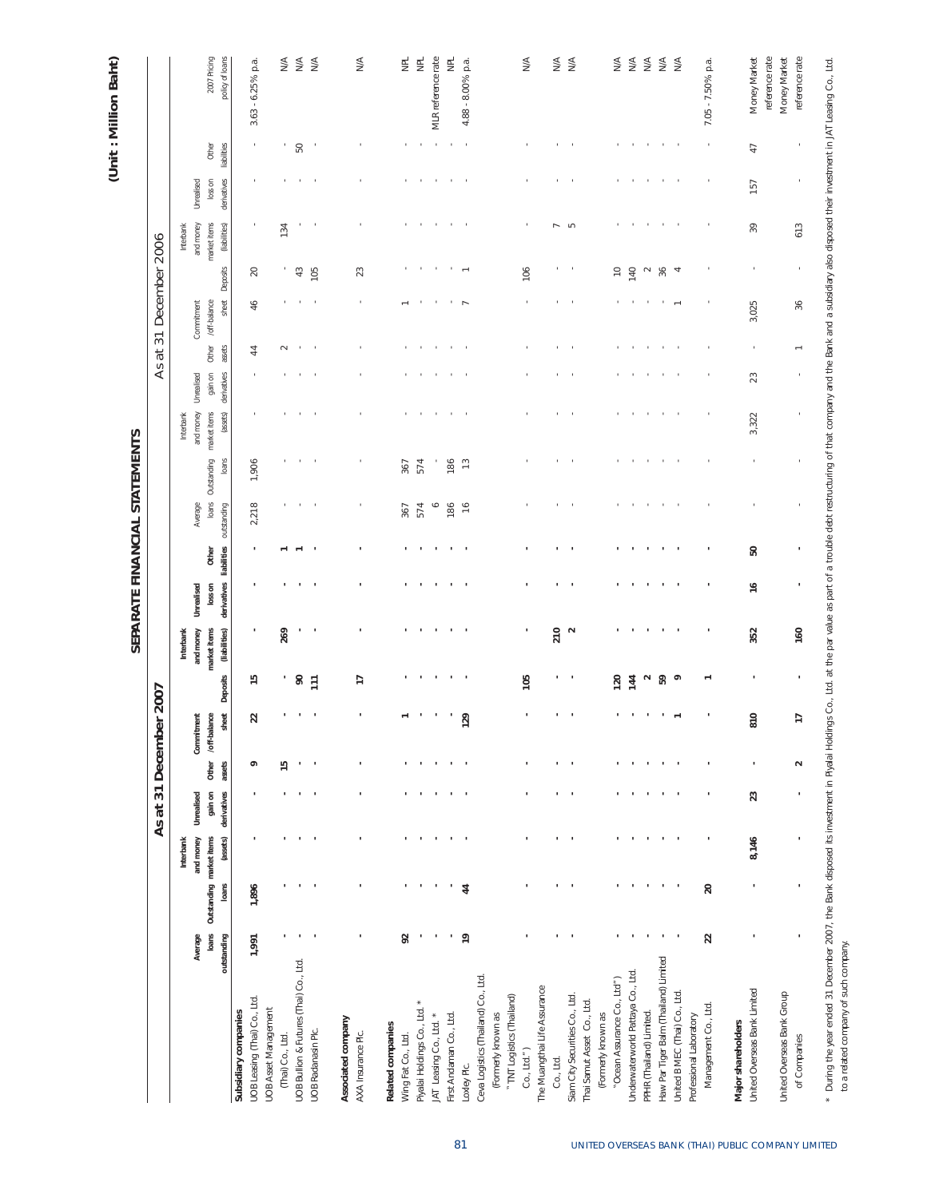## SEPARATE FINANCIAL STATEMENTS

(Unit : Million Baht)

| | As at 31 December 2007 | | | | | | | | | | As at 31 December 2006 | | | | | | | | | | |
|---|---|---|---|---|---|---|---|---|---|---|---|---|---|---|---|---|---|---|---|---|---|
| | Average loans outstanding | Outstanding loans | Interbank and money market items (assets) | Unrealised gain on derivatives | Other assets | Commitment /off-balance sheet | Deposits | Interbank and money market items (liabilities) | Unrealised loss on derivatives | Other liabilities | Average loans outstanding | Outstanding loans | Interbank and money market items (assets) | Unrealised gain on derivatives | Other assets | Commitment /off-balance sheet | Deposits | Interbank and money market items (liabilities) | Unrealised loss on derivatives | Other liabilities | 2007 Pricing policy of loans |
| **Subsidiary companies** | | | | | | | | | | | | | | | | | | | | | |
| UOB Leasing (Thai) Co., Ltd. | 1,991 | 1,896 | - | - | 9 | 22 | 15 | - | - | - | 2,218 | 1,906 | - | - | 44 | 46 | 20 | - | - | - | 3.63 - 6.25% p.a. |
| UOB Asset Management (Thai) Co., Ltd. | - | - | - | - | 15 | - | - | 269 | - | 1 | - | - | - | - | 2 | - | - | 134 | - | - | N/A |
| UOB Bullion & Futures (Thai) Co., Ltd. | - | - | - | - | - | - | 90 | - | - | 1 | - | - | - | - | - | - | 43 | - | - | 50 | N/A |
| UOB Radanasin Plc. | - | - | - | - | - | - | 111 | - | - | - | - | - | - | - | - | - | 105 | - | - | - | N/A |
| **Associated company** | | | | | | | | | | | | | | | | | | | | | |
| AXA Insurance Plc. | - | - | - | - | - | - | 17 | - | - | - | - | - | - | - | - | - | 23 | - | - | - | N/A |
| **Related companies** | | | | | | | | | | | | | | | | | | | | | |
| Wing Fat Co., Ltd. | 92 | - | - | - | - | - | - | - | - | - | 367 | 367 | - | - | - | - | - | - | - | - | NPL |
| Piyalai Holdings Co., Ltd. * | - | - | - | - | - | 1 | - | - | - | - | 574 | 574 | - | - | - | 1 | - | - | - | - | NPL |
| JAT Leasing Co., Ltd. * | - | - | - | - | - | - | - | - | - | - | 6 | - | - | - | - | - | - | - | - | - | MLR reference rate |
| First Andaman Co., Ltd. | - | - | - | - | - | - | - | - | - | - | 186 | 186 | - | - | - | - | - | - | - | - | NPL |
| Loxley Plc. | 19 | 44 | - | - | - | 129 | - | - | - | - | 16 | 13 | - | - | - | 7 | 1 | - | - | - | 4.88 - 8.00% p.a. |
| Ceva Logistics (Thailand) Co., Ltd. (Formerly known as "TNT Logistics (Thailand) Co., Ltd.") | - | - | - | - | - | - | 105 | - | - | - | - | - | - | - | - | - | 106 | - | - | - | N/A |
| The Muangthai Life Assurance Co., Ltd. | - | - | - | - | - | - | - | 210 | - | - | - | - | - | - | - | - | - | 7 | - | - | N/A |
| Siam City Securities Co., Ltd. | - | - | - | - | - | - | - | 2 | - | - | - | - | - | - | - | - | - | 5 | - | - | N/A |
| Thai Samut Asset Co., Ltd. (Formerly known as "Ocean Assurance Co., Ltd") | - | - | - | - | - | - | 120 | - | - | - | - | - | - | - | - | - | 10 | - | - | - | N/A |
| Underwaterworld Pattaya Co., Ltd. | - | - | - | - | - | - | 144 | - | - | - | - | - | - | - | - | - | 140 | - | - | - | N/A |
| PPHR (Thailand) Limited. | - | - | - | - | - | - | 2 | - | - | - | - | - | - | - | - | - | 2 | - | - | - | N/A |
| Haw Par Tiger Balm (Thailand) Limited | - | - | - | - | - | - | 59 | - | - | - | - | - | - | - | - | - | 36 | - | - | - | N/A |
| United BMEC (Thai) Co., Ltd. | - | - | - | - | - | 1 | 9 | - | - | - | - | - | - | - | - | 1 | 4 | - | - | - | N/A |
| Professional Laboratory Management Co., Ltd. | 22 | 20 | - | - | - | - | 1 | - | - | - | - | - | - | - | - | - | - | - | - | - | 7.05 - 7.50% p.a. |
| **Major shareholders** | | | | | | | | | | | | | | | | | | | | | |
| United Overseas Bank Limited | - | - | 8,146 | 23 | - | 810 | - | 352 | 16 | 50 | - | - | 3,322 | 23 | - | 3,025 | - | 39 | 157 | 47 | Money Market reference rate |
| United Overseas Bank Group of Companies | - | - | - | - | 2 | 17 | - | 160 | - | - | - | - | - | - | 1 | 36 | - | 613 | - | - | Money Market reference rate |

\* During the year ended 31 December 2007, the Bank disposed its investment in Piyalai Holdings Co., Ltd. at the par value as part of a trouble debt restructuring of that company and the Bank and a subsidiary also disposed their investment in JAT Leasing Co., Ltd. to a related company of such company.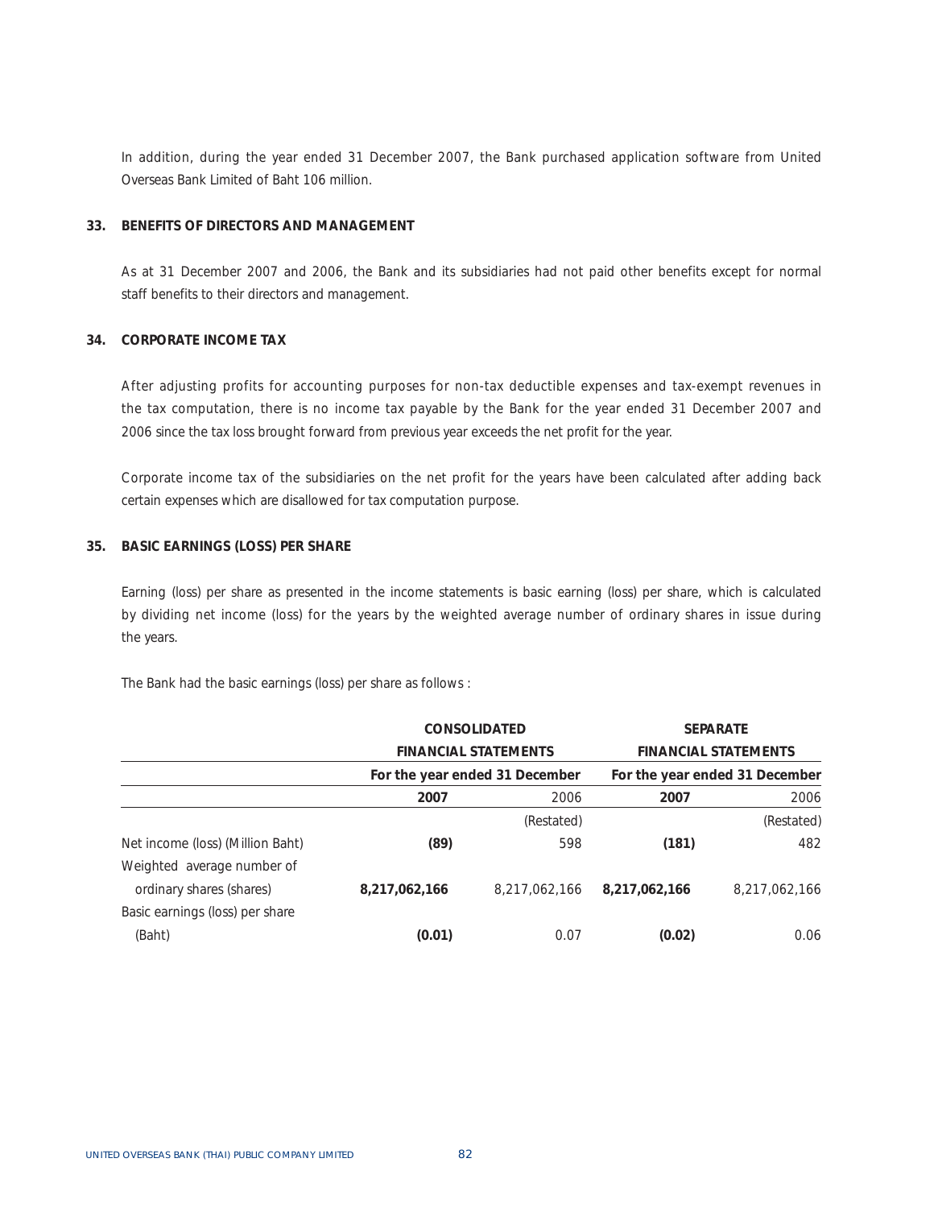In addition, during the year ended 31 December 2007, the Bank purchased application software from United Overseas Bank Limited of Baht 106 million.

## 33. BENEFITS OF DIRECTORS AND MANAGEMENT

As at 31 December 2007 and 2006, the Bank and its subsidiaries had not paid other benefits except for normal staff benefits to their directors and management.

## 34. CORPORATE INCOME TAX

After adjusting profits for accounting purposes for non-tax deductible expenses and tax-exempt revenues in the tax computation, there is no income tax payable by the Bank for the year ended 31 December 2007 and 2006 since the tax loss brought forward from previous year exceeds the net profit for the year.

Corporate income tax of the subsidiaries on the net profit for the years have been calculated after adding back certain expenses which are disallowed for tax computation purpose.

## 35. BASIC EARNINGS (LOSS) PER SHARE

Earning (loss) per share as presented in the income statements is basic earning (loss) per share, which is calculated by dividing net income (loss) for the years by the weighted average number of ordinary shares in issue during the years.

The Bank had the basic earnings (loss) per share as follows :

| | **CONSOLIDATED FINANCIAL STATEMENTS** | | **SEPARATE FINANCIAL STATEMENTS** | |
|---|---|---|---|---|
| | **For the year ended 31 December** | | **For the year ended 31 December** | |
| | **2007** | 2006 | **2007** | 2006 |
| | | (Restated) | | (Restated) |
| Net income (loss) (Million Baht) | **(89)** | 598 | **(181)** | 482 |
| Weighted average number of ordinary shares (shares) | **8,217,062,166** | 8,217,062,166 | **8,217,062,166** | 8,217,062,166 |
| Basic earnings (loss) per share (Baht) | **(0.01)** | 0.07 | **(0.02)** | 0.06 |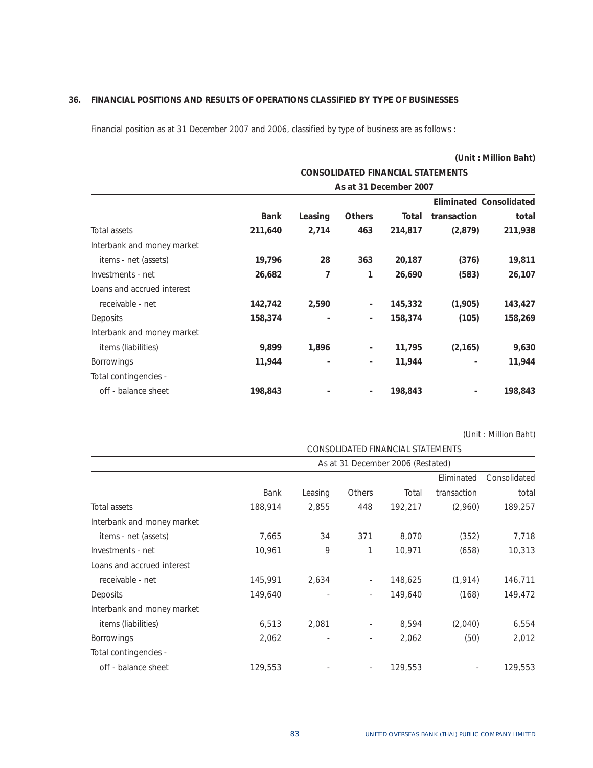## 36. FINANCIAL POSITIONS AND RESULTS OF OPERATIONS CLASSIFIED BY TYPE OF BUSINESSES

Financial position as at 31 December 2007 and 2006, classified by type of business are as follows :

**(Unit : Million Baht)**

| | **CONSOLIDATED FINANCIAL STATEMENTS** | | | | | |
|---|---|---|---|---|---|---|
| | **As at 31 December 2007** | | | | | |
| | **Bank** | **Leasing** | **Others** | **Total** | **Eliminated transaction** | **Consolidated total** |
| Total assets | **211,640** | **2,714** | **463** | **214,817** | **(2,879)** | **211,938** |
| Interbank and money market items - net (assets) | **19,796** | **28** | **363** | **20,187** | **(376)** | **19,811** |
| Investments - net | **26,682** | **7** | **1** | **26,690** | **(583)** | **26,107** |
| Loans and accrued interest receivable - net | **142,742** | **2,590** | **-** | **145,332** | **(1,905)** | **143,427** |
| Deposits | **158,374** | **-** | **-** | **158,374** | **(105)** | **158,269** |
| Interbank and money market items (liabilities) | **9,899** | **1,896** | **-** | **11,795** | **(2,165)** | **9,630** |
| Borrowings | **11,944** | **-** | **-** | **11,944** | **-** | **11,944** |
| Total contingencies - off - balance sheet | **198,843** | **-** | **-** | **198,843** | **-** | **198,843** |

(Unit : Million Baht)

| | CONSOLIDATED FINANCIAL STATEMENTS | | | | | |
|---|---|---|---|---|---|---|
| | As at 31 December 2006 (Restated) | | | | | |
| | Bank | Leasing | Others | Total | Eliminated transaction | Consolidated total |
| Total assets | 188,914 | 2,855 | 448 | 192,217 | (2,960) | 189,257 |
| Interbank and money market items - net (assets) | 7,665 | 34 | 371 | 8,070 | (352) | 7,718 |
| Investments - net | 10,961 | 9 | 1 | 10,971 | (658) | 10,313 |
| Loans and accrued interest receivable - net | 145,991 | 2,634 | - | 148,625 | (1,914) | 146,711 |
| Deposits | 149,640 | - | - | 149,640 | (168) | 149,472 |
| Interbank and money market items (liabilities) | 6,513 | 2,081 | - | 8,594 | (2,040) | 6,554 |
| Borrowings | 2,062 | - | - | 2,062 | (50) | 2,012 |
| Total contingencies - off - balance sheet | 129,553 | - | - | 129,553 | - | 129,553 |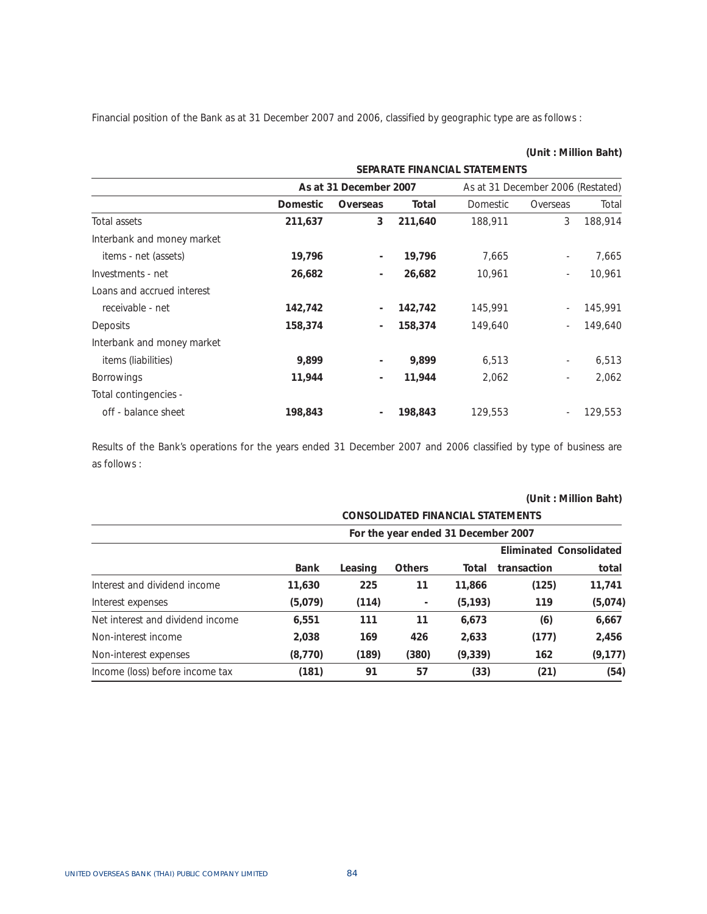Financial position of the Bank as at 31 December 2007 and 2006, classified by geographic type are as follows :

(Unit : Million Baht)

| | SEPARATE FINANCIAL STATEMENTS | | | | | |
|---|---|---|---|---|---|---|
| | As at 31 December 2007 | | | As at 31 December 2006 (Restated) | | |
| | **Domestic** | **Overseas** | **Total** | Domestic | Overseas | Total |
| Total assets | **211,637** | **3** | **211,640** | 188,911 | 3 | 188,914 |
| Interbank and money market items - net (assets) | **19,796** | **-** | **19,796** | 7,665 | - | 7,665 |
| Investments - net | **26,682** | **-** | **26,682** | 10,961 | - | 10,961 |
| Loans and accrued interest receivable - net | **142,742** | **-** | **142,742** | 145,991 | - | 145,991 |
| Deposits | **158,374** | **-** | **158,374** | 149,640 | - | 149,640 |
| Interbank and money market items (liabilities) | **9,899** | **-** | **9,899** | 6,513 | - | 6,513 |
| Borrowings | **11,944** | **-** | **11,944** | 2,062 | - | 2,062 |
| Total contingencies - off - balance sheet | **198,843** | **-** | **198,843** | 129,553 | - | 129,553 |

Results of the Bank's operations for the years ended 31 December 2007 and 2006 classified by type of business are as follows :

(Unit : Million Baht)

| | CONSOLIDATED FINANCIAL STATEMENTS | | | | | |
|---|---|---|---|---|---|---|
| | For the year ended 31 December 2007 | | | | | |
| | **Bank** | **Leasing** | **Others** | **Total** | **Eliminated transaction** | **Consolidated total** |
| Interest and dividend income | **11,630** | **225** | **11** | **11,866** | **(125)** | **11,741** |
| Interest expenses | **(5,079)** | **(114)** | **-** | **(5,193)** | **119** | **(5,074)** |
| Net interest and dividend income | **6,551** | **111** | **11** | **6,673** | **(6)** | **6,667** |
| Non-interest income | **2,038** | **169** | **426** | **2,633** | **(177)** | **2,456** |
| Non-interest expenses | **(8,770)** | **(189)** | **(380)** | **(9,339)** | **162** | **(9,177)** |
| Income (loss) before income tax | **(181)** | **91** | **57** | **(33)** | **(21)** | **(54)** |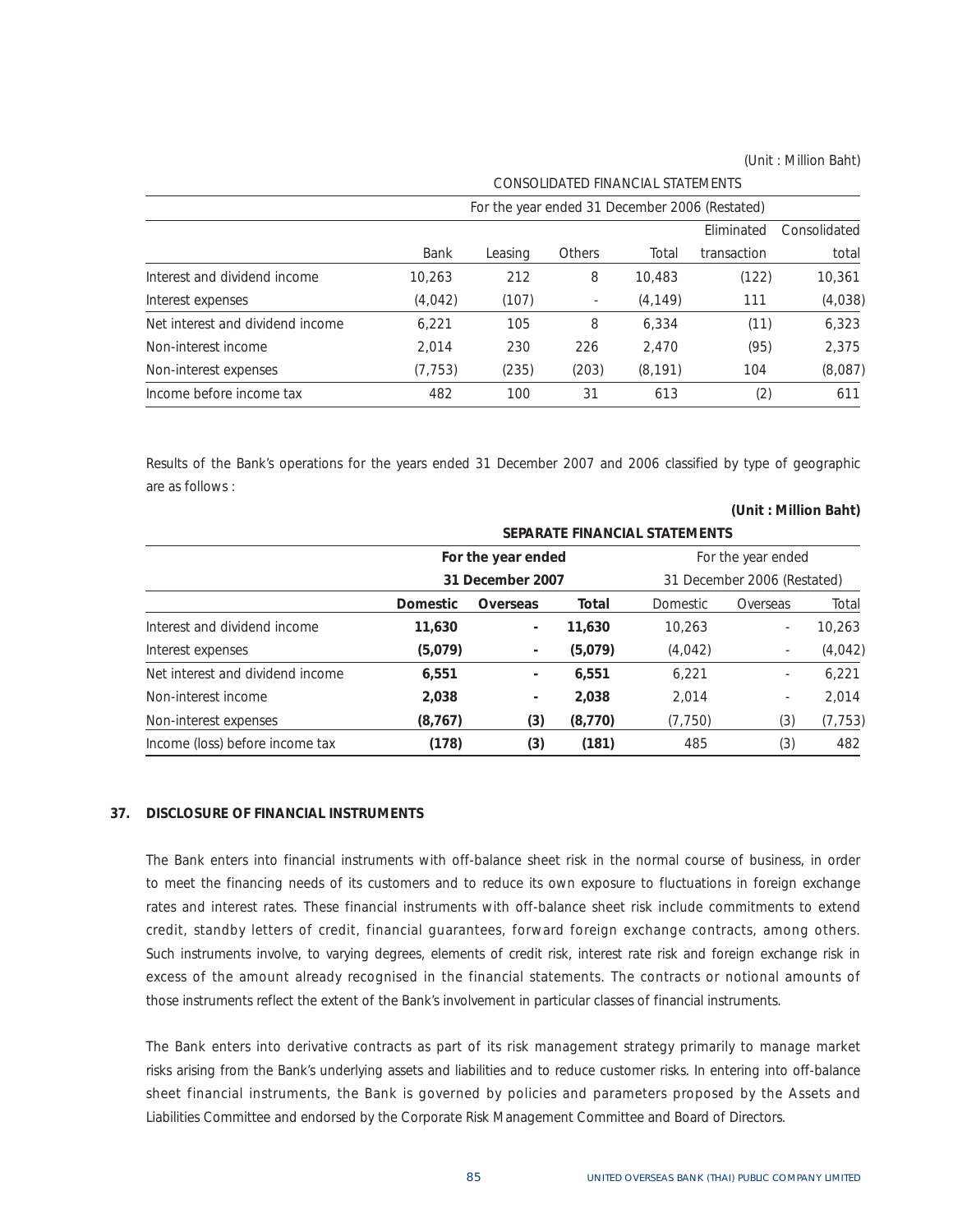(Unit : Million Baht)

| | CONSOLIDATED FINANCIAL STATEMENTS | | | | | |
|---|---|---|---|---|---|---|
| | For the year ended 31 December 2006 (Restated) | | | | | |
| | Bank | Leasing | Others | Total | Eliminated transaction | Consolidated total |
| Interest and dividend income | 10,263 | 212 | 8 | 10,483 | (122) | 10,361 |
| Interest expenses | (4,042) | (107) | - | (4,149) | 111 | (4,038) |
| Net interest and dividend income | 6,221 | 105 | 8 | 6,334 | (11) | 6,323 |
| Non-interest income | 2,014 | 230 | 226 | 2,470 | (95) | 2,375 |
| Non-interest expenses | (7,753) | (235) | (203) | (8,191) | 104 | (8,087) |
| Income before income tax | 482 | 100 | 31 | 613 | (2) | 611 |

Results of the Bank's operations for the years ended 31 December 2007 and 2006 classified by type of geographic are as follows :

**(Unit : Million Baht)**

| | **SEPARATE FINANCIAL STATEMENTS** | | | | | |
|---|---|---|---|---|---|---|
| | **For the year ended 31 December 2007** | | | For the year ended 31 December 2006 (Restated) | | |
| | **Domestic** | **Overseas** | **Total** | Domestic | Overseas | Total |
| Interest and dividend income | **11,630** | **-** | **11,630** | 10,263 | - | 10,263 |
| Interest expenses | **(5,079)** | **-** | **(5,079)** | (4,042) | - | (4,042) |
| Net interest and dividend income | **6,551** | **-** | **6,551** | 6,221 | - | 6,221 |
| Non-interest income | **2,038** | **-** | **2,038** | 2,014 | - | 2,014 |
| Non-interest expenses | **(8,767)** | **(3)** | **(8,770)** | (7,750) | (3) | (7,753) |
| Income (loss) before income tax | **(178)** | **(3)** | **(181)** | 485 | (3) | 482 |

## 37. DISCLOSURE OF FINANCIAL INSTRUMENTS

The Bank enters into financial instruments with off-balance sheet risk in the normal course of business, in order to meet the financing needs of its customers and to reduce its own exposure to fluctuations in foreign exchange rates and interest rates. These financial instruments with off-balance sheet risk include commitments to extend credit, standby letters of credit, financial guarantees, forward foreign exchange contracts, among others. Such instruments involve, to varying degrees, elements of credit risk, interest rate risk and foreign exchange risk in excess of the amount already recognised in the financial statements. The contracts or notional amounts of those instruments reflect the extent of the Bank's involvement in particular classes of financial instruments.

The Bank enters into derivative contracts as part of its risk management strategy primarily to manage market risks arising from the Bank's underlying assets and liabilities and to reduce customer risks. In entering into off-balance sheet financial instruments, the Bank is governed by policies and parameters proposed by the Assets and Liabilities Committee and endorsed by the Corporate Risk Management Committee and Board of Directors.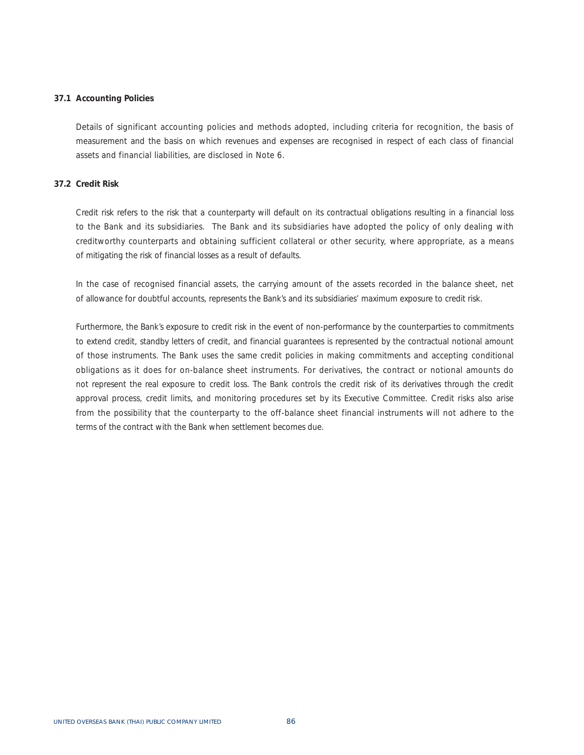### 37.1 Accounting Policies

Details of significant accounting policies and methods adopted, including criteria for recognition, the basis of measurement and the basis on which revenues and expenses are recognised in respect of each class of financial assets and financial liabilities, are disclosed in Note 6.

### 37.2 Credit Risk

Credit risk refers to the risk that a counterparty will default on its contractual obligations resulting in a financial loss to the Bank and its subsidiaries. The Bank and its subsidiaries have adopted the policy of only dealing with creditworthy counterparts and obtaining sufficient collateral or other security, where appropriate, as a means of mitigating the risk of financial losses as a result of defaults.

In the case of recognised financial assets, the carrying amount of the assets recorded in the balance sheet, net of allowance for doubtful accounts, represents the Bank's and its subsidiaries' maximum exposure to credit risk.

Furthermore, the Bank's exposure to credit risk in the event of non-performance by the counterparties to commitments to extend credit, standby letters of credit, and financial guarantees is represented by the contractual notional amount of those instruments. The Bank uses the same credit policies in making commitments and accepting conditional obligations as it does for on-balance sheet instruments. For derivatives, the contract or notional amounts do not represent the real exposure to credit loss. The Bank controls the credit risk of its derivatives through the credit approval process, credit limits, and monitoring procedures set by its Executive Committee. Credit risks also arise from the possibility that the counterparty to the off-balance sheet financial instruments will not adhere to the terms of the contract with the Bank when settlement becomes due.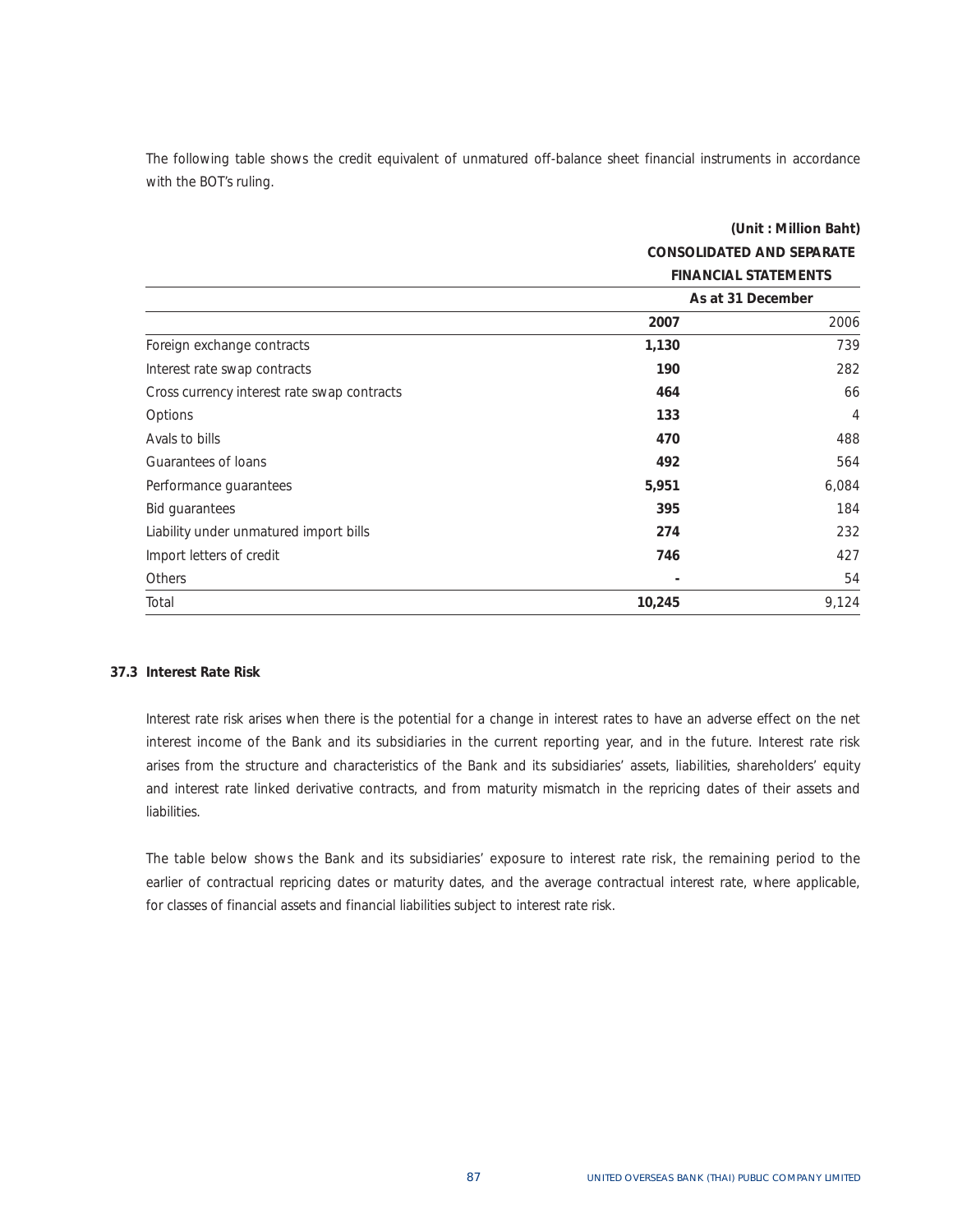The following table shows the credit equivalent of unmatured off-balance sheet financial instruments in accordance with the BOT's ruling.

**(Unit : Million Baht)**

| | CONSOLIDATED AND SEPARATE FINANCIAL STATEMENTS | |
|---|---|---|
| | As at 31 December | |
| | **2007** | 2006 |
| Foreign exchange contracts | **1,130** | 739 |
| Interest rate swap contracts | **190** | 282 |
| Cross currency interest rate swap contracts | **464** | 66 |
| Options | **133** | 4 |
| Avals to bills | **470** | 488 |
| Guarantees of loans | **492** | 564 |
| Performance guarantees | **5,951** | 6,084 |
| Bid guarantees | **395** | 184 |
| Liability under unmatured import bills | **274** | 232 |
| Import letters of credit | **746** | 427 |
| Others | **-** | 54 |
| Total | **10,245** | 9,124 |

### 37.3 Interest Rate Risk

Interest rate risk arises when there is the potential for a change in interest rates to have an adverse effect on the net interest income of the Bank and its subsidiaries in the current reporting year, and in the future. Interest rate risk arises from the structure and characteristics of the Bank and its subsidiaries' assets, liabilities, shareholders' equity and interest rate linked derivative contracts, and from maturity mismatch in the repricing dates of their assets and liabilities.

The table below shows the Bank and its subsidiaries' exposure to interest rate risk, the remaining period to the earlier of contractual repricing dates or maturity dates, and the average contractual interest rate, where applicable, for classes of financial assets and financial liabilities subject to interest rate risk.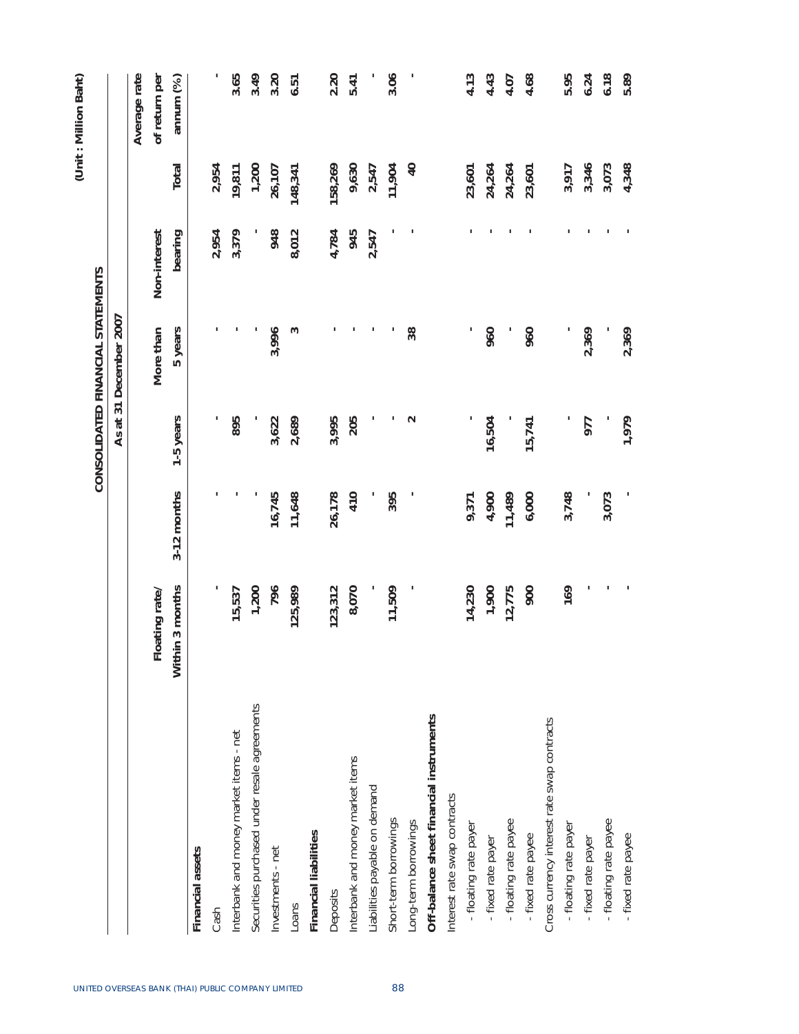(Unit : Million Baht)

**CONSOLIDATED FINANCIAL STATEMENTS**

| | As at 31 December 2007 | | | | | | |
|---|---|---|---|---|---|---|---|
| | Floating rate/ Within 3 months | 3-12 months | 1-5 years | More than 5 years | Non-interest bearing | Total | Average rate of return per annum (%) |
| **Financial assets** | | | | | | | |
| Cash | - | - | - | - | 2,954 | 2,954 | - |
| Interbank and money market items - net | 15,537 | - | 895 | - | 3,379 | 19,811 | 3.65 |
| Securities purchased under resale agreements | 1,200 | - | - | - | - | 1,200 | 3.49 |
| Investments - net | 796 | 16,745 | 3,622 | 3,996 | 948 | 26,107 | 3.20 |
| Loans | 125,989 | 11,648 | 2,689 | 3 | 8,012 | 148,341 | 6.51 |
| **Financial liabilities** | | | | | | | |
| Deposits | 123,312 | 26,178 | 3,995 | - | 4,784 | 158,269 | 2.20 |
| Interbank and money market items | 8,070 | 410 | 205 | - | 945 | 9,630 | 5.41 |
| Liabilities payable on demand | - | - | - | - | 2,547 | 2,547 | - |
| Short-term borrowings | 11,509 | 395 | - | - | - | 11,904 | 3.06 |
| Long-term borrowings | - | - | 2 | 38 | - | 40 | - |
| **Off-balance sheet financial instruments** | | | | | | | |
| Interest rate swap contracts | | | | | | | |
| - floating rate payer | 14,230 | 9,371 | - | - | - | 23,601 | 4.13 |
| - fixed rate payer | 1,900 | 4,900 | 16,504 | 960 | - | 24,264 | 4.43 |
| - floating rate payee | 12,775 | 11,489 | - | - | - | 24,264 | 4.07 |
| - fixed rate payee | 900 | 6,000 | 15,741 | 960 | - | 23,601 | 4.68 |
| Cross currency interest rate swap contracts | | | | | | | |
| - floating rate payer | 169 | 3,748 | - | - | - | 3,917 | 5.95 |
| - fixed rate payer | - | - | 977 | 2,369 | - | 3,346 | 6.24 |
| - floating rate payee | - | 3,073 | - | - | - | 3,073 | 6.18 |
| - fixed rate payee | - | - | 1,979 | 2,369 | - | 4,348 | 5.89 |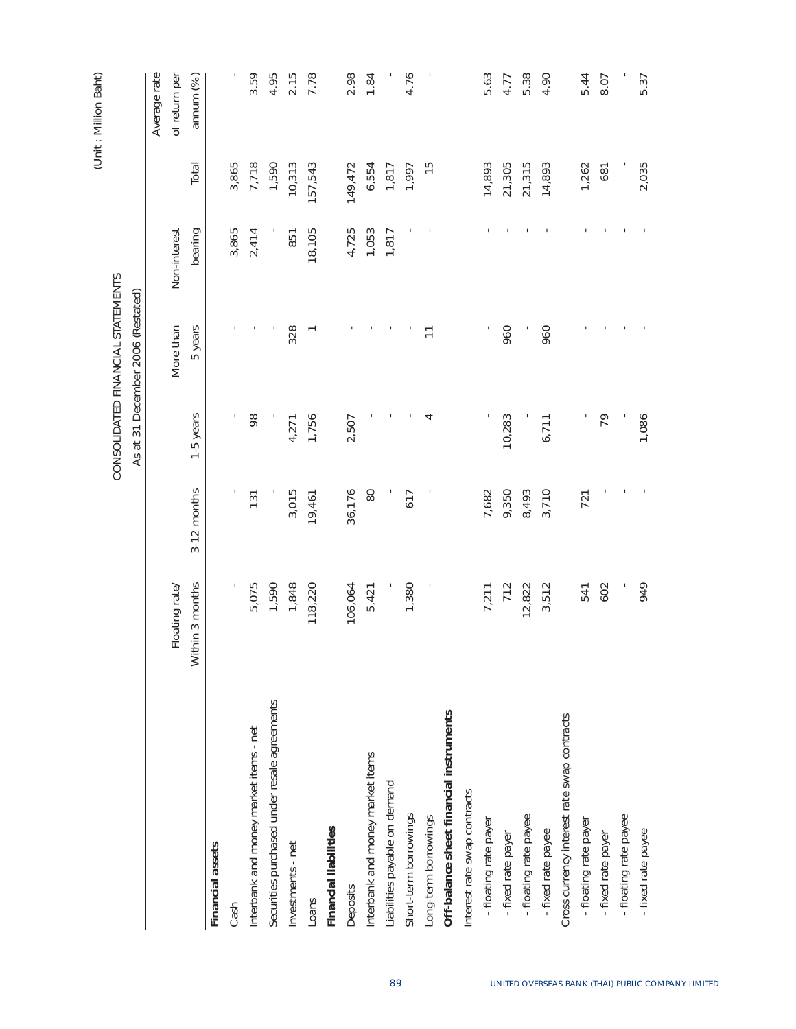(Unit : Million Baht)

CONSOLIDATED FINANCIAL STATEMENTS

| | As at 31 December 2006 (Restated) | | | | | | |
|---|---|---|---|---|---|---|---|
| | Floating rate/ Within 3 months | 3-12 months | 1-5 years | More than 5 years | Non-interest bearing | Total | Average rate of return per annum (%) |
| **Financial assets** | | | | | | | |
| Cash | - | - | - | - | 3,865 | 3,865 | - |
| Interbank and money market items - net | 5,075 | 131 | 98 | - | 2,414 | 7,718 | 3.59 |
| Securities purchased under resale agreements | 1,590 | - | - | - | - | 1,590 | 4.95 |
| Investments - net | 1,848 | 3,015 | 4,271 | 328 | 851 | 10,313 | 2.15 |
| Loans | 118,220 | 19,461 | 1,756 | 1 | 18,105 | 157,543 | 7.78 |
| **Financial liabilities** | | | | | | | |
| Deposits | 106,064 | 36,176 | 2,507 | - | 4,725 | 149,472 | 2.98 |
| Interbank and money market items | 5,421 | 80 | - | - | 1,053 | 6,554 | 1.84 |
| Liabilities payable on demand | - | - | - | - | 1,817 | 1,817 | - |
| Short-term borrowings | 1,380 | 617 | - | - | - | 1,997 | 4.76 |
| Long-term borrowings | - | - | 4 | 11 | - | 15 | - |
| **Off-balance sheet financial instruments** | | | | | | | |
| Interest rate swap contracts | | | | | | | |
| - floating rate payer | 7,211 | 7,682 | - | - | - | 14,893 | 5.63 |
| - fixed rate payer | 712 | 9,350 | 10,283 | 960 | - | 21,305 | 4.77 |
| - floating rate payee | 12,822 | 8,493 | - | - | - | 21,315 | 5.38 |
| - fixed rate payee | 3,512 | 3,710 | 6,711 | 960 | - | 14,893 | 4.90 |
| Cross currency interest rate swap contracts | | | | | | | |
| - floating rate payer | 541 | 721 | - | - | - | 1,262 | 5.44 |
| - fixed rate payer | 602 | - | 79 | - | - | 681 | 8.07 |
| - floating rate payee | - | - | - | - | - | - | - |
| - fixed rate payee | 949 | - | 1,086 | - | - | 2,035 | 5.37 |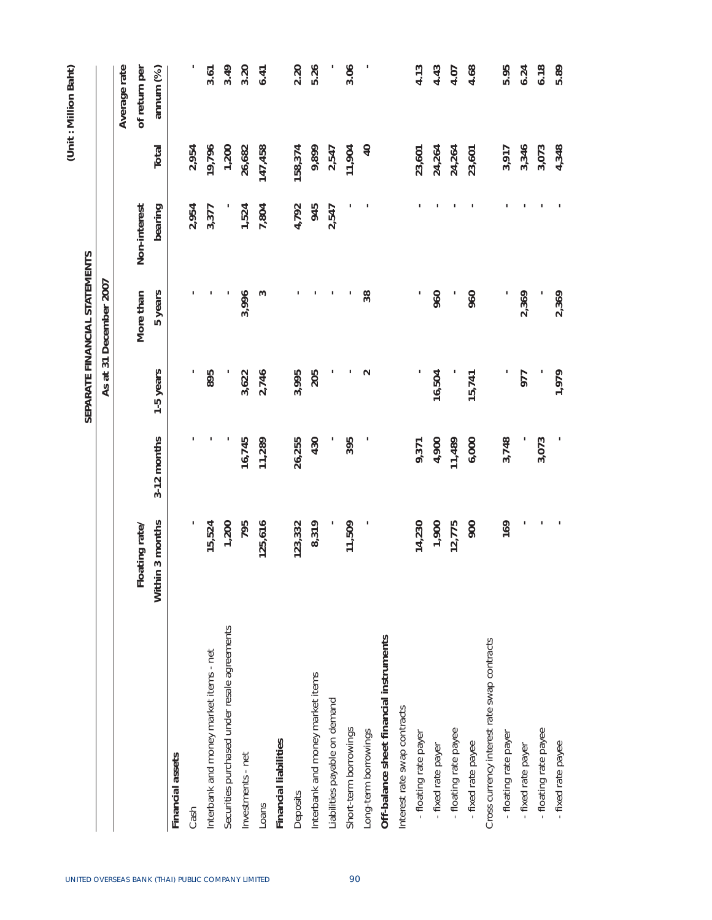(Unit : Million Baht)

**SEPARATE FINANCIAL STATEMENTS**

| | As at 31 December 2007 | | | | | | |
|---|---|---|---|---|---|---|---|
| | Floating rate/ Within 3 months | 3-12 months | 1-5 years | More than 5 years | Non-interest bearing | Total | Average rate of return per annum (%) |
| **Financial assets** | | | | | | | |
| Cash | - | - | - | - | 2,954 | 2,954 | - |
| Interbank and money market items - net | 15,524 | - | 895 | - | 3,377 | 19,796 | 3.61 |
| Securities purchased under resale agreements | 1,200 | - | - | - | - | 1,200 | 3.49 |
| Investments - net | 795 | 16,745 | 3,622 | 3,996 | 1,524 | 26,682 | 3.20 |
| Loans | 125,616 | 11,289 | 2,746 | 3 | 7,804 | 147,458 | 6.41 |
| **Financial liabilities** | | | | | | | |
| Deposits | 123,332 | 26,255 | 3,995 | - | 4,792 | 158,374 | 2.20 |
| Interbank and money market items | 8,319 | 430 | 205 | - | 945 | 9,899 | 5.26 |
| Liabilities payable on demand | - | - | - | - | 2,547 | 2,547 | - |
| Short-term borrowings | 11,509 | 395 | - | - | - | 11,904 | 3.06 |
| Long-term borrowings | - | - | 2 | 38 | - | 40 | - |
| **Off-balance sheet financial instruments** | | | | | | | |
| Interest rate swap contracts | | | | | | | |
| - floating rate payer | 14,230 | 9,371 | - | - | - | 23,601 | 4.13 |
| - fixed rate payer | 1,900 | 4,900 | 16,504 | 960 | - | 24,264 | 4.43 |
| - floating rate payee | 12,775 | 11,489 | - | - | - | 24,264 | 4.07 |
| - fixed rate payee | 900 | 6,000 | 15,741 | 960 | - | 23,601 | 4.68 |
| Cross currency interest rate swap contracts | | | | | | | |
| - floating rate payer | 169 | 3,748 | - | - | - | 3,917 | 5.95 |
| - fixed rate payer | - | - | 977 | 2,369 | - | 3,346 | 6.24 |
| - floating rate payee | - | 3,073 | - | - | - | 3,073 | 6.18 |
| - fixed rate payee | - | - | 1,979 | 2,369 | - | 4,348 | 5.89 |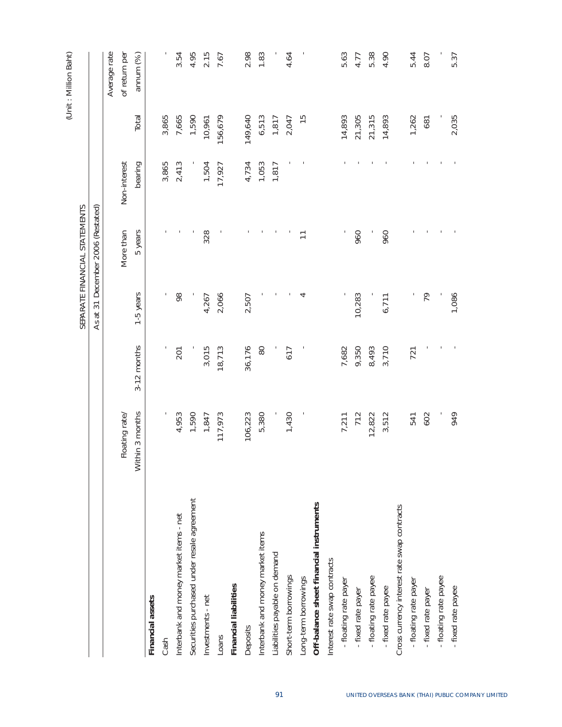(Unit : Million Baht)

SEPARATE FINANCIAL STATEMENTS

| | As at 31 December 2006 (Restated) | | | | | | |
|---|---|---|---|---|---|---|---|
| | Floating rate/ Within 3 months | 3-12 months | 1-5 years | More than 5 years | Non-interest bearing | Total | Average rate of return per annum (%) |
| **Financial assets** | | | | | | | |
| Cash | - | - | - | - | 3,865 | 3,865 | - |
| Interbank and money market items - net | 4,953 | 201 | 98 | - | 2,413 | 7,665 | 3.54 |
| Securities purchased under resale agreement | 1,590 | - | - | - | - | 1,590 | 4.95 |
| Investments - net | 1,847 | 3,015 | 4,267 | 328 | 1,504 | 10,961 | 2.15 |
| Loans | 117,973 | 18,713 | 2,066 | - | 17,927 | 156,679 | 7.67 |
| **Financial liabilities** | | | | | | | |
| Deposits | 106,223 | 36,176 | 2,507 | - | 4,734 | 149,640 | 2.98 |
| Interbank and money market items | 5,380 | 80 | - | - | 1,053 | 6,513 | 1.83 |
| Liabilities payable on demand | - | - | - | - | 1,817 | 1,817 | - |
| Short-term borrowings | 1,430 | 617 | - | - | - | 2,047 | 4.64 |
| Long-term borrowings | - | - | 4 | 11 | - | 15 | - |
| **Off-balance sheet financial instruments** | | | | | | | |
| Interest rate swap contracts | | | | | | | |
| - floating rate payer | 7,211 | 7,682 | - | - | - | 14,893 | 5.63 |
| - fixed rate payer | 712 | 9,350 | 10,283 | 960 | - | 21,305 | 4.77 |
| - floating rate payee | 12,822 | 8,493 | - | - | - | 21,315 | 5.38 |
| - fixed rate payee | 3,512 | 3,710 | 6,711 | 960 | - | 14,893 | 4.90 |
| Cross currency interest rate swap contracts | | | | | | | |
| - floating rate payer | 541 | 721 | - | - | - | 1,262 | 5.44 |
| - fixed rate payer | 602 | - | 79 | - | - | 681 | 8.07 |
| - floating rate payee | - | - | - | - | - | - | - |
| - fixed rate payee | 949 | - | 1,086 | - | - | 2,035 | 5.37 |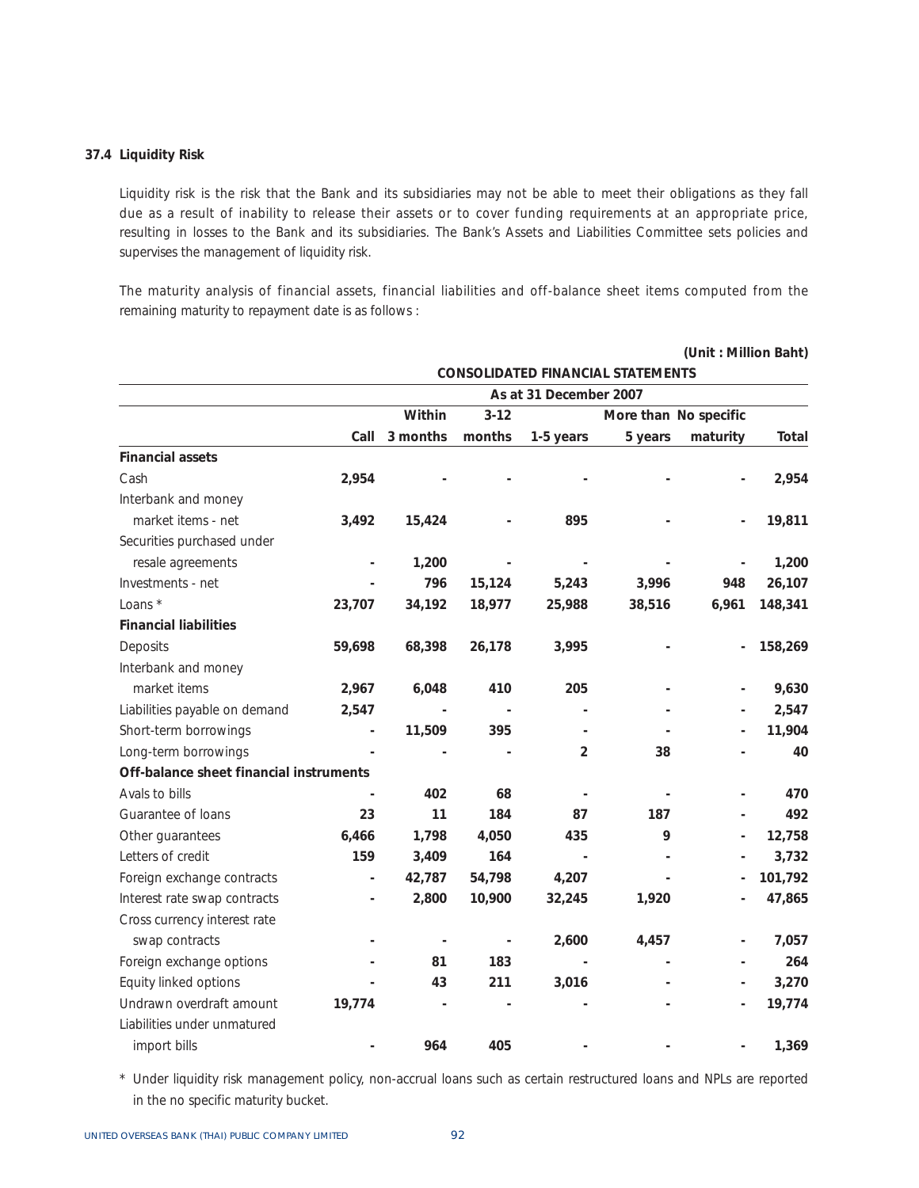### 37.4 Liquidity Risk

Liquidity risk is the risk that the Bank and its subsidiaries may not be able to meet their obligations as they fall due as a result of inability to release their assets or to cover funding requirements at an appropriate price, resulting in losses to the Bank and its subsidiaries. The Bank's Assets and Liabilities Committee sets policies and supervises the management of liquidity risk.

The maturity analysis of financial assets, financial liabilities and off-balance sheet items computed from the remaining maturity to repayment date is as follows :

**(Unit : Million Baht)**

| | CONSOLIDATED FINANCIAL STATEMENTS | | | | | | |
|---|---|---|---|---|---|---|---|
| | As at 31 December 2007 | | | | | | |
| | Call | Within 3 months | 3-12 months | 1-5 years | More than 5 years | No specific maturity | Total |
| **Financial assets** | | | | | | | |
| Cash | 2,954 | - | - | - | - | - | 2,954 |
| Interbank and money market items - net | 3,492 | 15,424 | - | 895 | - | - | 19,811 |
| Securities purchased under resale agreements | - | 1,200 | - | - | - | - | 1,200 |
| Investments - net | - | 796 | 15,124 | 5,243 | 3,996 | 948 | 26,107 |
| Loans * | 23,707 | 34,192 | 18,977 | 25,988 | 38,516 | 6,961 | 148,341 |
| **Financial liabilities** | | | | | | | |
| Deposits | 59,698 | 68,398 | 26,178 | 3,995 | - | - | 158,269 |
| Interbank and money market items | 2,967 | 6,048 | 410 | 205 | - | - | 9,630 |
| Liabilities payable on demand | 2,547 | - | - | - | - | - | 2,547 |
| Short-term borrowings | - | 11,509 | 395 | - | - | - | 11,904 |
| Long-term borrowings | - | - | - | 2 | 38 | - | 40 |
| **Off-balance sheet financial instruments** | | | | | | | |
| Avals to bills | - | 402 | 68 | - | - | - | 470 |
| Guarantee of loans | 23 | 11 | 184 | 87 | 187 | - | 492 |
| Other guarantees | 6,466 | 1,798 | 4,050 | 435 | 9 | - | 12,758 |
| Letters of credit | 159 | 3,409 | 164 | - | - | - | 3,732 |
| Foreign exchange contracts | - | 42,787 | 54,798 | 4,207 | - | - | 101,792 |
| Interest rate swap contracts | - | 2,800 | 10,900 | 32,245 | 1,920 | - | 47,865 |
| Cross currency interest rate swap contracts | - | - | - | 2,600 | 4,457 | - | 7,057 |
| Foreign exchange options | - | 81 | 183 | - | - | - | 264 |
| Equity linked options | - | 43 | 211 | 3,016 | - | - | 3,270 |
| Undrawn overdraft amount | 19,774 | - | - | - | - | - | 19,774 |
| Liabilities under unmatured import bills | - | 964 | 405 | - | - | - | 1,369 |

\* Under liquidity risk management policy, non-accrual loans such as certain restructured loans and NPLs are reported in the no specific maturity bucket.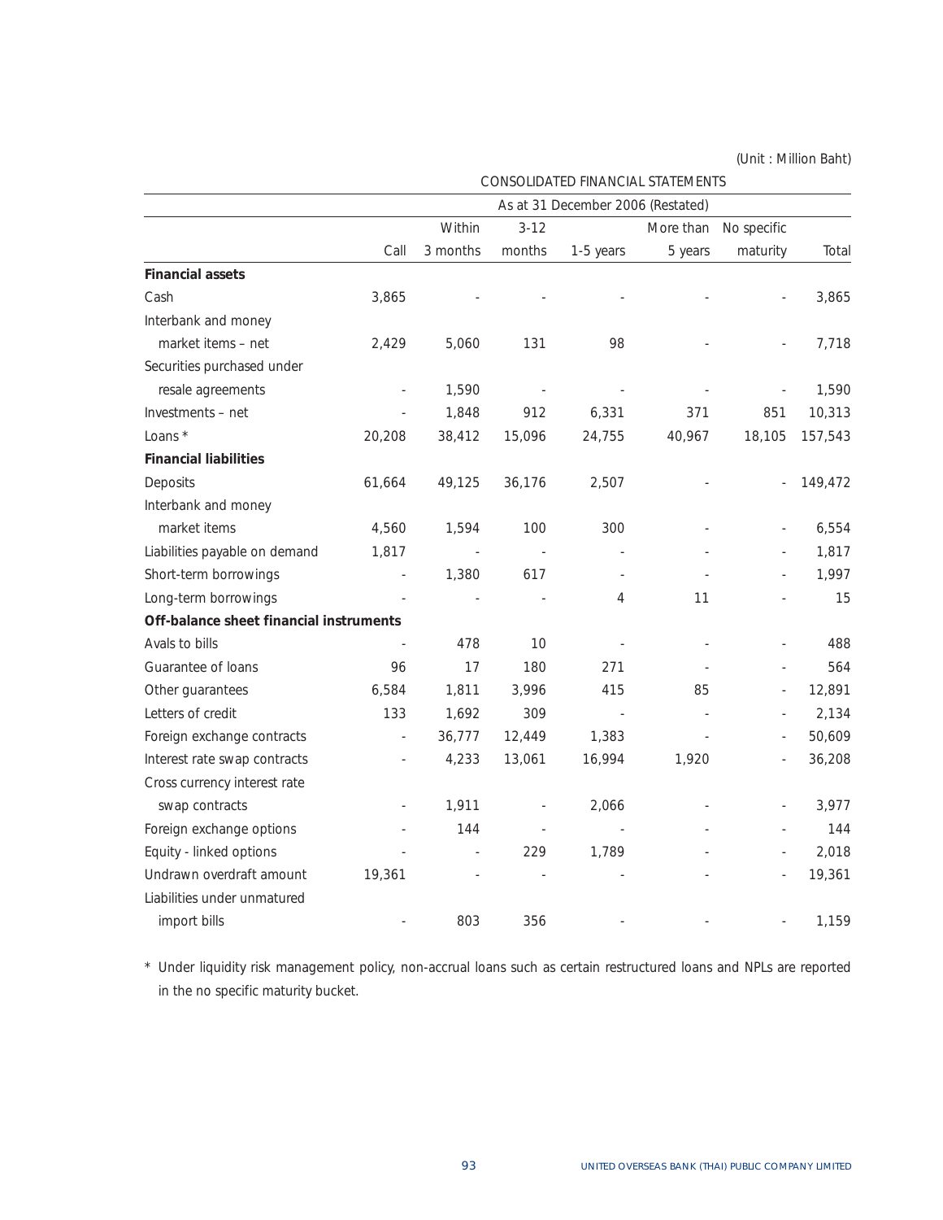(Unit : Million Baht)

| | CONSOLIDATED FINANCIAL STATEMENTS | | | | | | |
|---|---|---|---|---|---|---|---|
| | As at 31 December 2006 (Restated) | | | | | | |
| | Call | Within 3 months | 3-12 months | 1-5 years | More than 5 years | No specific maturity | Total |
| **Financial assets** | | | | | | | |
| Cash | 3,865 | - | - | - | - | - | 3,865 |
| Interbank and money market items – net | 2,429 | 5,060 | 131 | 98 | - | - | 7,718 |
| Securities purchased under resale agreements | - | 1,590 | - | - | - | - | 1,590 |
| Investments – net | - | 1,848 | 912 | 6,331 | 371 | 851 | 10,313 |
| Loans * | 20,208 | 38,412 | 15,096 | 24,755 | 40,967 | 18,105 | 157,543 |
| **Financial liabilities** | | | | | | | |
| Deposits | 61,664 | 49,125 | 36,176 | 2,507 | - | - | 149,472 |
| Interbank and money market items | 4,560 | 1,594 | 100 | 300 | - | - | 6,554 |
| Liabilities payable on demand | 1,817 | - | - | - | - | - | 1,817 |
| Short-term borrowings | - | 1,380 | 617 | - | - | - | 1,997 |
| Long-term borrowings | - | - | - | 4 | 11 | - | 15 |
| **Off-balance sheet financial instruments** | | | | | | | |
| Avals to bills | - | 478 | 10 | - | - | - | 488 |
| Guarantee of loans | 96 | 17 | 180 | 271 | - | - | 564 |
| Other guarantees | 6,584 | 1,811 | 3,996 | 415 | 85 | - | 12,891 |
| Letters of credit | 133 | 1,692 | 309 | - | - | - | 2,134 |
| Foreign exchange contracts | - | 36,777 | 12,449 | 1,383 | - | - | 50,609 |
| Interest rate swap contracts | - | 4,233 | 13,061 | 16,994 | 1,920 | - | 36,208 |
| Cross currency interest rate swap contracts | - | 1,911 | - | 2,066 | - | - | 3,977 |
| Foreign exchange options | - | 144 | - | - | - | - | 144 |
| Equity - linked options | - | - | 229 | 1,789 | - | - | 2,018 |
| Undrawn overdraft amount | 19,361 | - | - | - | - | - | 19,361 |
| Liabilities under unmatured import bills | - | 803 | 356 | - | - | - | 1,159 |

* Under liquidity risk management policy, non-accrual loans such as certain restructured loans and NPLs are reported in the no specific maturity bucket.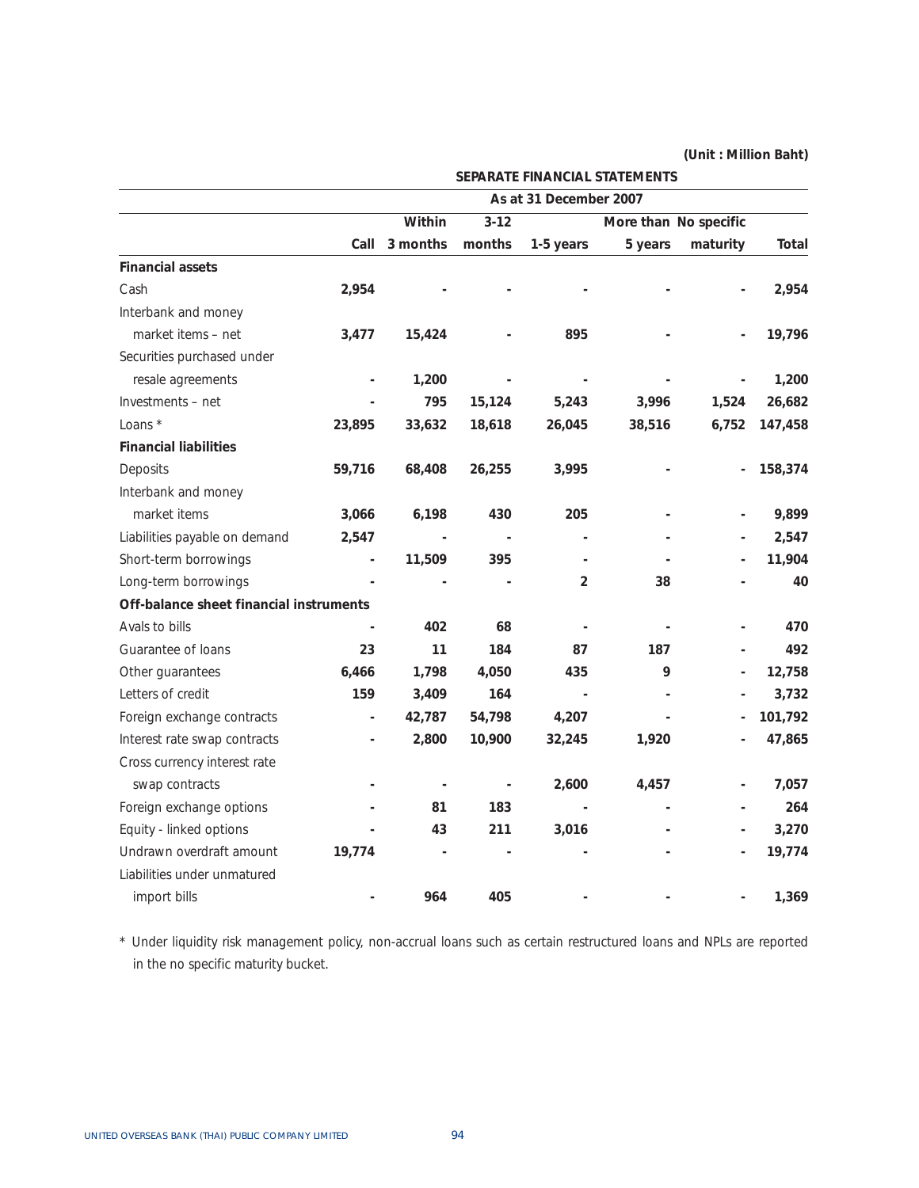(Unit : Million Baht)

| | SEPARATE FINANCIAL STATEMENTS | | | | | | |
|---|---|---|---|---|---|---|---|
| | As at 31 December 2007 | | | | | | |
| | Call | Within 3 months | 3-12 months | 1-5 years | More than 5 years | No specific maturity | Total |
| **Financial assets** | | | | | | | |
| Cash | 2,954 | - | - | - | - | - | 2,954 |
| Interbank and money market items – net | 3,477 | 15,424 | - | 895 | - | - | 19,796 |
| Securities purchased under resale agreements | - | 1,200 | - | - | - | - | 1,200 |
| Investments – net | - | 795 | 15,124 | 5,243 | 3,996 | 1,524 | 26,682 |
| Loans * | 23,895 | 33,632 | 18,618 | 26,045 | 38,516 | 6,752 | 147,458 |
| **Financial liabilities** | | | | | | | |
| Deposits | 59,716 | 68,408 | 26,255 | 3,995 | - | - | 158,374 |
| Interbank and money market items | 3,066 | 6,198 | 430 | 205 | - | - | 9,899 |
| Liabilities payable on demand | 2,547 | - | - | - | - | - | 2,547 |
| Short-term borrowings | - | 11,509 | 395 | - | - | - | 11,904 |
| Long-term borrowings | - | - | - | 2 | 38 | - | 40 |
| **Off-balance sheet financial instruments** | | | | | | | |
| Avals to bills | - | 402 | 68 | - | - | - | 470 |
| Guarantee of loans | 23 | 11 | 184 | 87 | 187 | - | 492 |
| Other guarantees | 6,466 | 1,798 | 4,050 | 435 | 9 | - | 12,758 |
| Letters of credit | 159 | 3,409 | 164 | - | - | - | 3,732 |
| Foreign exchange contracts | - | 42,787 | 54,798 | 4,207 | - | - | 101,792 |
| Interest rate swap contracts | - | 2,800 | 10,900 | 32,245 | 1,920 | - | 47,865 |
| Cross currency interest rate swap contracts | - | - | - | 2,600 | 4,457 | - | 7,057 |
| Foreign exchange options | - | 81 | 183 | - | - | - | 264 |
| Equity - linked options | - | 43 | 211 | 3,016 | - | - | 3,270 |
| Undrawn overdraft amount | 19,774 | - | - | - | - | - | 19,774 |
| Liabilities under unmatured import bills | - | 964 | 405 | - | - | - | 1,369 |

* Under liquidity risk management policy, non-accrual loans such as certain restructured loans and NPLs are reported in the no specific maturity bucket.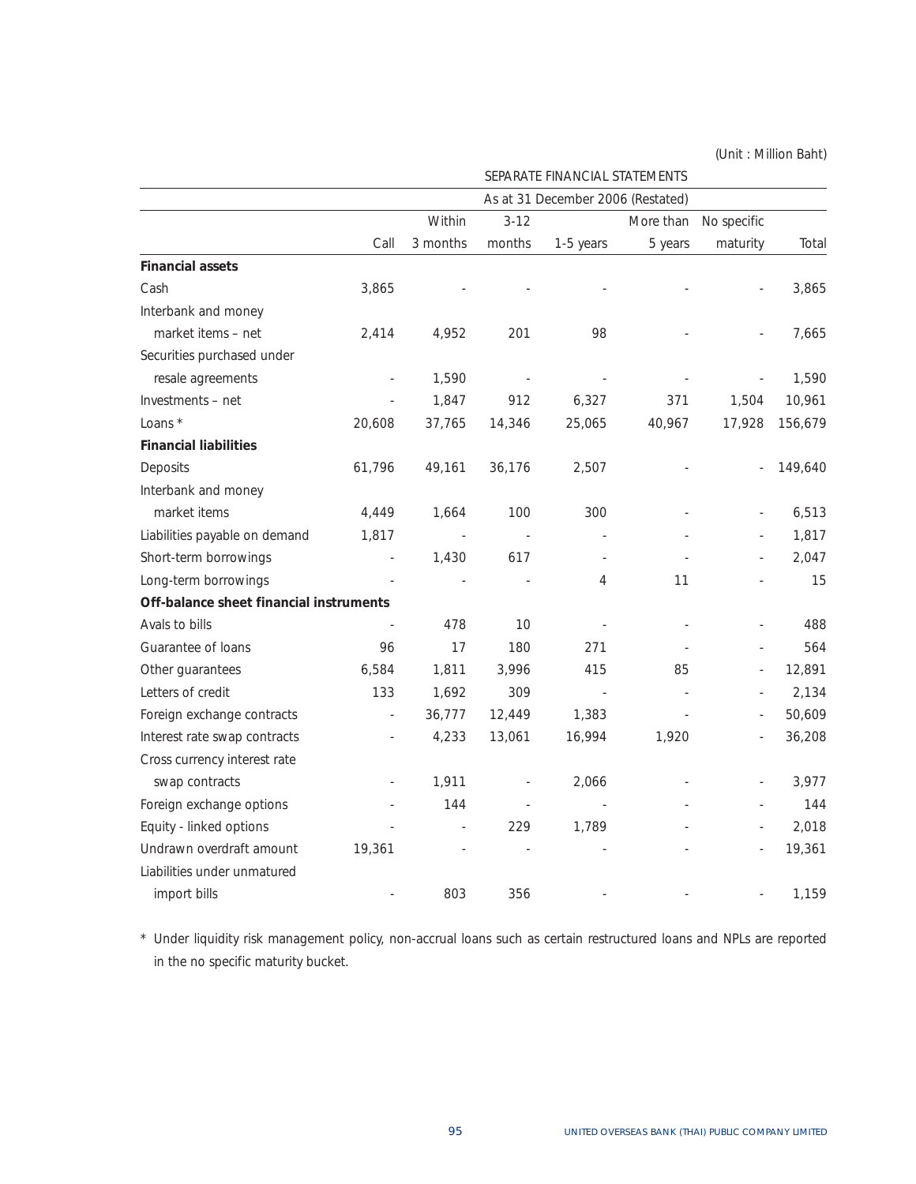(Unit : Million Baht)

| | SEPARATE FINANCIAL STATEMENTS | | | | | | |
|---|---|---|---|---|---|---|---|
| | As at 31 December 2006 (Restated) | | | | | | |
| | Call | Within 3 months | 3-12 months | 1-5 years | More than 5 years | No specific maturity | Total |
| **Financial assets** | | | | | | | |
| Cash | 3,865 | - | - | - | - | - | 3,865 |
| Interbank and money market items – net | 2,414 | 4,952 | 201 | 98 | - | - | 7,665 |
| Securities purchased under resale agreements | - | 1,590 | - | - | - | - | 1,590 |
| Investments – net | - | 1,847 | 912 | 6,327 | 371 | 1,504 | 10,961 |
| Loans * | 20,608 | 37,765 | 14,346 | 25,065 | 40,967 | 17,928 | 156,679 |
| **Financial liabilities** | | | | | | | |
| Deposits | 61,796 | 49,161 | 36,176 | 2,507 | - | - | 149,640 |
| Interbank and money market items | 4,449 | 1,664 | 100 | 300 | - | - | 6,513 |
| Liabilities payable on demand | 1,817 | - | - | - | - | - | 1,817 |
| Short-term borrowings | - | 1,430 | 617 | - | - | - | 2,047 |
| Long-term borrowings | - | - | - | 4 | 11 | - | 15 |
| **Off-balance sheet financial instruments** | | | | | | | |
| Avals to bills | - | 478 | 10 | - | - | - | 488 |
| Guarantee of loans | 96 | 17 | 180 | 271 | - | - | 564 |
| Other guarantees | 6,584 | 1,811 | 3,996 | 415 | 85 | - | 12,891 |
| Letters of credit | 133 | 1,692 | 309 | - | - | - | 2,134 |
| Foreign exchange contracts | - | 36,777 | 12,449 | 1,383 | - | - | 50,609 |
| Interest rate swap contracts | - | 4,233 | 13,061 | 16,994 | 1,920 | - | 36,208 |
| Cross currency interest rate swap contracts | - | 1,911 | - | 2,066 | - | - | 3,977 |
| Foreign exchange options | - | 144 | - | - | - | - | 144 |
| Equity - linked options | - | - | 229 | 1,789 | - | - | 2,018 |
| Undrawn overdraft amount | 19,361 | - | - | - | - | - | 19,361 |
| Liabilities under unmatured import bills | - | 803 | 356 | - | - | - | 1,159 |

* Under liquidity risk management policy, non-accrual loans such as certain restructured loans and NPLs are reported in the no specific maturity bucket.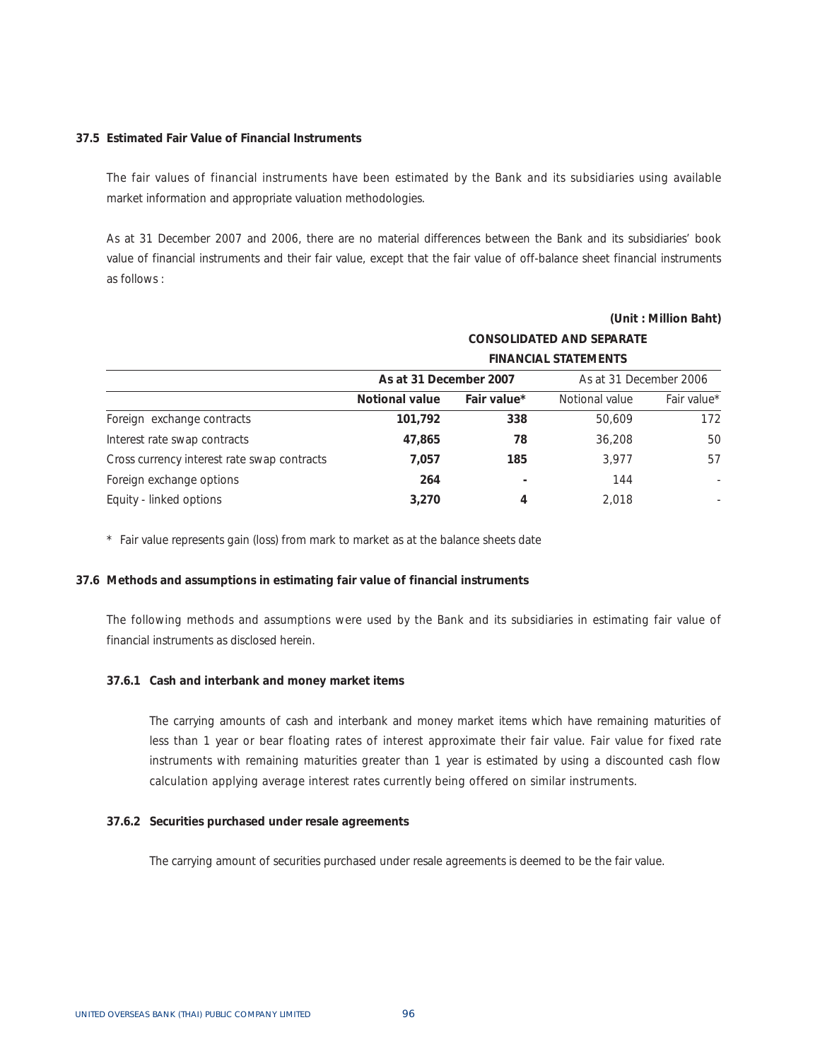### 37.5 Estimated Fair Value of Financial Instruments

The fair values of financial instruments have been estimated by the Bank and its subsidiaries using available market information and appropriate valuation methodologies.

As at 31 December 2007 and 2006, there are no material differences between the Bank and its subsidiaries' book value of financial instruments and their fair value, except that the fair value of off-balance sheet financial instruments as follows :

**(Unit : Million Baht)**

| | **CONSOLIDATED AND SEPARATE FINANCIAL STATEMENTS** | | | |
|---|---|---|---|---|
| | **As at 31 December 2007** | | As at 31 December 2006 | |
| | **Notional value** | **Fair value*** | Notional value | Fair value* |
| Foreign exchange contracts | **101,792** | **338** | 50,609 | 172 |
| Interest rate swap contracts | **47,865** | **78** | 36,208 | 50 |
| Cross currency interest rate swap contracts | **7,057** | **185** | 3,977 | 57 |
| Foreign exchange options | **264** | **-** | 144 | - |
| Equity - linked options | **3,270** | **4** | 2,018 | - |

\* Fair value represents gain (loss) from mark to market as at the balance sheets date

### 37.6 Methods and assumptions in estimating fair value of financial instruments

The following methods and assumptions were used by the Bank and its subsidiaries in estimating fair value of financial instruments as disclosed herein.

#### 37.6.1 Cash and interbank and money market items

The carrying amounts of cash and interbank and money market items which have remaining maturities of less than 1 year or bear floating rates of interest approximate their fair value. Fair value for fixed rate instruments with remaining maturities greater than 1 year is estimated by using a discounted cash flow calculation applying average interest rates currently being offered on similar instruments.

#### 37.6.2 Securities purchased under resale agreements

The carrying amount of securities purchased under resale agreements is deemed to be the fair value.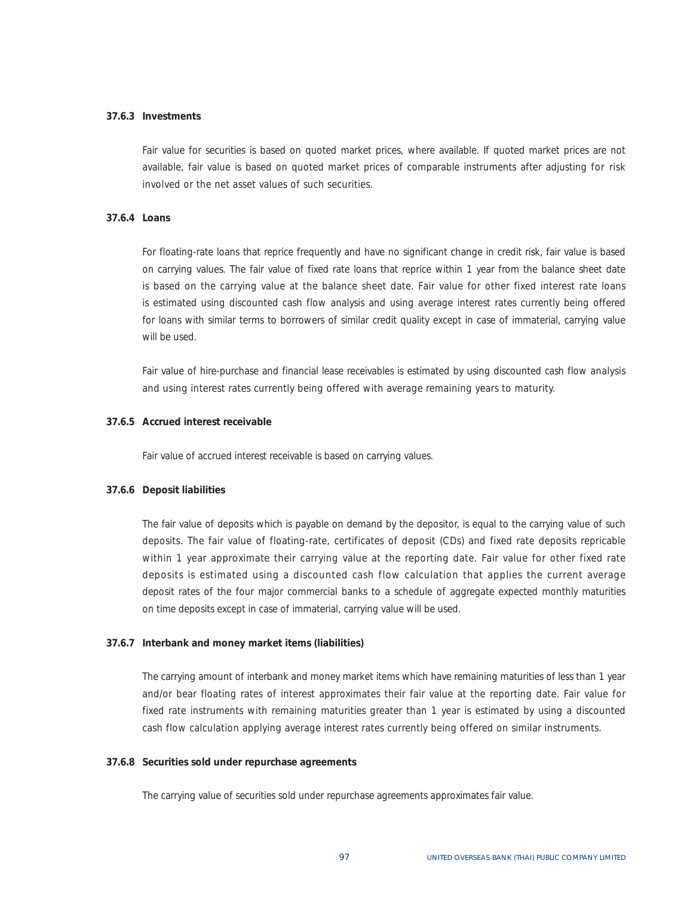#### 37.6.3 Investments

Fair value for securities is based on quoted market prices, where available. If quoted market prices are not available, fair value is based on quoted market prices of comparable instruments after adjusting for risk involved or the net asset values of such securities.

#### 37.6.4 Loans

For floating-rate loans that reprice frequently and have no significant change in credit risk, fair value is based on carrying values. The fair value of fixed rate loans that reprice within 1 year from the balance sheet date is based on the carrying value at the balance sheet date. Fair value for other fixed interest rate loans is estimated using discounted cash flow analysis and using average interest rates currently being offered for loans with similar terms to borrowers of similar credit quality except in case of immaterial, carrying value will be used.

Fair value of hire-purchase and financial lease receivables is estimated by using discounted cash flow analysis and using interest rates currently being offered with average remaining years to maturity.

#### 37.6.5 Accrued interest receivable

Fair value of accrued interest receivable is based on carrying values.

#### 37.6.6 Deposit liabilities

The fair value of deposits which is payable on demand by the depositor, is equal to the carrying value of such deposits. The fair value of floating-rate, certificates of deposit (CDs) and fixed rate deposits repricable within 1 year approximate their carrying value at the reporting date. Fair value for other fixed rate deposits is estimated using a discounted cash flow calculation that applies the current average deposit rates of the four major commercial banks to a schedule of aggregate expected monthly maturities on time deposits except in case of immaterial, carrying value will be used.

#### 37.6.7 Interbank and money market items (liabilities)

The carrying amount of interbank and money market items which have remaining maturities of less than 1 year and/or bear floating rates of interest approximates their fair value at the reporting date. Fair value for fixed rate instruments with remaining maturities greater than 1 year is estimated by using a discounted cash flow calculation applying average interest rates currently being offered on similar instruments.

#### 37.6.8 Securities sold under repurchase agreements

The carrying value of securities sold under repurchase agreements approximates fair value.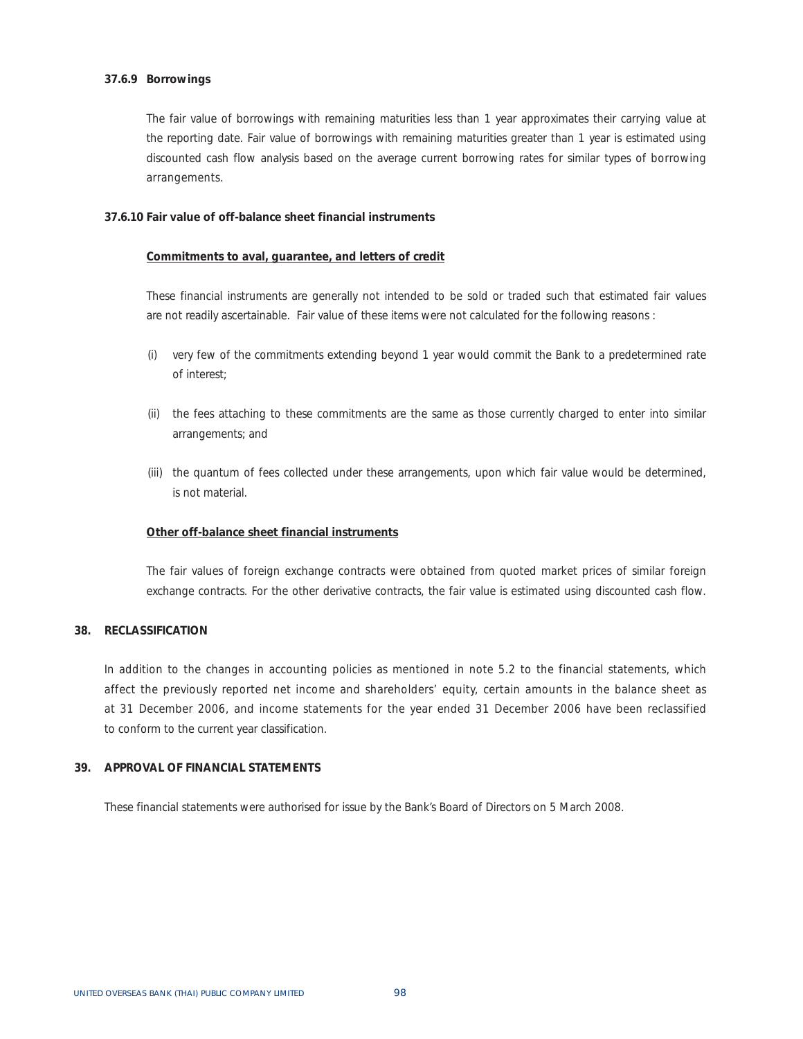#### 37.6.9 Borrowings

The fair value of borrowings with remaining maturities less than 1 year approximates their carrying value at the reporting date. Fair value of borrowings with remaining maturities greater than 1 year is estimated using discounted cash flow analysis based on the average current borrowing rates for similar types of borrowing arrangements.

#### 37.6.10 Fair value of off-balance sheet financial instruments

**Commitments to aval, guarantee, and letters of credit**

These financial instruments are generally not intended to be sold or traded such that estimated fair values are not readily ascertainable. Fair value of these items were not calculated for the following reasons :

(i) very few of the commitments extending beyond 1 year would commit the Bank to a predetermined rate of interest;

(ii) the fees attaching to these commitments are the same as those currently charged to enter into similar arrangements; and

(iii) the quantum of fees collected under these arrangements, upon which fair value would be determined, is not material.

**Other off-balance sheet financial instruments**

The fair values of foreign exchange contracts were obtained from quoted market prices of similar foreign exchange contracts. For the other derivative contracts, the fair value is estimated using discounted cash flow.

## 38. RECLASSIFICATION

In addition to the changes in accounting policies as mentioned in note 5.2 to the financial statements, which affect the previously reported net income and shareholders' equity, certain amounts in the balance sheet as at 31 December 2006, and income statements for the year ended 31 December 2006 have been reclassified to conform to the current year classification.

## 39. APPROVAL OF FINANCIAL STATEMENTS

These financial statements were authorised for issue by the Bank's Board of Directors on 5 March 2008.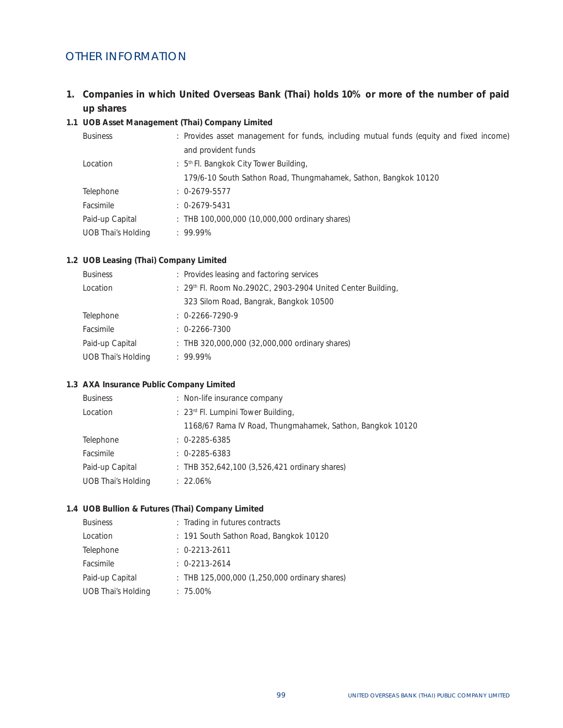# OTHER INFORMATION

## 1. Companies in which United Overseas Bank (Thai) holds 10% or more of the number of paid up shares

### 1.1 UOB Asset Management (Thai) Company Limited

| | |
|---|---|
| Business | : Provides asset management for funds, including mutual funds (equity and fixed income) and provident funds |
| Location | : 5th Fl. Bangkok City Tower Building, 179/6-10 South Sathon Road, Thungmahamek, Sathon, Bangkok 10120 |
| Telephone | : 0-2679-5577 |
| Facsimile | : 0-2679-5431 |
| Paid-up Capital | : THB 100,000,000 (10,000,000 ordinary shares) |
| UOB Thai's Holding | : 99.99% |

### 1.2 UOB Leasing (Thai) Company Limited

| | |
|---|---|
| Business | : Provides leasing and factoring services |
| Location | : 29th Fl. Room No.2902C, 2903-2904 United Center Building, 323 Silom Road, Bangrak, Bangkok 10500 |
| Telephone | : 0-2266-7290-9 |
| Facsimile | : 0-2266-7300 |
| Paid-up Capital | : THB 320,000,000 (32,000,000 ordinary shares) |
| UOB Thai's Holding | : 99.99% |

### 1.3 AXA Insurance Public Company Limited

| | |
|---|---|
| Business | : Non-life insurance company |
| Location | : 23rd Fl. Lumpini Tower Building, 1168/67 Rama IV Road, Thungmahamek, Sathon, Bangkok 10120 |
| Telephone | : 0-2285-6385 |
| Facsimile | : 0-2285-6383 |
| Paid-up Capital | : THB 352,642,100 (3,526,421 ordinary shares) |
| UOB Thai's Holding | : 22.06% |

### 1.4 UOB Bullion & Futures (Thai) Company Limited

| | |
|---|---|
| Business | : Trading in futures contracts |
| Location | : 191 South Sathon Road, Bangkok 10120 |
| Telephone | : 0-2213-2611 |
| Facsimile | : 0-2213-2614 |
| Paid-up Capital | : THB 125,000,000 (1,250,000 ordinary shares) |
| UOB Thai's Holding | : 75.00% |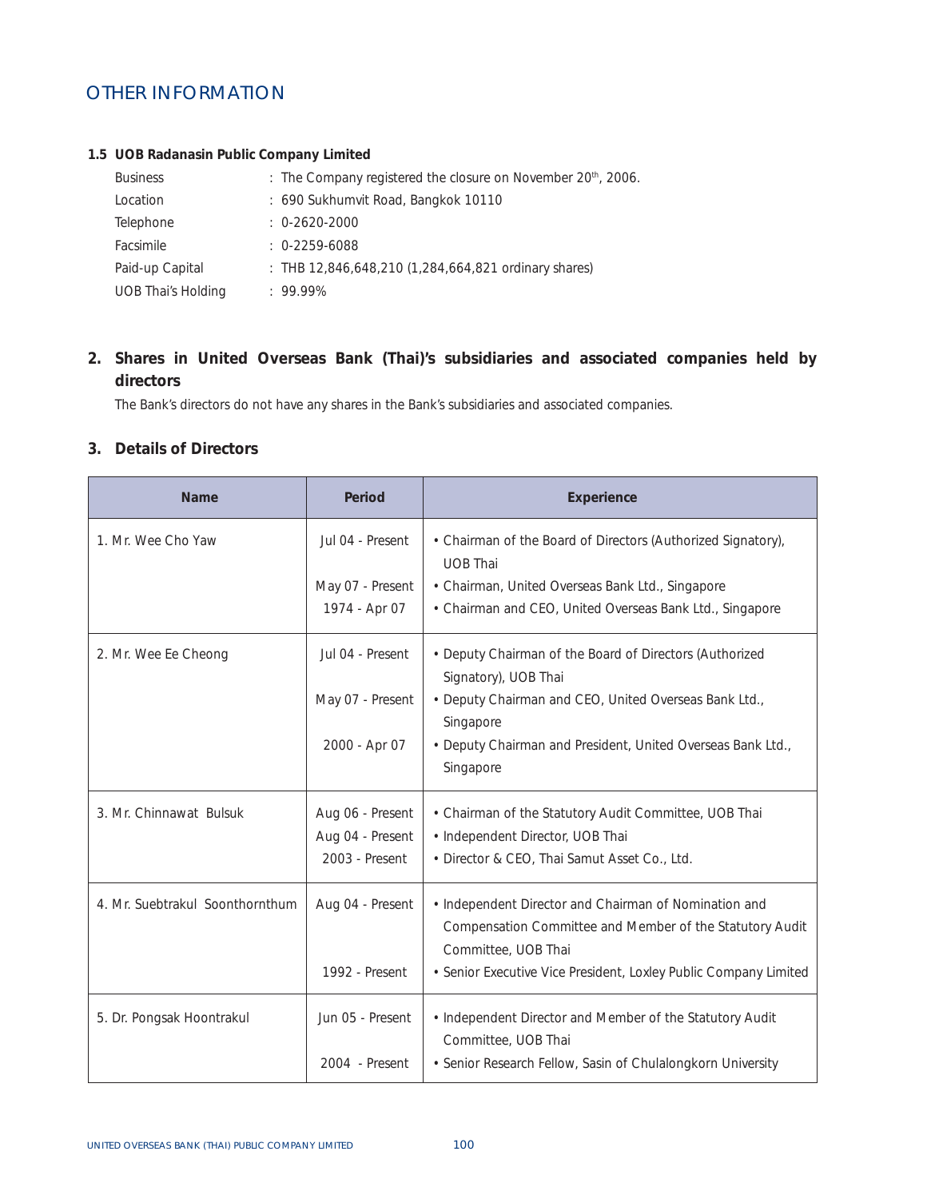# OTHER INFORMATION

**1.5 UOB Radanasin Public Company Limited**

| | |
|---|---|
| Business | : The Company registered the closure on November 20th, 2006. |
| Location | : 690 Sukhumvit Road, Bangkok 10110 |
| Telephone | : 0-2620-2000 |
| Facsimile | : 0-2259-6088 |
| Paid-up Capital | : THB 12,846,648,210 (1,284,664,821 ordinary shares) |
| UOB Thai's Holding | : 99.99% |

## 2. Shares in United Overseas Bank (Thai)'s subsidiaries and associated companies held by directors

The Bank's directors do not have any shares in the Bank's subsidiaries and associated companies.

## 3. Details of Directors

| Name | Period | Experience |
|---|---|---|
| 1. Mr. Wee Cho Yaw | Jul 04 - Present<br>May 07 - Present<br>1974 - Apr 07 | • Chairman of the Board of Directors (Authorized Signatory), UOB Thai<br>• Chairman, United Overseas Bank Ltd., Singapore<br>• Chairman and CEO, United Overseas Bank Ltd., Singapore |
| 2. Mr. Wee Ee Cheong | Jul 04 - Present<br>May 07 - Present<br>2000 - Apr 07 | • Deputy Chairman of the Board of Directors (Authorized Signatory), UOB Thai<br>• Deputy Chairman and CEO, United Overseas Bank Ltd., Singapore<br>• Deputy Chairman and President, United Overseas Bank Ltd., Singapore |
| 3. Mr. Chinnawat Bulsuk | Aug 06 - Present<br>Aug 04 - Present<br>2003 - Present | • Chairman of the Statutory Audit Committee, UOB Thai<br>• Independent Director, UOB Thai<br>• Director & CEO, Thai Samut Asset Co., Ltd. |
| 4. Mr. Suebtrakul Soonthornthum | Aug 04 - Present<br>1992 - Present | • Independent Director and Chairman of Nomination and Compensation Committee and Member of the Statutory Audit Committee, UOB Thai<br>• Senior Executive Vice President, Loxley Public Company Limited |
| 5. Dr. Pongsak Hoontrakul | Jun 05 - Present<br>2004 - Present | • Independent Director and Member of the Statutory Audit Committee, UOB Thai<br>• Senior Research Fellow, Sasin of Chulalongkorn University |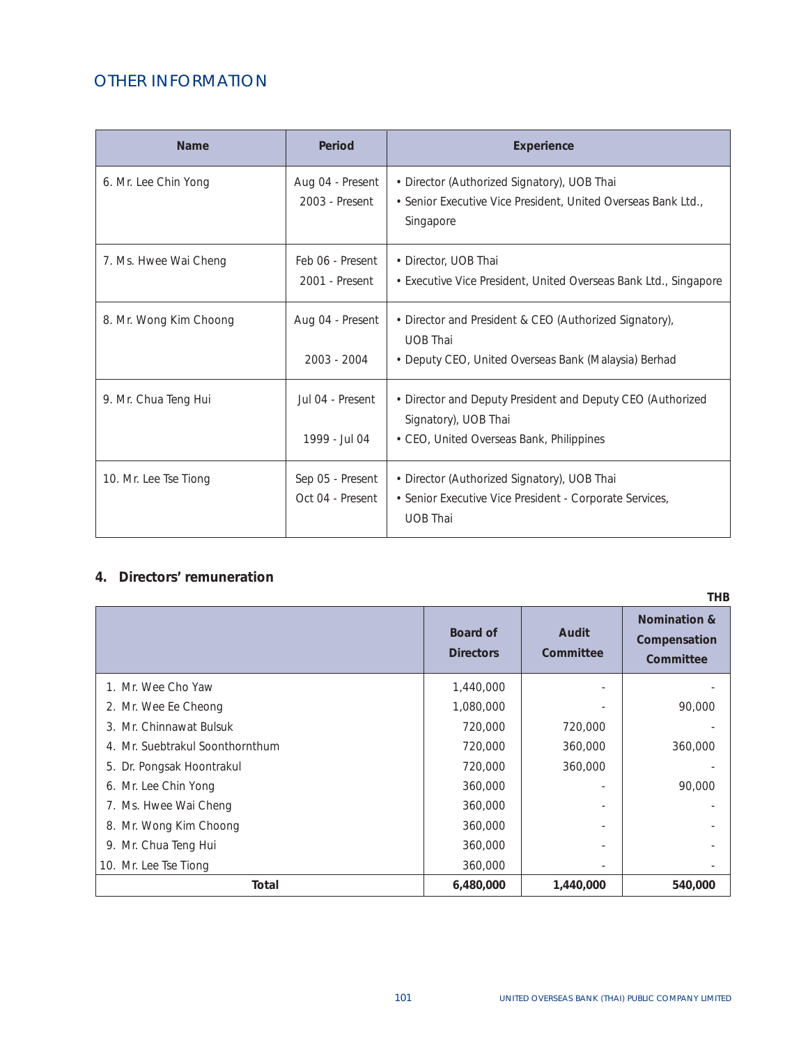## OTHER INFORMATION

| Name | Period | Experience |
|---|---|---|
| 6. Mr. Lee Chin Yong | Aug 04 - Present<br>2003 - Present | • Director (Authorized Signatory), UOB Thai<br>• Senior Executive Vice President, United Overseas Bank Ltd., Singapore |
| 7. Ms. Hwee Wai Cheng | Feb 06 - Present<br>2001 - Present | • Director, UOB Thai<br>• Executive Vice President, United Overseas Bank Ltd., Singapore |
| 8. Mr. Wong Kim Choong | Aug 04 - Present<br>2003 - 2004 | • Director and President & CEO (Authorized Signatory), UOB Thai<br>• Deputy CEO, United Overseas Bank (Malaysia) Berhad |
| 9. Mr. Chua Teng Hui | Jul 04 - Present<br>1999 - Jul 04 | • Director and Deputy President and Deputy CEO (Authorized Signatory), UOB Thai<br>• CEO, United Overseas Bank, Philippines |
| 10. Mr. Lee Tse Tiong | Sep 05 - Present<br>Oct 04 - Present | • Director (Authorized Signatory), UOB Thai<br>• Senior Executive Vice President - Corporate Services, UOB Thai |

### 4. Directors' remuneration

THB

| | Board of Directors | Audit Committee | Nomination & Compensation Committee |
|---|---:|---:|---:|
| 1. Mr. Wee Cho Yaw | 1,440,000 | - | - |
| 2. Mr. Wee Ee Cheong | 1,080,000 | - | 90,000 |
| 3. Mr. Chinnawat Bulsuk | 720,000 | 720,000 | - |
| 4. Mr. Suebtrakul Soonthornthum | 720,000 | 360,000 | 360,000 |
| 5. Dr. Pongsak Hoontrakul | 720,000 | 360,000 | - |
| 6. Mr. Lee Chin Yong | 360,000 | - | 90,000 |
| 7. Ms. Hwee Wai Cheng | 360,000 | - | - |
| 8. Mr. Wong Kim Choong | 360,000 | - | - |
| 9. Mr. Chua Teng Hui | 360,000 | - | - |
| 10. Mr. Lee Tse Tiong | 360,000 | - | - |
| **Total** | **6,480,000** | **1,440,000** | **540,000** |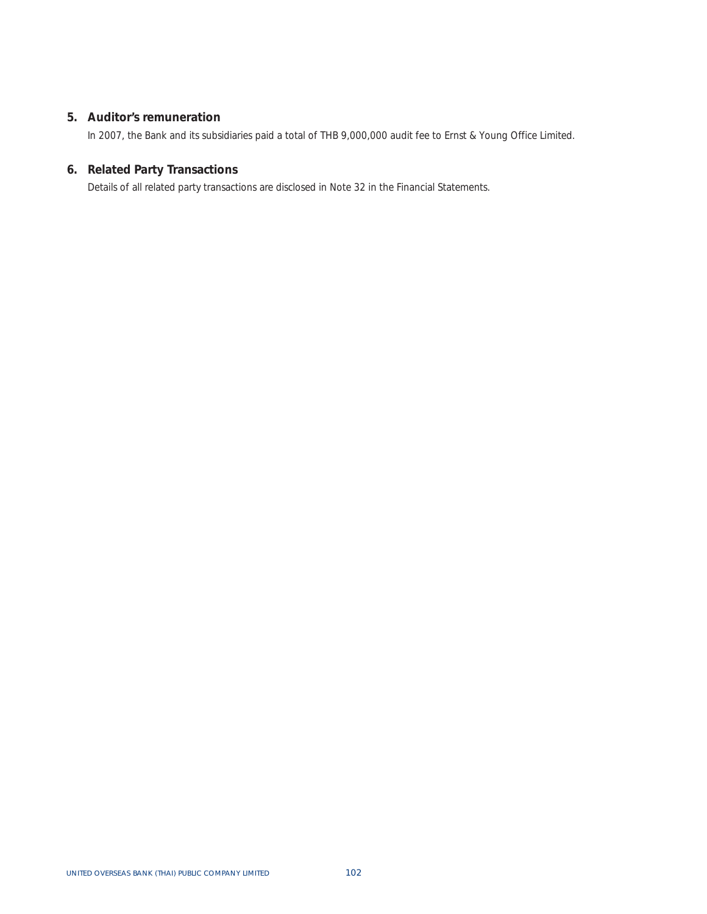## 5. Auditor's remuneration

In 2007, the Bank and its subsidiaries paid a total of THB 9,000,000 audit fee to Ernst & Young Office Limited.

## 6. Related Party Transactions

Details of all related party transactions are disclosed in Note 32 in the Financial Statements.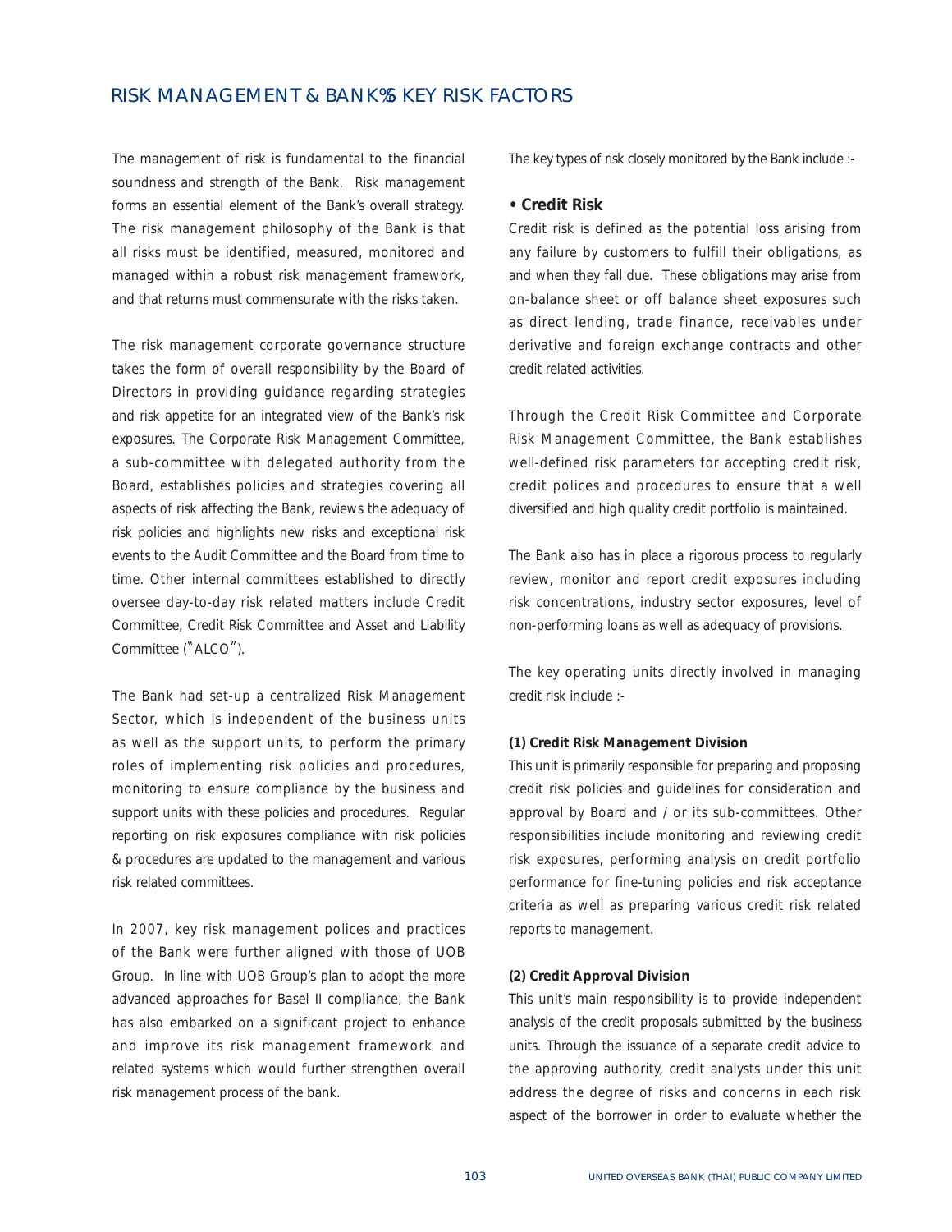# RISK MANAGEMENT & BANK'S KEY RISK FACTORS

The management of risk is fundamental to the financial soundness and strength of the Bank. Risk management forms an essential element of the Bank's overall strategy. The risk management philosophy of the Bank is that all risks must be identified, measured, monitored and managed within a robust risk management framework, and that returns must commensurate with the risks taken.

The risk management corporate governance structure takes the form of overall responsibility by the Board of Directors in providing guidance regarding strategies and risk appetite for an integrated view of the Bank's risk exposures. The Corporate Risk Management Committee, a sub-committee with delegated authority from the Board, establishes policies and strategies covering all aspects of risk affecting the Bank, reviews the adequacy of risk policies and highlights new risks and exceptional risk events to the Audit Committee and the Board from time to time. Other internal committees established to directly oversee day-to-day risk related matters include Credit Committee, Credit Risk Committee and Asset and Liability Committee ("ALCO").

The Bank had set-up a centralized Risk Management Sector, which is independent of the business units as well as the support units, to perform the primary roles of implementing risk policies and procedures, monitoring to ensure compliance by the business and support units with these policies and procedures. Regular reporting on risk exposures compliance with risk policies & procedures are updated to the management and various risk related committees.

In 2007, key risk management polices and practices of the Bank were further aligned with those of UOB Group. In line with UOB Group's plan to adopt the more advanced approaches for Basel II compliance, the Bank has also embarked on a significant project to enhance and improve its risk management framework and related systems which would further strengthen overall risk management process of the bank.

The key types of risk closely monitored by the Bank include :-

## • Credit Risk

Credit risk is defined as the potential loss arising from any failure by customers to fulfill their obligations, as and when they fall due. These obligations may arise from on-balance sheet or off balance sheet exposures such as direct lending, trade finance, receivables under derivative and foreign exchange contracts and other credit related activities.

Through the Credit Risk Committee and Corporate Risk Management Committee, the Bank establishes well-defined risk parameters for accepting credit risk, credit polices and procedures to ensure that a well diversified and high quality credit portfolio is maintained.

The Bank also has in place a rigorous process to regularly review, monitor and report credit exposures including risk concentrations, industry sector exposures, level of non-performing loans as well as adequacy of provisions.

The key operating units directly involved in managing credit risk include :-

**(1) Credit Risk Management Division**

This unit is primarily responsible for preparing and proposing credit risk policies and guidelines for consideration and approval by Board and / or its sub-committees. Other responsibilities include monitoring and reviewing credit risk exposures, performing analysis on credit portfolio performance for fine-tuning policies and risk acceptance criteria as well as preparing various credit risk related reports to management.

**(2) Credit Approval Division**

This unit's main responsibility is to provide independent analysis of the credit proposals submitted by the business units. Through the issuance of a separate credit advice to the approving authority, credit analysts under this unit address the degree of risks and concerns in each risk aspect of the borrower in order to evaluate whether the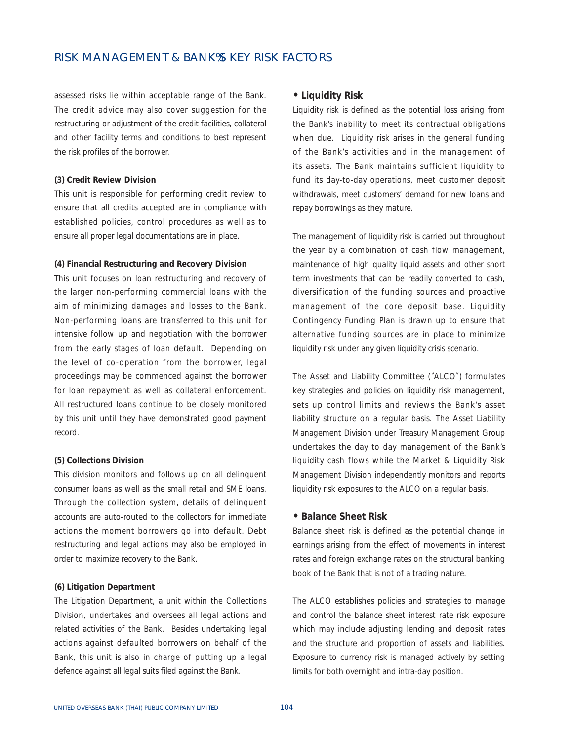assessed risks lie within acceptable range of the Bank. The credit advice may also cover suggestion for the restructuring or adjustment of the credit facilities, collateral and other facility terms and conditions to best represent the risk profiles of the borrower.

**(3) Credit Review Division**

This unit is responsible for performing credit review to ensure that all credits accepted are in compliance with established policies, control procedures as well as to ensure all proper legal documentations are in place.

**(4) Financial Restructuring and Recovery Division**

This unit focuses on loan restructuring and recovery of the larger non-performing commercial loans with the aim of minimizing damages and losses to the Bank. Non-performing loans are transferred to this unit for intensive follow up and negotiation with the borrower from the early stages of loan default. Depending on the level of co-operation from the borrower, legal proceedings may be commenced against the borrower for loan repayment as well as collateral enforcement. All restructured loans continue to be closely monitored by this unit until they have demonstrated good payment record.

**(5) Collections Division**

This division monitors and follows up on all delinquent consumer loans as well as the small retail and SME loans. Through the collection system, details of delinquent accounts are auto-routed to the collectors for immediate actions the moment borrowers go into default. Debt restructuring and legal actions may also be employed in order to maximize recovery to the Bank.

**(6) Litigation Department**

The Litigation Department, a unit within the Collections Division, undertakes and oversees all legal actions and related activities of the Bank. Besides undertaking legal actions against defaulted borrowers on behalf of the Bank, this unit is also in charge of putting up a legal defence against all legal suits filed against the Bank.

## • Liquidity Risk

Liquidity risk is defined as the potential loss arising from the Bank's inability to meet its contractual obligations when due. Liquidity risk arises in the general funding of the Bank's activities and in the management of its assets. The Bank maintains sufficient liquidity to fund its day-to-day operations, meet customer deposit withdrawals, meet customers' demand for new loans and repay borrowings as they mature.

The management of liquidity risk is carried out throughout the year by a combination of cash flow management, maintenance of high quality liquid assets and other short term investments that can be readily converted to cash, diversification of the funding sources and proactive management of the core deposit base. Liquidity Contingency Funding Plan is drawn up to ensure that alternative funding sources are in place to minimize liquidity risk under any given liquidity crisis scenario.

The Asset and Liability Committee ("ALCO") formulates key strategies and policies on liquidity risk management, sets up control limits and reviews the Bank's asset liability structure on a regular basis. The Asset Liability Management Division under Treasury Management Group undertakes the day to day management of the Bank's liquidity cash flows while the Market & Liquidity Risk Management Division independently monitors and reports liquidity risk exposures to the ALCO on a regular basis.

## • Balance Sheet Risk

Balance sheet risk is defined as the potential change in earnings arising from the effect of movements in interest rates and foreign exchange rates on the structural banking book of the Bank that is not of a trading nature.

The ALCO establishes policies and strategies to manage and control the balance sheet interest rate risk exposure which may include adjusting lending and deposit rates and the structure and proportion of assets and liabilities. Exposure to currency risk is managed actively by setting limits for both overnight and intra-day position.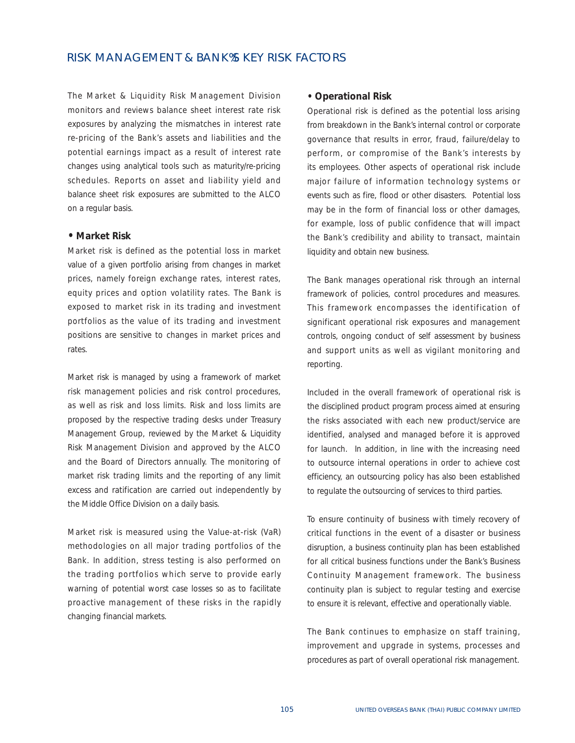The Market & Liquidity Risk Management Division monitors and reviews balance sheet interest rate risk exposures by analyzing the mismatches in interest rate re-pricing of the Bank's assets and liabilities and the potential earnings impact as a result of interest rate changes using analytical tools such as maturity/re-pricing schedules. Reports on asset and liability yield and balance sheet risk exposures are submitted to the ALCO on a regular basis.

### • Market Risk

Market risk is defined as the potential loss in market value of a given portfolio arising from changes in market prices, namely foreign exchange rates, interest rates, equity prices and option volatility rates. The Bank is exposed to market risk in its trading and investment portfolios as the value of its trading and investment positions are sensitive to changes in market prices and rates.

Market risk is managed by using a framework of market risk management policies and risk control procedures, as well as risk and loss limits. Risk and loss limits are proposed by the respective trading desks under Treasury Management Group, reviewed by the Market & Liquidity Risk Management Division and approved by the ALCO and the Board of Directors annually. The monitoring of market risk trading limits and the reporting of any limit excess and ratification are carried out independently by the Middle Office Division on a daily basis.

Market risk is measured using the Value-at-risk (VaR) methodologies on all major trading portfolios of the Bank. In addition, stress testing is also performed on the trading portfolios which serve to provide early warning of potential worst case losses so as to facilitate proactive management of these risks in the rapidly changing financial markets.

### • Operational Risk

Operational risk is defined as the potential loss arising from breakdown in the Bank's internal control or corporate governance that results in error, fraud, failure/delay to perform, or compromise of the Bank's interests by its employees. Other aspects of operational risk include major failure of information technology systems or events such as fire, flood or other disasters. Potential loss may be in the form of financial loss or other damages, for example, loss of public confidence that will impact the Bank's credibility and ability to transact, maintain liquidity and obtain new business.

The Bank manages operational risk through an internal framework of policies, control procedures and measures. This framework encompasses the identification of significant operational risk exposures and management controls, ongoing conduct of self assessment by business and support units as well as vigilant monitoring and reporting.

Included in the overall framework of operational risk is the disciplined product program process aimed at ensuring the risks associated with each new product/service are identified, analysed and managed before it is approved for launch. In addition, in line with the increasing need to outsource internal operations in order to achieve cost efficiency, an outsourcing policy has also been established to regulate the outsourcing of services to third parties.

To ensure continuity of business with timely recovery of critical functions in the event of a disaster or business disruption, a business continuity plan has been established for all critical business functions under the Bank's Business Continuity Management framework. The business continuity plan is subject to regular testing and exercise to ensure it is relevant, effective and operationally viable.

The Bank continues to emphasize on staff training, improvement and upgrade in systems, processes and procedures as part of overall operational risk management.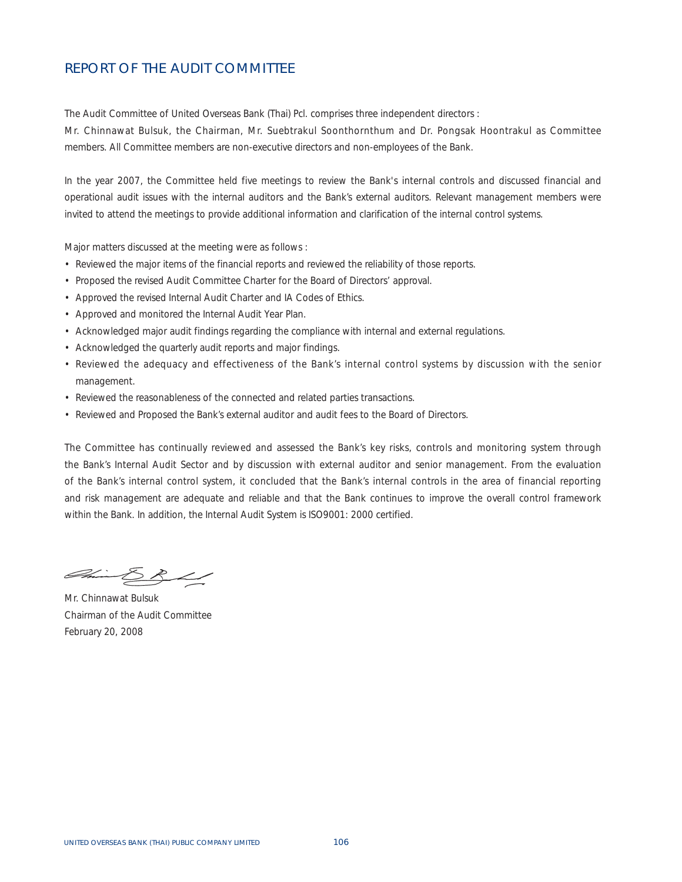# REPORT OF THE AUDIT COMMITTEE

The Audit Committee of United Overseas Bank (Thai) Pcl. comprises three independent directors :
Mr. Chinnawat Bulsuk, the Chairman, Mr. Suebtrakul Soonthornthum and Dr. Pongsak Hoontrakul as Committee members. All Committee members are non-executive directors and non-employees of the Bank.

In the year 2007, the Committee held five meetings to review the Bank's internal controls and discussed financial and operational audit issues with the internal auditors and the Bank's external auditors. Relevant management members were invited to attend the meetings to provide additional information and clarification of the internal control systems.

Major matters discussed at the meeting were as follows :

- Reviewed the major items of the financial reports and reviewed the reliability of those reports.
- Proposed the revised Audit Committee Charter for the Board of Directors' approval.
- Approved the revised Internal Audit Charter and IA Codes of Ethics.
- Approved and monitored the Internal Audit Year Plan.
- Acknowledged major audit findings regarding the compliance with internal and external regulations.
- Acknowledged the quarterly audit reports and major findings.
- Reviewed the adequacy and effectiveness of the Bank's internal control systems by discussion with the senior management.
- Reviewed the reasonableness of the connected and related parties transactions.
- Reviewed and Proposed the Bank's external auditor and audit fees to the Board of Directors.

The Committee has continually reviewed and assessed the Bank's key risks, controls and monitoring system through the Bank's Internal Audit Sector and by discussion with external auditor and senior management. From the evaluation of the Bank's internal control system, it concluded that the Bank's internal controls in the area of financial reporting and risk management are adequate and reliable and that the Bank continues to improve the overall control framework within the Bank. In addition, the Internal Audit System is ISO9001: 2000 certified.

Mr. Chinnawat Bulsuk
Chairman of the Audit Committee
February 20, 2008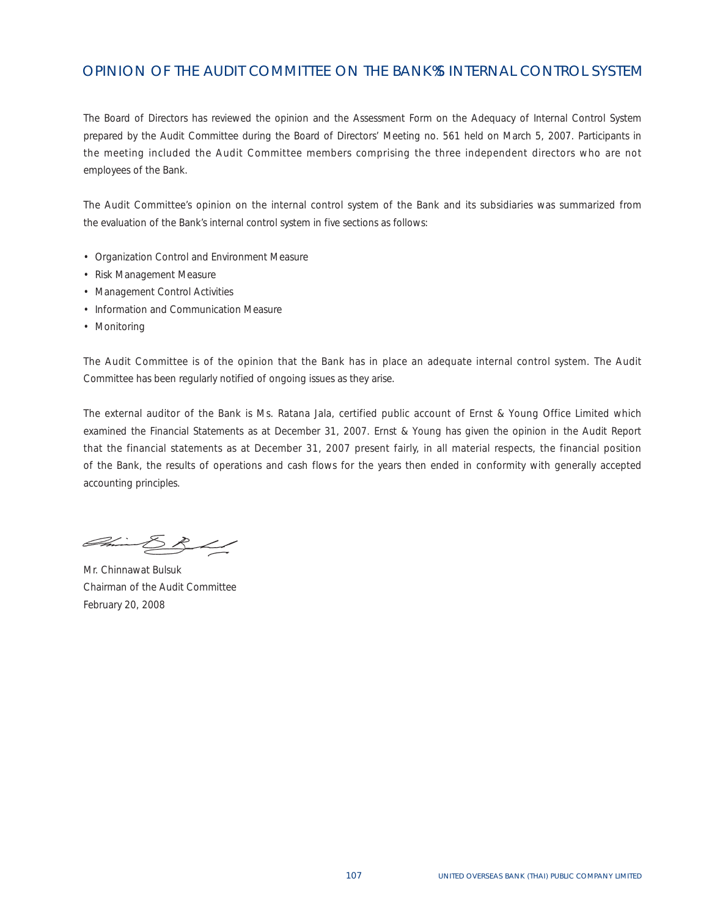# OPINION OF THE AUDIT COMMITTEE ON THE BANK%S INTERNAL CONTROL SYSTEM

The Board of Directors has reviewed the opinion and the Assessment Form on the Adequacy of Internal Control System prepared by the Audit Committee during the Board of Directors' Meeting no. 561 held on March 5, 2007. Participants in the meeting included the Audit Committee members comprising the three independent directors who are not employees of the Bank.

The Audit Committee's opinion on the internal control system of the Bank and its subsidiaries was summarized from the evaluation of the Bank's internal control system in five sections as follows:

- Organization Control and Environment Measure
- Risk Management Measure
- Management Control Activities
- Information and Communication Measure
- Monitoring

The Audit Committee is of the opinion that the Bank has in place an adequate internal control system. The Audit Committee has been regularly notified of ongoing issues as they arise.

The external auditor of the Bank is Ms. Ratana Jala, certified public account of Ernst & Young Office Limited which examined the Financial Statements as at December 31, 2007. Ernst & Young has given the opinion in the Audit Report that the financial statements as at December 31, 2007 present fairly, in all material respects, the financial position of the Bank, the results of operations and cash flows for the years then ended in conformity with generally accepted accounting principles.

Mr. Chinnawat Bulsuk
Chairman of the Audit Committee
February 20, 2008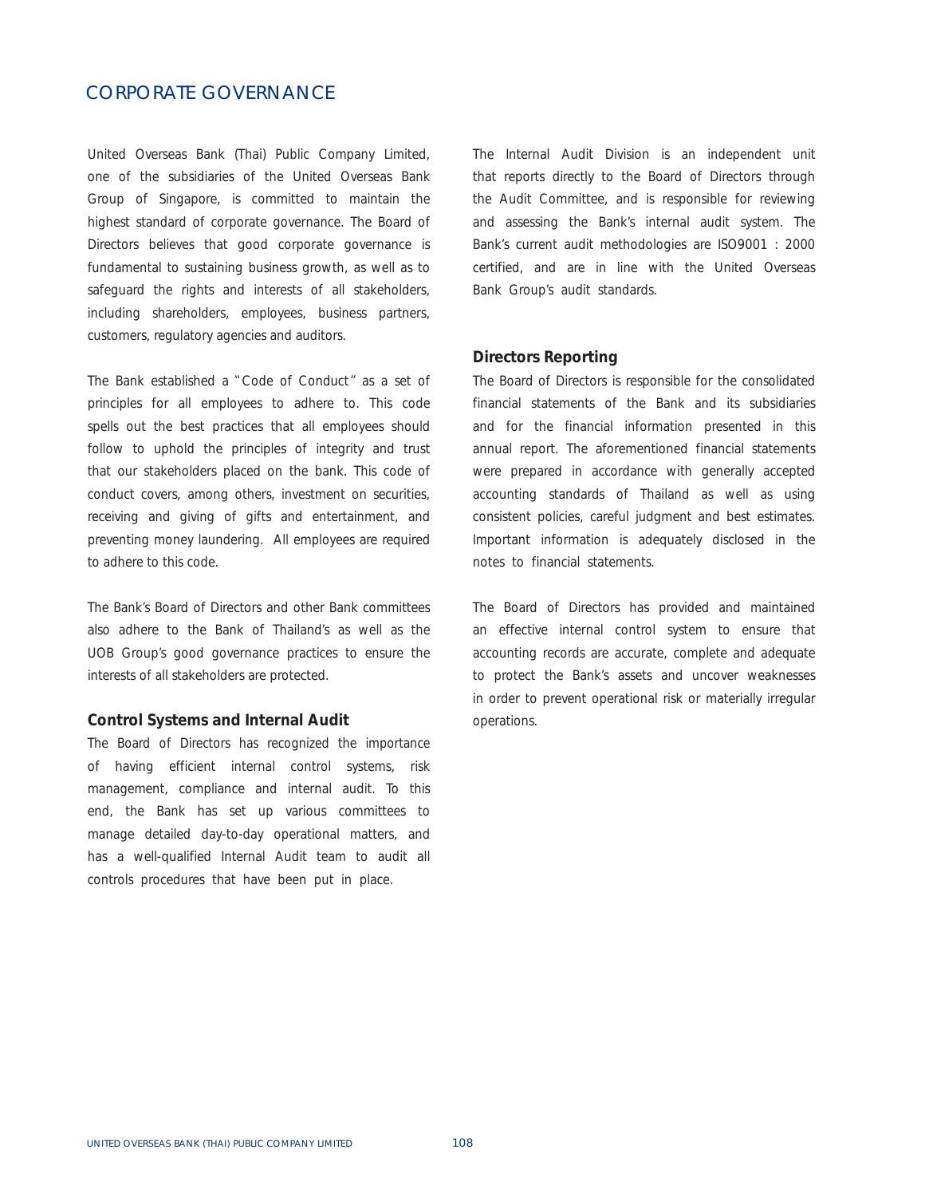# CORPORATE GOVERNANCE

United Overseas Bank (Thai) Public Company Limited, one of the subsidiaries of the United Overseas Bank Group of Singapore, is committed to maintain the highest standard of corporate governance. The Board of Directors believes that good corporate governance is fundamental to sustaining business growth, as well as to safeguard the rights and interests of all stakeholders, including shareholders, employees, business partners, customers, regulatory agencies and auditors.

The Bank established a "Code of Conduct" as a set of principles for all employees to adhere to. This code spells out the best practices that all employees should follow to uphold the principles of integrity and trust that our stakeholders placed on the bank. This code of conduct covers, among others, investment on securities, receiving and giving of gifts and entertainment, and preventing money laundering. All employees are required to adhere to this code.

The Bank's Board of Directors and other Bank committees also adhere to the Bank of Thailand's as well as the UOB Group's good governance practices to ensure the interests of all stakeholders are protected.

## Control Systems and Internal Audit

The Board of Directors has recognized the importance of having efficient internal control systems, risk management, compliance and internal audit. To this end, the Bank has set up various committees to manage detailed day-to-day operational matters, and has a well-qualified Internal Audit team to audit all controls procedures that have been put in place.

The Internal Audit Division is an independent unit that reports directly to the Board of Directors through the Audit Committee, and is responsible for reviewing and assessing the Bank's internal audit system. The Bank's current audit methodologies are ISO9001 : 2000 certified, and are in line with the United Overseas Bank Group's audit standards.

## Directors Reporting

The Board of Directors is responsible for the consolidated financial statements of the Bank and its subsidiaries and for the financial information presented in this annual report. The aforementioned financial statements were prepared in accordance with generally accepted accounting standards of Thailand as well as using consistent policies, careful judgment and best estimates. Important information is adequately disclosed in the notes to financial statements.

The Board of Directors has provided and maintained an effective internal control system to ensure that accounting records are accurate, complete and adequate to protect the Bank's assets and uncover weaknesses in order to prevent operational risk or materially irregular operations.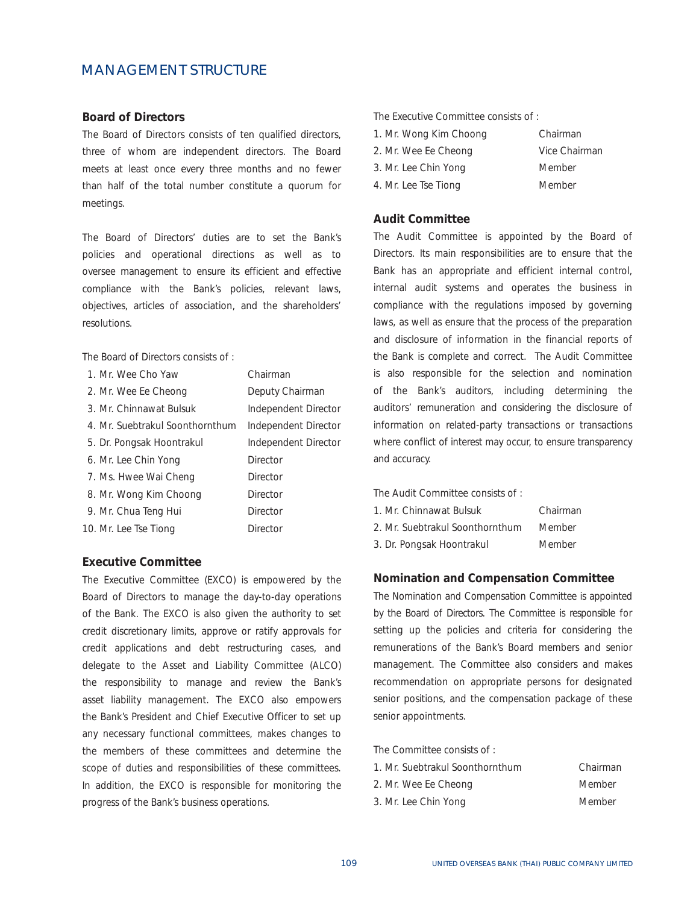# MANAGEMENT STRUCTURE

## Board of Directors

The Board of Directors consists of ten qualified directors, three of whom are independent directors. The Board meets at least once every three months and no fewer than half of the total number constitute a quorum for meetings.

The Board of Directors' duties are to set the Bank's policies and operational directions as well as to oversee management to ensure its efficient and effective compliance with the Bank's policies, relevant laws, objectives, articles of association, and the shareholders' resolutions.

The Board of Directors consists of :

| | |
|---|---|
| 1. Mr. Wee Cho Yaw | Chairman |
| 2. Mr. Wee Ee Cheong | Deputy Chairman |
| 3. Mr. Chinnawat Bulsuk | Independent Director |
| 4. Mr. Suebtrakul Soonthornthum | Independent Director |
| 5. Dr. Pongsak Hoontrakul | Independent Director |
| 6. Mr. Lee Chin Yong | Director |
| 7. Ms. Hwee Wai Cheng | Director |
| 8. Mr. Wong Kim Choong | Director |
| 9. Mr. Chua Teng Hui | Director |
| 10. Mr. Lee Tse Tiong | Director |

## Executive Committee

The Executive Committee (EXCO) is empowered by the Board of Directors to manage the day-to-day operations of the Bank. The EXCO is also given the authority to set credit discretionary limits, approve or ratify approvals for credit applications and debt restructuring cases, and delegate to the Asset and Liability Committee (ALCO) the responsibility to manage and review the Bank's asset liability management. The EXCO also empowers the Bank's President and Chief Executive Officer to set up any necessary functional committees, makes changes to the members of these committees and determine the scope of duties and responsibilities of these committees. In addition, the EXCO is responsible for monitoring the progress of the Bank's business operations.

The Executive Committee consists of :

| | |
|---|---|
| 1. Mr. Wong Kim Choong | Chairman |
| 2. Mr. Wee Ee Cheong | Vice Chairman |
| 3. Mr. Lee Chin Yong | Member |
| 4. Mr. Lee Tse Tiong | Member |

## Audit Committee

The Audit Committee is appointed by the Board of Directors. Its main responsibilities are to ensure that the Bank has an appropriate and efficient internal control, internal audit systems and operates the business in compliance with the regulations imposed by governing laws, as well as ensure that the process of the preparation and disclosure of information in the financial reports of the Bank is complete and correct. The Audit Committee is also responsible for the selection and nomination of the Bank's auditors, including determining the auditors' remuneration and considering the disclosure of information on related-party transactions or transactions where conflict of interest may occur, to ensure transparency and accuracy.

The Audit Committee consists of :

| | |
|---|---|
| 1. Mr. Chinnawat Bulsuk | Chairman |
| 2. Mr. Suebtrakul Soonthornthum | Member |
| 3. Dr. Pongsak Hoontrakul | Member |

## Nomination and Compensation Committee

The Nomination and Compensation Committee is appointed by the Board of Directors. The Committee is responsible for setting up the policies and criteria for considering the remunerations of the Bank's Board members and senior management. The Committee also considers and makes recommendation on appropriate persons for designated senior positions, and the compensation package of these senior appointments.

The Committee consists of :

| | |
|---|---|
| 1. Mr. Suebtrakul Soonthornthum | Chairman |
| 2. Mr. Wee Ee Cheong | Member |
| 3. Mr. Lee Chin Yong | Member |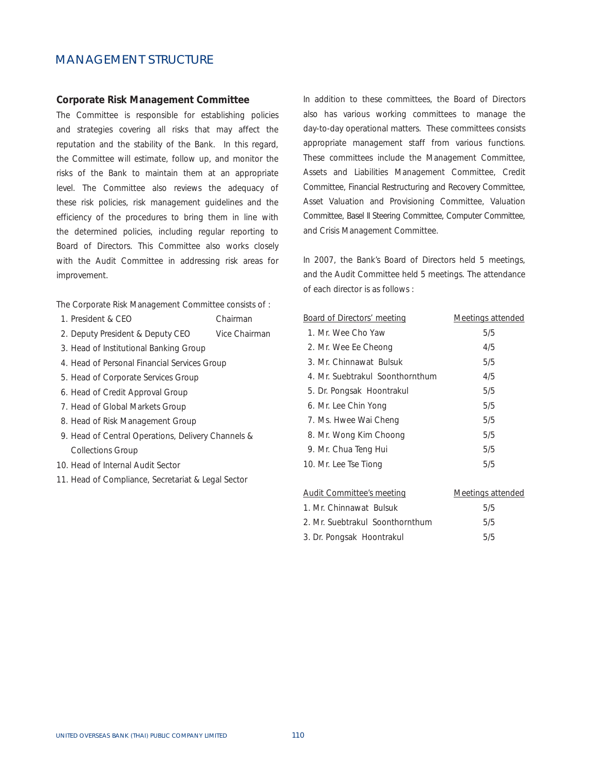# MANAGEMENT STRUCTURE

## Corporate Risk Management Committee

The Committee is responsible for establishing policies and strategies covering all risks that may affect the reputation and the stability of the Bank. In this regard, the Committee will estimate, follow up, and monitor the risks of the Bank to maintain them at an appropriate level. The Committee also reviews the adequacy of these risk policies, risk management guidelines and the efficiency of the procedures to bring them in line with the determined policies, including regular reporting to Board of Directors. This Committee also works closely with the Audit Committee in addressing risk areas for improvement.

The Corporate Risk Management Committee consists of :

1. President & CEO — Chairman
2. Deputy President & Deputy CEO — Vice Chairman
3. Head of Institutional Banking Group
4. Head of Personal Financial Services Group
5. Head of Corporate Services Group
6. Head of Credit Approval Group
7. Head of Global Markets Group
8. Head of Risk Management Group
9. Head of Central Operations, Delivery Channels & Collections Group
10. Head of Internal Audit Sector
11. Head of Compliance, Secretariat & Legal Sector

In addition to these committees, the Board of Directors also has various working committees to manage the day-to-day operational matters. These committees consists appropriate management staff from various functions. These committees include the Management Committee, Assets and Liabilities Management Committee, Credit Committee, Financial Restructuring and Recovery Committee, Asset Valuation and Provisioning Committee, Valuation Committee, Basel II Steering Committee, Computer Committee, and Crisis Management Committee.

In 2007, the Bank's Board of Directors held 5 meetings, and the Audit Committee held 5 meetings. The attendance of each director is as follows :

| Board of Directors' meeting | Meetings attended |
|---|---|
| 1. Mr. Wee Cho Yaw | 5/5 |
| 2. Mr. Wee Ee Cheong | 4/5 |
| 3. Mr. Chinnawat Bulsuk | 5/5 |
| 4. Mr. Suebtrakul Soonthornthum | 4/5 |
| 5. Dr. Pongsak Hoontrakul | 5/5 |
| 6. Mr. Lee Chin Yong | 5/5 |
| 7. Ms. Hwee Wai Cheng | 5/5 |
| 8. Mr. Wong Kim Choong | 5/5 |
| 9. Mr. Chua Teng Hui | 5/5 |
| 10. Mr. Lee Tse Tiong | 5/5 |

| Audit Committee's meeting | Meetings attended |
|---|---|
| 1. Mr. Chinnawat Bulsuk | 5/5 |
| 2. Mr. Suebtrakul Soonthornthum | 5/5 |
| 3. Dr. Pongsak Hoontrakul | 5/5 |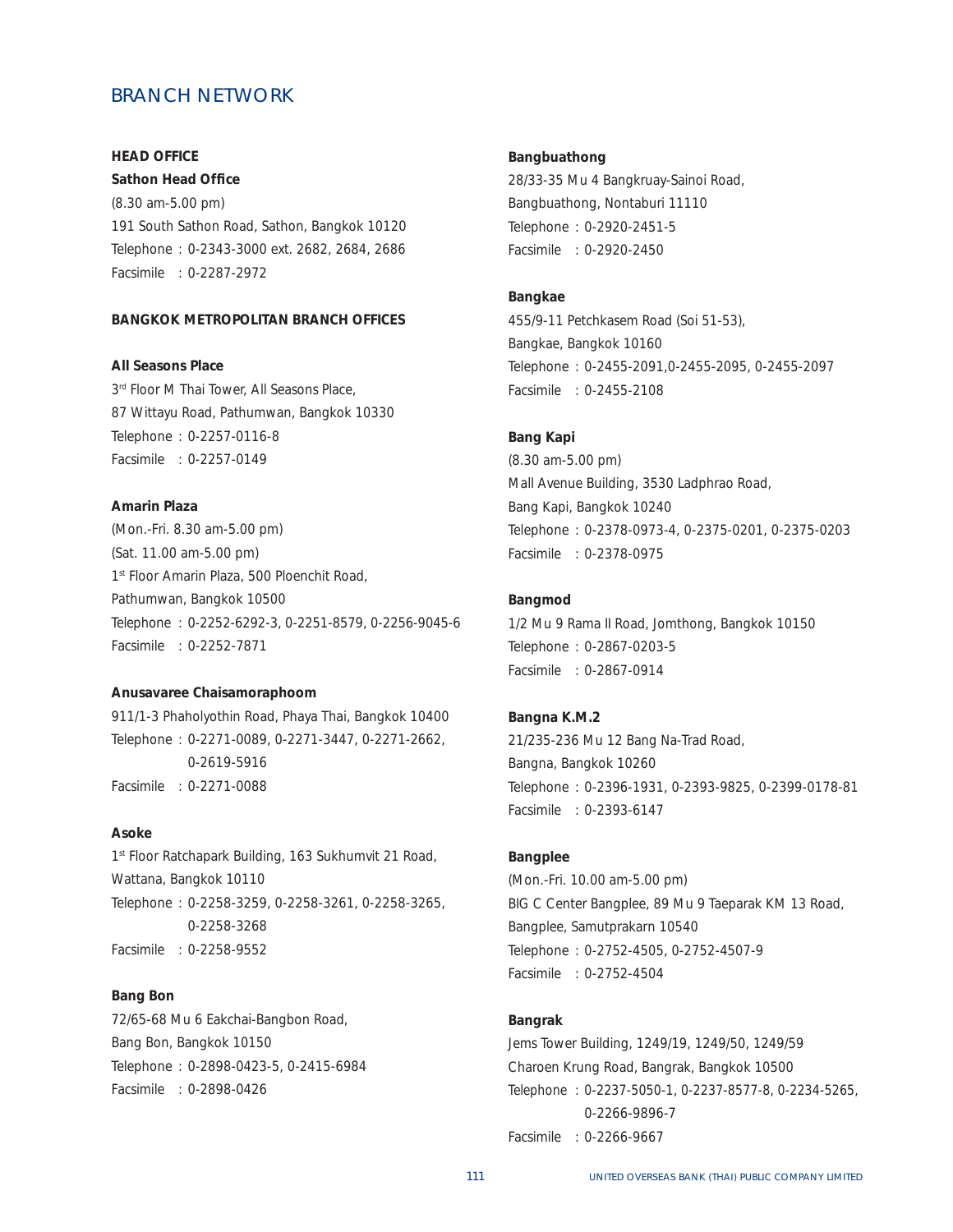# BRANCH NETWORK

**HEAD OFFICE**

**Sathon Head Office**
(8.30 am-5.00 pm)
191 South Sathon Road, Sathon, Bangkok 10120
Telephone : 0-2343-3000 ext. 2682, 2684, 2686
Facsimile : 0-2287-2972

**BANGKOK METROPOLITAN BRANCH OFFICES**

**All Seasons Place**
3rd Floor M Thai Tower, All Seasons Place,
87 Wittayu Road, Pathumwan, Bangkok 10330
Telephone : 0-2257-0116-8
Facsimile : 0-2257-0149

**Amarin Plaza**
(Mon.-Fri. 8.30 am-5.00 pm)
(Sat. 11.00 am-5.00 pm)
1st Floor Amarin Plaza, 500 Ploenchit Road,
Pathumwan, Bangkok 10500
Telephone : 0-2252-6292-3, 0-2251-8579, 0-2256-9045-6
Facsimile : 0-2252-7871

**Anusavaree Chaisamoraphoom**
911/1-3 Phaholyothin Road, Phaya Thai, Bangkok 10400
Telephone : 0-2271-0089, 0-2271-3447, 0-2271-2662, 0-2619-5916
Facsimile : 0-2271-0088

**Asoke**
1st Floor Ratchapark Building, 163 Sukhumvit 21 Road,
Wattana, Bangkok 10110
Telephone : 0-2258-3259, 0-2258-3261, 0-2258-3265, 0-2258-3268
Facsimile : 0-2258-9552

**Bang Bon**
72/65-68 Mu 6 Eakchai-Bangbon Road,
Bang Bon, Bangkok 10150
Telephone : 0-2898-0423-5, 0-2415-6984
Facsimile : 0-2898-0426

**Bangbuathong**
28/33-35 Mu 4 Bangkruay-Sainoi Road,
Bangbuathong, Nontaburi 11110
Telephone : 0-2920-2451-5
Facsimile : 0-2920-2450

**Bangkae**
455/9-11 Petchkasem Road (Soi 51-53),
Bangkae, Bangkok 10160
Telephone : 0-2455-2091,0-2455-2095, 0-2455-2097
Facsimile : 0-2455-2108

**Bang Kapi**
(8.30 am-5.00 pm)
Mall Avenue Building, 3530 Ladphrao Road,
Bang Kapi, Bangkok 10240
Telephone : 0-2378-0973-4, 0-2375-0201, 0-2375-0203
Facsimile : 0-2378-0975

**Bangmod**
1/2 Mu 9 Rama II Road, Jomthong, Bangkok 10150
Telephone : 0-2867-0203-5
Facsimile : 0-2867-0914

**Bangna K.M.2**
21/235-236 Mu 12 Bang Na-Trad Road,
Bangna, Bangkok 10260
Telephone : 0-2396-1931, 0-2393-9825, 0-2399-0178-81
Facsimile : 0-2393-6147

**Bangplee**
(Mon.-Fri. 10.00 am-5.00 pm)
BIG C Center Bangplee, 89 Mu 9 Taeparak KM 13 Road,
Bangplee, Samutprakarn 10540
Telephone : 0-2752-4505, 0-2752-4507-9
Facsimile : 0-2752-4504

**Bangrak**
Jems Tower Building, 1249/19, 1249/50, 1249/59
Charoen Krung Road, Bangrak, Bangkok 10500
Telephone : 0-2237-5050-1, 0-2237-8577-8, 0-2234-5265, 0-2266-9896-7
Facsimile : 0-2266-9667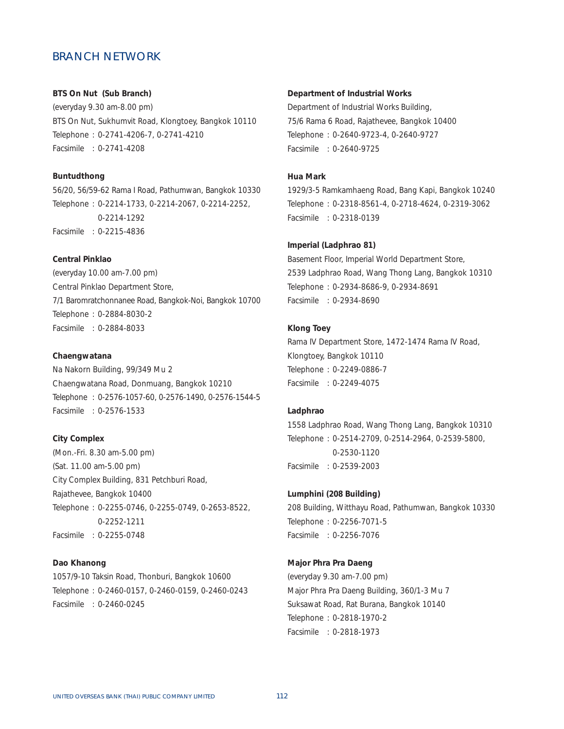# BRANCH NETWORK

**BTS On Nut (Sub Branch)**
(everyday 9.30 am-8.00 pm)
BTS On Nut, Sukhumvit Road, Klongtoey, Bangkok 10110
Telephone : 0-2741-4206-7, 0-2741-4210
Facsimile : 0-2741-4208

**Buntudthong**
56/20, 56/59-62 Rama I Road, Pathumwan, Bangkok 10330
Telephone : 0-2214-1733, 0-2214-2067, 0-2214-2252, 0-2214-1292
Facsimile : 0-2215-4836

**Central Pinklao**
(everyday 10.00 am-7.00 pm)
Central Pinklao Department Store,
7/1 Baromratchonnanee Road, Bangkok-Noi, Bangkok 10700
Telephone : 0-2884-8030-2
Facsimile : 0-2884-8033

**Chaengwatana**
Na Nakorn Building, 99/349 Mu 2
Chaengwatana Road, Donmuang, Bangkok 10210
Telephone : 0-2576-1057-60, 0-2576-1490, 0-2576-1544-5
Facsimile : 0-2576-1533

**City Complex**
(Mon.-Fri. 8.30 am-5.00 pm)
(Sat. 11.00 am-5.00 pm)
City Complex Building, 831 Petchburi Road,
Rajathevee, Bangkok 10400
Telephone : 0-2255-0746, 0-2255-0749, 0-2653-8522, 0-2252-1211
Facsimile : 0-2255-0748

**Dao Khanong**
1057/9-10 Taksin Road, Thonburi, Bangkok 10600
Telephone : 0-2460-0157, 0-2460-0159, 0-2460-0243
Facsimile : 0-2460-0245

**Department of Industrial Works**
Department of Industrial Works Building,
75/6 Rama 6 Road, Rajathevee, Bangkok 10400
Telephone : 0-2640-9723-4, 0-2640-9727
Facsimile : 0-2640-9725

**Hua Mark**
1929/3-5 Ramkamhaeng Road, Bang Kapi, Bangkok 10240
Telephone : 0-2318-8561-4, 0-2718-4624, 0-2319-3062
Facsimile : 0-2318-0139

**Imperial (Ladphrao 81)**
Basement Floor, Imperial World Department Store,
2539 Ladphrao Road, Wang Thong Lang, Bangkok 10310
Telephone : 0-2934-8686-9, 0-2934-8691
Facsimile : 0-2934-8690

**Klong Toey**
Rama IV Department Store, 1472-1474 Rama IV Road,
Klongtoey, Bangkok 10110
Telephone : 0-2249-0886-7
Facsimile : 0-2249-4075

**Ladphrao**
1558 Ladphrao Road, Wang Thong Lang, Bangkok 10310
Telephone : 0-2514-2709, 0-2514-2964, 0-2539-5800, 0-2530-1120
Facsimile : 0-2539-2003

**Lumphini (208 Building)**
208 Building, Witthayu Road, Pathumwan, Bangkok 10330
Telephone : 0-2256-7071-5
Facsimile : 0-2256-7076

**Major Phra Pra Daeng**
(everyday 9.30 am-7.00 pm)
Major Phra Pra Daeng Building, 360/1-3 Mu 7
Suksawat Road, Rat Burana, Bangkok 10140
Telephone : 0-2818-1970-2
Facsimile : 0-2818-1973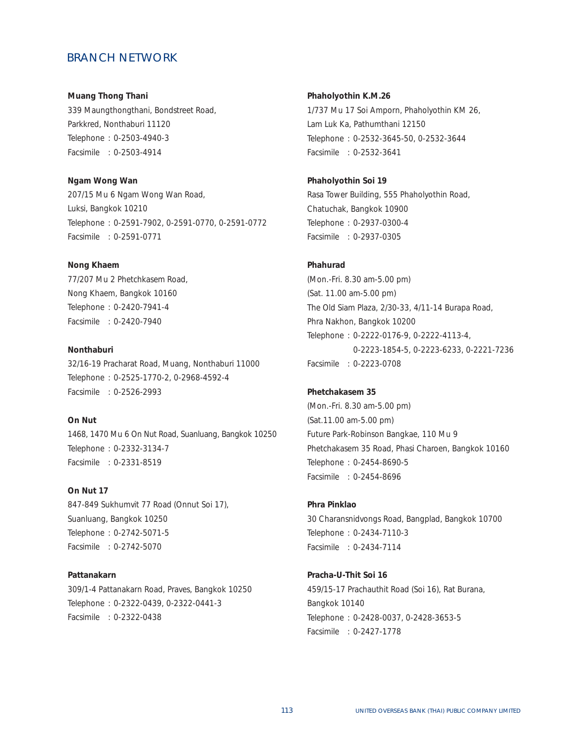## BRANCH NETWORK

**Muang Thong Thani**
339 Maungthongthani, Bondstreet Road,
Parkkred, Nonthaburi 11120
Telephone : 0-2503-4940-3
Facsimile : 0-2503-4914

**Ngam Wong Wan**
207/15 Mu 6 Ngam Wong Wan Road,
Luksi, Bangkok 10210
Telephone : 0-2591-7902, 0-2591-0770, 0-2591-0772
Facsimile : 0-2591-0771

**Nong Khaem**
77/207 Mu 2 Phetchkasem Road,
Nong Khaem, Bangkok 10160
Telephone : 0-2420-7941-4
Facsimile : 0-2420-7940

**Nonthaburi**
32/16-19 Pracharat Road, Muang, Nonthaburi 11000
Telephone : 0-2525-1770-2, 0-2968-4592-4
Facsimile : 0-2526-2993

**On Nut**
1468, 1470 Mu 6 On Nut Road, Suanluang, Bangkok 10250
Telephone : 0-2332-3134-7
Facsimile : 0-2331-8519

**On Nut 17**
847-849 Sukhumvit 77 Road (Onnut Soi 17),
Suanluang, Bangkok 10250
Telephone : 0-2742-5071-5
Facsimile : 0-2742-5070

**Pattanakarn**
309/1-4 Pattanakarn Road, Praves, Bangkok 10250
Telephone : 0-2322-0439, 0-2322-0441-3
Facsimile : 0-2322-0438

**Phaholyothin K.M.26**
1/737 Mu 17 Soi Amporn, Phaholyothin KM 26,
Lam Luk Ka, Pathumthani 12150
Telephone : 0-2532-3645-50, 0-2532-3644
Facsimile : 0-2532-3641

**Phaholyothin Soi 19**
Rasa Tower Building, 555 Phaholyothin Road,
Chatuchak, Bangkok 10900
Telephone : 0-2937-0300-4
Facsimile : 0-2937-0305

**Phahurad**
(Mon.-Fri. 8.30 am-5.00 pm)
(Sat. 11.00 am-5.00 pm)
The Old Siam Plaza, 2/30-33, 4/11-14 Burapa Road,
Phra Nakhon, Bangkok 10200
Telephone : 0-2222-0176-9, 0-2222-4113-4,
0-2223-1854-5, 0-2223-6233, 0-2221-7236
Facsimile : 0-2223-0708

**Phetchakasem 35**
(Mon.-Fri. 8.30 am-5.00 pm)
(Sat.11.00 am-5.00 pm)
Future Park-Robinson Bangkae, 110 Mu 9
Phetchakasem 35 Road, Phasi Charoen, Bangkok 10160
Telephone : 0-2454-8690-5
Facsimile : 0-2454-8696

**Phra Pinklao**
30 Charansnidvongs Road, Bangplad, Bangkok 10700
Telephone : 0-2434-7110-3
Facsimile : 0-2434-7114

**Pracha-U-Thit Soi 16**
459/15-17 Prachauthit Road (Soi 16), Rat Burana,
Bangkok 10140
Telephone : 0-2428-0037, 0-2428-3653-5
Facsimile : 0-2427-1778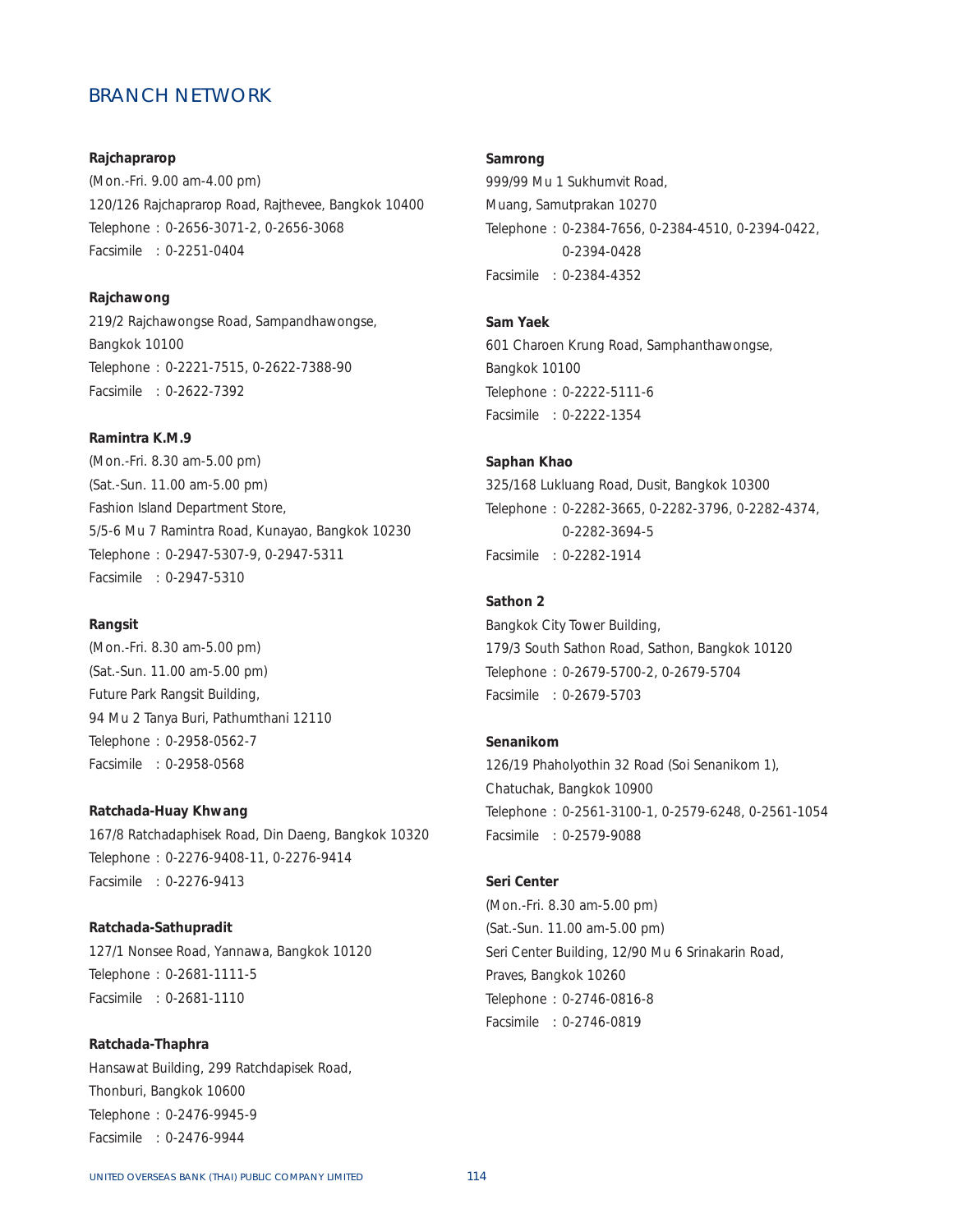## BRANCH NETWORK

**Rajchaprarop**
(Mon.-Fri. 9.00 am-4.00 pm)
120/126 Rajchaprarop Road, Rajthevee, Bangkok 10400
Telephone : 0-2656-3071-2, 0-2656-3068
Facsimile : 0-2251-0404

**Rajchawong**
219/2 Rajchawongse Road, Sampandhawongse,
Bangkok 10100
Telephone : 0-2221-7515, 0-2622-7388-90
Facsimile : 0-2622-7392

**Ramintra K.M.9**
(Mon.-Fri. 8.30 am-5.00 pm)
(Sat.-Sun. 11.00 am-5.00 pm)
Fashion Island Department Store,
5/5-6 Mu 7 Ramintra Road, Kunayao, Bangkok 10230
Telephone : 0-2947-5307-9, 0-2947-5311
Facsimile : 0-2947-5310

**Rangsit**
(Mon.-Fri. 8.30 am-5.00 pm)
(Sat.-Sun. 11.00 am-5.00 pm)
Future Park Rangsit Building,
94 Mu 2 Tanya Buri, Pathumthani 12110
Telephone : 0-2958-0562-7
Facsimile : 0-2958-0568

**Ratchada-Huay Khwang**
167/8 Ratchadaphisek Road, Din Daeng, Bangkok 10320
Telephone : 0-2276-9408-11, 0-2276-9414
Facsimile : 0-2276-9413

**Ratchada-Sathupradit**
127/1 Nonsee Road, Yannawa, Bangkok 10120
Telephone : 0-2681-1111-5
Facsimile : 0-2681-1110

**Ratchada-Thaphra**
Hansawat Building, 299 Ratchdapisek Road,
Thonburi, Bangkok 10600
Telephone : 0-2476-9945-9
Facsimile : 0-2476-9944

**Samrong**
999/99 Mu 1 Sukhumvit Road,
Muang, Samutprakan 10270
Telephone : 0-2384-7656, 0-2384-4510, 0-2394-0422,
0-2394-0428
Facsimile : 0-2384-4352

**Sam Yaek**
601 Charoen Krung Road, Samphanthawongse,
Bangkok 10100
Telephone : 0-2222-5111-6
Facsimile : 0-2222-1354

**Saphan Khao**
325/168 Lukluang Road, Dusit, Bangkok 10300
Telephone : 0-2282-3665, 0-2282-3796, 0-2282-4374,
0-2282-3694-5
Facsimile : 0-2282-1914

**Sathon 2**
Bangkok City Tower Building,
179/3 South Sathon Road, Sathon, Bangkok 10120
Telephone : 0-2679-5700-2, 0-2679-5704
Facsimile : 0-2679-5703

**Senanikom**
126/19 Phaholyothin 32 Road (Soi Senanikom 1),
Chatuchak, Bangkok 10900
Telephone : 0-2561-3100-1, 0-2579-6248, 0-2561-1054
Facsimile : 0-2579-9088

**Seri Center**
(Mon.-Fri. 8.30 am-5.00 pm)
(Sat.-Sun. 11.00 am-5.00 pm)
Seri Center Building, 12/90 Mu 6 Srinakarin Road,
Praves, Bangkok 10260
Telephone : 0-2746-0816-8
Facsimile : 0-2746-0819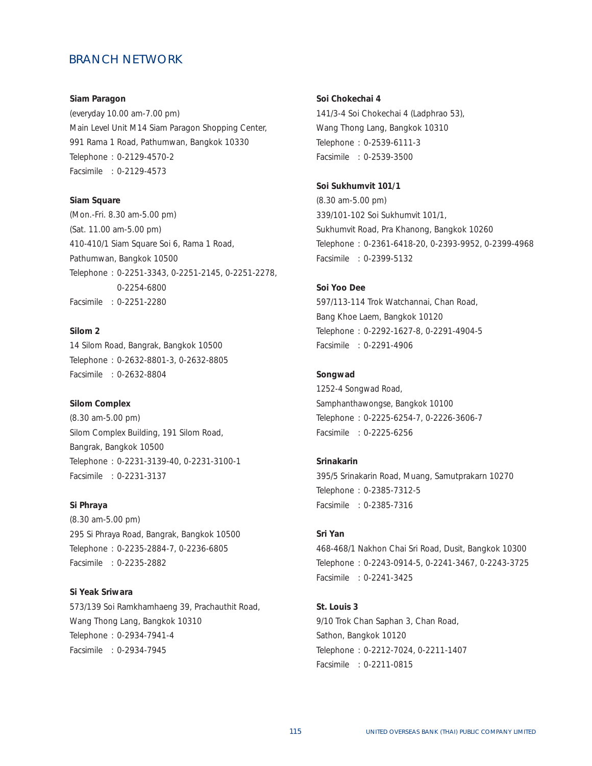## BRANCH NETWORK

**Siam Paragon**
(everyday 10.00 am-7.00 pm)
Main Level Unit M14 Siam Paragon Shopping Center,
991 Rama 1 Road, Pathumwan, Bangkok 10330
Telephone : 0-2129-4570-2
Facsimile : 0-2129-4573

**Siam Square**
(Mon.-Fri. 8.30 am-5.00 pm)
(Sat. 11.00 am-5.00 pm)
410-410/1 Siam Square Soi 6, Rama 1 Road,
Pathumwan, Bangkok 10500
Telephone : 0-2251-3343, 0-2251-2145, 0-2251-2278,
0-2254-6800
Facsimile : 0-2251-2280

**Silom 2**
14 Silom Road, Bangrak, Bangkok 10500
Telephone : 0-2632-8801-3, 0-2632-8805
Facsimile : 0-2632-8804

**Silom Complex**
(8.30 am-5.00 pm)
Silom Complex Building, 191 Silom Road,
Bangrak, Bangkok 10500
Telephone : 0-2231-3139-40, 0-2231-3100-1
Facsimile : 0-2231-3137

**Si Phraya**
(8.30 am-5.00 pm)
295 Si Phraya Road, Bangrak, Bangkok 10500
Telephone : 0-2235-2884-7, 0-2236-6805
Facsimile : 0-2235-2882

**Si Yeak Sriwara**
573/139 Soi Ramkhamhaeng 39, Prachauthit Road,
Wang Thong Lang, Bangkok 10310
Telephone : 0-2934-7941-4
Facsimile : 0-2934-7945

**Soi Chokechai 4**
141/3-4 Soi Chokechai 4 (Ladphrao 53),
Wang Thong Lang, Bangkok 10310
Telephone : 0-2539-6111-3
Facsimile : 0-2539-3500

**Soi Sukhumvit 101/1**
(8.30 am-5.00 pm)
339/101-102 Soi Sukhumvit 101/1,
Sukhumvit Road, Pra Khanong, Bangkok 10260
Telephone : 0-2361-6418-20, 0-2393-9952, 0-2399-4968
Facsimile : 0-2399-5132

**Soi Yoo Dee**
597/113-114 Trok Watchannai, Chan Road,
Bang Khoe Laem, Bangkok 10120
Telephone : 0-2292-1627-8, 0-2291-4904-5
Facsimile : 0-2291-4906

**Songwad**
1252-4 Songwad Road,
Samphanthawongse, Bangkok 10100
Telephone : 0-2225-6254-7, 0-2226-3606-7
Facsimile : 0-2225-6256

**Srinakarin**
395/5 Srinakarin Road, Muang, Samutprakarn 10270
Telephone : 0-2385-7312-5
Facsimile : 0-2385-7316

**Sri Yan**
468-468/1 Nakhon Chai Sri Road, Dusit, Bangkok 10300
Telephone : 0-2243-0914-5, 0-2241-3467, 0-2243-3725
Facsimile : 0-2241-3425

**St. Louis 3**
9/10 Trok Chan Saphan 3, Chan Road,
Sathon, Bangkok 10120
Telephone : 0-2212-7024, 0-2211-1407
Facsimile : 0-2211-0815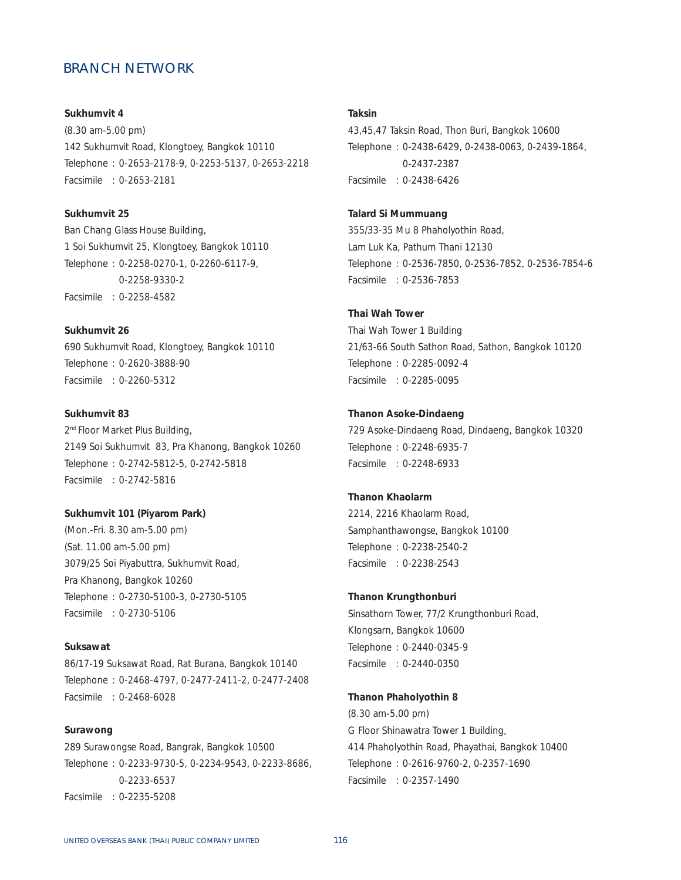## BRANCH NETWORK

**Sukhumvit 4**
(8.30 am-5.00 pm)
142 Sukhumvit Road, Klongtoey, Bangkok 10110
Telephone : 0-2653-2178-9, 0-2253-5137, 0-2653-2218
Facsimile : 0-2653-2181

**Sukhumvit 25**
Ban Chang Glass House Building,
1 Soi Sukhumvit 25, Klongtoey, Bangkok 10110
Telephone : 0-2258-0270-1, 0-2260-6117-9,
0-2258-9330-2
Facsimile : 0-2258-4582

**Sukhumvit 26**
690 Sukhumvit Road, Klongtoey, Bangkok 10110
Telephone : 0-2620-3888-90
Facsimile : 0-2260-5312

**Sukhumvit 83**
2nd Floor Market Plus Building,
2149 Soi Sukhumvit 83, Pra Khanong, Bangkok 10260
Telephone : 0-2742-5812-5, 0-2742-5818
Facsimile : 0-2742-5816

**Sukhumvit 101 (Piyarom Park)**
(Mon.-Fri. 8.30 am-5.00 pm)
(Sat. 11.00 am-5.00 pm)
3079/25 Soi Piyabuttra, Sukhumvit Road,
Pra Khanong, Bangkok 10260
Telephone : 0-2730-5100-3, 0-2730-5105
Facsimile : 0-2730-5106

**Suksawat**
86/17-19 Suksawat Road, Rat Burana, Bangkok 10140
Telephone : 0-2468-4797, 0-2477-2411-2, 0-2477-2408
Facsimile : 0-2468-6028

**Surawong**
289 Surawongse Road, Bangrak, Bangkok 10500
Telephone : 0-2233-9730-5, 0-2234-9543, 0-2233-8686,
0-2233-6537
Facsimile : 0-2235-5208

**Taksin**
43,45,47 Taksin Road, Thon Buri, Bangkok 10600
Telephone : 0-2438-6429, 0-2438-0063, 0-2439-1864,
0-2437-2387
Facsimile : 0-2438-6426

**Talard Si Mummuang**
355/33-35 Mu 8 Phaholyothin Road,
Lam Luk Ka, Pathum Thani 12130
Telephone : 0-2536-7850, 0-2536-7852, 0-2536-7854-6
Facsimile : 0-2536-7853

**Thai Wah Tower**
Thai Wah Tower 1 Building
21/63-66 South Sathon Road, Sathon, Bangkok 10120
Telephone : 0-2285-0092-4
Facsimile : 0-2285-0095

**Thanon Asoke-Dindaeng**
729 Asoke-Dindaeng Road, Dindaeng, Bangkok 10320
Telephone : 0-2248-6935-7
Facsimile : 0-2248-6933

**Thanon Khaolarm**
2214, 2216 Khaolarm Road,
Samphanthawongse, Bangkok 10100
Telephone : 0-2238-2540-2
Facsimile : 0-2238-2543

**Thanon Krungthonburi**
Sinsathorn Tower, 77/2 Krungthonburi Road,
Klongsarn, Bangkok 10600
Telephone : 0-2440-0345-9
Facsimile : 0-2440-0350

**Thanon Phaholyothin 8**
(8.30 am-5.00 pm)
G Floor Shinawatra Tower 1 Building,
414 Phaholyothin Road, Phayathai, Bangkok 10400
Telephone : 0-2616-9760-2, 0-2357-1690
Facsimile : 0-2357-1490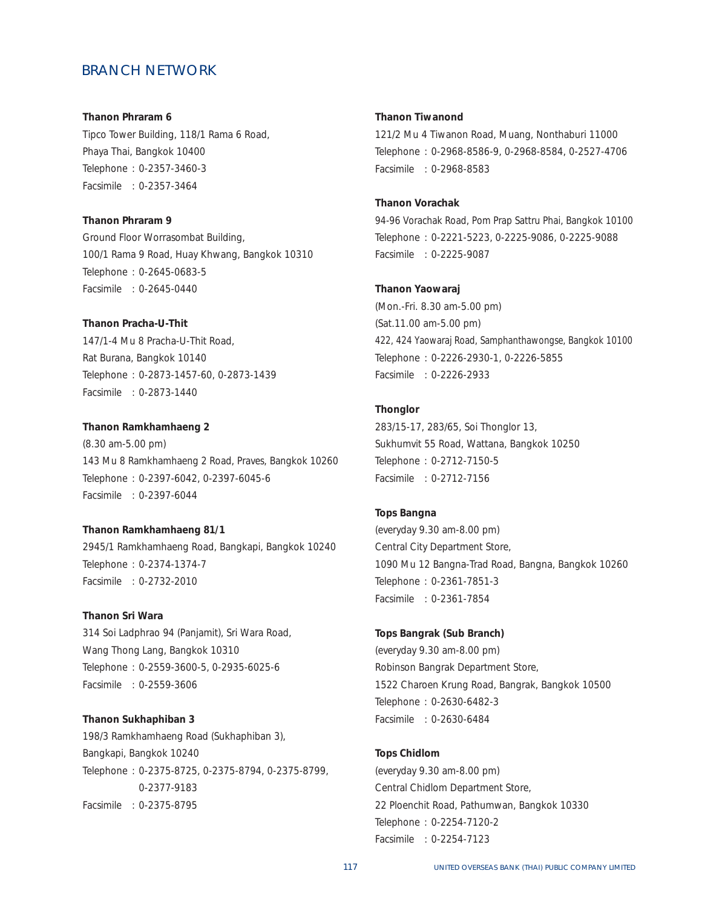## BRANCH NETWORK

**Thanon Phraram 6**
Tipco Tower Building, 118/1 Rama 6 Road,
Phaya Thai, Bangkok 10400
Telephone : 0-2357-3460-3
Facsimile : 0-2357-3464

**Thanon Phraram 9**
Ground Floor Worrasombat Building,
100/1 Rama 9 Road, Huay Khwang, Bangkok 10310
Telephone : 0-2645-0683-5
Facsimile : 0-2645-0440

**Thanon Pracha-U-Thit**
147/1-4 Mu 8 Pracha-U-Thit Road,
Rat Burana, Bangkok 10140
Telephone : 0-2873-1457-60, 0-2873-1439
Facsimile : 0-2873-1440

**Thanon Ramkhamhaeng 2**
(8.30 am-5.00 pm)
143 Mu 8 Ramkhamhaeng 2 Road, Praves, Bangkok 10260
Telephone : 0-2397-6042, 0-2397-6045-6
Facsimile : 0-2397-6044

**Thanon Ramkhamhaeng 81/1**
2945/1 Ramkhamhaeng Road, Bangkapi, Bangkok 10240
Telephone : 0-2374-1374-7
Facsimile : 0-2732-2010

**Thanon Sri Wara**
314 Soi Ladphrao 94 (Panjamit), Sri Wara Road,
Wang Thong Lang, Bangkok 10310
Telephone : 0-2559-3600-5, 0-2935-6025-6
Facsimile : 0-2559-3606

**Thanon Sukhaphiban 3**
198/3 Ramkhamhaeng Road (Sukhaphiban 3),
Bangkapi, Bangkok 10240
Telephone : 0-2375-8725, 0-2375-8794, 0-2375-8799, 0-2377-9183
Facsimile : 0-2375-8795

**Thanon Tiwanond**
121/2 Mu 4 Tiwanon Road, Muang, Nonthaburi 11000
Telephone : 0-2968-8586-9, 0-2968-8584, 0-2527-4706
Facsimile : 0-2968-8583

**Thanon Vorachak**
94-96 Vorachak Road, Pom Prap Sattru Phai, Bangkok 10100
Telephone : 0-2221-5223, 0-2225-9086, 0-2225-9088
Facsimile : 0-2225-9087

**Thanon Yaowaraj**
(Mon.-Fri. 8.30 am-5.00 pm)
(Sat.11.00 am-5.00 pm)
422, 424 Yaowaraj Road, Samphanthawongse, Bangkok 10100
Telephone : 0-2226-2930-1, 0-2226-5855
Facsimile : 0-2226-2933

**Thonglor**
283/15-17, 283/65, Soi Thonglor 13,
Sukhumvit 55 Road, Wattana, Bangkok 10250
Telephone : 0-2712-7150-5
Facsimile : 0-2712-7156

**Tops Bangna**
(everyday 9.30 am-8.00 pm)
Central City Department Store,
1090 Mu 12 Bangna-Trad Road, Bangna, Bangkok 10260
Telephone : 0-2361-7851-3
Facsimile : 0-2361-7854

**Tops Bangrak (Sub Branch)**
(everyday 9.30 am-8.00 pm)
Robinson Bangrak Department Store,
1522 Charoen Krung Road, Bangrak, Bangkok 10500
Telephone : 0-2630-6482-3
Facsimile : 0-2630-6484

**Tops Chidlom**
(everyday 9.30 am-8.00 pm)
Central Chidlom Department Store,
22 Ploenchit Road, Pathumwan, Bangkok 10330
Telephone : 0-2254-7120-2
Facsimile : 0-2254-7123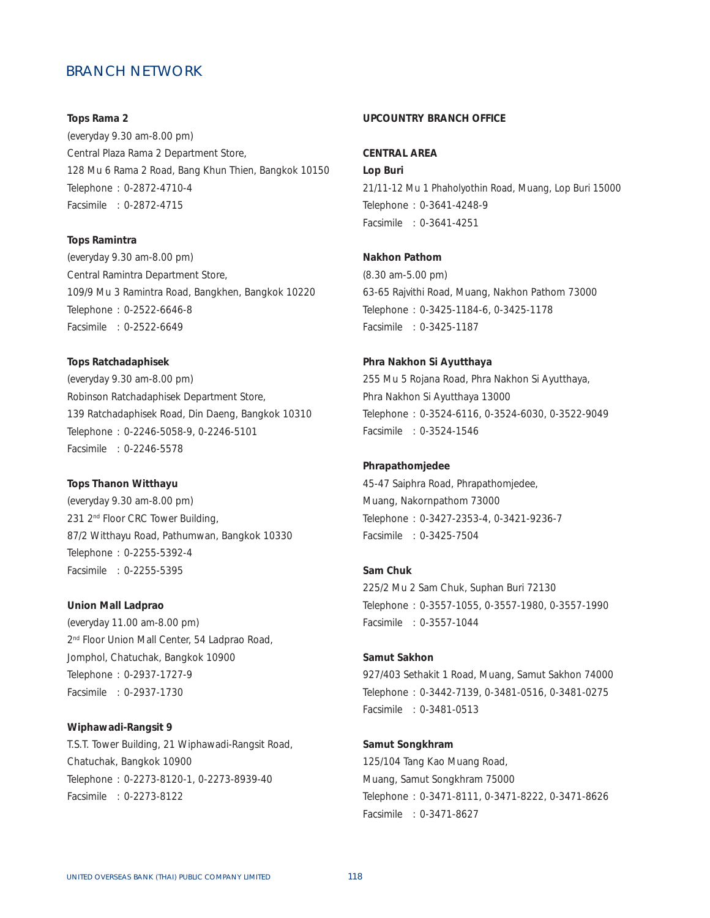## BRANCH NETWORK

**Tops Rama 2**
(everyday 9.30 am-8.00 pm)
Central Plaza Rama 2 Department Store,
128 Mu 6 Rama 2 Road, Bang Khun Thien, Bangkok 10150
Telephone : 0-2872-4710-4
Facsimile : 0-2872-4715

**Tops Ramintra**
(everyday 9.30 am-8.00 pm)
Central Ramintra Department Store,
109/9 Mu 3 Ramintra Road, Bangkhen, Bangkok 10220
Telephone : 0-2522-6646-8
Facsimile : 0-2522-6649

**Tops Ratchadaphisek**
(everyday 9.30 am-8.00 pm)
Robinson Ratchadaphisek Department Store,
139 Ratchadaphisek Road, Din Daeng, Bangkok 10310
Telephone : 0-2246-5058-9, 0-2246-5101
Facsimile : 0-2246-5578

**Tops Thanon Witthayu**
(everyday 9.30 am-8.00 pm)
231 2nd Floor CRC Tower Building,
87/2 Witthayu Road, Pathumwan, Bangkok 10330
Telephone : 0-2255-5392-4
Facsimile : 0-2255-5395

**Union Mall Ladprao**
(everyday 11.00 am-8.00 pm)
2nd Floor Union Mall Center, 54 Ladprao Road,
Jomphol, Chatuchak, Bangkok 10900
Telephone : 0-2937-1727-9
Facsimile : 0-2937-1730

**Wiphawadi-Rangsit 9**
T.S.T. Tower Building, 21 Wiphawadi-Rangsit Road,
Chatuchak, Bangkok 10900
Telephone : 0-2273-8120-1, 0-2273-8939-40
Facsimile : 0-2273-8122

**UPCOUNTRY BRANCH OFFICE**

**CENTRAL AREA**

**Lop Buri**
21/11-12 Mu 1 Phaholyothin Road, Muang, Lop Buri 15000
Telephone : 0-3641-4248-9
Facsimile : 0-3641-4251

**Nakhon Pathom**
(8.30 am-5.00 pm)
63-65 Rajvithi Road, Muang, Nakhon Pathom 73000
Telephone : 0-3425-1184-6, 0-3425-1178
Facsimile : 0-3425-1187

**Phra Nakhon Si Ayutthaya**
255 Mu 5 Rojana Road, Phra Nakhon Si Ayutthaya,
Phra Nakhon Si Ayutthaya 13000
Telephone : 0-3524-6116, 0-3524-6030, 0-3522-9049
Facsimile : 0-3524-1546

**Phrapathomjedee**
45-47 Saiphra Road, Phrapathomjedee,
Muang, Nakornpathom 73000
Telephone : 0-3427-2353-4, 0-3421-9236-7
Facsimile : 0-3425-7504

**Sam Chuk**
225/2 Mu 2 Sam Chuk, Suphan Buri 72130
Telephone : 0-3557-1055, 0-3557-1980, 0-3557-1990
Facsimile : 0-3557-1044

**Samut Sakhon**
927/403 Sethakit 1 Road, Muang, Samut Sakhon 74000
Telephone : 0-3442-7139, 0-3481-0516, 0-3481-0275
Facsimile : 0-3481-0513

**Samut Songkhram**
125/104 Tang Kao Muang Road,
Muang, Samut Songkhram 75000
Telephone : 0-3471-8111, 0-3471-8222, 0-3471-8626
Facsimile : 0-3471-8627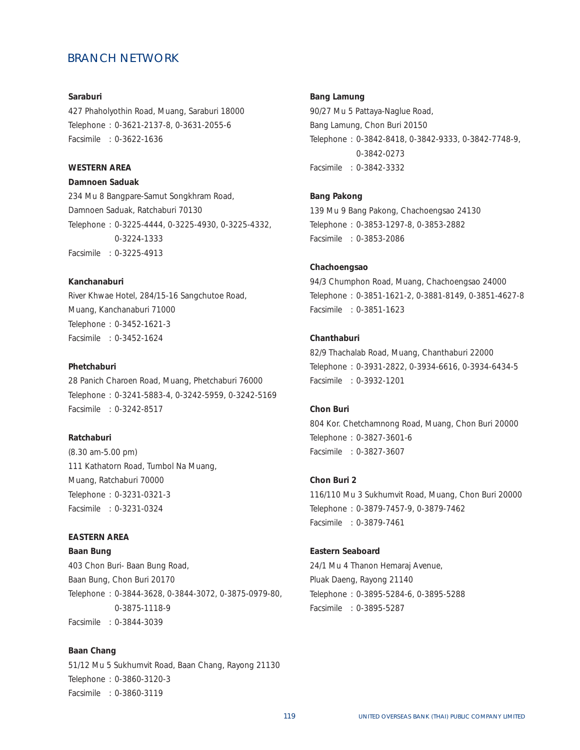# BRANCH NETWORK

**Saraburi**
427 Phaholyothin Road, Muang, Saraburi 18000
Telephone : 0-3621-2137-8, 0-3631-2055-6
Facsimile : 0-3622-1636

**WESTERN AREA**

**Damnoen Saduak**
234 Mu 8 Bangpare-Samut Songkhram Road,
Damnoen Saduak, Ratchaburi 70130
Telephone : 0-3225-4444, 0-3225-4930, 0-3225-4332,
0-3224-1333
Facsimile : 0-3225-4913

**Kanchanaburi**
River Khwae Hotel, 284/15-16 Sangchutoe Road,
Muang, Kanchanaburi 71000
Telephone : 0-3452-1621-3
Facsimile : 0-3452-1624

**Phetchaburi**
28 Panich Charoen Road, Muang, Phetchaburi 76000
Telephone : 0-3241-5883-4, 0-3242-5959, 0-3242-5169
Facsimile : 0-3242-8517

**Ratchaburi**
(8.30 am-5.00 pm)
111 Kathatorn Road, Tumbol Na Muang,
Muang, Ratchaburi 70000
Telephone : 0-3231-0321-3
Facsimile : 0-3231-0324

**EASTERN AREA**

**Baan Bung**
403 Chon Buri- Baan Bung Road,
Baan Bung, Chon Buri 20170
Telephone : 0-3844-3628, 0-3844-3072, 0-3875-0979-80,
0-3875-1118-9
Facsimile : 0-3844-3039

**Baan Chang**
51/12 Mu 5 Sukhumvit Road, Baan Chang, Rayong 21130
Telephone : 0-3860-3120-3
Facsimile : 0-3860-3119

**Bang Lamung**
90/27 Mu 5 Pattaya-Naglue Road,
Bang Lamung, Chon Buri 20150
Telephone : 0-3842-8418, 0-3842-9333, 0-3842-7748-9,
0-3842-0273
Facsimile : 0-3842-3332

**Bang Pakong**
139 Mu 9 Bang Pakong, Chachoengsao 24130
Telephone : 0-3853-1297-8, 0-3853-2882
Facsimile : 0-3853-2086

**Chachoengsao**
94/3 Chumphon Road, Muang, Chachoengsao 24000
Telephone : 0-3851-1621-2, 0-3881-8149, 0-3851-4627-8
Facsimile : 0-3851-1623

**Chanthaburi**
82/9 Thachalab Road, Muang, Chanthaburi 22000
Telephone : 0-3931-2822, 0-3934-6616, 0-3934-6434-5
Facsimile : 0-3932-1201

**Chon Buri**
804 Kor. Chetchamnong Road, Muang, Chon Buri 20000
Telephone : 0-3827-3601-6
Facsimile : 0-3827-3607

**Chon Buri 2**
116/110 Mu 3 Sukhumvit Road, Muang, Chon Buri 20000
Telephone : 0-3879-7457-9, 0-3879-7462
Facsimile : 0-3879-7461

**Eastern Seaboard**
24/1 Mu 4 Thanon Hemaraj Avenue,
Pluak Daeng, Rayong 21140
Telephone : 0-3895-5284-6, 0-3895-5288
Facsimile : 0-3895-5287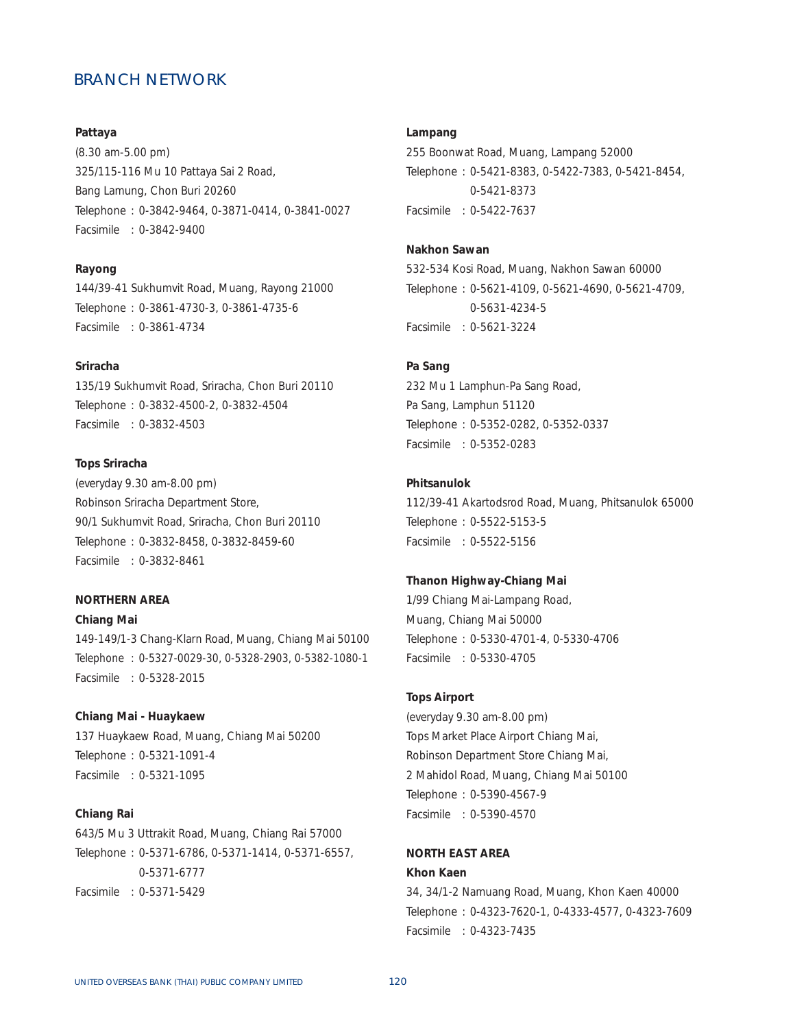# BRANCH NETWORK

**Pattaya**
(8.30 am-5.00 pm)
325/115-116 Mu 10 Pattaya Sai 2 Road,
Bang Lamung, Chon Buri 20260
Telephone : 0-3842-9464, 0-3871-0414, 0-3841-0027
Facsimile : 0-3842-9400

**Rayong**
144/39-41 Sukhumvit Road, Muang, Rayong 21000
Telephone : 0-3861-4730-3, 0-3861-4735-6
Facsimile : 0-3861-4734

**Sriracha**
135/19 Sukhumvit Road, Sriracha, Chon Buri 20110
Telephone : 0-3832-4500-2, 0-3832-4504
Facsimile : 0-3832-4503

**Tops Sriracha**
(everyday 9.30 am-8.00 pm)
Robinson Sriracha Department Store,
90/1 Sukhumvit Road, Sriracha, Chon Buri 20110
Telephone : 0-3832-8458, 0-3832-8459-60
Facsimile : 0-3832-8461

**NORTHERN AREA**

**Chiang Mai**
149-149/1-3 Chang-Klarn Road, Muang, Chiang Mai 50100
Telephone : 0-5327-0029-30, 0-5328-2903, 0-5382-1080-1
Facsimile : 0-5328-2015

**Chiang Mai - Huaykaew**
137 Huaykaew Road, Muang, Chiang Mai 50200
Telephone : 0-5321-1091-4
Facsimile : 0-5321-1095

**Chiang Rai**
643/5 Mu 3 Uttrakit Road, Muang, Chiang Rai 57000
Telephone : 0-5371-6786, 0-5371-1414, 0-5371-6557, 0-5371-6777
Facsimile : 0-5371-5429

**Lampang**
255 Boonwat Road, Muang, Lampang 52000
Telephone : 0-5421-8383, 0-5422-7383, 0-5421-8454, 0-5421-8373
Facsimile : 0-5422-7637

**Nakhon Sawan**
532-534 Kosi Road, Muang, Nakhon Sawan 60000
Telephone : 0-5621-4109, 0-5621-4690, 0-5621-4709, 0-5631-4234-5
Facsimile : 0-5621-3224

**Pa Sang**
232 Mu 1 Lamphun-Pa Sang Road,
Pa Sang, Lamphun 51120
Telephone : 0-5352-0282, 0-5352-0337
Facsimile : 0-5352-0283

**Phitsanulok**
112/39-41 Akartodsrod Road, Muang, Phitsanulok 65000
Telephone : 0-5522-5153-5
Facsimile : 0-5522-5156

**Thanon Highway-Chiang Mai**
1/99 Chiang Mai-Lampang Road,
Muang, Chiang Mai 50000
Telephone : 0-5330-4701-4, 0-5330-4706
Facsimile : 0-5330-4705

**Tops Airport**
(everyday 9.30 am-8.00 pm)
Tops Market Place Airport Chiang Mai,
Robinson Department Store Chiang Mai,
2 Mahidol Road, Muang, Chiang Mai 50100
Telephone : 0-5390-4567-9
Facsimile : 0-5390-4570

**NORTH EAST AREA**

**Khon Kaen**
34, 34/1-2 Namuang Road, Muang, Khon Kaen 40000
Telephone : 0-4323-7620-1, 0-4333-4577, 0-4323-7609
Facsimile : 0-4323-7435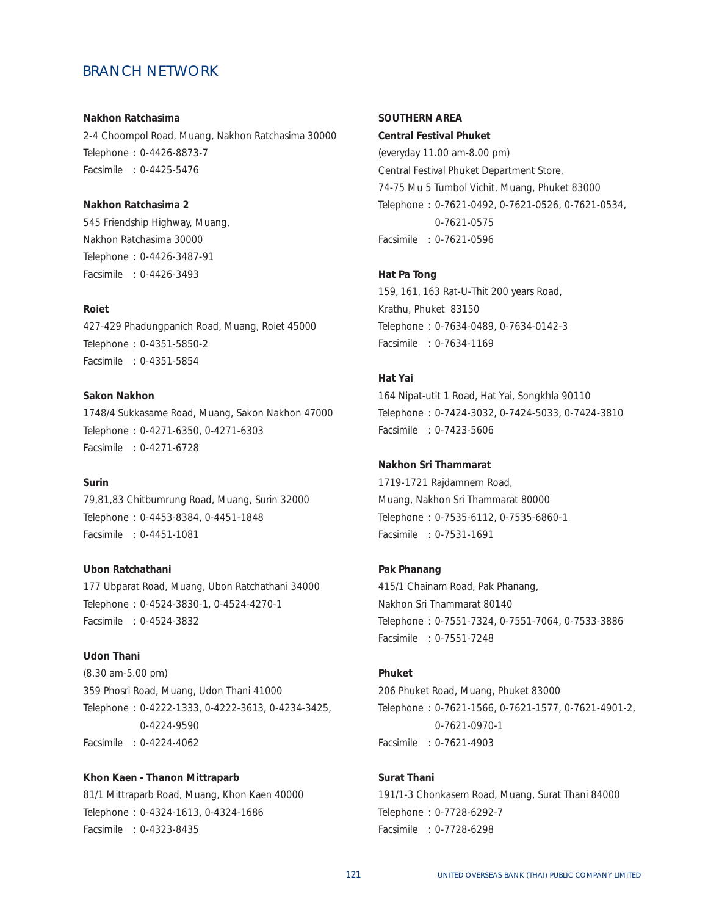## BRANCH NETWORK

**Nakhon Ratchasima**
2-4 Choompol Road, Muang, Nakhon Ratchasima 30000
Telephone : 0-4426-8873-7
Facsimile : 0-4425-5476

**Nakhon Ratchasima 2**
545 Friendship Highway, Muang,
Nakhon Ratchasima 30000
Telephone : 0-4426-3487-91
Facsimile : 0-4426-3493

**Roiet**
427-429 Phadungpanich Road, Muang, Roiet 45000
Telephone : 0-4351-5850-2
Facsimile : 0-4351-5854

**Sakon Nakhon**
1748/4 Sukkasame Road, Muang, Sakon Nakhon 47000
Telephone : 0-4271-6350, 0-4271-6303
Facsimile : 0-4271-6728

**Surin**
79,81,83 Chitbumrung Road, Muang, Surin 32000
Telephone : 0-4453-8384, 0-4451-1848
Facsimile : 0-4451-1081

**Ubon Ratchathani**
177 Ubparat Road, Muang, Ubon Ratchathani 34000
Telephone : 0-4524-3830-1, 0-4524-4270-1
Facsimile : 0-4524-3832

**Udon Thani**
(8.30 am-5.00 pm)
359 Phosri Road, Muang, Udon Thani 41000
Telephone : 0-4222-1333, 0-4222-3613, 0-4234-3425,
0-4224-9590
Facsimile : 0-4224-4062

**Khon Kaen - Thanon Mittraparb**
81/1 Mittraparb Road, Muang, Khon Kaen 40000
Telephone : 0-4324-1613, 0-4324-1686
Facsimile : 0-4323-8435

**SOUTHERN AREA**

**Central Festival Phuket**
(everyday 11.00 am-8.00 pm)
Central Festival Phuket Department Store,
74-75 Mu 5 Tumbol Vichit, Muang, Phuket 83000
Telephone : 0-7621-0492, 0-7621-0526, 0-7621-0534,
0-7621-0575
Facsimile : 0-7621-0596

**Hat Pa Tong**
159, 161, 163 Rat-U-Thit 200 years Road,
Krathu, Phuket 83150
Telephone : 0-7634-0489, 0-7634-0142-3
Facsimile : 0-7634-1169

**Hat Yai**
164 Nipat-utit 1 Road, Hat Yai, Songkhla 90110
Telephone : 0-7424-3032, 0-7424-5033, 0-7424-3810
Facsimile : 0-7423-5606

**Nakhon Sri Thammarat**
1719-1721 Rajdamnern Road,
Muang, Nakhon Sri Thammarat 80000
Telephone : 0-7535-6112, 0-7535-6860-1
Facsimile : 0-7531-1691

**Pak Phanang**
415/1 Chainam Road, Pak Phanang,
Nakhon Sri Thammarat 80140
Telephone : 0-7551-7324, 0-7551-7064, 0-7533-3886
Facsimile : 0-7551-7248

**Phuket**
206 Phuket Road, Muang, Phuket 83000
Telephone : 0-7621-1566, 0-7621-1577, 0-7621-4901-2,
0-7621-0970-1
Facsimile : 0-7621-4903

**Surat Thani**
191/1-3 Chonkasem Road, Muang, Surat Thani 84000
Telephone : 0-7728-6292-7
Facsimile : 0-7728-6298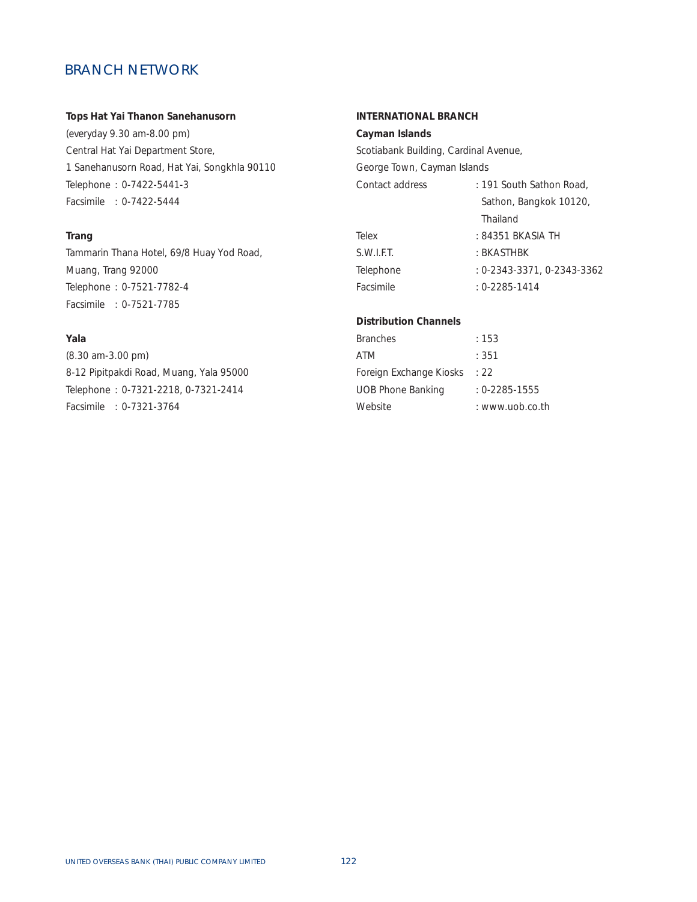## BRANCH NETWORK

**Tops Hat Yai Thanon Sanehanusorn**

(everyday 9.30 am-8.00 pm)
Central Hat Yai Department Store,
1 Sanehanusorn Road, Hat Yai, Songkhla 90110
Telephone : 0-7422-5441-3
Facsimile : 0-7422-5444

**Trang**

Tammarin Thana Hotel, 69/8 Huay Yod Road,
Muang, Trang 92000
Telephone : 0-7521-7782-4
Facsimile : 0-7521-7785

**Yala**

(8.30 am-3.00 pm)
8-12 Pipitpakdi Road, Muang, Yala 95000
Telephone : 0-7321-2218, 0-7321-2414
Facsimile : 0-7321-3764

**INTERNATIONAL BRANCH**

**Cayman Islands**

Scotiabank Building, Cardinal Avenue,
George Town, Cayman Islands

| | |
|---|---|
| Contact address | : 191 South Sathon Road, Sathon, Bangkok 10120, Thailand |
| Telex | : 84351 BKASIA TH |
| S.W.I.F.T. | : BKASTHBK |
| Telephone | : 0-2343-3371, 0-2343-3362 |
| Facsimile | : 0-2285-1414 |

**Distribution Channels**

| | |
|---|---|
| Branches | : 153 |
| ATM | : 351 |
| Foreign Exchange Kiosks | : 22 |
| UOB Phone Banking | : 0-2285-1555 |
| Website | : www.uob.co.th |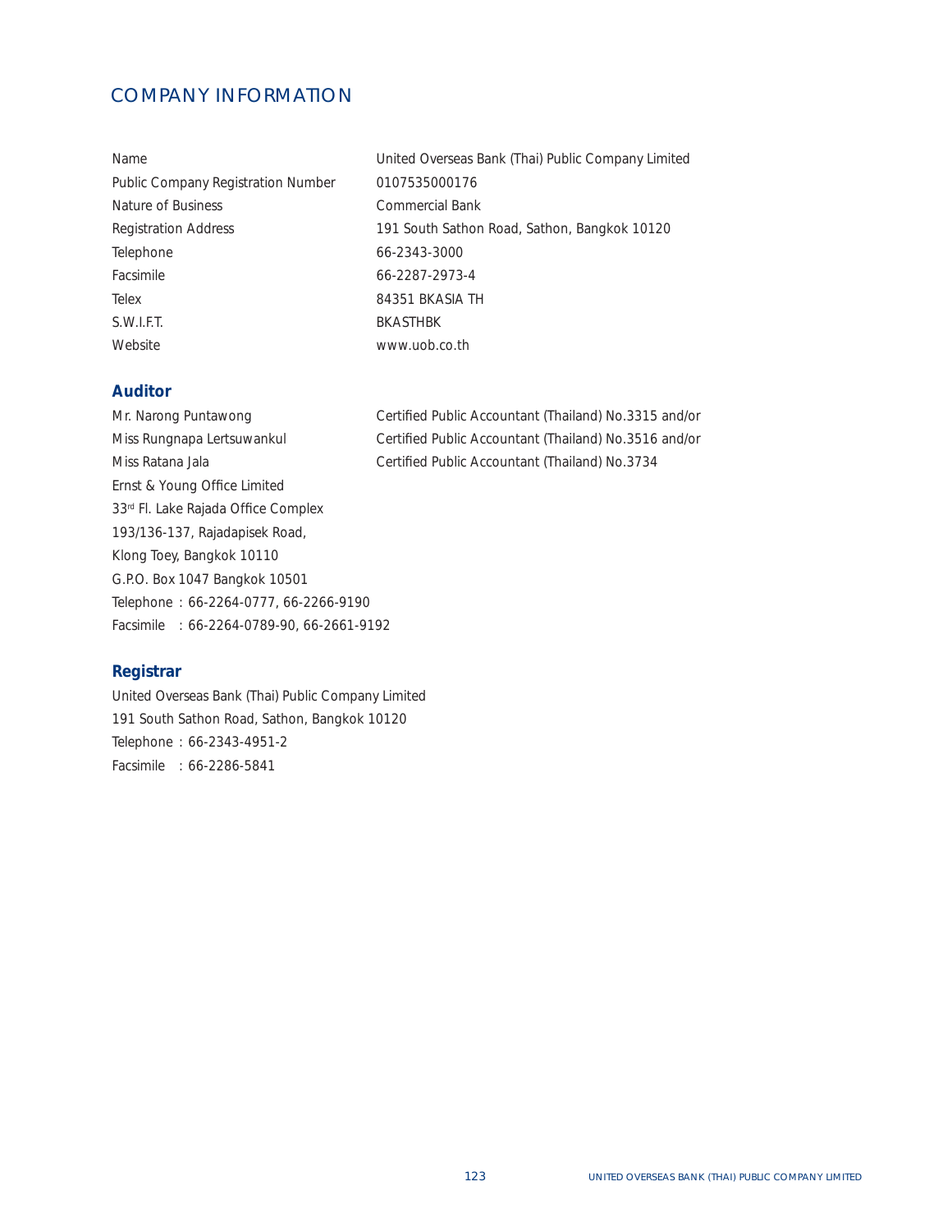# COMPANY INFORMATION

| | |
|---|---|
| Name | United Overseas Bank (Thai) Public Company Limited |
| Public Company Registration Number | 0107535000176 |
| Nature of Business | Commercial Bank |
| Registration Address | 191 South Sathon Road, Sathon, Bangkok 10120 |
| Telephone | 66-2343-3000 |
| Facsimile | 66-2287-2973-4 |
| Telex | 84351 BKASIA TH |
| S.W.I.F.T. | BKASTHBK |
| Website | www.uob.co.th |

## Auditor

| | |
|---|---|
| Mr. Narong Puntawong | Certified Public Accountant (Thailand) No.3315 and/or |
| Miss Rungnapa Lertsuwankul | Certified Public Accountant (Thailand) No.3516 and/or |
| Miss Ratana Jala | Certified Public Accountant (Thailand) No.3734 |

Ernst & Young Office Limited
33rd Fl. Lake Rajada Office Complex
193/136-137, Rajadapisek Road,
Klong Toey, Bangkok 10110
G.P.O. Box 1047 Bangkok 10501
Telephone : 66-2264-0777, 66-2266-9190
Facsimile : 66-2264-0789-90, 66-2661-9192

## Registrar

United Overseas Bank (Thai) Public Company Limited
191 South Sathon Road, Sathon, Bangkok 10120
Telephone : 66-2343-4951-2
Facsimile : 66-2286-5841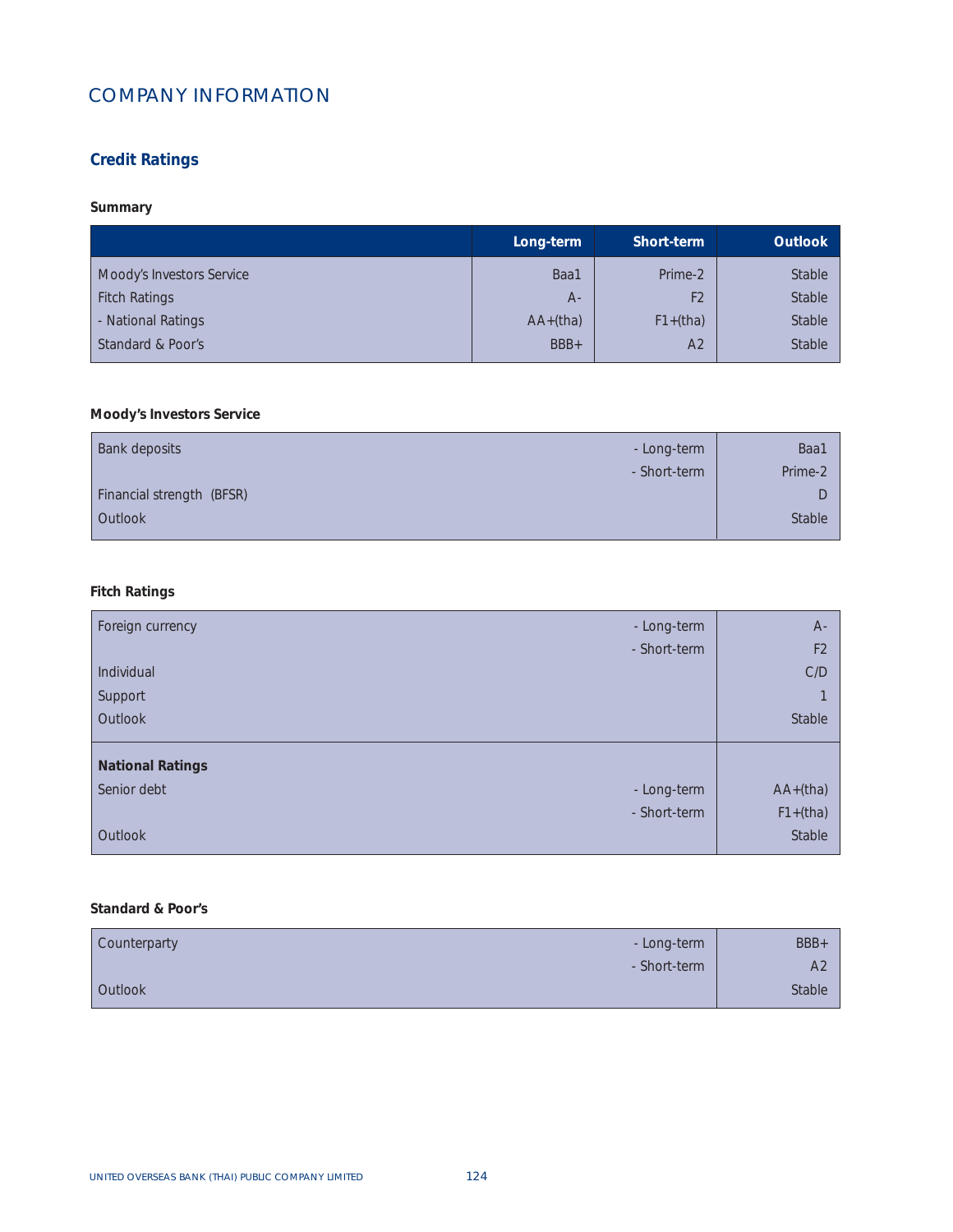# COMPANY INFORMATION

## Credit Ratings

### Summary

| | Long-term | Short-term | Outlook |
|---|---|---|---|
| Moody's Investors Service | Baa1 | Prime-2 | Stable |
| Fitch Ratings | A- | F2 | Stable |
| - National Ratings | AA+(tha) | F1+(tha) | Stable |
| Standard & Poor's | BBB+ | A2 | Stable |

### Moody's Investors Service

| | | |
|---|---|---|
| Bank deposits | - Long-term | Baa1 |
| | - Short-term | Prime-2 |
| Financial strength (BFSR) | | D |
| Outlook | | Stable |

### Fitch Ratings

| | | |
|---|---|---|
| Foreign currency | - Long-term | A- |
| | - Short-term | F2 |
| Individual | | C/D |
| Support | | 1 |
| Outlook | | Stable |
| **National Ratings** | | |
| Senior debt | - Long-term | AA+(tha) |
| | - Short-term | F1+(tha) |
| Outlook | | Stable |

### Standard & Poor's

| | | |
|---|---|---|
| Counterparty | - Long-term | BBB+ |
| | - Short-term | A2 |
| Outlook | | Stable |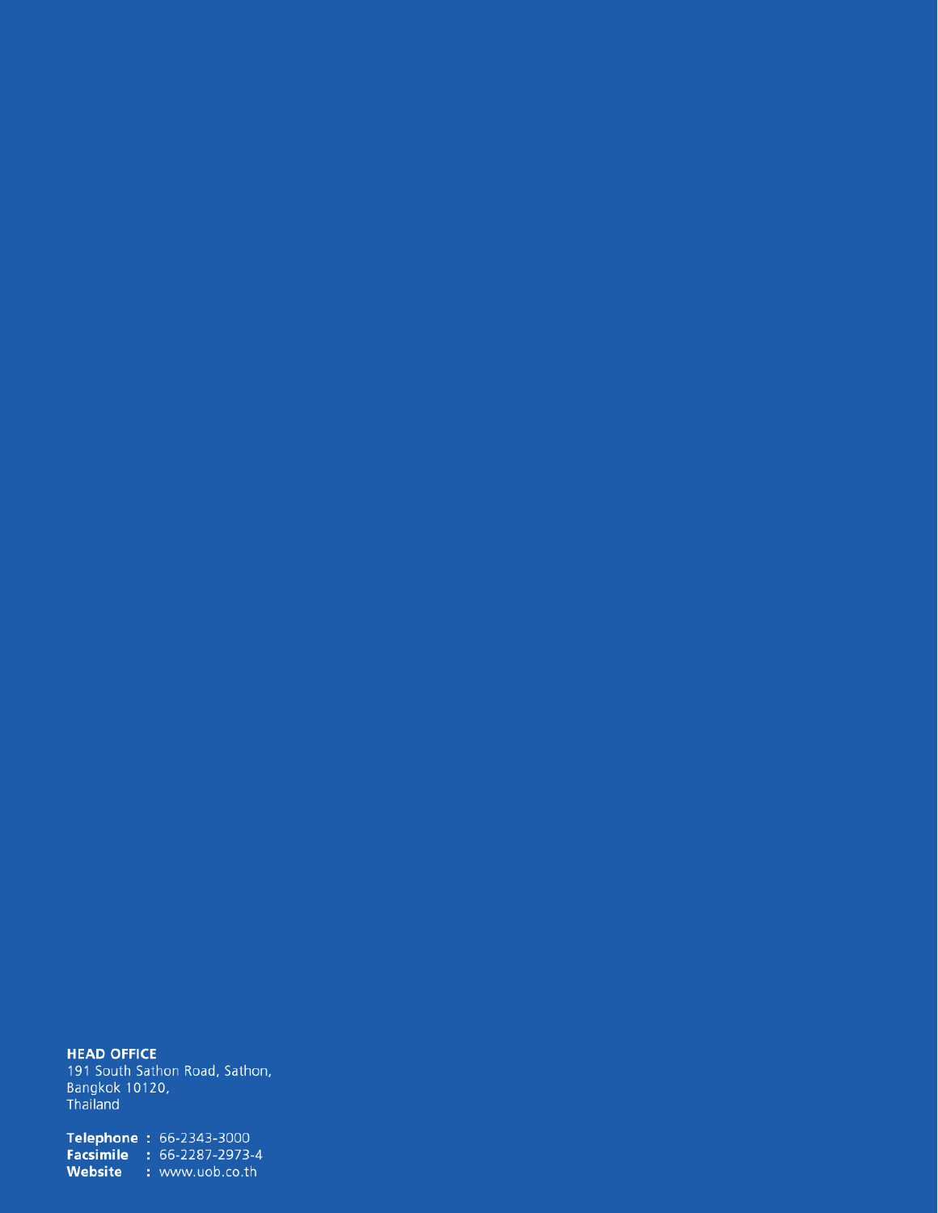**HEAD OFFICE**
191 South Sathon Road, Sathon,
Bangkok 10120,
Thailand

**Telephone** : 66-2343-3000
**Facsimile** : 66-2287-2973-4
**Website** : www.uob.co.th